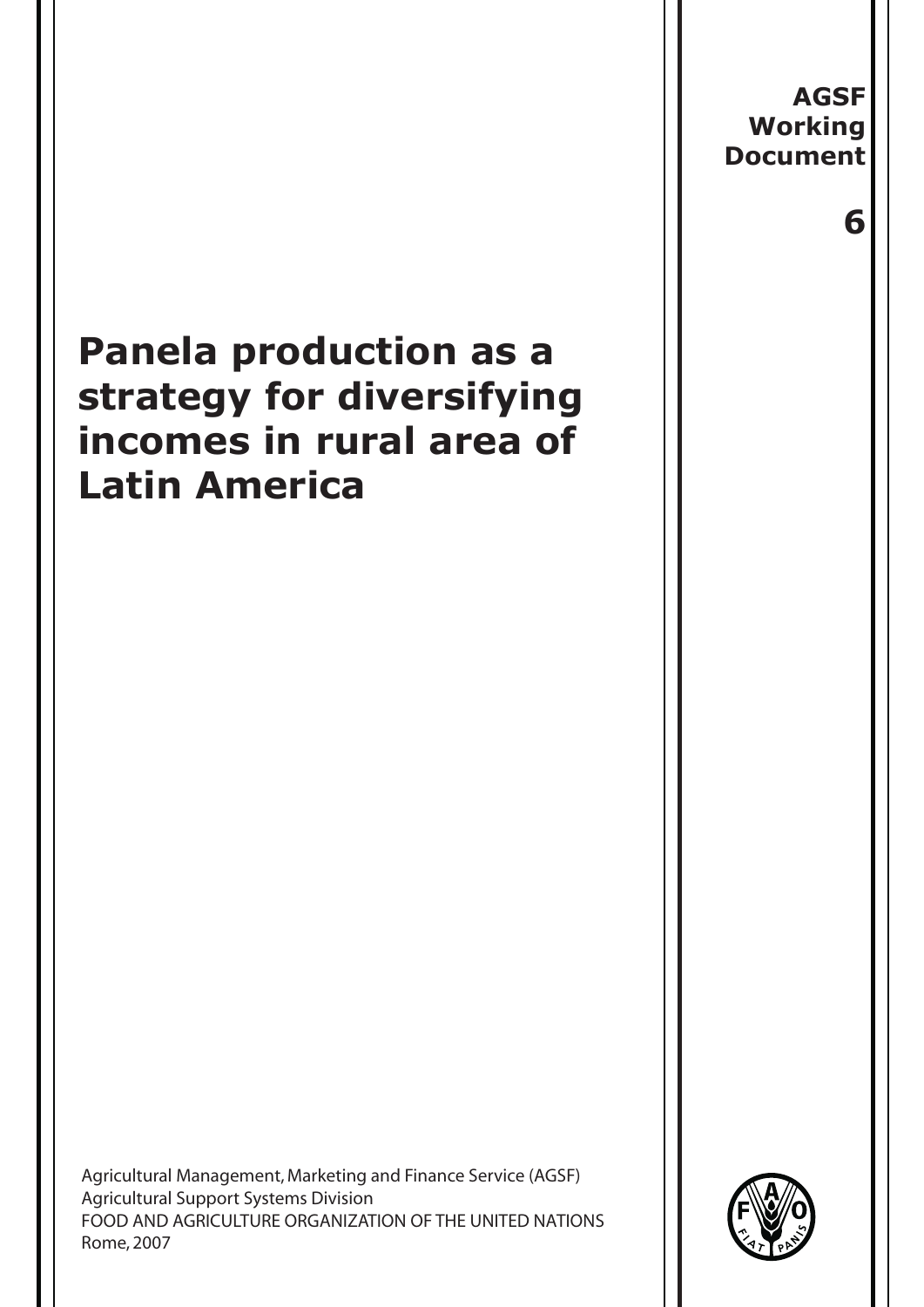**AGSF Working Document**

**6**

# Panela production as a strategy for diversifying incomes in rural area of Latin America

Agricultural Management, Marketing and Finance Service (AGSF)
Agricultural Support Systems Division
FOOD AND AGRICULTURE ORGANIZATION OF THE UNITED NATIONS
Rome, 2007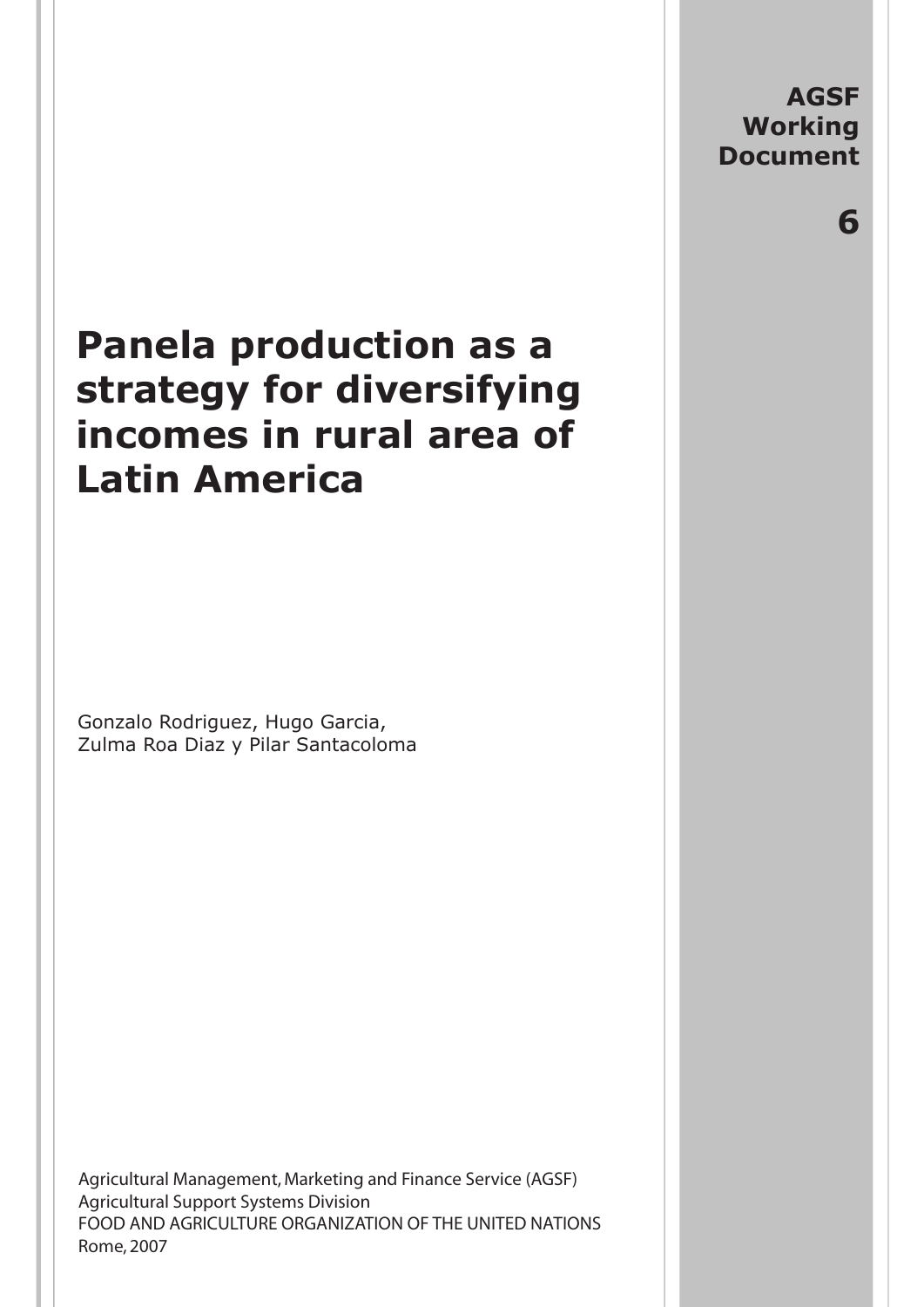**AGSF Working Document**

**6**

# Panela production as a strategy for diversifying incomes in rural area of Latin America

Gonzalo Rodriguez, Hugo Garcia,
Zulma Roa Diaz y Pilar Santacoloma

Agricultural Management, Marketing and Finance Service (AGSF)
Agricultural Support Systems Division
FOOD AND AGRICULTURE ORGANIZATION OF THE UNITED NATIONS
Rome, 2007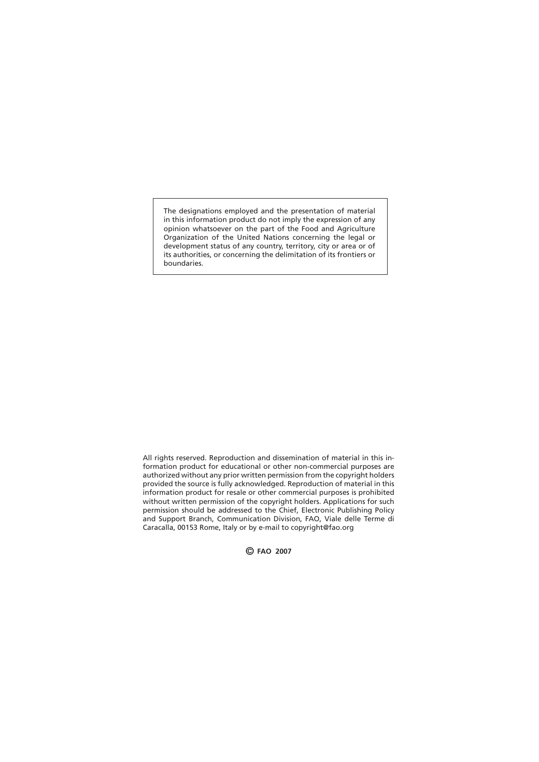The designations employed and the presentation of material in this information product do not imply the expression of any opinion whatsoever on the part of the Food and Agriculture Organization of the United Nations concerning the legal or development status of any country, territory, city or area or of its authorities, or concerning the delimitation of its frontiers or boundaries.

All rights reserved. Reproduction and dissemination of material in this information product for educational or other non-commercial purposes are authorized without any prior written permission from the copyright holders provided the source is fully acknowledged. Reproduction of material in this information product for resale or other commercial purposes is prohibited without written permission of the copyright holders. Applications for such permission should be addressed to the Chief, Electronic Publishing Policy and Support Branch, Communication Division, FAO, Viale delle Terme di Caracalla, 00153 Rome, Italy or by e-mail to copyright@fao.org

**© FAO 2007**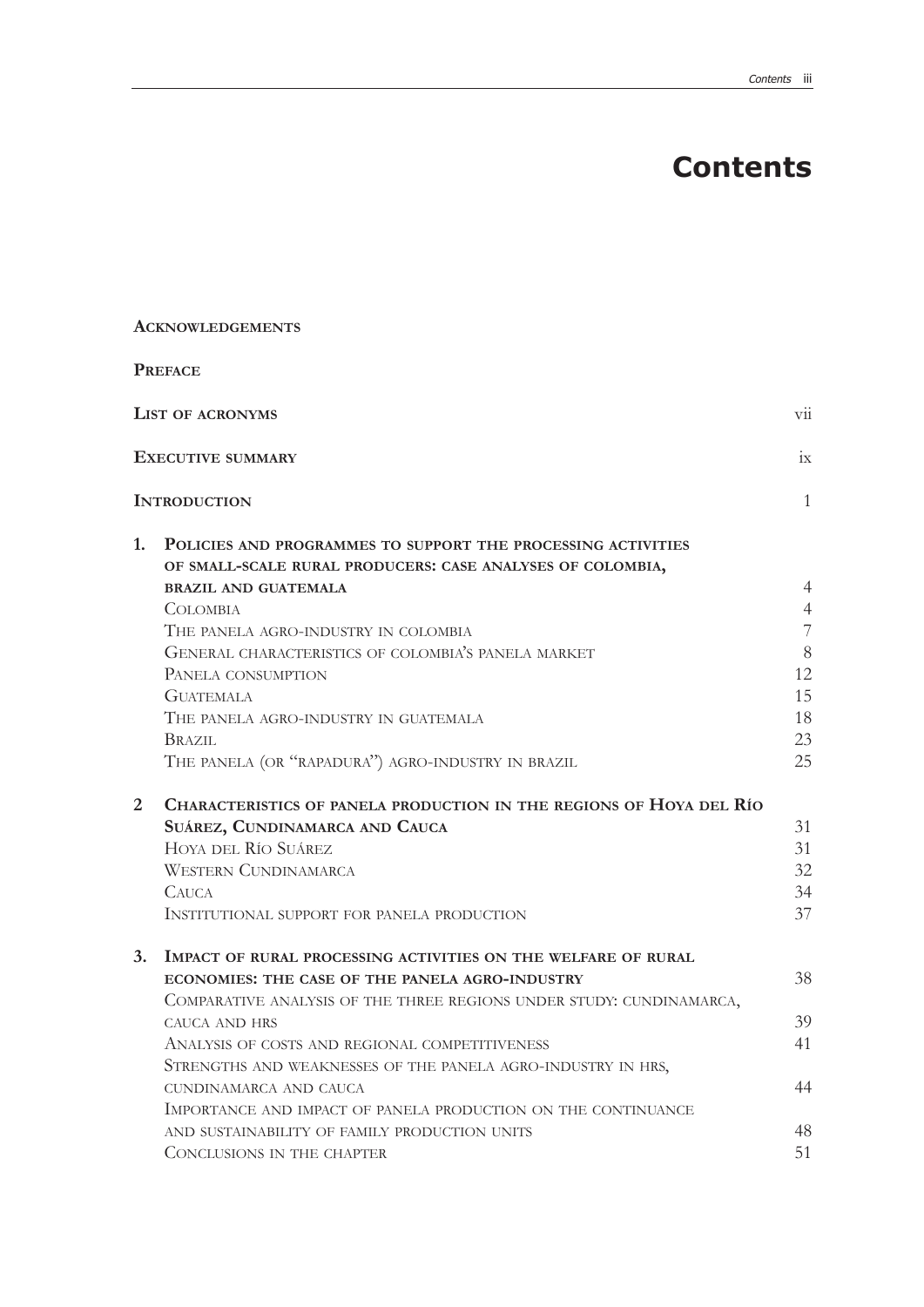# Contents

**ACKNOWLEDGEMENTS**

**PREFACE**

| | | |
|---|---|---|
| | **LIST OF ACRONYMS** | vii |
| | **EXECUTIVE SUMMARY** | ix |
| | **INTRODUCTION** | 1 |
| **1.** | **POLICIES AND PROGRAMMES TO SUPPORT THE PROCESSING ACTIVITIES OF SMALL-SCALE RURAL PRODUCERS: CASE ANALYSES OF COLOMBIA, BRAZIL AND GUATEMALA** | 4 |
| | COLOMBIA | 4 |
| | THE PANELA AGRO-INDUSTRY IN COLOMBIA | 7 |
| | GENERAL CHARACTERISTICS OF COLOMBIA'S PANELA MARKET | 8 |
| | PANELA CONSUMPTION | 12 |
| | GUATEMALA | 15 |
| | THE PANELA AGRO-INDUSTRY IN GUATEMALA | 18 |
| | BRAZIL | 23 |
| | THE PANELA (OR "RAPADURA") AGRO-INDUSTRY IN BRAZIL | 25 |
| **2** | **CHARACTERISTICS OF PANELA PRODUCTION IN THE REGIONS OF HOYA DEL RÍO SUÁREZ, CUNDINAMARCA AND CAUCA** | 31 |
| | HOYA DEL RÍO SUÁREZ | 31 |
| | WESTERN CUNDINAMARCA | 32 |
| | CAUCA | 34 |
| | INSTITUTIONAL SUPPORT FOR PANELA PRODUCTION | 37 |
| **3.** | **IMPACT OF RURAL PROCESSING ACTIVITIES ON THE WELFARE OF RURAL ECONOMIES: THE CASE OF THE PANELA AGRO-INDUSTRY** | 38 |
| | COMPARATIVE ANALYSIS OF THE THREE REGIONS UNDER STUDY: CUNDINAMARCA, CAUCA AND HRS | 39 |
| | ANALYSIS OF COSTS AND REGIONAL COMPETITIVENESS | 41 |
| | STRENGTHS AND WEAKNESSES OF THE PANELA AGRO-INDUSTRY IN HRS, CUNDINAMARCA AND CAUCA | 44 |
| | IMPORTANCE AND IMPACT OF PANELA PRODUCTION ON THE CONTINUANCE AND SUSTAINABILITY OF FAMILY PRODUCTION UNITS | 48 |
| | CONCLUSIONS IN THE CHAPTER | 51 |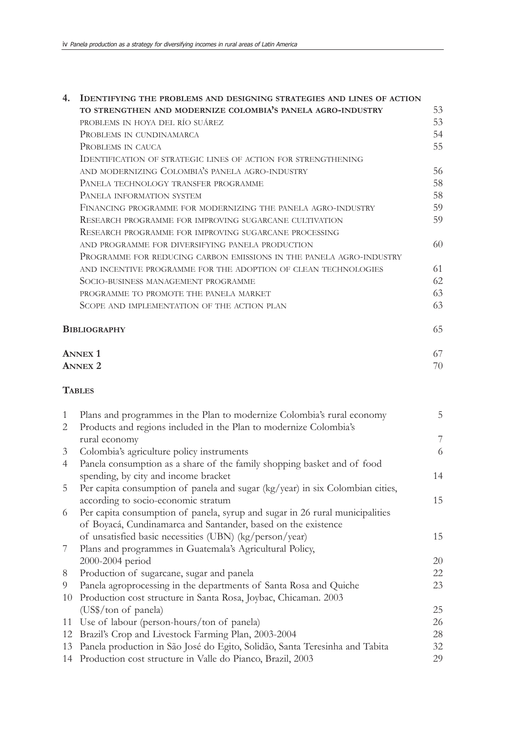**4. Identifying the problems and designing strategies and lines of action to strengthen and modernize Colombia's panela agro-industry** 53

- Problems in Hoya del Río Suárez 53
- Problems in Cundinamarca 54
- Problems in Cauca 55
- Identification of strategic lines of action for strengthening and modernizing Colombia's panela agro-industry 56
- Panela technology transfer programme 58
- Panela information system 58
- Financing programme for modernizing the panela agro-industry 59
- Research programme for improving sugarcane cultivation 59
- Research programme for improving sugarcane processing and programme for diversifying panela production 60
- Programme for reducing carbon emissions in the panela agro-industry and incentive programme for the adoption of clean technologies 61
- Socio-business management programme 62
- Programme to promote the panela market 63
- Scope and implementation of the action plan 63

**Bibliography** 65

**Annex 1** 67

**Annex 2** 70

**Tables**

| | | |
|---|---|---|
| 1 | Plans and programmes in the Plan to modernize Colombia's rural economy | 5 |
| 2 | Products and regions included in the Plan to modernize Colombia's rural economy | 7 |
| 3 | Colombia's agriculture policy instruments | 6 |
| 4 | Panela consumption as a share of the family shopping basket and of food spending, by city and income bracket | 14 |
| 5 | Per capita consumption of panela and sugar (kg/year) in six Colombian cities, according to socio-economic stratum | 15 |
| 6 | Per capita consumption of panela, syrup and sugar in 26 rural municipalities of Boyacá, Cundinamarca and Santander, based on the existence of unsatisfied basic necessities (UBN) (kg/person/year) | 15 |
| 7 | Plans and programmes in Guatemala's Agricultural Policy, 2000-2004 period | 20 |
| 8 | Production of sugarcane, sugar and panela | 22 |
| 9 | Panela agroprocessing in the departments of Santa Rosa and Quiche | 23 |
| 10 | Production cost structure in Santa Rosa, Joybac, Chicaman. 2003 (US$/ton of panela) | 25 |
| 11 | Use of labour (person-hours/ton of panela) | 26 |
| 12 | Brazil's Crop and Livestock Farming Plan, 2003-2004 | 28 |
| 13 | Panela production in São José do Egito, Solidão, Santa Teresinha and Tabita | 32 |
| 14 | Production cost structure in Valle do Pianco, Brazil, 2003 | 29 |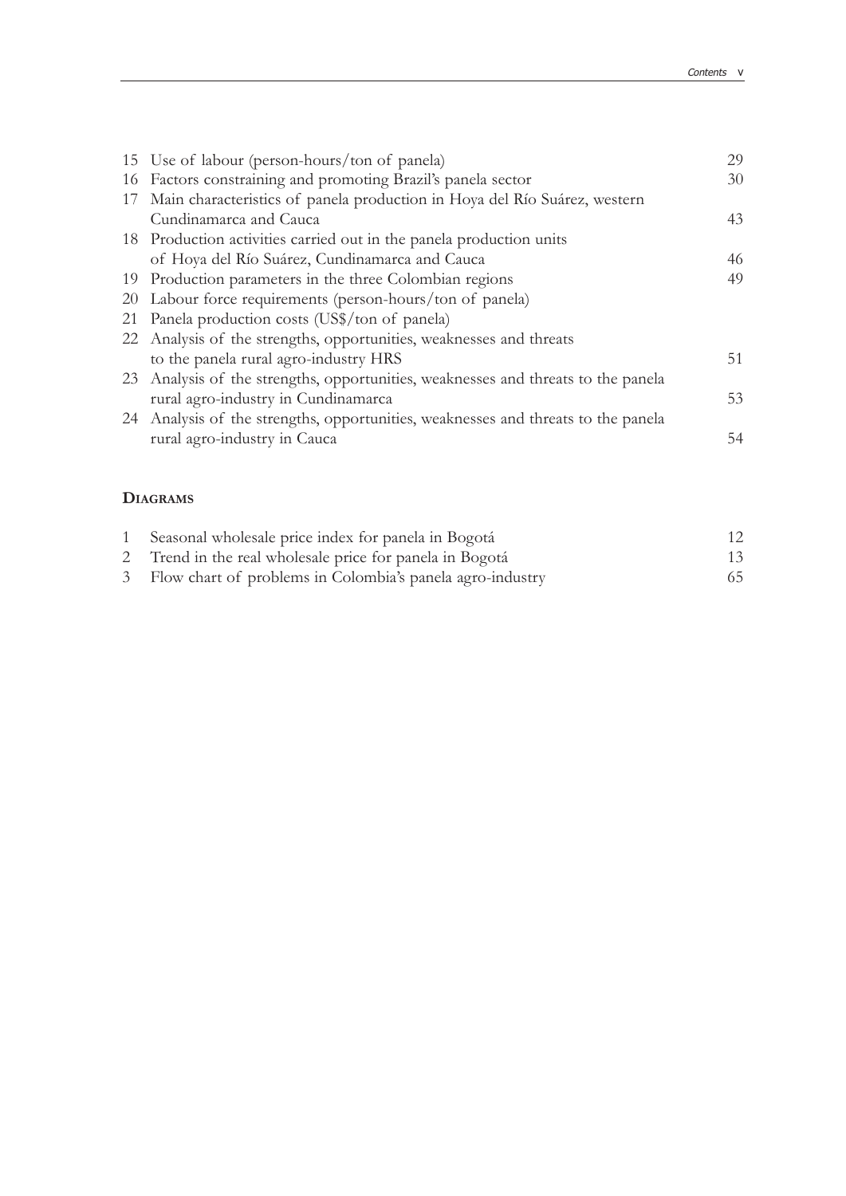| | | |
|---|---|---|
| 15 | Use of labour (person-hours/ton of panela) | 29 |
| 16 | Factors constraining and promoting Brazil's panela sector | 30 |
| 17 | Main characteristics of panela production in Hoya del Río Suárez, western Cundinamarca and Cauca | 43 |
| 18 | Production activities carried out in the panela production units of Hoya del Río Suárez, Cundinamarca and Cauca | 46 |
| 19 | Production parameters in the three Colombian regions | 49 |
| 20 | Labour force requirements (person-hours/ton of panela) | |
| 21 | Panela production costs (US$/ton of panela) | |
| 22 | Analysis of the strengths, opportunities, weaknesses and threats to the panela rural agro-industry HRS | 51 |
| 23 | Analysis of the strengths, opportunities, weaknesses and threats to the panela rural agro-industry in Cundinamarca | 53 |
| 24 | Analysis of the strengths, opportunities, weaknesses and threats to the panela rural agro-industry in Cauca | 54 |

## Diagrams

| | | |
|---|---|---|
| 1 | Seasonal wholesale price index for panela in Bogotá | 12 |
| 2 | Trend in the real wholesale price for panela in Bogotá | 13 |
| 3 | Flow chart of problems in Colombia's panela agro-industry | 65 |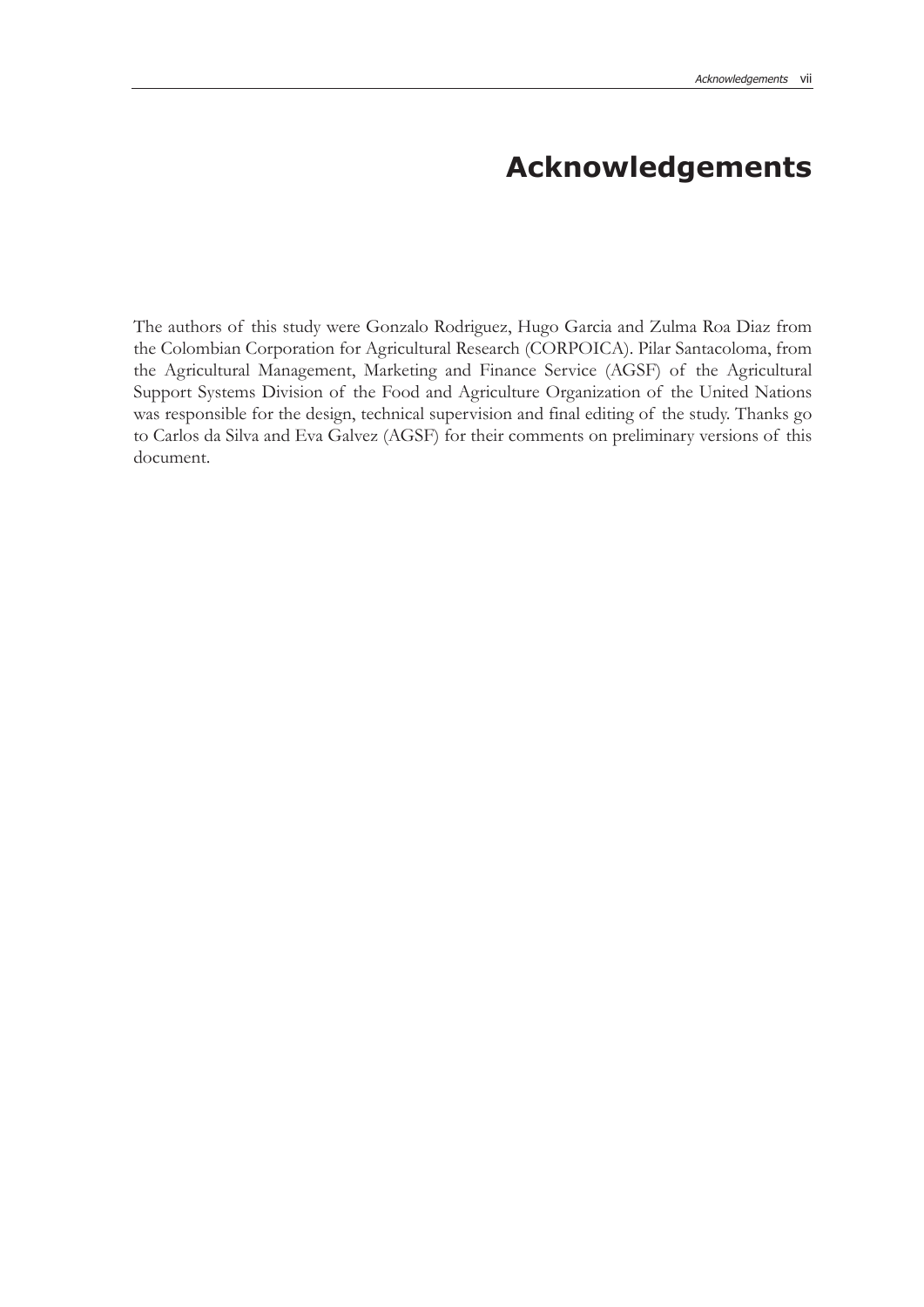# Acknowledgements

The authors of this study were Gonzalo Rodriguez, Hugo Garcia and Zulma Roa Diaz from the Colombian Corporation for Agricultural Research (CORPOICA). Pilar Santacoloma, from the Agricultural Management, Marketing and Finance Service (AGSF) of the Agricultural Support Systems Division of the Food and Agriculture Organization of the United Nations was responsible for the design, technical supervision and final editing of the study. Thanks go to Carlos da Silva and Eva Galvez (AGSF) for their comments on preliminary versions of this document.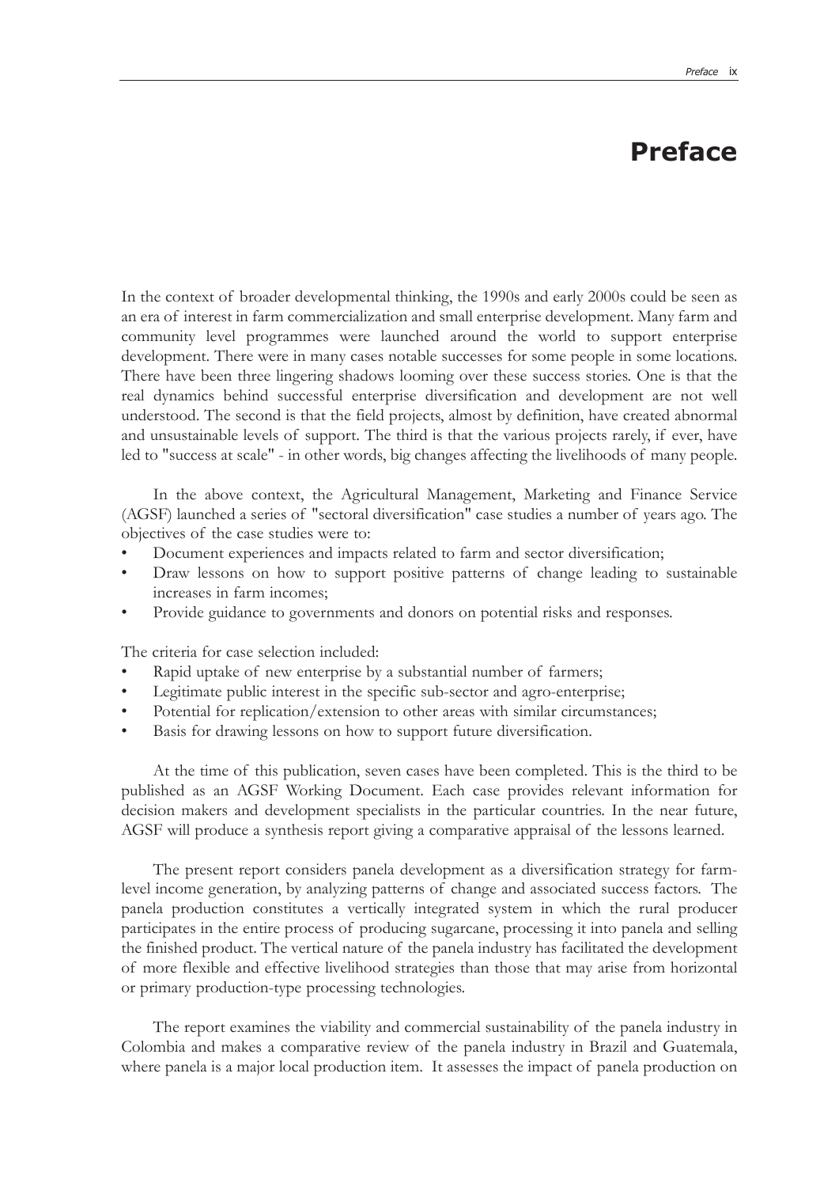# Preface

In the context of broader developmental thinking, the 1990s and early 2000s could be seen as an era of interest in farm commercialization and small enterprise development. Many farm and community level programmes were launched around the world to support enterprise development. There were in many cases notable successes for some people in some locations. There have been three lingering shadows looming over these success stories. One is that the real dynamics behind successful enterprise diversification and development are not well understood. The second is that the field projects, almost by definition, have created abnormal and unsustainable levels of support. The third is that the various projects rarely, if ever, have led to "success at scale" - in other words, big changes affecting the livelihoods of many people.

In the above context, the Agricultural Management, Marketing and Finance Service (AGSF) launched a series of "sectoral diversification" case studies a number of years ago. The objectives of the case studies were to:

- Document experiences and impacts related to farm and sector diversification;
- Draw lessons on how to support positive patterns of change leading to sustainable increases in farm incomes;
- Provide guidance to governments and donors on potential risks and responses.

The criteria for case selection included:

- Rapid uptake of new enterprise by a substantial number of farmers;
- Legitimate public interest in the specific sub-sector and agro-enterprise;
- Potential for replication/extension to other areas with similar circumstances;
- Basis for drawing lessons on how to support future diversification.

At the time of this publication, seven cases have been completed. This is the third to be published as an AGSF Working Document. Each case provides relevant information for decision makers and development specialists in the particular countries. In the near future, AGSF will produce a synthesis report giving a comparative appraisal of the lessons learned.

The present report considers panela development as a diversification strategy for farm-level income generation, by analyzing patterns of change and associated success factors. The panela production constitutes a vertically integrated system in which the rural producer participates in the entire process of producing sugarcane, processing it into panela and selling the finished product. The vertical nature of the panela industry has facilitated the development of more flexible and effective livelihood strategies than those that may arise from horizontal or primary production-type processing technologies.

The report examines the viability and commercial sustainability of the panela industry in Colombia and makes a comparative review of the panela industry in Brazil and Guatemala, where panela is a major local production item. It assesses the impact of panela production on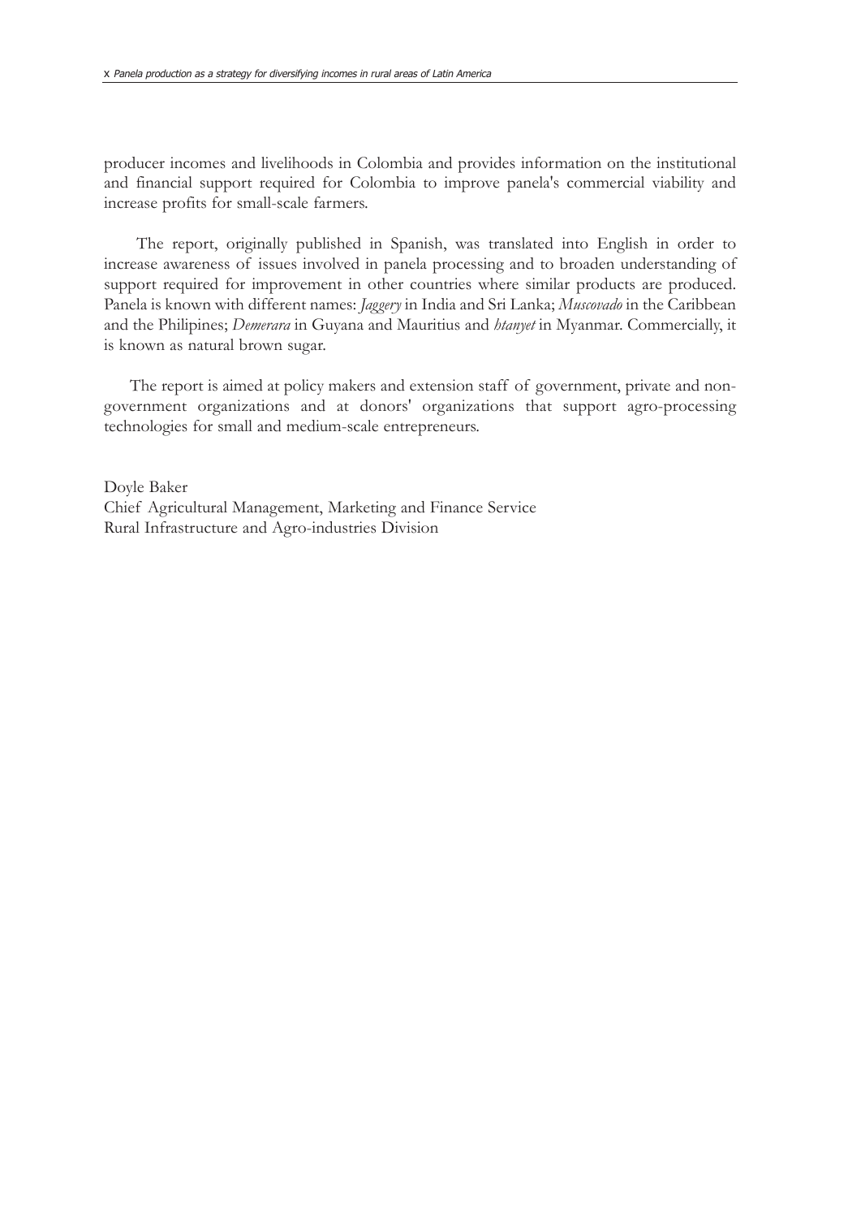producer incomes and livelihoods in Colombia and provides information on the institutional and financial support required for Colombia to improve panela's commercial viability and increase profits for small-scale farmers.

The report, originally published in Spanish, was translated into English in order to increase awareness of issues involved in panela processing and to broaden understanding of support required for improvement in other countries where similar products are produced. Panela is known with different names: *Jaggery* in India and Sri Lanka; *Muscovado* in the Caribbean and the Philipines; *Demerara* in Guyana and Mauritius and *htanyet* in Myanmar. Commercially, it is known as natural brown sugar.

The report is aimed at policy makers and extension staff of government, private and non-government organizations and at donors' organizations that support agro-processing technologies for small and medium-scale entrepreneurs.

Doyle Baker
Chief Agricultural Management, Marketing and Finance Service
Rural Infrastructure and Agro-industries Division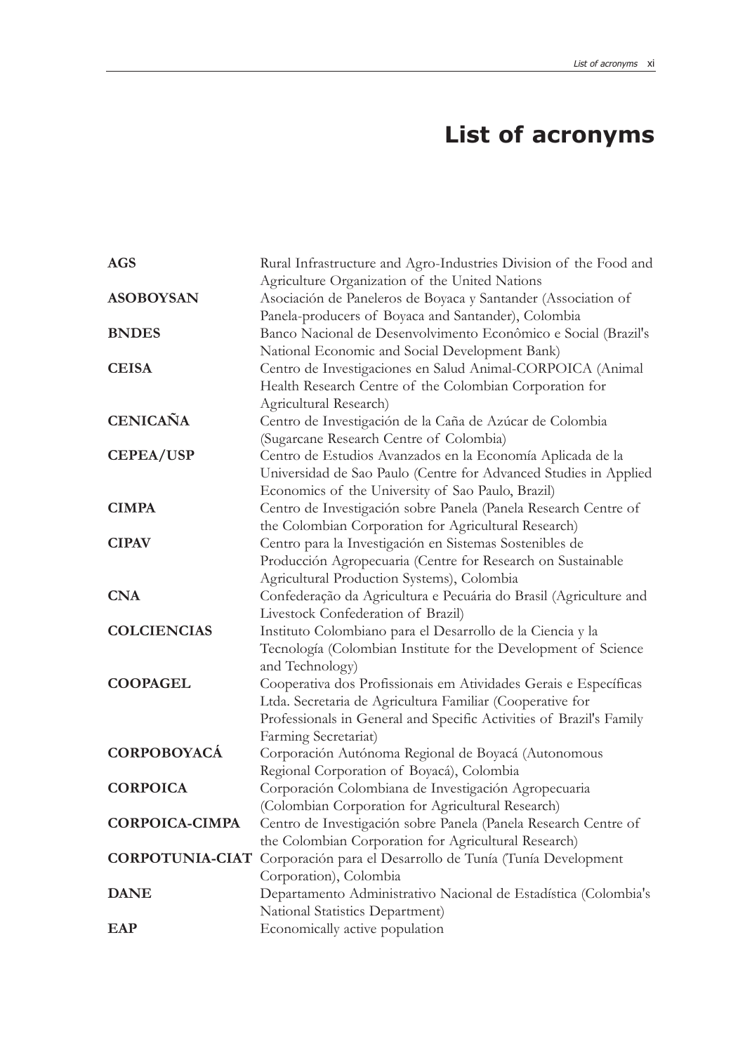# List of acronyms

| | |
|---|---|
| **AGS** | Rural Infrastructure and Agro-Industries Division of the Food and Agriculture Organization of the United Nations |
| **ASOBOYSAN** | Asociación de Paneleros de Boyaca y Santander (Association of Panela-producers of Boyaca and Santander), Colombia |
| **BNDES** | Banco Nacional de Desenvolvimento Econômico e Social (Brazil's National Economic and Social Development Bank) |
| **CEISA** | Centro de Investigaciones en Salud Animal-CORPOICA (Animal Health Research Centre of the Colombian Corporation for Agricultural Research) |
| **CENICAÑA** | Centro de Investigación de la Caña de Azúcar de Colombia (Sugarcane Research Centre of Colombia) |
| **CEPEA/USP** | Centro de Estudios Avanzados en la Economía Aplicada de la Universidad de Sao Paulo (Centre for Advanced Studies in Applied Economics of the University of Sao Paulo, Brazil) |
| **CIMPA** | Centro de Investigación sobre Panela (Panela Research Centre of the Colombian Corporation for Agricultural Research) |
| **CIPAV** | Centro para la Investigación en Sistemas Sostenibles de Producción Agropecuaria (Centre for Research on Sustainable Agricultural Production Systems), Colombia |
| **CNA** | Confederação da Agricultura e Pecuária do Brasil (Agriculture and Livestock Confederation of Brazil) |
| **COLCIENCIAS** | Instituto Colombiano para el Desarrollo de la Ciencia y la Tecnología (Colombian Institute for the Development of Science and Technology) |
| **COOPAGEL** | Cooperativa dos Profissionais em Atividades Gerais e Específicas Ltda. Secretaria de Agricultura Familiar (Cooperative for Professionals in General and Specific Activities of Brazil's Family Farming Secretariat) |
| **CORPOBOYACÁ** | Corporación Autónoma Regional de Boyacá (Autonomous Regional Corporation of Boyacá), Colombia |
| **CORPOICA** | Corporación Colombiana de Investigación Agropecuaria (Colombian Corporation for Agricultural Research) |
| **CORPOICA-CIMPA** | Centro de Investigación sobre Panela (Panela Research Centre of the Colombian Corporation for Agricultural Research) |
| **CORPOTUNIA-CIAT** | Corporación para el Desarrollo de Tunía (Tunía Development Corporation), Colombia |
| **DANE** | Departamento Administrativo Nacional de Estadística (Colombia's National Statistics Department) |
| **EAP** | Economically active population |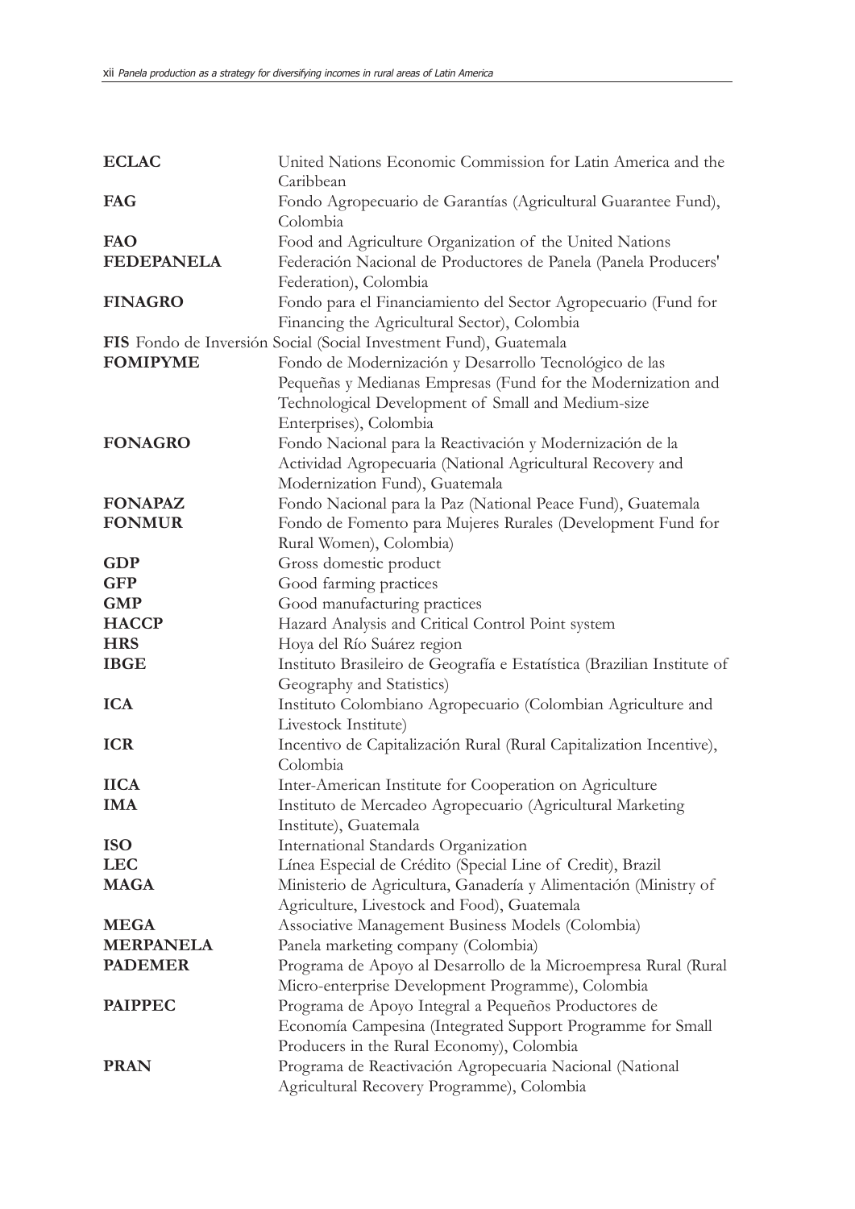| | |
|---|---|
| **ECLAC** | United Nations Economic Commission for Latin America and the Caribbean |
| **FAG** | Fondo Agropecuario de Garantías (Agricultural Guarantee Fund), Colombia |
| **FAO** | Food and Agriculture Organization of the United Nations |
| **FEDEPANELA** | Federación Nacional de Productores de Panela (Panela Producers' Federation), Colombia |
| **FINAGRO** | Fondo para el Financiamiento del Sector Agropecuario (Fund for Financing the Agricultural Sector), Colombia |
| **FIS** | Fondo de Inversión Social (Social Investment Fund), Guatemala |
| **FOMIPYME** | Fondo de Modernización y Desarrollo Tecnológico de las Pequeñas y Medianas Empresas (Fund for the Modernization and Technological Development of Small and Medium-size Enterprises), Colombia |
| **FONAGRO** | Fondo Nacional para la Reactivación y Modernización de la Actividad Agropecuaria (National Agricultural Recovery and Modernization Fund), Guatemala |
| **FONAPAZ** | Fondo Nacional para la Paz (National Peace Fund), Guatemala |
| **FONMUR** | Fondo de Fomento para Mujeres Rurales (Development Fund for Rural Women), Colombia) |
| **GDP** | Gross domestic product |
| **GFP** | Good farming practices |
| **GMP** | Good manufacturing practices |
| **HACCP** | Hazard Analysis and Critical Control Point system |
| **HRS** | Hoya del Río Suárez region |
| **IBGE** | Instituto Brasileiro de Geografía e Estatística (Brazilian Institute of Geography and Statistics) |
| **ICA** | Instituto Colombiano Agropecuario (Colombian Agriculture and Livestock Institute) |
| **ICR** | Incentivo de Capitalización Rural (Rural Capitalization Incentive), Colombia |
| **IICA** | Inter-American Institute for Cooperation on Agriculture |
| **IMA** | Instituto de Mercadeo Agropecuario (Agricultural Marketing Institute), Guatemala |
| **ISO** | International Standards Organization |
| **LEC** | Línea Especial de Crédito (Special Line of Credit), Brazil |
| **MAGA** | Ministerio de Agricultura, Ganadería y Alimentación (Ministry of Agriculture, Livestock and Food), Guatemala |
| **MEGA** | Associative Management Business Models (Colombia) |
| **MERPANELA** | Panela marketing company (Colombia) |
| **PADEMER** | Programa de Apoyo al Desarrollo de la Microempresa Rural (Rural Micro-enterprise Development Programme), Colombia |
| **PAIPPEC** | Programa de Apoyo Integral a Pequeños Productores de Economía Campesina (Integrated Support Programme for Small Producers in the Rural Economy), Colombia |
| **PRAN** | Programa de Reactivación Agropecuaria Nacional (National Agricultural Recovery Programme), Colombia |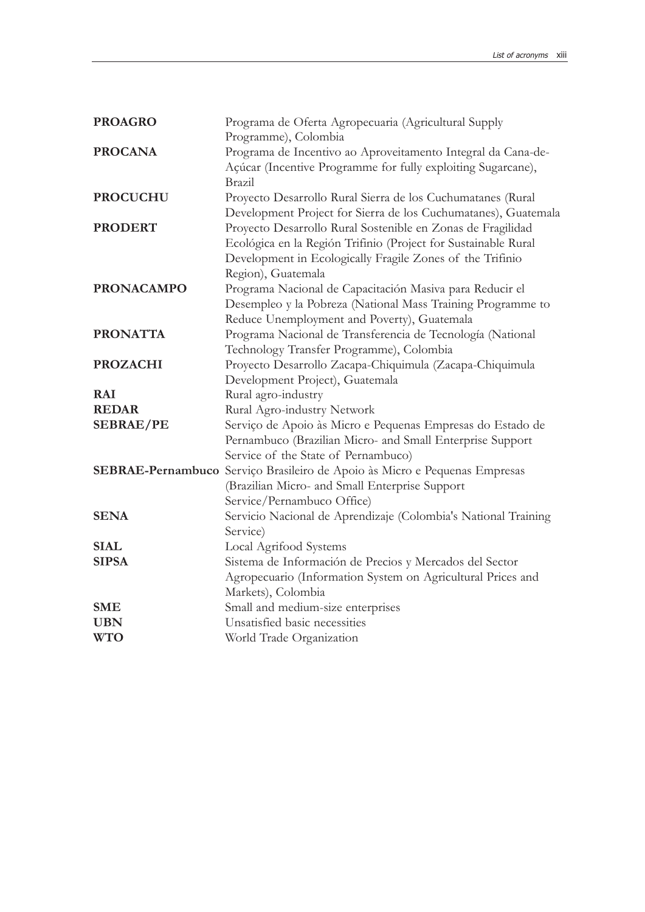| | |
|---|---|
| **PROAGRO** | Programa de Oferta Agropecuaria (Agricultural Supply Programme), Colombia |
| **PROCANA** | Programa de Incentivo ao Aproveitamento Integral da Cana-de-Açúcar (Incentive Programme for fully exploiting Sugarcane), Brazil |
| **PROCUCHU** | Proyecto Desarrollo Rural Sierra de los Cuchumatanes (Rural Development Project for Sierra de los Cuchumatanes), Guatemala |
| **PRODERT** | Proyecto Desarrollo Rural Sostenible en Zonas de Fragilidad Ecológica en la Región Trifinio (Project for Sustainable Rural Development in Ecologically Fragile Zones of the Trifinio Region), Guatemala |
| **PRONACAMPO** | Programa Nacional de Capacitación Masiva para Reducir el Desempleo y la Pobreza (National Mass Training Programme to Reduce Unemployment and Poverty), Guatemala |
| **PRONATTA** | Programa Nacional de Transferencia de Tecnología (National Technology Transfer Programme), Colombia |
| **PROZACHI** | Proyecto Desarrollo Zacapa-Chiquimula (Zacapa-Chiquimula Development Project), Guatemala |
| **RAI** | Rural agro-industry |
| **REDAR** | Rural Agro-industry Network |
| **SEBRAE/PE** | Serviço de Apoio às Micro e Pequenas Empresas do Estado de Pernambuco (Brazilian Micro- and Small Enterprise Support Service of the State of Pernambuco) |
| **SEBRAE-Pernambuco** | Serviço Brasileiro de Apoio às Micro e Pequenas Empresas (Brazilian Micro- and Small Enterprise Support Service/Pernambuco Office) |
| **SENA** | Servicio Nacional de Aprendizaje (Colombia's National Training Service) |
| **SIAL** | Local Agrifood Systems |
| **SIPSA** | Sistema de Información de Precios y Mercados del Sector Agropecuario (Information System on Agricultural Prices and Markets), Colombia |
| **SME** | Small and medium-size enterprises |
| **UBN** | Unsatisfied basic necessities |
| **WTO** | World Trade Organization |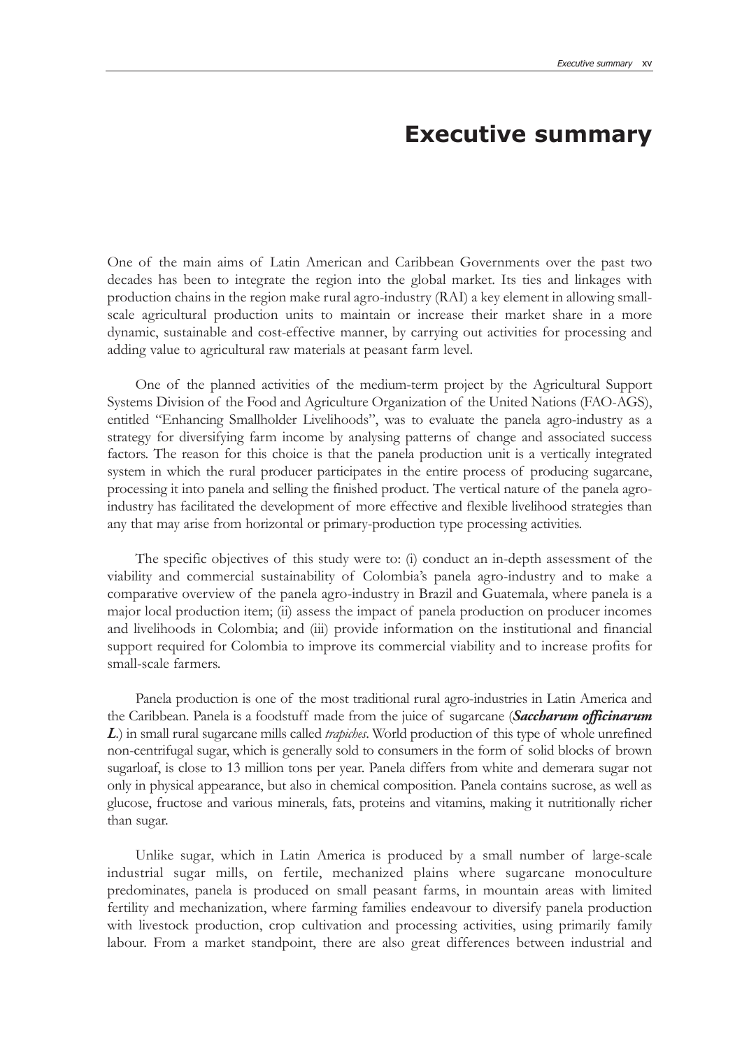# Executive summary

One of the main aims of Latin American and Caribbean Governments over the past two decades has been to integrate the region into the global market. Its ties and linkages with production chains in the region make rural agro-industry (RAI) a key element in allowing small-scale agricultural production units to maintain or increase their market share in a more dynamic, sustainable and cost-effective manner, by carrying out activities for processing and adding value to agricultural raw materials at peasant farm level.

One of the planned activities of the medium-term project by the Agricultural Support Systems Division of the Food and Agriculture Organization of the United Nations (FAO-AGS), entitled "Enhancing Smallholder Livelihoods", was to evaluate the panela agro-industry as a strategy for diversifying farm income by analysing patterns of change and associated success factors. The reason for this choice is that the panela production unit is a vertically integrated system in which the rural producer participates in the entire process of producing sugarcane, processing it into panela and selling the finished product. The vertical nature of the panela agro-industry has facilitated the development of more effective and flexible livelihood strategies than any that may arise from horizontal or primary-production type processing activities.

The specific objectives of this study were to: (i) conduct an in-depth assessment of the viability and commercial sustainability of Colombia's panela agro-industry and to make a comparative overview of the panela agro-industry in Brazil and Guatemala, where panela is a major local production item; (ii) assess the impact of panela production on producer incomes and livelihoods in Colombia; and (iii) provide information on the institutional and financial support required for Colombia to improve its commercial viability and to increase profits for small-scale farmers.

Panela production is one of the most traditional rural agro-industries in Latin America and the Caribbean. Panela is a foodstuff made from the juice of sugarcane (***Saccharum officinarum L.***) in small rural sugarcane mills called *trapiches*. World production of this type of whole unrefined non-centrifugal sugar, which is generally sold to consumers in the form of solid blocks of brown sugarloaf, is close to 13 million tons per year. Panela differs from white and demerara sugar not only in physical appearance, but also in chemical composition. Panela contains sucrose, as well as glucose, fructose and various minerals, fats, proteins and vitamins, making it nutritionally richer than sugar.

Unlike sugar, which in Latin America is produced by a small number of large-scale industrial sugar mills, on fertile, mechanized plains where sugarcane monoculture predominates, panela is produced on small peasant farms, in mountain areas with limited fertility and mechanization, where farming families endeavour to diversify panela production with livestock production, crop cultivation and processing activities, using primarily family labour. From a market standpoint, there are also great differences between industrial and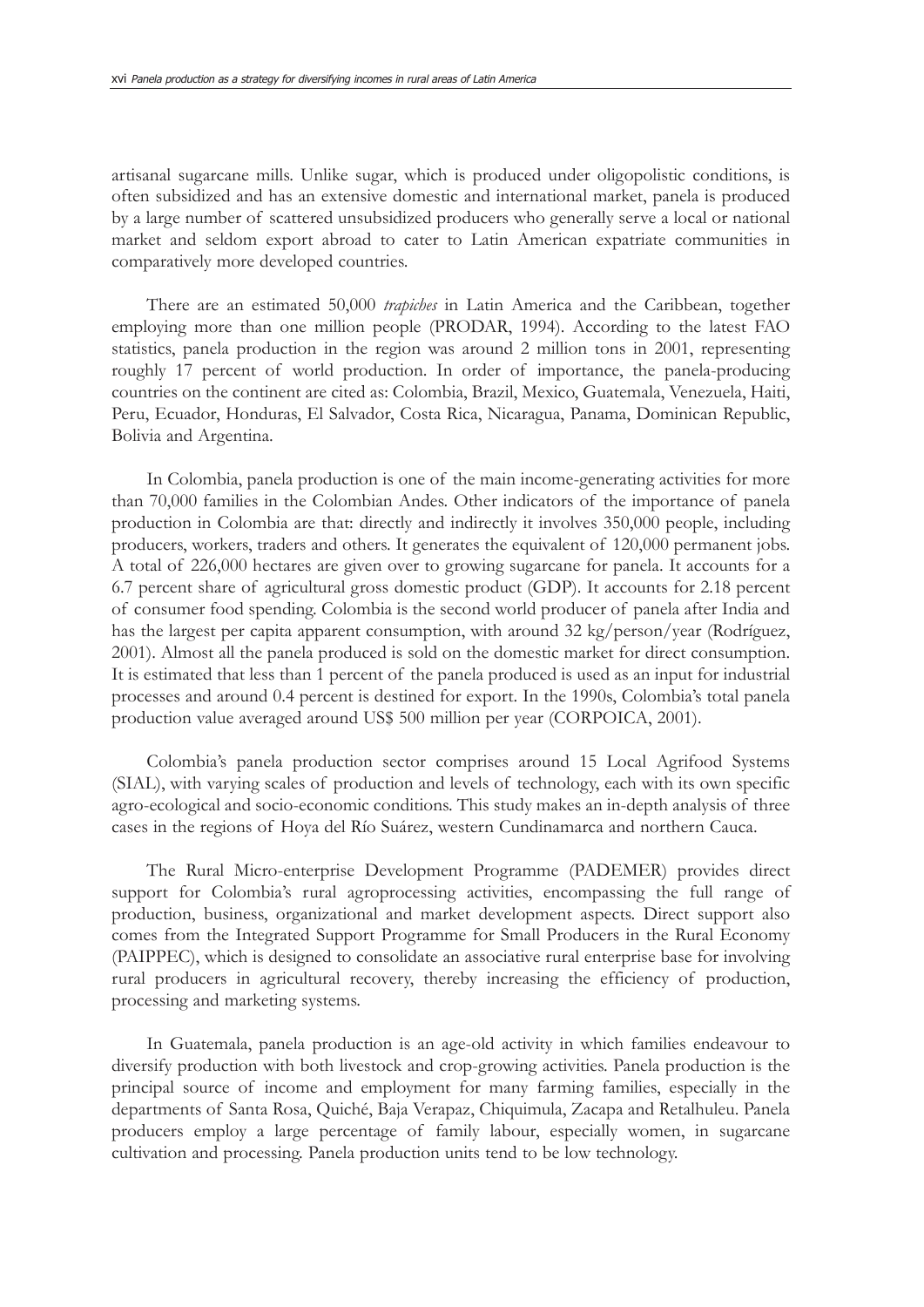artisanal sugarcane mills. Unlike sugar, which is produced under oligopolistic conditions, is often subsidized and has an extensive domestic and international market, panela is produced by a large number of scattered unsubsidized producers who generally serve a local or national market and seldom export abroad to cater to Latin American expatriate communities in comparatively more developed countries.

There are an estimated 50,000 *trapiches* in Latin America and the Caribbean, together employing more than one million people (PRODAR, 1994). According to the latest FAO statistics, panela production in the region was around 2 million tons in 2001, representing roughly 17 percent of world production. In order of importance, the panela-producing countries on the continent are cited as: Colombia, Brazil, Mexico, Guatemala, Venezuela, Haiti, Peru, Ecuador, Honduras, El Salvador, Costa Rica, Nicaragua, Panama, Dominican Republic, Bolivia and Argentina.

In Colombia, panela production is one of the main income-generating activities for more than 70,000 families in the Colombian Andes. Other indicators of the importance of panela production in Colombia are that: directly and indirectly it involves 350,000 people, including producers, workers, traders and others. It generates the equivalent of 120,000 permanent jobs. A total of 226,000 hectares are given over to growing sugarcane for panela. It accounts for a 6.7 percent share of agricultural gross domestic product (GDP). It accounts for 2.18 percent of consumer food spending. Colombia is the second world producer of panela after India and has the largest per capita apparent consumption, with around 32 kg/person/year (Rodríguez, 2001). Almost all the panela produced is sold on the domestic market for direct consumption. It is estimated that less than 1 percent of the panela produced is used as an input for industrial processes and around 0.4 percent is destined for export. In the 1990s, Colombia's total panela production value averaged around US$ 500 million per year (CORPOICA, 2001).

Colombia's panela production sector comprises around 15 Local Agrifood Systems (SIAL), with varying scales of production and levels of technology, each with its own specific agro-ecological and socio-economic conditions. This study makes an in-depth analysis of three cases in the regions of Hoya del Río Suárez, western Cundinamarca and northern Cauca.

The Rural Micro-enterprise Development Programme (PADEMER) provides direct support for Colombia's rural agroprocessing activities, encompassing the full range of production, business, organizational and market development aspects. Direct support also comes from the Integrated Support Programme for Small Producers in the Rural Economy (PAIPPEC), which is designed to consolidate an associative rural enterprise base for involving rural producers in agricultural recovery, thereby increasing the efficiency of production, processing and marketing systems.

In Guatemala, panela production is an age-old activity in which families endeavour to diversify production with both livestock and crop-growing activities. Panela production is the principal source of income and employment for many farming families, especially in the departments of Santa Rosa, Quiché, Baja Verapaz, Chiquimula, Zacapa and Retalhuleu. Panela producers employ a large percentage of family labour, especially women, in sugarcane cultivation and processing. Panela production units tend to be low technology.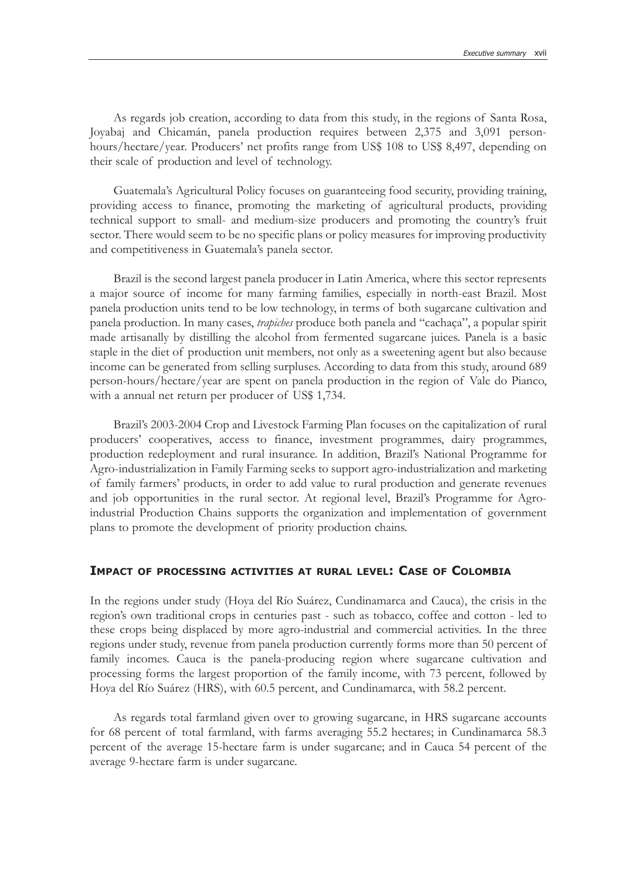As regards job creation, according to data from this study, in the regions of Santa Rosa, Joyabaj and Chicamán, panela production requires between 2,375 and 3,091 person-hours/hectare/year. Producers' net profits range from US$ 108 to US$ 8,497, depending on their scale of production and level of technology.

Guatemala's Agricultural Policy focuses on guaranteeing food security, providing training, providing access to finance, promoting the marketing of agricultural products, providing technical support to small- and medium-size producers and promoting the country's fruit sector. There would seem to be no specific plans or policy measures for improving productivity and competitiveness in Guatemala's panela sector.

Brazil is the second largest panela producer in Latin America, where this sector represents a major source of income for many farming families, especially in north-east Brazil. Most panela production units tend to be low technology, in terms of both sugarcane cultivation and panela production. In many cases, *trapiches* produce both panela and "cachaça", a popular spirit made artisanally by distilling the alcohol from fermented sugarcane juices. Panela is a basic staple in the diet of production unit members, not only as a sweetening agent but also because income can be generated from selling surpluses. According to data from this study, around 689 person-hours/hectare/year are spent on panela production in the region of Vale do Pianco, with a annual net return per producer of US$ 1,734.

Brazil's 2003-2004 Crop and Livestock Farming Plan focuses on the capitalization of rural producers' cooperatives, access to finance, investment programmes, dairy programmes, production redeployment and rural insurance. In addition, Brazil's National Programme for Agro-industrialization in Family Farming seeks to support agro-industrialization and marketing of family farmers' products, in order to add value to rural production and generate revenues and job opportunities in the rural sector. At regional level, Brazil's Programme for Agro-industrial Production Chains supports the organization and implementation of government plans to promote the development of priority production chains.

## Impact of processing activities at rural level: Case of Colombia

In the regions under study (Hoya del Río Suárez, Cundinamarca and Cauca), the crisis in the region's own traditional crops in centuries past - such as tobacco, coffee and cotton - led to these crops being displaced by more agro-industrial and commercial activities. In the three regions under study, revenue from panela production currently forms more than 50 percent of family incomes. Cauca is the panela-producing region where sugarcane cultivation and processing forms the largest proportion of the family income, with 73 percent, followed by Hoya del Río Suárez (HRS), with 60.5 percent, and Cundinamarca, with 58.2 percent.

As regards total farmland given over to growing sugarcane, in HRS sugarcane accounts for 68 percent of total farmland, with farms averaging 55.2 hectares; in Cundinamarca 58.3 percent of the average 15-hectare farm is under sugarcane; and in Cauca 54 percent of the average 9-hectare farm is under sugarcane.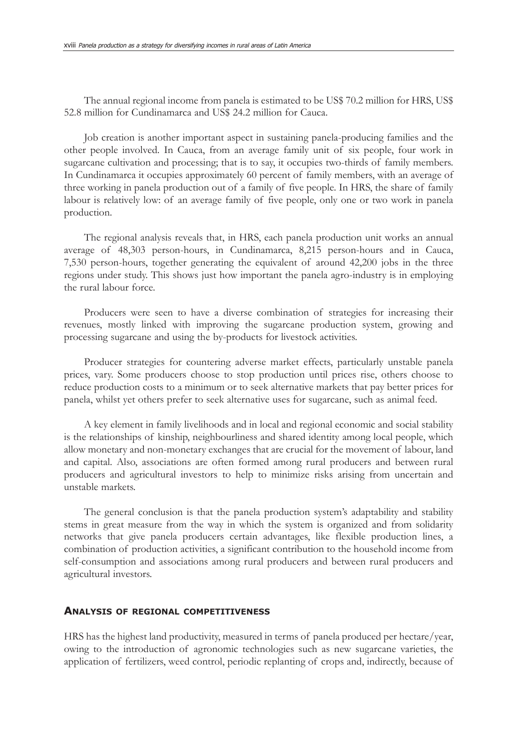The annual regional income from panela is estimated to be US$ 70.2 million for HRS, US$ 52.8 million for Cundinamarca and US$ 24.2 million for Cauca.

Job creation is another important aspect in sustaining panela-producing families and the other people involved. In Cauca, from an average family unit of six people, four work in sugarcane cultivation and processing; that is to say, it occupies two-thirds of family members. In Cundinamarca it occupies approximately 60 percent of family members, with an average of three working in panela production out of a family of five people. In HRS, the share of family labour is relatively low: of an average family of five people, only one or two work in panela production.

The regional analysis reveals that, in HRS, each panela production unit works an annual average of 48,303 person-hours, in Cundinamarca, 8,215 person-hours and in Cauca, 7,530 person-hours, together generating the equivalent of around 42,200 jobs in the three regions under study. This shows just how important the panela agro-industry is in employing the rural labour force.

Producers were seen to have a diverse combination of strategies for increasing their revenues, mostly linked with improving the sugarcane production system, growing and processing sugarcane and using the by-products for livestock activities.

Producer strategies for countering adverse market effects, particularly unstable panela prices, vary. Some producers choose to stop production until prices rise, others choose to reduce production costs to a minimum or to seek alternative markets that pay better prices for panela, whilst yet others prefer to seek alternative uses for sugarcane, such as animal feed.

A key element in family livelihoods and in local and regional economic and social stability is the relationships of kinship, neighbourliness and shared identity among local people, which allow monetary and non-monetary exchanges that are crucial for the movement of labour, land and capital. Also, associations are often formed among rural producers and between rural producers and agricultural investors to help to minimize risks arising from uncertain and unstable markets.

The general conclusion is that the panela production system's adaptability and stability stems in great measure from the way in which the system is organized and from solidarity networks that give panela producers certain advantages, like flexible production lines, a combination of production activities, a significant contribution to the household income from self-consumption and associations among rural producers and between rural producers and agricultural investors.

## Analysis of regional competitiveness

HRS has the highest land productivity, measured in terms of panela produced per hectare/year, owing to the introduction of agronomic technologies such as new sugarcane varieties, the application of fertilizers, weed control, periodic replanting of crops and, indirectly, because of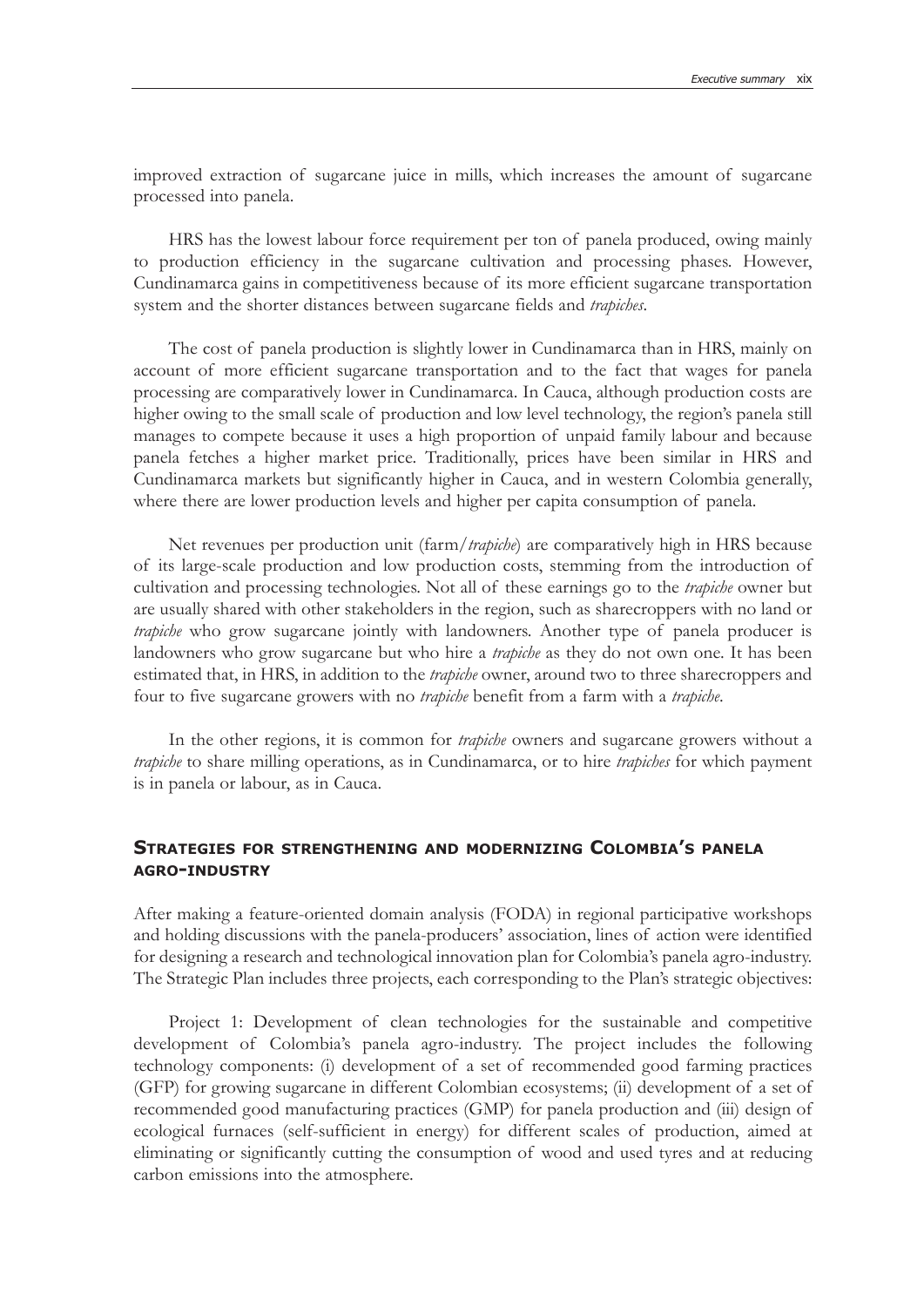improved extraction of sugarcane juice in mills, which increases the amount of sugarcane processed into panela.

HRS has the lowest labour force requirement per ton of panela produced, owing mainly to production efficiency in the sugarcane cultivation and processing phases. However, Cundinamarca gains in competitiveness because of its more efficient sugarcane transportation system and the shorter distances between sugarcane fields and *trapiches*.

The cost of panela production is slightly lower in Cundinamarca than in HRS, mainly on account of more efficient sugarcane transportation and to the fact that wages for panela processing are comparatively lower in Cundinamarca. In Cauca, although production costs are higher owing to the small scale of production and low level technology, the region's panela still manages to compete because it uses a high proportion of unpaid family labour and because panela fetches a higher market price. Traditionally, prices have been similar in HRS and Cundinamarca markets but significantly higher in Cauca, and in western Colombia generally, where there are lower production levels and higher per capita consumption of panela.

Net revenues per production unit (farm/*trapiche*) are comparatively high in HRS because of its large-scale production and low production costs, stemming from the introduction of cultivation and processing technologies. Not all of these earnings go to the *trapiche* owner but are usually shared with other stakeholders in the region, such as sharecroppers with no land or *trapiche* who grow sugarcane jointly with landowners. Another type of panela producer is landowners who grow sugarcane but who hire a *trapiche* as they do not own one. It has been estimated that, in HRS, in addition to the *trapiche* owner, around two to three sharecroppers and four to five sugarcane growers with no *trapiche* benefit from a farm with a *trapiche*.

In the other regions, it is common for *trapiche* owners and sugarcane growers without a *trapiche* to share milling operations, as in Cundinamarca, or to hire *trapiches* for which payment is in panela or labour, as in Cauca.

## Strategies for strengthening and modernizing Colombia's panela agro-industry

After making a feature-oriented domain analysis (FODA) in regional participative workshops and holding discussions with the panela-producers' association, lines of action were identified for designing a research and technological innovation plan for Colombia's panela agro-industry. The Strategic Plan includes three projects, each corresponding to the Plan's strategic objectives:

Project 1: Development of clean technologies for the sustainable and competitive development of Colombia's panela agro-industry. The project includes the following technology components: (i) development of a set of recommended good farming practices (GFP) for growing sugarcane in different Colombian ecosystems; (ii) development of a set of recommended good manufacturing practices (GMP) for panela production and (iii) design of ecological furnaces (self-sufficient in energy) for different scales of production, aimed at eliminating or significantly cutting the consumption of wood and used tyres and at reducing carbon emissions into the atmosphere.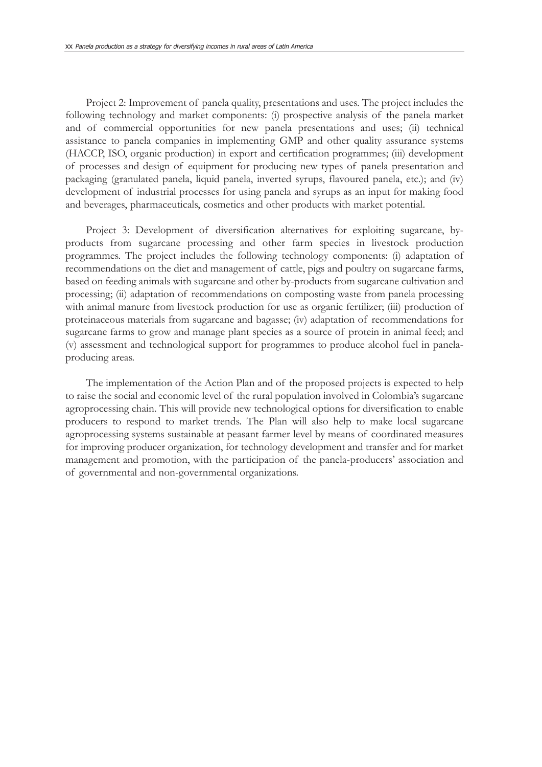Project 2: Improvement of panela quality, presentations and uses. The project includes the following technology and market components: (i) prospective analysis of the panela market and of commercial opportunities for new panela presentations and uses; (ii) technical assistance to panela companies in implementing GMP and other quality assurance systems (HACCP, ISO, organic production) in export and certification programmes; (iii) development of processes and design of equipment for producing new types of panela presentation and packaging (granulated panela, liquid panela, inverted syrups, flavoured panela, etc.); and (iv) development of industrial processes for using panela and syrups as an input for making food and beverages, pharmaceuticals, cosmetics and other products with market potential.

Project 3: Development of diversification alternatives for exploiting sugarcane, by-products from sugarcane processing and other farm species in livestock production programmes. The project includes the following technology components: (i) adaptation of recommendations on the diet and management of cattle, pigs and poultry on sugarcane farms, based on feeding animals with sugarcane and other by-products from sugarcane cultivation and processing; (ii) adaptation of recommendations on composting waste from panela processing with animal manure from livestock production for use as organic fertilizer; (iii) production of proteinaceous materials from sugarcane and bagasse; (iv) adaptation of recommendations for sugarcane farms to grow and manage plant species as a source of protein in animal feed; and (v) assessment and technological support for programmes to produce alcohol fuel in panela-producing areas.

The implementation of the Action Plan and of the proposed projects is expected to help to raise the social and economic level of the rural population involved in Colombia's sugarcane agroprocessing chain. This will provide new technological options for diversification to enable producers to respond to market trends. The Plan will also help to make local sugarcane agroprocessing systems sustainable at peasant farmer level by means of coordinated measures for improving producer organization, for technology development and transfer and for market management and promotion, with the participation of the panela-producers' association and of governmental and non-governmental organizations.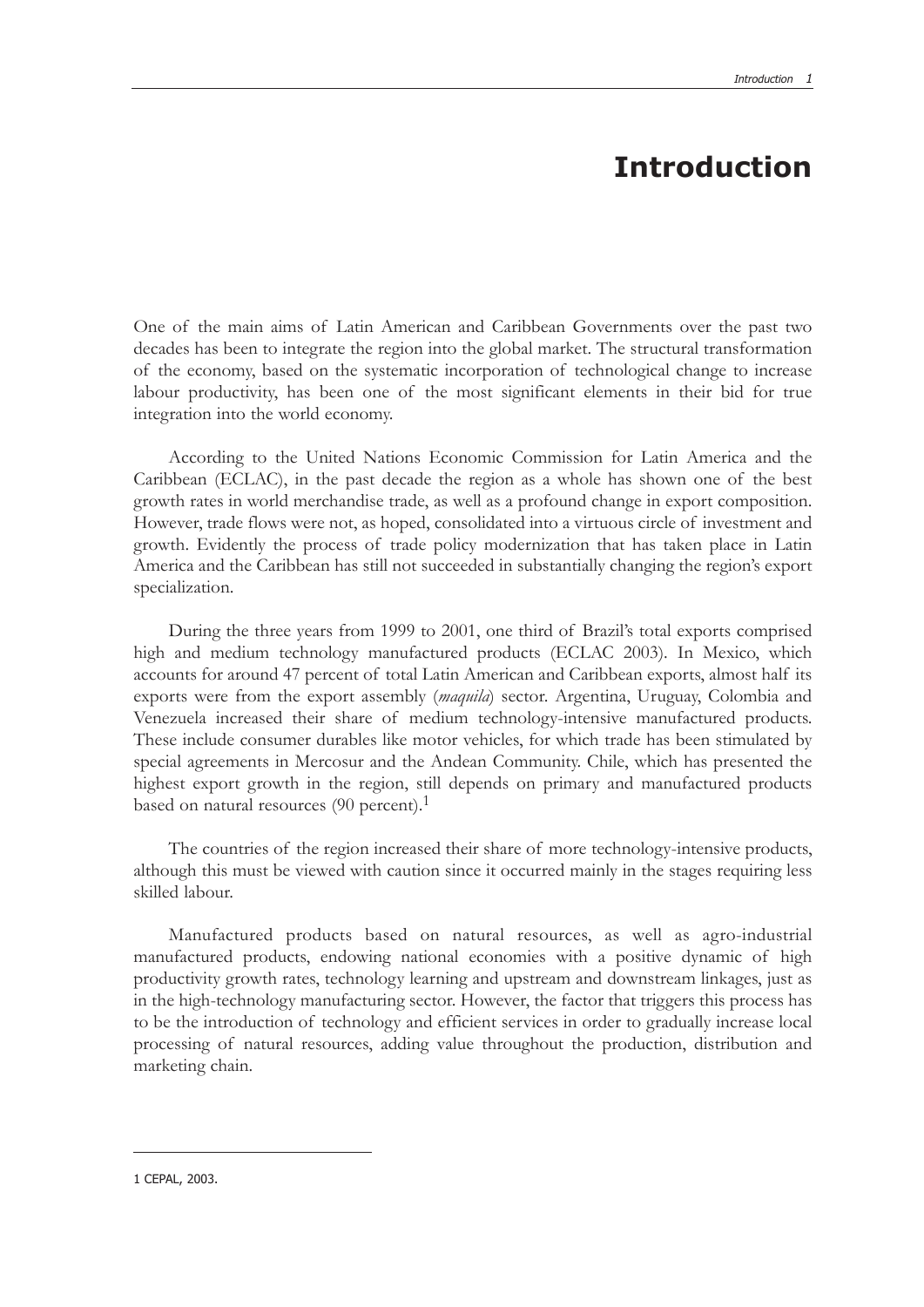# Introduction

One of the main aims of Latin American and Caribbean Governments over the past two decades has been to integrate the region into the global market. The structural transformation of the economy, based on the systematic incorporation of technological change to increase labour productivity, has been one of the most significant elements in their bid for true integration into the world economy.

According to the United Nations Economic Commission for Latin America and the Caribbean (ECLAC), in the past decade the region as a whole has shown one of the best growth rates in world merchandise trade, as well as a profound change in export composition. However, trade flows were not, as hoped, consolidated into a virtuous circle of investment and growth. Evidently the process of trade policy modernization that has taken place in Latin America and the Caribbean has still not succeeded in substantially changing the region's export specialization.

During the three years from 1999 to 2001, one third of Brazil's total exports comprised high and medium technology manufactured products (ECLAC 2003). In Mexico, which accounts for around 47 percent of total Latin American and Caribbean exports, almost half its exports were from the export assembly (*maquila*) sector. Argentina, Uruguay, Colombia and Venezuela increased their share of medium technology-intensive manufactured products. These include consumer durables like motor vehicles, for which trade has been stimulated by special agreements in Mercosur and the Andean Community. Chile, which has presented the highest export growth in the region, still depends on primary and manufactured products based on natural resources (90 percent).[1]

The countries of the region increased their share of more technology-intensive products, although this must be viewed with caution since it occurred mainly in the stages requiring less skilled labour.

Manufactured products based on natural resources, as well as agro-industrial manufactured products, endowing national economies with a positive dynamic of high productivity growth rates, technology learning and upstream and downstream linkages, just as in the high-technology manufacturing sector. However, the factor that triggers this process has to be the introduction of technology and efficient services in order to gradually increase local processing of natural resources, adding value throughout the production, distribution and marketing chain.

---

1 CEPAL, 2003.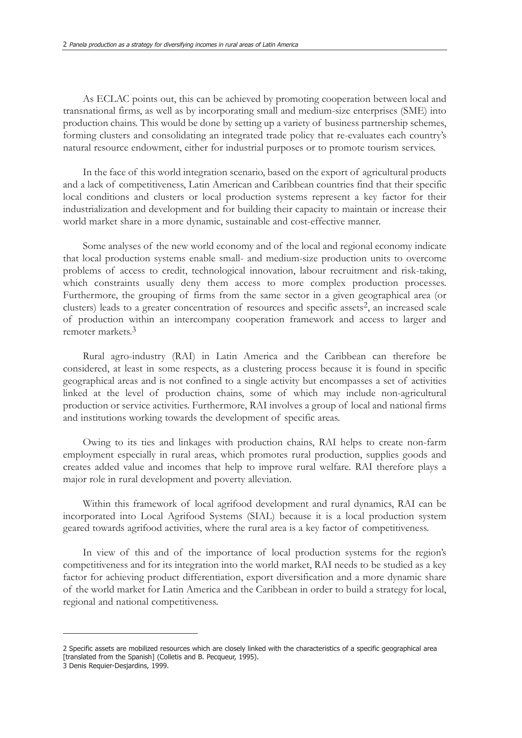As ECLAC points out, this can be achieved by promoting cooperation between local and transnational firms, as well as by incorporating small and medium-size enterprises (SME) into production chains. This would be done by setting up a variety of business partnership schemes, forming clusters and consolidating an integrated trade policy that re-evaluates each country's natural resource endowment, either for industrial purposes or to promote tourism services.

In the face of this world integration scenario, based on the export of agricultural products and a lack of competitiveness, Latin American and Caribbean countries find that their specific local conditions and clusters or local production systems represent a key factor for their industrialization and development and for building their capacity to maintain or increase their world market share in a more dynamic, sustainable and cost-effective manner.

Some analyses of the new world economy and of the local and regional economy indicate that local production systems enable small- and medium-size production units to overcome problems of access to credit, technological innovation, labour recruitment and risk-taking, which constraints usually deny them access to more complex production processes. Furthermore, the grouping of firms from the same sector in a given geographical area (or clusters) leads to a greater concentration of resources and specific assets[2], an increased scale of production within an intercompany cooperation framework and access to larger and remoter markets.[3]

Rural agro-industry (RAI) in Latin America and the Caribbean can therefore be considered, at least in some respects, as a clustering process because it is found in specific geographical areas and is not confined to a single activity but encompasses a set of activities linked at the level of production chains, some of which may include non-agricultural production or service activities. Furthermore, RAI involves a group of local and national firms and institutions working towards the development of specific areas.

Owing to its ties and linkages with production chains, RAI helps to create non-farm employment especially in rural areas, which promotes rural production, supplies goods and creates added value and incomes that help to improve rural welfare. RAI therefore plays a major role in rural development and poverty alleviation.

Within this framework of local agrifood development and rural dynamics, RAI can be incorporated into Local Agrifood Systems (SIAL) because it is a local production system geared towards agrifood activities, where the rural area is a key factor of competitiveness.

In view of this and of the importance of local production systems for the region's competitiveness and for its integration into the world market, RAI needs to be studied as a key factor for achieving product differentiation, export diversification and a more dynamic share of the world market for Latin America and the Caribbean in order to build a strategy for local, regional and national competitiveness.

---

2 Specific assets are mobilized resources which are closely linked with the characteristics of a specific geographical area [translated from the Spanish] (Colletis and B. Pecqueur, 1995).

3 Denis Requier-Desjardins, 1999.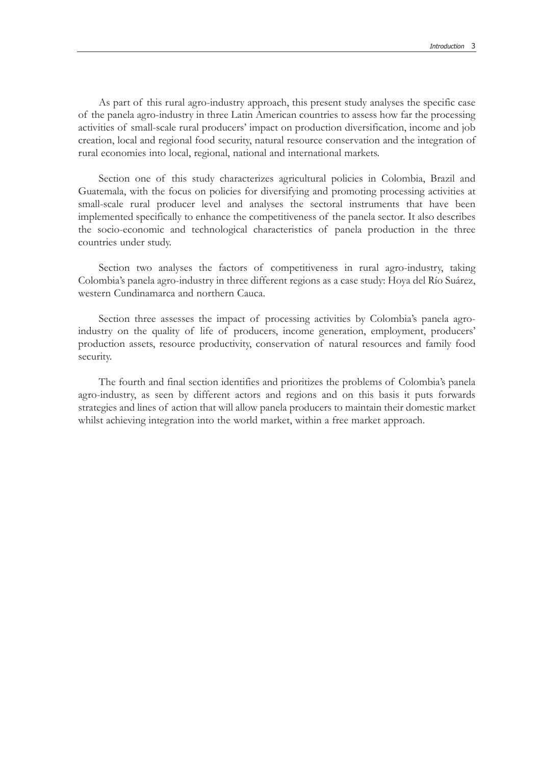As part of this rural agro-industry approach, this present study analyses the specific case of the panela agro-industry in three Latin American countries to assess how far the processing activities of small-scale rural producers' impact on production diversification, income and job creation, local and regional food security, natural resource conservation and the integration of rural economies into local, regional, national and international markets.

Section one of this study characterizes agricultural policies in Colombia, Brazil and Guatemala, with the focus on policies for diversifying and promoting processing activities at small-scale rural producer level and analyses the sectoral instruments that have been implemented specifically to enhance the competitiveness of the panela sector. It also describes the socio-economic and technological characteristics of panela production in the three countries under study.

Section two analyses the factors of competitiveness in rural agro-industry, taking Colombia's panela agro-industry in three different regions as a case study: Hoya del Río Suárez, western Cundinamarca and northern Cauca.

Section three assesses the impact of processing activities by Colombia's panela agro-industry on the quality of life of producers, income generation, employment, producers' production assets, resource productivity, conservation of natural resources and family food security.

The fourth and final section identifies and prioritizes the problems of Colombia's panela agro-industry, as seen by different actors and regions and on this basis it puts forwards strategies and lines of action that will allow panela producers to maintain their domestic market whilst achieving integration into the world market, within a free market approach.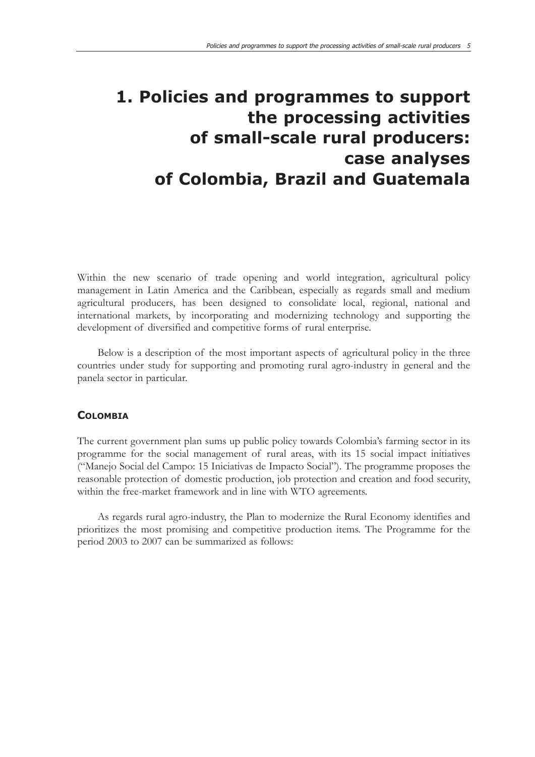# 1. Policies and programmes to support the processing activities of small-scale rural producers: case analyses of Colombia, Brazil and Guatemala

Within the new scenario of trade opening and world integration, agricultural policy management in Latin America and the Caribbean, especially as regards small and medium agricultural producers, has been designed to consolidate local, regional, national and international markets, by incorporating and modernizing technology and supporting the development of diversified and competitive forms of rural enterprise.

Below is a description of the most important aspects of agricultural policy in the three countries under study for supporting and promoting rural agro-industry in general and the panela sector in particular.

## COLOMBIA

The current government plan sums up public policy towards Colombia's farming sector in its programme for the social management of rural areas, with its 15 social impact initiatives ("Manejo Social del Campo: 15 Iniciativas de Impacto Social"). The programme proposes the reasonable protection of domestic production, job protection and creation and food security, within the free-market framework and in line with WTO agreements.

As regards rural agro-industry, the Plan to modernize the Rural Economy identifies and prioritizes the most promising and competitive production items. The Programme for the period 2003 to 2007 can be summarized as follows: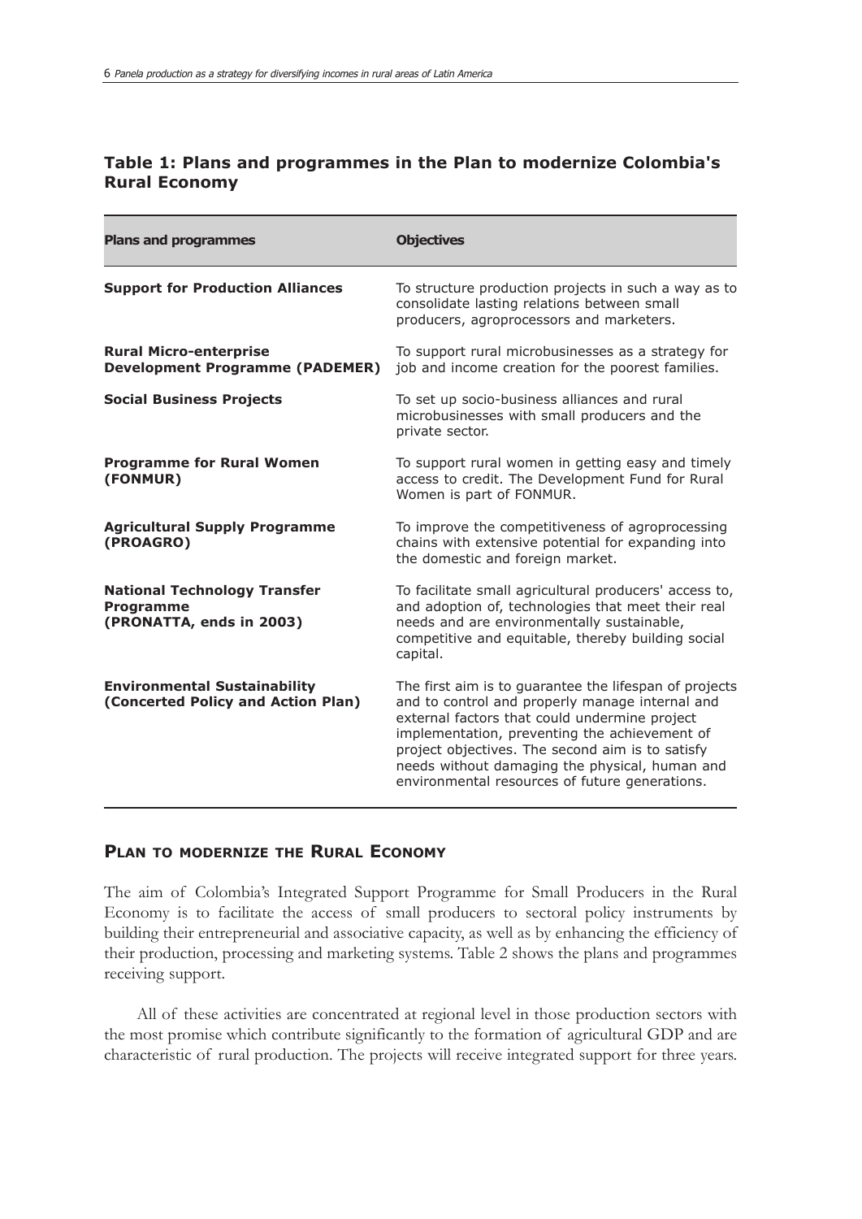## Table 1: Plans and programmes in the Plan to modernize Colombia's Rural Economy

| Plans and programmes | Objectives |
|---|---|
| **Support for Production Alliances** | To structure production projects in such a way as to consolidate lasting relations between small producers, agroprocessors and marketers. |
| **Rural Micro-enterprise Development Programme (PADEMER)** | To support rural microbusinesses as a strategy for job and income creation for the poorest families. |
| **Social Business Projects** | To set up socio-business alliances and rural microbusinesses with small producers and the private sector. |
| **Programme for Rural Women (FONMUR)** | To support rural women in getting easy and timely access to credit. The Development Fund for Rural Women is part of FONMUR. |
| **Agricultural Supply Programme (PROAGRO)** | To improve the competitiveness of agroprocessing chains with extensive potential for expanding into the domestic and foreign market. |
| **National Technology Transfer Programme (PRONATTA, ends in 2003)** | To facilitate small agricultural producers' access to, and adoption of, technologies that meet their real needs and are environmentally sustainable, competitive and equitable, thereby building social capital. |
| **Environmental Sustainability (Concerted Policy and Action Plan)** | The first aim is to guarantee the lifespan of projects and to control and properly manage internal and external factors that could undermine project implementation, preventing the achievement of project objectives. The second aim is to satisfy needs without damaging the physical, human and environmental resources of future generations. |

## Plan to modernize the Rural Economy

The aim of Colombia's Integrated Support Programme for Small Producers in the Rural Economy is to facilitate the access of small producers to sectoral policy instruments by building their entrepreneurial and associative capacity, as well as by enhancing the efficiency of their production, processing and marketing systems. Table 2 shows the plans and programmes receiving support.

All of these activities are concentrated at regional level in those production sectors with the most promise which contribute significantly to the formation of agricultural GDP and are characteristic of rural production. The projects will receive integrated support for three years.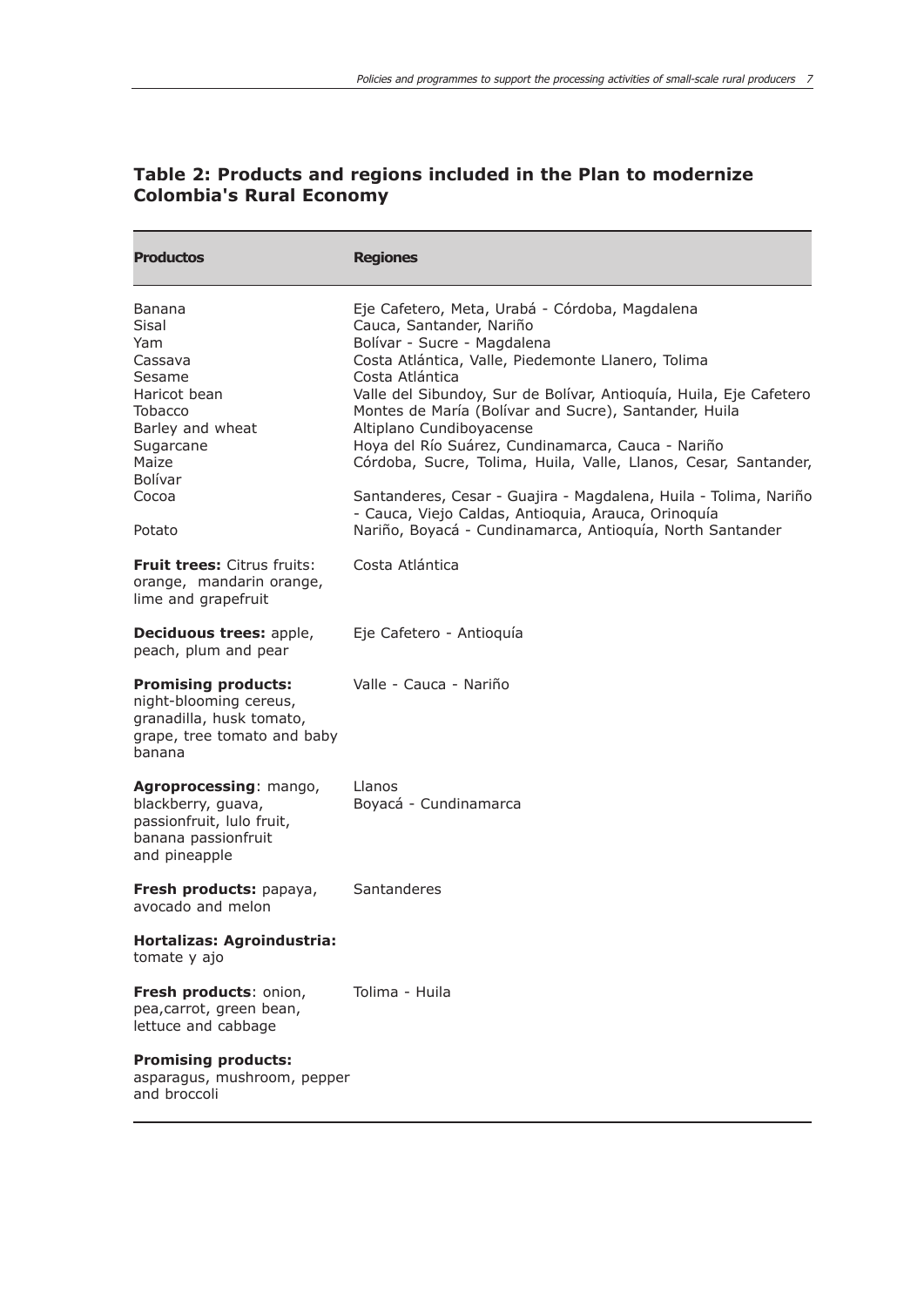## Table 2: Products and regions included in the Plan to modernize Colombia's Rural Economy

| Productos | Regiones |
|---|---|
| Banana | Eje Cafetero, Meta, Urabá - Córdoba, Magdalena |
| Sisal | Cauca, Santander, Nariño |
| Yam | Bolívar - Sucre - Magdalena |
| Cassava | Costa Atlántica, Valle, Piedemonte Llanero, Tolima |
| Sesame | Costa Atlántica |
| Haricot bean | Valle del Sibundoy, Sur de Bolívar, Antioquía, Huila, Eje Cafetero |
| Tobacco | Montes de María (Bolívar and Sucre), Santander, Huila |
| Barley and wheat | Altiplano Cundiboyacense |
| Sugarcane | Hoya del Río Suárez, Cundinamarca, Cauca - Nariño |
| Maize | Córdoba, Sucre, Tolima, Huila, Valle, Llanos, Cesar, Santander, Bolívar |
| Cocoa | Santanderes, Cesar - Guajira - Magdalena, Huila - Tolima, Nariño - Cauca, Viejo Caldas, Antioquia, Arauca, Orinoquía |
| Potato | Nariño, Boyacá - Cundinamarca, Antioquía, North Santander |
| **Fruit trees:** Citrus fruits: orange, mandarin orange, lime and grapefruit | Costa Atlántica |
| **Deciduous trees:** apple, peach, plum and pear | Eje Cafetero - Antioquía |
| **Promising products:** night-blooming cereus, granadilla, husk tomato, grape, tree tomato and baby banana | Valle - Cauca - Nariño |
| **Agroprocessing**: mango, blackberry, guava, passionfruit, lulo fruit, banana passionfruit and pineapple | Llanos<br>Boyacá - Cundinamarca |
| **Fresh products:** papaya, avocado and melon | Santanderes |
| **Hortalizas: Agroindustria:** tomate y ajo | |
| **Fresh products**: onion, pea,carrot, green bean, lettuce and cabbage | Tolima - Huila |
| **Promising products:** asparagus, mushroom, pepper and broccoli | |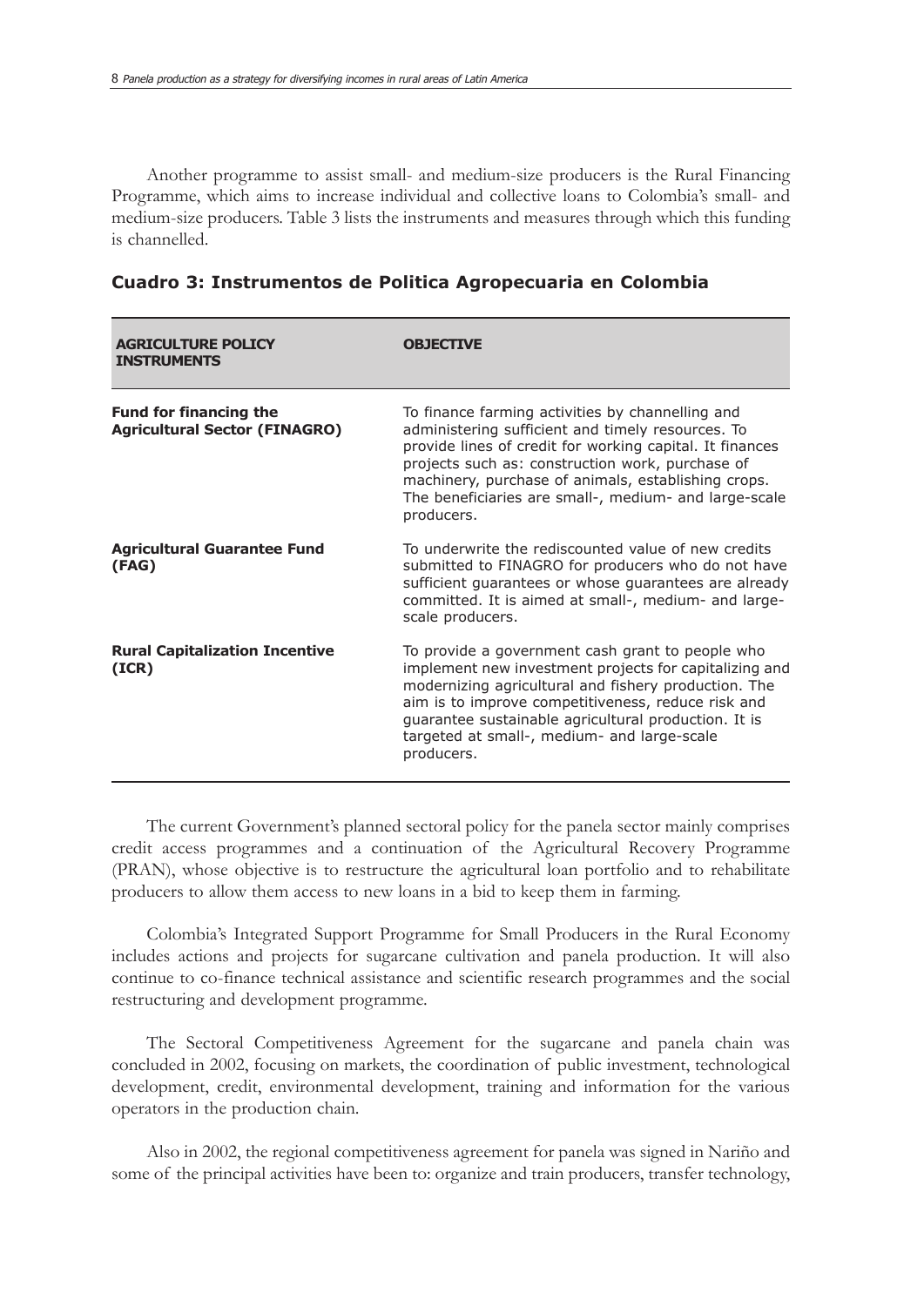Another programme to assist small- and medium-size producers is the Rural Financing Programme, which aims to increase individual and collective loans to Colombia's small- and medium-size producers. Table 3 lists the instruments and measures through which this funding is channelled.

### Cuadro 3: Instrumentos de Politica Agropecuaria en Colombia

| AGRICULTURE POLICY INSTRUMENTS | OBJECTIVE |
|---|---|
| **Fund for financing the Agricultural Sector (FINAGRO)** | To finance farming activities by channelling and administering sufficient and timely resources. To provide lines of credit for working capital. It finances projects such as: construction work, purchase of machinery, purchase of animals, establishing crops. The beneficiaries are small-, medium- and large-scale producers. |
| **Agricultural Guarantee Fund (FAG)** | To underwrite the rediscounted value of new credits submitted to FINAGRO for producers who do not have sufficient guarantees or whose guarantees are already committed. It is aimed at small-, medium- and large-scale producers. |
| **Rural Capitalization Incentive (ICR)** | To provide a government cash grant to people who implement new investment projects for capitalizing and modernizing agricultural and fishery production. The aim is to improve competitiveness, reduce risk and guarantee sustainable agricultural production. It is targeted at small-, medium- and large-scale producers. |

The current Government's planned sectoral policy for the panela sector mainly comprises credit access programmes and a continuation of the Agricultural Recovery Programme (PRAN), whose objective is to restructure the agricultural loan portfolio and to rehabilitate producers to allow them access to new loans in a bid to keep them in farming.

Colombia's Integrated Support Programme for Small Producers in the Rural Economy includes actions and projects for sugarcane cultivation and panela production. It will also continue to co-finance technical assistance and scientific research programmes and the social restructuring and development programme.

The Sectoral Competitiveness Agreement for the sugarcane and panela chain was concluded in 2002, focusing on markets, the coordination of public investment, technological development, credit, environmental development, training and information for the various operators in the production chain.

Also in 2002, the regional competitiveness agreement for panela was signed in Nariño and some of the principal activities have been to: organize and train producers, transfer technology,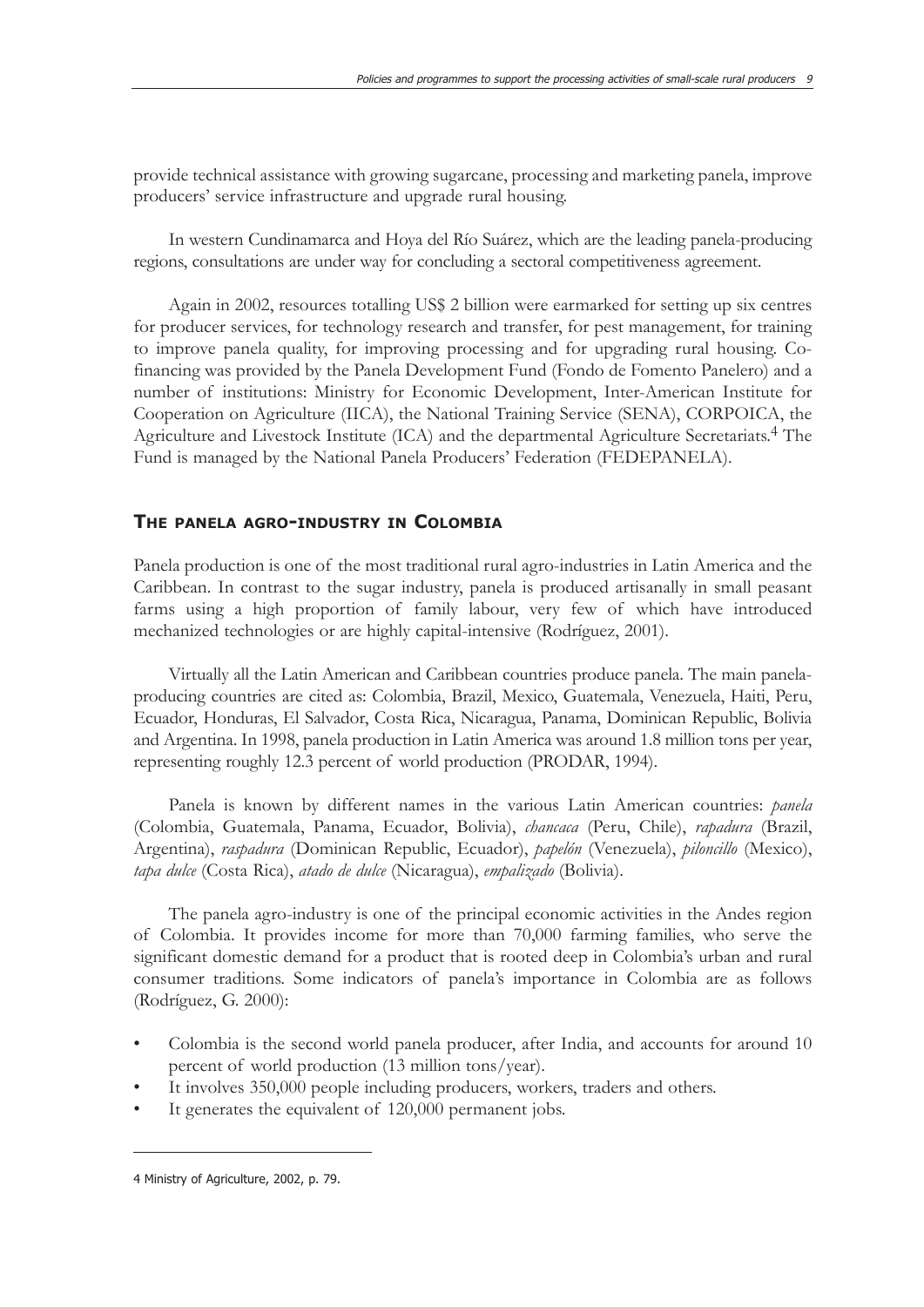provide technical assistance with growing sugarcane, processing and marketing panela, improve producers' service infrastructure and upgrade rural housing.

In western Cundinamarca and Hoya del Río Suárez, which are the leading panela-producing regions, consultations are under way for concluding a sectoral competitiveness agreement.

Again in 2002, resources totalling US$ 2 billion were earmarked for setting up six centres for producer services, for technology research and transfer, for pest management, for training to improve panela quality, for improving processing and for upgrading rural housing. Co-financing was provided by the Panela Development Fund (Fondo de Fomento Panelero) and a number of institutions: Ministry for Economic Development, Inter-American Institute for Cooperation on Agriculture (IICA), the National Training Service (SENA), CORPOICA, the Agriculture and Livestock Institute (ICA) and the departmental Agriculture Secretariats.[4] The Fund is managed by the National Panela Producers' Federation (FEDEPANELA).

## THE PANELA AGRO-INDUSTRY IN COLOMBIA

Panela production is one of the most traditional rural agro-industries in Latin America and the Caribbean. In contrast to the sugar industry, panela is produced artisanally in small peasant farms using a high proportion of family labour, very few of which have introduced mechanized technologies or are highly capital-intensive (Rodríguez, 2001).

Virtually all the Latin American and Caribbean countries produce panela. The main panela-producing countries are cited as: Colombia, Brazil, Mexico, Guatemala, Venezuela, Haiti, Peru, Ecuador, Honduras, El Salvador, Costa Rica, Nicaragua, Panama, Dominican Republic, Bolivia and Argentina. In 1998, panela production in Latin America was around 1.8 million tons per year, representing roughly 12.3 percent of world production (PRODAR, 1994).

Panela is known by different names in the various Latin American countries: *panela* (Colombia, Guatemala, Panama, Ecuador, Bolivia), *chancaca* (Peru, Chile), *rapadura* (Brazil, Argentina), *raspadura* (Dominican Republic, Ecuador), *papelón* (Venezuela), *piloncillo* (Mexico), *tapa dulce* (Costa Rica), *atado de dulce* (Nicaragua), *empalizado* (Bolivia).

The panela agro-industry is one of the principal economic activities in the Andes region of Colombia. It provides income for more than 70,000 farming families, who serve the significant domestic demand for a product that is rooted deep in Colombia's urban and rural consumer traditions. Some indicators of panela's importance in Colombia are as follows (Rodríguez, G. 2000):

- Colombia is the second world panela producer, after India, and accounts for around 10 percent of world production (13 million tons/year).
- It involves 350,000 people including producers, workers, traders and others.
- It generates the equivalent of 120,000 permanent jobs.

---

4 Ministry of Agriculture, 2002, p. 79.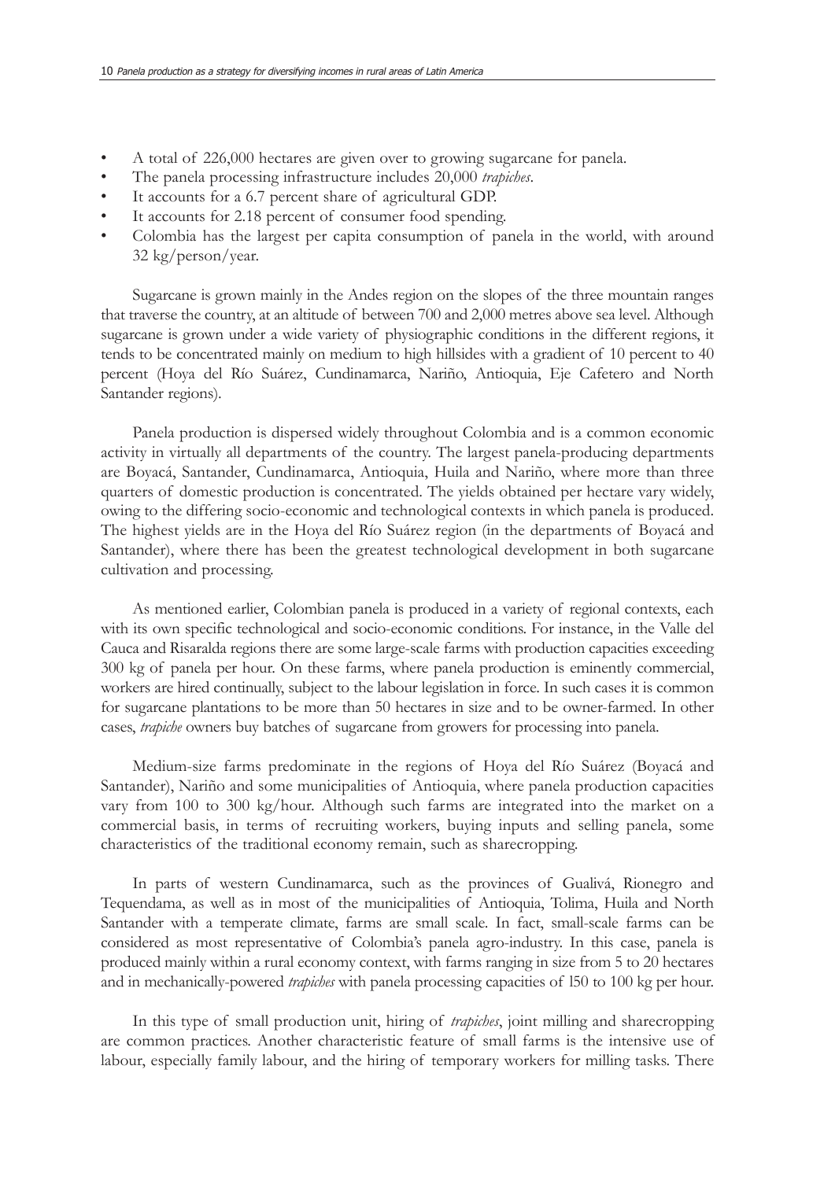- A total of 226,000 hectares are given over to growing sugarcane for panela.
- The panela processing infrastructure includes 20,000 *trapiches*.
- It accounts for a 6.7 percent share of agricultural GDP.
- It accounts for 2.18 percent of consumer food spending.
- Colombia has the largest per capita consumption of panela in the world, with around 32 kg/person/year.

Sugarcane is grown mainly in the Andes region on the slopes of the three mountain ranges that traverse the country, at an altitude of between 700 and 2,000 metres above sea level. Although sugarcane is grown under a wide variety of physiographic conditions in the different regions, it tends to be concentrated mainly on medium to high hillsides with a gradient of 10 percent to 40 percent (Hoya del Río Suárez, Cundinamarca, Nariño, Antioquia, Eje Cafetero and North Santander regions).

Panela production is dispersed widely throughout Colombia and is a common economic activity in virtually all departments of the country. The largest panela-producing departments are Boyacá, Santander, Cundinamarca, Antioquia, Huila and Nariño, where more than three quarters of domestic production is concentrated. The yields obtained per hectare vary widely, owing to the differing socio-economic and technological contexts in which panela is produced. The highest yields are in the Hoya del Río Suárez region (in the departments of Boyacá and Santander), where there has been the greatest technological development in both sugarcane cultivation and processing.

As mentioned earlier, Colombian panela is produced in a variety of regional contexts, each with its own specific technological and socio-economic conditions. For instance, in the Valle del Cauca and Risaralda regions there are some large-scale farms with production capacities exceeding 300 kg of panela per hour. On these farms, where panela production is eminently commercial, workers are hired continually, subject to the labour legislation in force. In such cases it is common for sugarcane plantations to be more than 50 hectares in size and to be owner-farmed. In other cases, *trapiche* owners buy batches of sugarcane from growers for processing into panela.

Medium-size farms predominate in the regions of Hoya del Río Suárez (Boyacá and Santander), Nariño and some municipalities of Antioquia, where panela production capacities vary from 100 to 300 kg/hour. Although such farms are integrated into the market on a commercial basis, in terms of recruiting workers, buying inputs and selling panela, some characteristics of the traditional economy remain, such as sharecropping.

In parts of western Cundinamarca, such as the provinces of Gualivá, Rionegro and Tequendama, as well as in most of the municipalities of Antioquia, Tolima, Huila and North Santander with a temperate climate, farms are small scale. In fact, small-scale farms can be considered as most representative of Colombia's panela agro-industry. In this case, panela is produced mainly within a rural economy context, with farms ranging in size from 5 to 20 hectares and in mechanically-powered *trapiches* with panela processing capacities of l50 to 100 kg per hour.

In this type of small production unit, hiring of *trapiches*, joint milling and sharecropping are common practices. Another characteristic feature of small farms is the intensive use of labour, especially family labour, and the hiring of temporary workers for milling tasks. There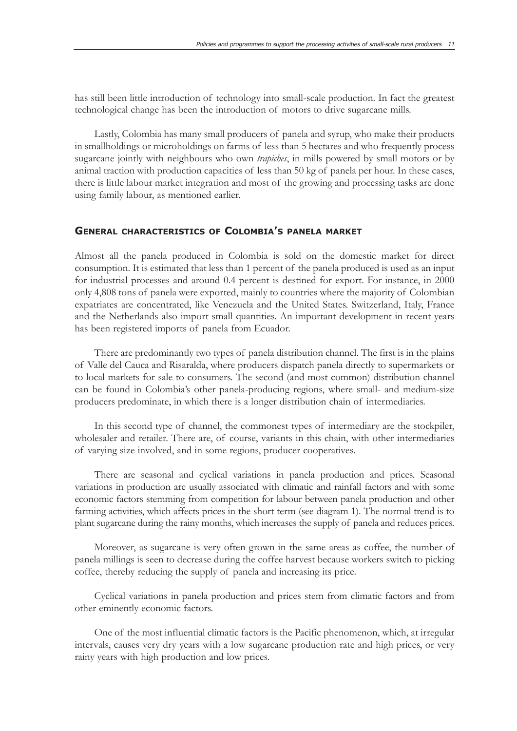has still been little introduction of technology into small-scale production. In fact the greatest technological change has been the introduction of motors to drive sugarcane mills.

Lastly, Colombia has many small producers of panela and syrup, who make their products in smallholdings or microholdings on farms of less than 5 hectares and who frequently process sugarcane jointly with neighbours who own *trapiches*, in mills powered by small motors or by animal traction with production capacities of less than 50 kg of panela per hour. In these cases, there is little labour market integration and most of the growing and processing tasks are done using family labour, as mentioned earlier.

## General characteristics of Colombia's panela market

Almost all the panela produced in Colombia is sold on the domestic market for direct consumption. It is estimated that less than 1 percent of the panela produced is used as an input for industrial processes and around 0.4 percent is destined for export. For instance, in 2000 only 4,808 tons of panela were exported, mainly to countries where the majority of Colombian expatriates are concentrated, like Venezuela and the United States. Switzerland, Italy, France and the Netherlands also import small quantities. An important development in recent years has been registered imports of panela from Ecuador.

There are predominantly two types of panela distribution channel. The first is in the plains of Valle del Cauca and Risaralda, where producers dispatch panela directly to supermarkets or to local markets for sale to consumers. The second (and most common) distribution channel can be found in Colombia's other panela-producing regions, where small- and medium-size producers predominate, in which there is a longer distribution chain of intermediaries.

In this second type of channel, the commonest types of intermediary are the stockpiler, wholesaler and retailer. There are, of course, variants in this chain, with other intermediaries of varying size involved, and in some regions, producer cooperatives.

There are seasonal and cyclical variations in panela production and prices. Seasonal variations in production are usually associated with climatic and rainfall factors and with some economic factors stemming from competition for labour between panela production and other farming activities, which affects prices in the short term (see diagram 1). The normal trend is to plant sugarcane during the rainy months, which increases the supply of panela and reduces prices.

Moreover, as sugarcane is very often grown in the same areas as coffee, the number of panela millings is seen to decrease during the coffee harvest because workers switch to picking coffee, thereby reducing the supply of panela and increasing its price.

Cyclical variations in panela production and prices stem from climatic factors and from other eminently economic factors.

One of the most influential climatic factors is the Pacific phenomenon, which, at irregular intervals, causes very dry years with a low sugarcane production rate and high prices, or very rainy years with high production and low prices.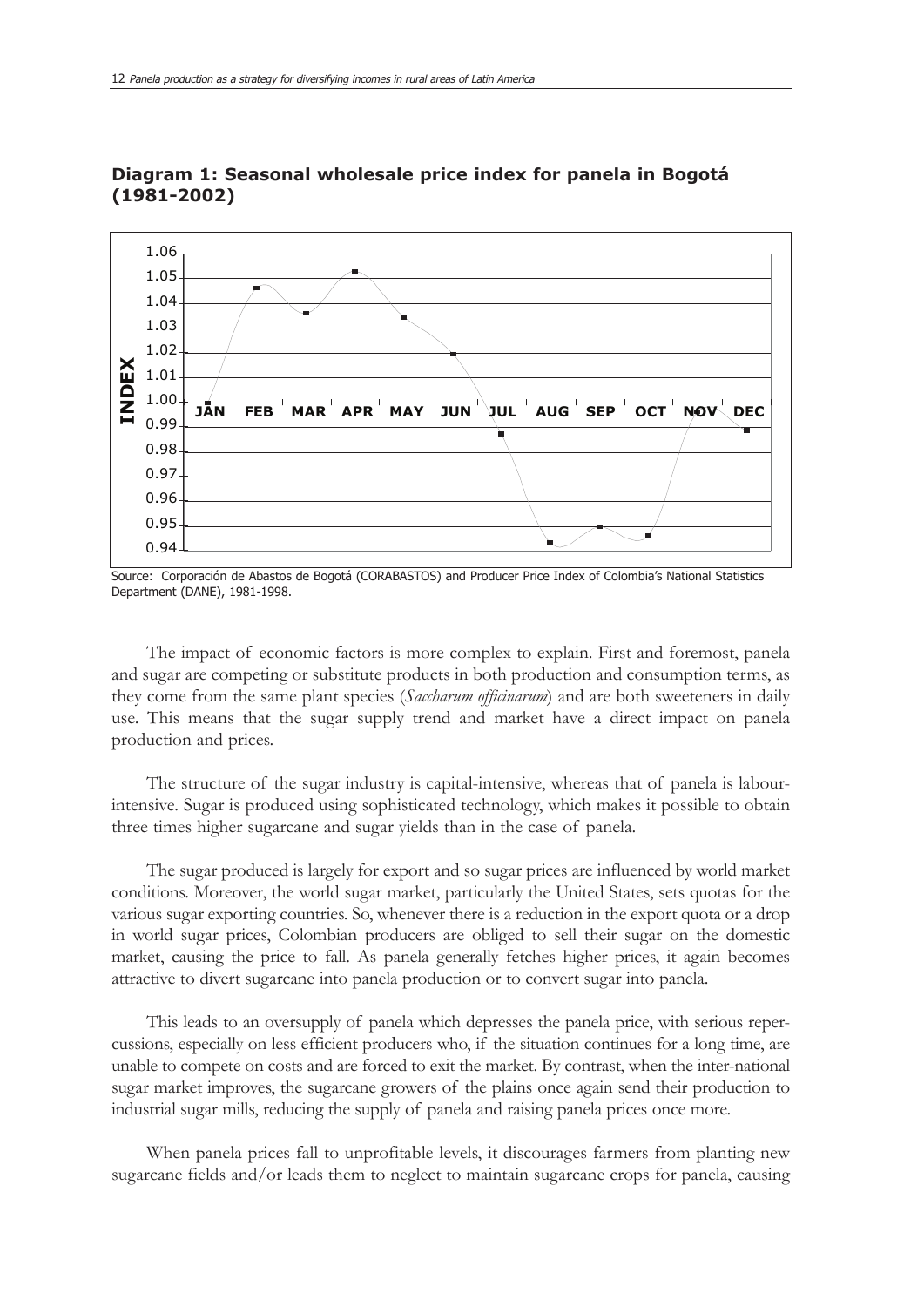**Diagram 1: Seasonal wholesale price index for panela in Bogotá (1981-2002)**

Source: Corporación de Abastos de Bogotá (CORABASTOS) and Producer Price Index of Colombia's National Statistics Department (DANE), 1981-1998.

The impact of economic factors is more complex to explain. First and foremost, panela and sugar are competing or substitute products in both production and consumption terms, as they come from the same plant species (*Saccharum officinarum*) and are both sweeteners in daily use. This means that the sugar supply trend and market have a direct impact on panela production and prices.

The structure of the sugar industry is capital-intensive, whereas that of panela is labour-intensive. Sugar is produced using sophisticated technology, which makes it possible to obtain three times higher sugarcane and sugar yields than in the case of panela.

The sugar produced is largely for export and so sugar prices are influenced by world market conditions. Moreover, the world sugar market, particularly the United States, sets quotas for the various sugar exporting countries. So, whenever there is a reduction in the export quota or a drop in world sugar prices, Colombian producers are obliged to sell their sugar on the domestic market, causing the price to fall. As panela generally fetches higher prices, it again becomes attractive to divert sugarcane into panela production or to convert sugar into panela.

This leads to an oversupply of panela which depresses the panela price, with serious repercussions, especially on less efficient producers who, if the situation continues for a long time, are unable to compete on costs and are forced to exit the market. By contrast, when the inter-national sugar market improves, the sugarcane growers of the plains once again send their production to industrial sugar mills, reducing the supply of panela and raising panela prices once more.

When panela prices fall to unprofitable levels, it discourages farmers from planting new sugarcane fields and/or leads them to neglect to maintain sugarcane crops for panela, causing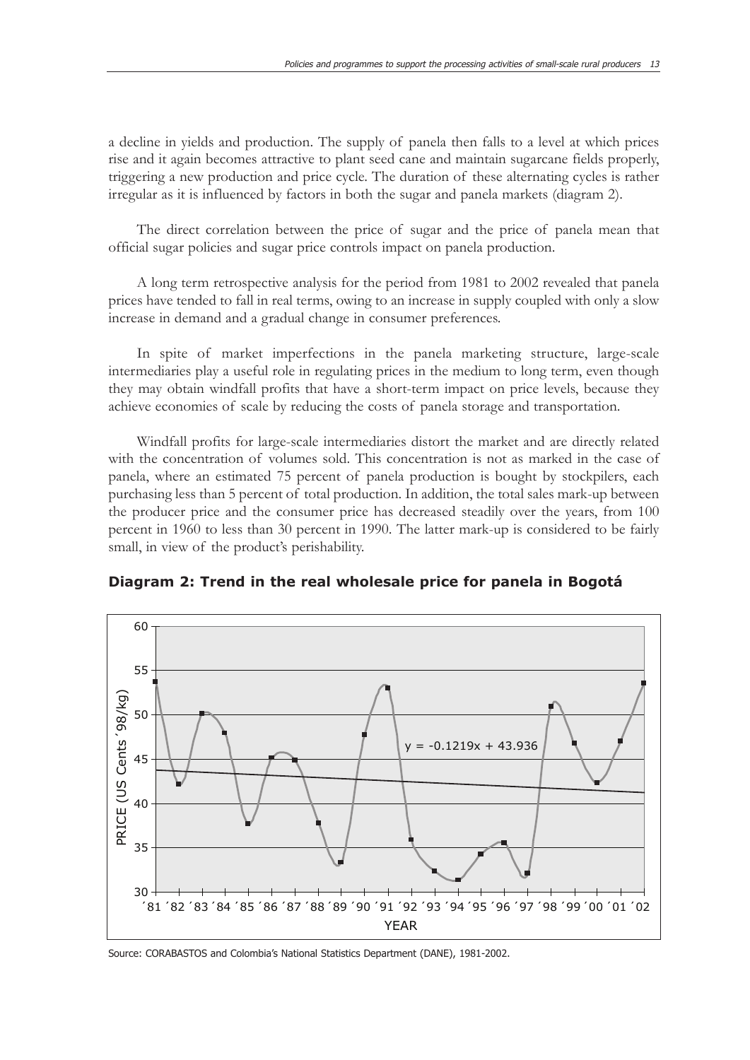a decline in yields and production. The supply of panela then falls to a level at which prices rise and it again becomes attractive to plant seed cane and maintain sugarcane fields properly, triggering a new production and price cycle. The duration of these alternating cycles is rather irregular as it is influenced by factors in both the sugar and panela markets (diagram 2).

The direct correlation between the price of sugar and the price of panela mean that official sugar policies and sugar price controls impact on panela production.

A long term retrospective analysis for the period from 1981 to 2002 revealed that panela prices have tended to fall in real terms, owing to an increase in supply coupled with only a slow increase in demand and a gradual change in consumer preferences.

In spite of market imperfections in the panela marketing structure, large-scale intermediaries play a useful role in regulating prices in the medium to long term, even though they may obtain windfall profits that have a short-term impact on price levels, because they achieve economies of scale by reducing the costs of panela storage and transportation.

Windfall profits for large-scale intermediaries distort the market and are directly related with the concentration of volumes sold. This concentration is not as marked in the case of panela, where an estimated 75 percent of panela production is bought by stockpilers, each purchasing less than 5 percent of total production. In addition, the total sales mark-up between the producer price and the consumer price has decreased steadily over the years, from 100 percent in 1960 to less than 30 percent in 1990. The latter mark-up is considered to be fairly small, in view of the product's perishability.

**Diagram 2: Trend in the real wholesale price for panela in Bogotá**

Source: CORABASTOS and Colombia's National Statistics Department (DANE), 1981-2002.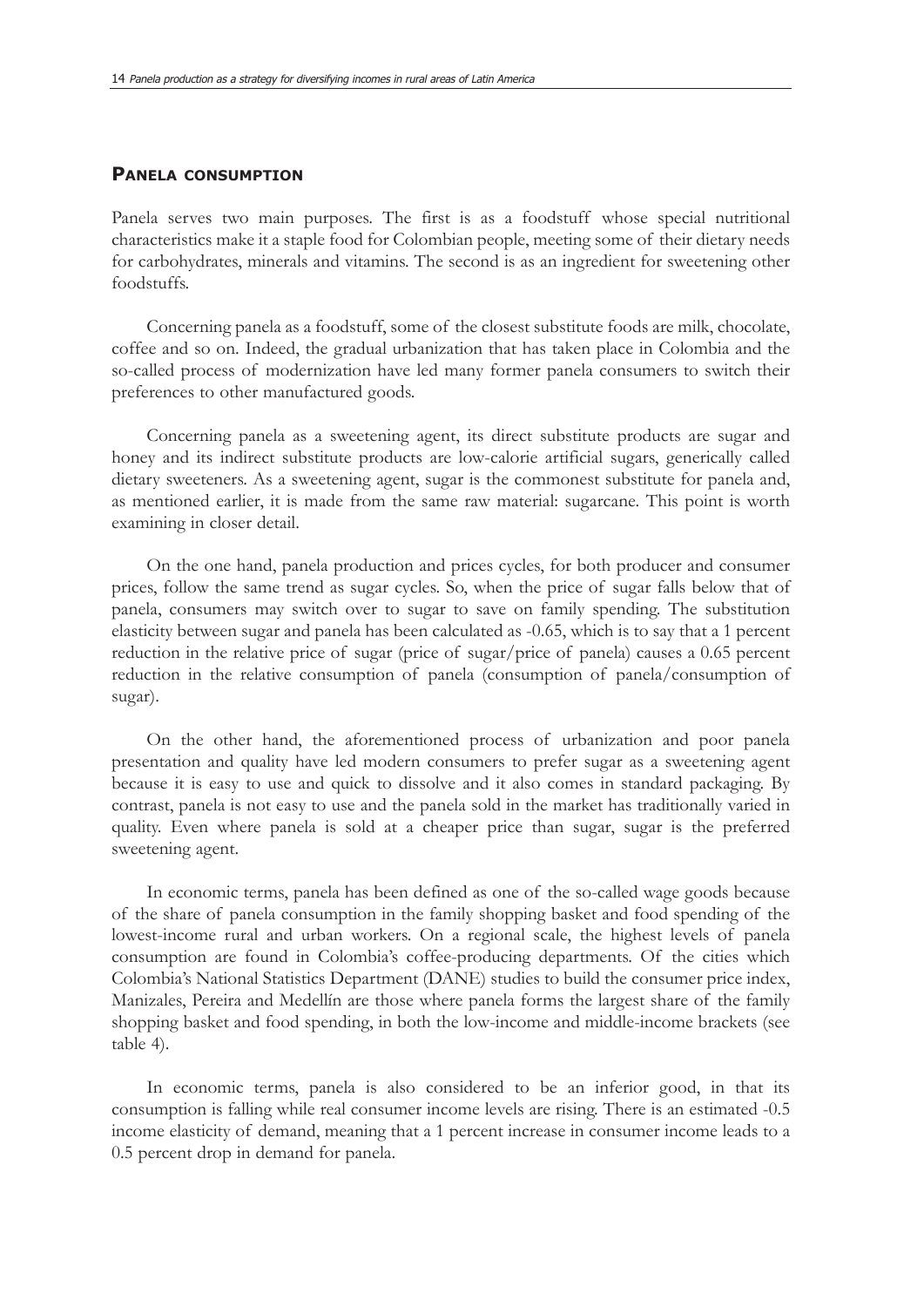## Panela consumption

Panela serves two main purposes. The first is as a foodstuff whose special nutritional characteristics make it a staple food for Colombian people, meeting some of their dietary needs for carbohydrates, minerals and vitamins. The second is as an ingredient for sweetening other foodstuffs.

Concerning panela as a foodstuff, some of the closest substitute foods are milk, chocolate, coffee and so on. Indeed, the gradual urbanization that has taken place in Colombia and the so-called process of modernization have led many former panela consumers to switch their preferences to other manufactured goods.

Concerning panela as a sweetening agent, its direct substitute products are sugar and honey and its indirect substitute products are low-calorie artificial sugars, generically called dietary sweeteners. As a sweetening agent, sugar is the commonest substitute for panela and, as mentioned earlier, it is made from the same raw material: sugarcane. This point is worth examining in closer detail.

On the one hand, panela production and prices cycles, for both producer and consumer prices, follow the same trend as sugar cycles. So, when the price of sugar falls below that of panela, consumers may switch over to sugar to save on family spending. The substitution elasticity between sugar and panela has been calculated as -0.65, which is to say that a 1 percent reduction in the relative price of sugar (price of sugar/price of panela) causes a 0.65 percent reduction in the relative consumption of panela (consumption of panela/consumption of sugar).

On the other hand, the aforementioned process of urbanization and poor panela presentation and quality have led modern consumers to prefer sugar as a sweetening agent because it is easy to use and quick to dissolve and it also comes in standard packaging. By contrast, panela is not easy to use and the panela sold in the market has traditionally varied in quality. Even where panela is sold at a cheaper price than sugar, sugar is the preferred sweetening agent.

In economic terms, panela has been defined as one of the so-called wage goods because of the share of panela consumption in the family shopping basket and food spending of the lowest-income rural and urban workers. On a regional scale, the highest levels of panela consumption are found in Colombia's coffee-producing departments. Of the cities which Colombia's National Statistics Department (DANE) studies to build the consumer price index, Manizales, Pereira and Medellín are those where panela forms the largest share of the family shopping basket and food spending, in both the low-income and middle-income brackets (see table 4).

In economic terms, panela is also considered to be an inferior good, in that its consumption is falling while real consumer income levels are rising. There is an estimated -0.5 income elasticity of demand, meaning that a 1 percent increase in consumer income leads to a 0.5 percent drop in demand for panela.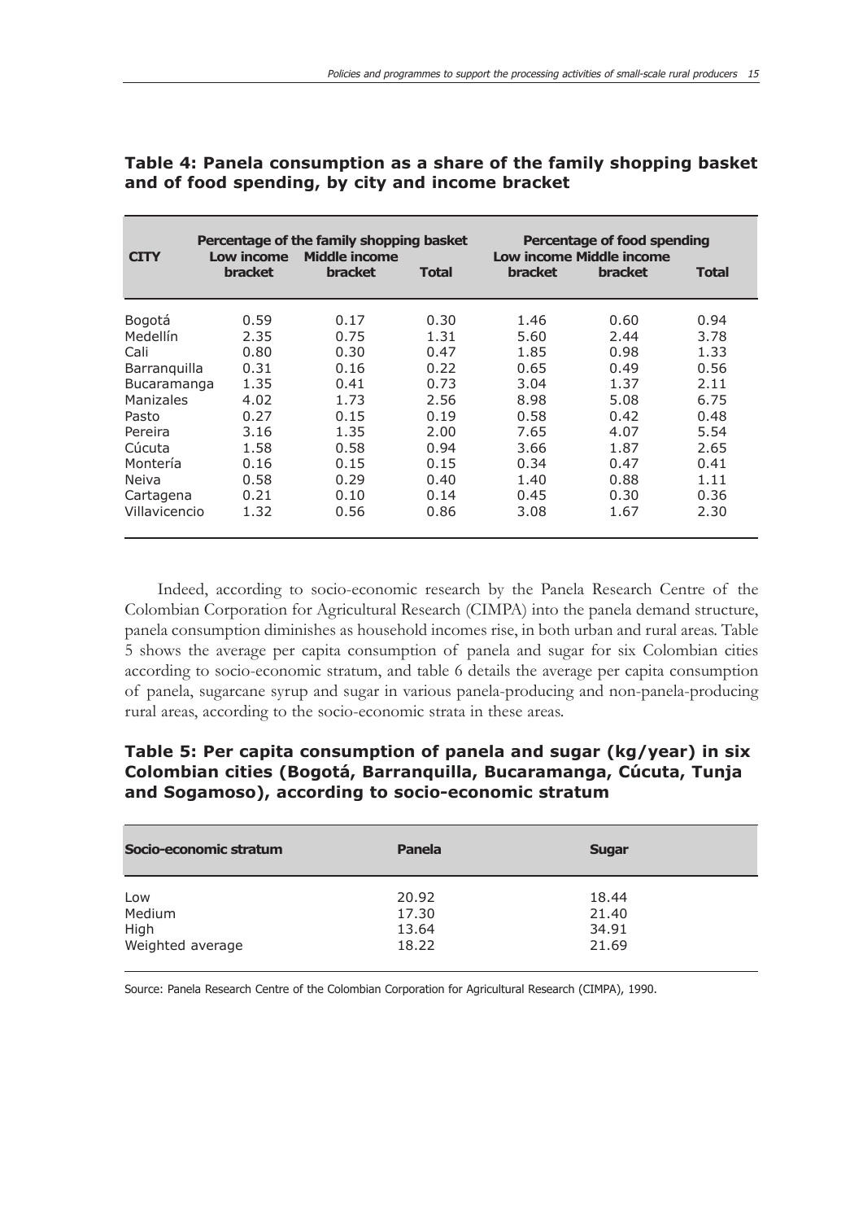### Table 4: Panela consumption as a share of the family shopping basket and of food spending, by city and income bracket

| CITY | Percentage of the family shopping basket | | | Percentage of food spending | | |
|---|---|---|---|---|---|---|
| | Low income bracket | Middle income bracket | Total | Low income bracket | Middle income bracket | Total |
| Bogotá | 0.59 | 0.17 | 0.30 | 1.46 | 0.60 | 0.94 |
| Medellín | 2.35 | 0.75 | 1.31 | 5.60 | 2.44 | 3.78 |
| Cali | 0.80 | 0.30 | 0.47 | 1.85 | 0.98 | 1.33 |
| Barranquilla | 0.31 | 0.16 | 0.22 | 0.65 | 0.49 | 0.56 |
| Bucaramanga | 1.35 | 0.41 | 0.73 | 3.04 | 1.37 | 2.11 |
| Manizales | 4.02 | 1.73 | 2.56 | 8.98 | 5.08 | 6.75 |
| Pasto | 0.27 | 0.15 | 0.19 | 0.58 | 0.42 | 0.48 |
| Pereira | 3.16 | 1.35 | 2.00 | 7.65 | 4.07 | 5.54 |
| Cúcuta | 1.58 | 0.58 | 0.94 | 3.66 | 1.87 | 2.65 |
| Montería | 0.16 | 0.15 | 0.15 | 0.34 | 0.47 | 0.41 |
| Neiva | 0.58 | 0.29 | 0.40 | 1.40 | 0.88 | 1.11 |
| Cartagena | 0.21 | 0.10 | 0.14 | 0.45 | 0.30 | 0.36 |
| Villavicencio | 1.32 | 0.56 | 0.86 | 3.08 | 1.67 | 2.30 |

Indeed, according to socio-economic research by the Panela Research Centre of the Colombian Corporation for Agricultural Research (CIMPA) into the panela demand structure, panela consumption diminishes as household incomes rise, in both urban and rural areas. Table 5 shows the average per capita consumption of panela and sugar for six Colombian cities according to socio-economic stratum, and table 6 details the average per capita consumption of panela, sugarcane syrup and sugar in various panela-producing and non-panela-producing rural areas, according to the socio-economic strata in these areas.

### Table 5: Per capita consumption of panela and sugar (kg/year) in six Colombian cities (Bogotá, Barranquilla, Bucaramanga, Cúcuta, Tunja and Sogamoso), according to socio-economic stratum

| Socio-economic stratum | Panela | Sugar |
|---|---|---|
| Low | 20.92 | 18.44 |
| Medium | 17.30 | 21.40 |
| High | 13.64 | 34.91 |
| Weighted average | 18.22 | 21.69 |

Source: Panela Research Centre of the Colombian Corporation for Agricultural Research (CIMPA), 1990.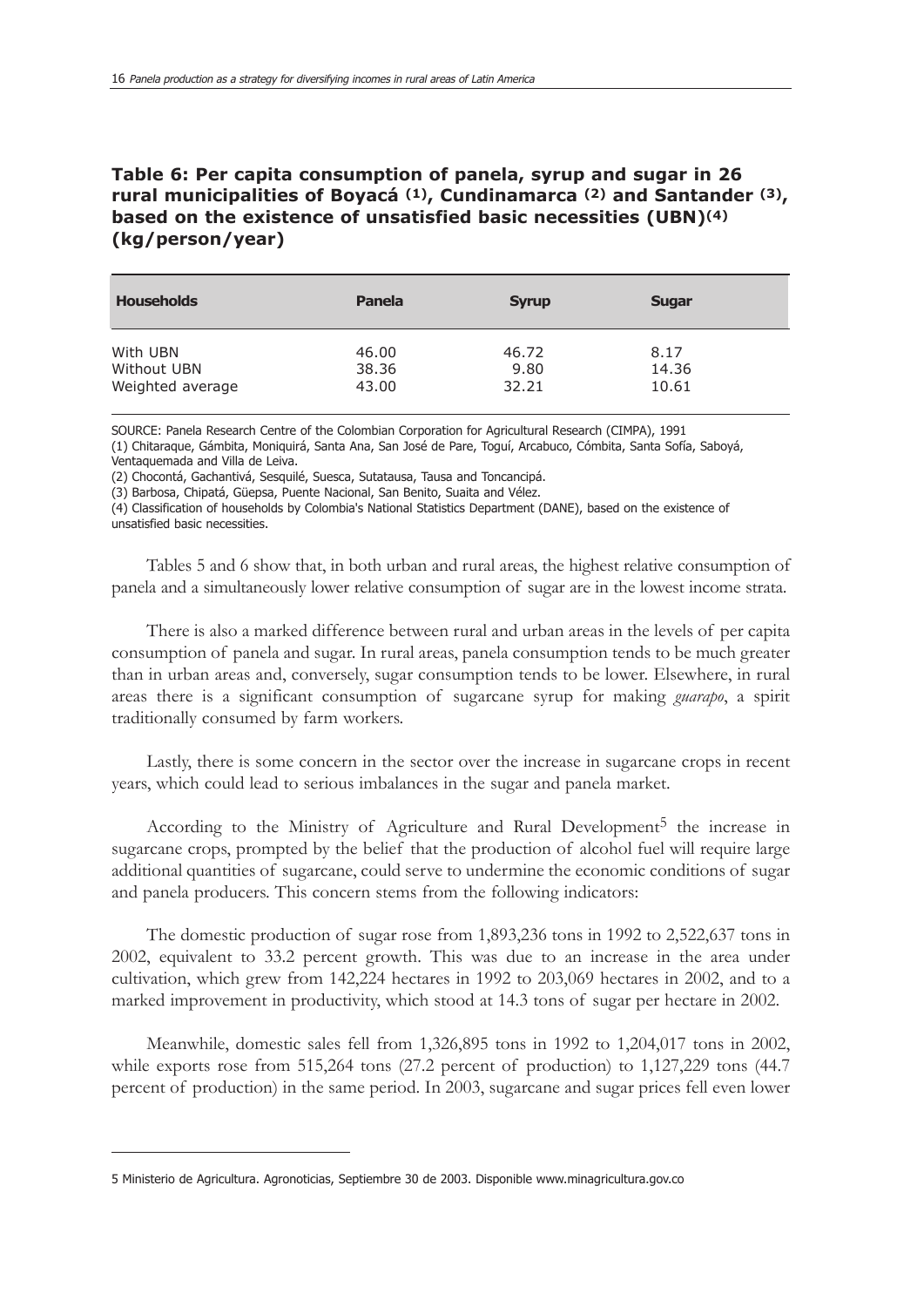### Table 6: Per capita consumption of panela, syrup and sugar in 26 rural municipalities of Boyacá (1), Cundinamarca (2) and Santander (3), based on the existence of unsatisfied basic necessities (UBN)(4) (kg/person/year)

| Households | Panela | Syrup | Sugar |
|---|---|---|---|
| With UBN | 46.00 | 46.72 | 8.17 |
| Without UBN | 38.36 | 9.80 | 14.36 |
| Weighted average | 43.00 | 32.21 | 10.61 |

SOURCE: Panela Research Centre of the Colombian Corporation for Agricultural Research (CIMPA), 1991

(1) Chitaraque, Gámbita, Moniquirá, Santa Ana, San José de Pare, Toguí, Arcabuco, Cómbita, Santa Sofía, Saboyá, Ventaquemada and Villa de Leiva.

(2) Chocontá, Gachantivá, Sesquilé, Suesca, Sutatausa, Tausa and Toncancipá.

(3) Barbosa, Chipatá, Güepsa, Puente Nacional, San Benito, Suaita and Vélez.

(4) Classification of households by Colombia's National Statistics Department (DANE), based on the existence of unsatisfied basic necessities.

Tables 5 and 6 show that, in both urban and rural areas, the highest relative consumption of panela and a simultaneously lower relative consumption of sugar are in the lowest income strata.

There is also a marked difference between rural and urban areas in the levels of per capita consumption of panela and sugar. In rural areas, panela consumption tends to be much greater than in urban areas and, conversely, sugar consumption tends to be lower. Elsewhere, in rural areas there is a significant consumption of sugarcane syrup for making *guarapo*, a spirit traditionally consumed by farm workers.

Lastly, there is some concern in the sector over the increase in sugarcane crops in recent years, which could lead to serious imbalances in the sugar and panela market.

According to the Ministry of Agriculture and Rural Development[5] the increase in sugarcane crops, prompted by the belief that the production of alcohol fuel will require large additional quantities of sugarcane, could serve to undermine the economic conditions of sugar and panela producers. This concern stems from the following indicators:

The domestic production of sugar rose from 1,893,236 tons in 1992 to 2,522,637 tons in 2002, equivalent to 33.2 percent growth. This was due to an increase in the area under cultivation, which grew from 142,224 hectares in 1992 to 203,069 hectares in 2002, and to a marked improvement in productivity, which stood at 14.3 tons of sugar per hectare in 2002.

Meanwhile, domestic sales fell from 1,326,895 tons in 1992 to 1,204,017 tons in 2002, while exports rose from 515,264 tons (27.2 percent of production) to 1,127,229 tons (44.7 percent of production) in the same period. In 2003, sugarcane and sugar prices fell even lower

---

5 Ministerio de Agricultura. Agronoticias, Septiembre 30 de 2003. Disponible www.minagricultura.gov.co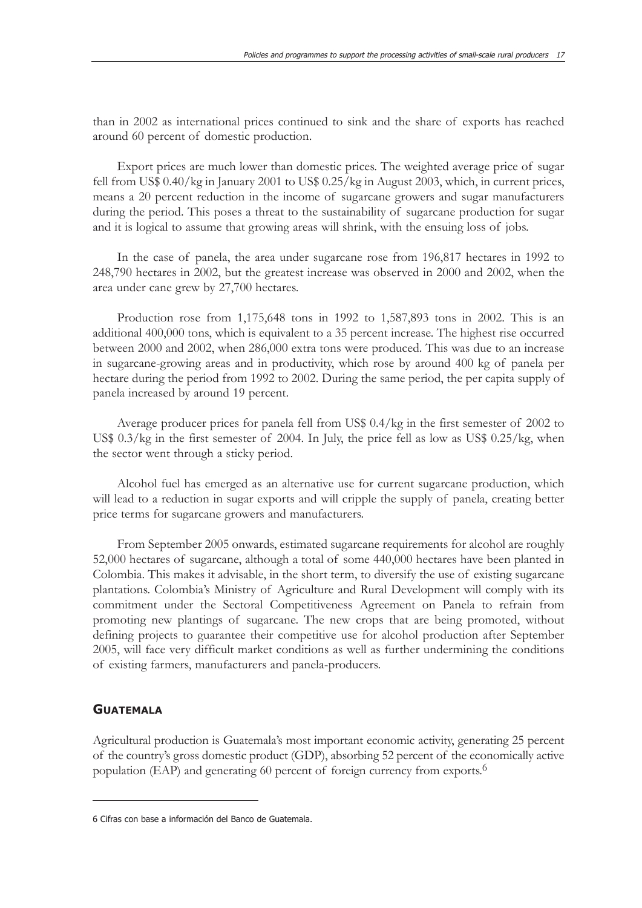than in 2002 as international prices continued to sink and the share of exports has reached around 60 percent of domestic production.

Export prices are much lower than domestic prices. The weighted average price of sugar fell from US$ 0.40/kg in January 2001 to US$ 0.25/kg in August 2003, which, in current prices, means a 20 percent reduction in the income of sugarcane growers and sugar manufacturers during the period. This poses a threat to the sustainability of sugarcane production for sugar and it is logical to assume that growing areas will shrink, with the ensuing loss of jobs.

In the case of panela, the area under sugarcane rose from 196,817 hectares in 1992 to 248,790 hectares in 2002, but the greatest increase was observed in 2000 and 2002, when the area under cane grew by 27,700 hectares.

Production rose from 1,175,648 tons in 1992 to 1,587,893 tons in 2002. This is an additional 400,000 tons, which is equivalent to a 35 percent increase. The highest rise occurred between 2000 and 2002, when 286,000 extra tons were produced. This was due to an increase in sugarcane-growing areas and in productivity, which rose by around 400 kg of panela per hectare during the period from 1992 to 2002. During the same period, the per capita supply of panela increased by around 19 percent.

Average producer prices for panela fell from US$ 0.4/kg in the first semester of 2002 to US$ 0.3/kg in the first semester of 2004. In July, the price fell as low as US$ 0.25/kg, when the sector went through a sticky period.

Alcohol fuel has emerged as an alternative use for current sugarcane production, which will lead to a reduction in sugar exports and will cripple the supply of panela, creating better price terms for sugarcane growers and manufacturers.

From September 2005 onwards, estimated sugarcane requirements for alcohol are roughly 52,000 hectares of sugarcane, although a total of some 440,000 hectares have been planted in Colombia. This makes it advisable, in the short term, to diversify the use of existing sugarcane plantations. Colombia's Ministry of Agriculture and Rural Development will comply with its commitment under the Sectoral Competitiveness Agreement on Panela to refrain from promoting new plantings of sugarcane. The new crops that are being promoted, without defining projects to guarantee their competitive use for alcohol production after September 2005, will face very difficult market conditions as well as further undermining the conditions of existing farmers, manufacturers and panela-producers.

## Guatemala

Agricultural production is Guatemala's most important economic activity, generating 25 percent of the country's gross domestic product (GDP), absorbing 52 percent of the economically active population (EAP) and generating 60 percent of foreign currency from exports.[6]

---

6 Cifras con base a información del Banco de Guatemala.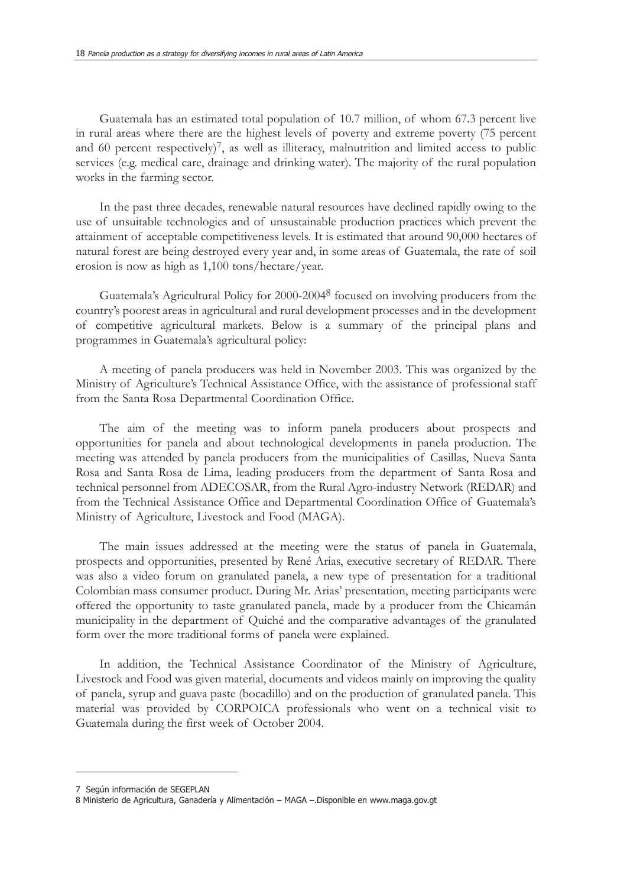Guatemala has an estimated total population of 10.7 million, of whom 67.3 percent live in rural areas where there are the highest levels of poverty and extreme poverty (75 percent and 60 percent respectively)[7], as well as illiteracy, malnutrition and limited access to public services (e.g. medical care, drainage and drinking water). The majority of the rural population works in the farming sector.

In the past three decades, renewable natural resources have declined rapidly owing to the use of unsuitable technologies and of unsustainable production practices which prevent the attainment of acceptable competitiveness levels. It is estimated that around 90,000 hectares of natural forest are being destroyed every year and, in some areas of Guatemala, the rate of soil erosion is now as high as 1,100 tons/hectare/year.

Guatemala's Agricultural Policy for 2000-2004[8] focused on involving producers from the country's poorest areas in agricultural and rural development processes and in the development of competitive agricultural markets. Below is a summary of the principal plans and programmes in Guatemala's agricultural policy:

A meeting of panela producers was held in November 2003. This was organized by the Ministry of Agriculture's Technical Assistance Office, with the assistance of professional staff from the Santa Rosa Departmental Coordination Office.

The aim of the meeting was to inform panela producers about prospects and opportunities for panela and about technological developments in panela production. The meeting was attended by panela producers from the municipalities of Casillas, Nueva Santa Rosa and Santa Rosa de Lima, leading producers from the department of Santa Rosa and technical personnel from ADECOSAR, from the Rural Agro-industry Network (REDAR) and from the Technical Assistance Office and Departmental Coordination Office of Guatemala's Ministry of Agriculture, Livestock and Food (MAGA).

The main issues addressed at the meeting were the status of panela in Guatemala, prospects and opportunities, presented by René Arias, executive secretary of REDAR. There was also a video forum on granulated panela, a new type of presentation for a traditional Colombian mass consumer product. During Mr. Arias' presentation, meeting participants were offered the opportunity to taste granulated panela, made by a producer from the Chicamán municipality in the department of Quiché and the comparative advantages of the granulated form over the more traditional forms of panela were explained.

In addition, the Technical Assistance Coordinator of the Ministry of Agriculture, Livestock and Food was given material, documents and videos mainly on improving the quality of panela, syrup and guava paste (bocadillo) and on the production of granulated panela. This material was provided by CORPOICA professionals who went on a technical visit to Guatemala during the first week of October 2004.

---

7 Según información de SEGEPLAN

8 Ministerio de Agricultura, Ganadería y Alimentación – MAGA –.Disponible en www.maga.gov.gt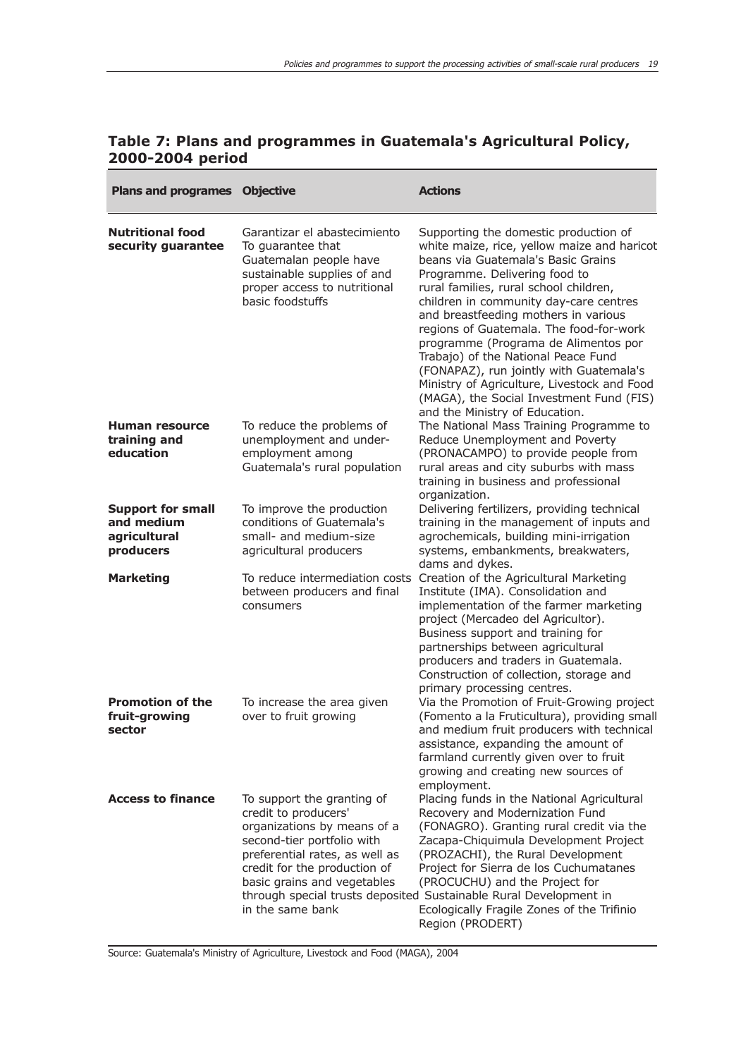## Table 7: Plans and programmes in Guatemala's Agricultural Policy, 2000-2004 period

| Plans and programes | Objective | Actions |
|---|---|---|
| **Nutritional food security guarantee** | Garantizar el abastecimiento To guarantee that Guatemalan people have sustainable supplies of and proper access to nutritional basic foodstuffs | Supporting the domestic production of white maize, rice, yellow maize and haricot beans via Guatemala's Basic Grains Programme. Delivering food to rural families, rural school children, children in community day-care centres and breastfeeding mothers in various regions of Guatemala. The food-for-work programme (Programa de Alimentos por Trabajo) of the National Peace Fund (FONAPAZ), run jointly with Guatemala's Ministry of Agriculture, Livestock and Food (MAGA), the Social Investment Fund (FIS) and the Ministry of Education. |
| **Human resource training and education** | To reduce the problems of unemployment and under-employment among Guatemala's rural population | The National Mass Training Programme to Reduce Unemployment and Poverty (PRONACAMPO) to provide people from rural areas and city suburbs with mass training in business and professional organization. |
| **Support for small and medium agricultural producers** | To improve the production conditions of Guatemala's small- and medium-size agricultural producers | Delivering fertilizers, providing technical training in the management of inputs and agrochemicals, building mini-irrigation systems, embankments, breakwaters, dams and dykes. |
| **Marketing** | To reduce intermediation costs between producers and final consumers | Creation of the Agricultural Marketing Institute (IMA). Consolidation and implementation of the farmer marketing project (Mercadeo del Agricultor). Business support and training for partnerships between agricultural producers and traders in Guatemala. Construction of collection, storage and primary processing centres. |
| **Promotion of the fruit-growing sector** | To increase the area given over to fruit growing | Via the Promotion of Fruit-Growing project (Fomento a la Fruticultura), providing small and medium fruit producers with technical assistance, expanding the amount of farmland currently given over to fruit growing and creating new sources of employment. |
| **Access to finance** | To support the granting of credit to producers' organizations by means of a second-tier portfolio with preferential rates, as well as credit for the production of basic grains and vegetables through special trusts deposited in the same bank | Placing funds in the National Agricultural Recovery and Modernization Fund (FONAGRO). Granting rural credit via the Zacapa-Chiquimula Development Project (PROZACHI), the Rural Development Project for Sierra de los Cuchumatanes (PROCUCHU) and the Project for Sustainable Rural Development in Ecologically Fragile Zones of the Trifinio Region (PRODERT) |

Source: Guatemala's Ministry of Agriculture, Livestock and Food (MAGA), 2004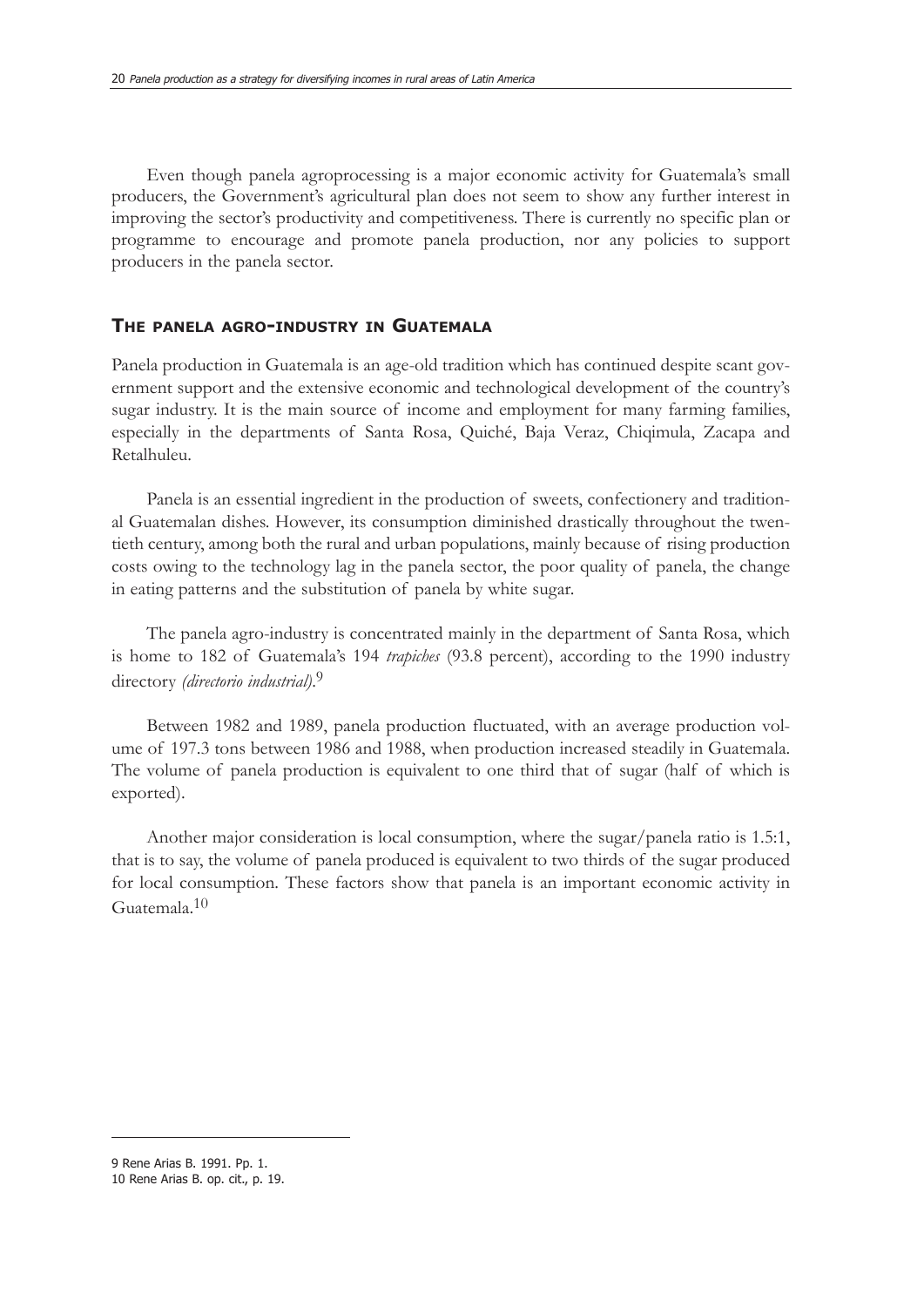Even though panela agroprocessing is a major economic activity for Guatemala's small producers, the Government's agricultural plan does not seem to show any further interest in improving the sector's productivity and competitiveness. There is currently no specific plan or programme to encourage and promote panela production, nor any policies to support producers in the panela sector.

## The panela agro-industry in Guatemala

Panela production in Guatemala is an age-old tradition which has continued despite scant government support and the extensive economic and technological development of the country's sugar industry. It is the main source of income and employment for many farming families, especially in the departments of Santa Rosa, Quiché, Baja Veraz, Chiqimula, Zacapa and Retalhuleu.

Panela is an essential ingredient in the production of sweets, confectionery and traditional Guatemalan dishes. However, its consumption diminished drastically throughout the twentieth century, among both the rural and urban populations, mainly because of rising production costs owing to the technology lag in the panela sector, the poor quality of panela, the change in eating patterns and the substitution of panela by white sugar.

The panela agro-industry is concentrated mainly in the department of Santa Rosa, which is home to 182 of Guatemala's 194 *trapiches* (93.8 percent), according to the 1990 industry directory *(directorio industrial)*.[9]

Between 1982 and 1989, panela production fluctuated, with an average production volume of 197.3 tons between 1986 and 1988, when production increased steadily in Guatemala. The volume of panela production is equivalent to one third that of sugar (half of which is exported).

Another major consideration is local consumption, where the sugar/panela ratio is 1.5:1, that is to say, the volume of panela produced is equivalent to two thirds of the sugar produced for local consumption. These factors show that panela is an important economic activity in Guatemala.[10]

---

9 Rene Arias B. 1991. Pp. 1.

10 Rene Arias B. op. cit., p. 19.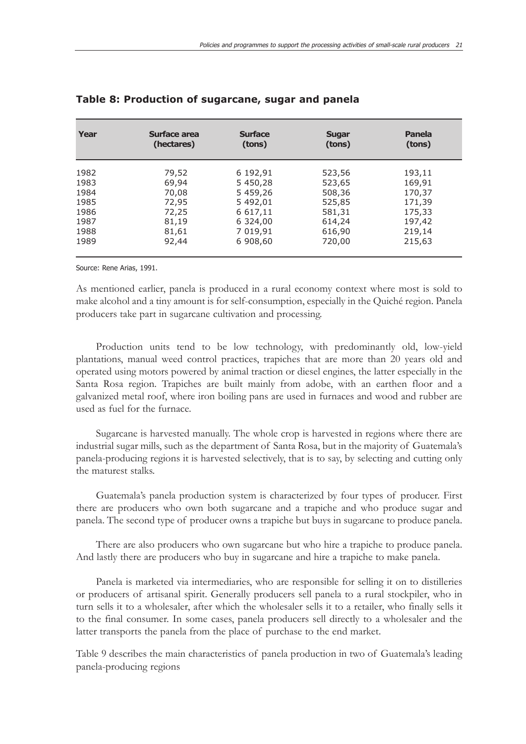**Table 8: Production of sugarcane, sugar and panela**

| Year | Surface area (hectares) | Surface (tons) | Sugar (tons) | Panela (tons) |
|---|---|---|---|---|
| 1982 | 79,52 | 6 192,91 | 523,56 | 193,11 |
| 1983 | 69,94 | 5 450,28 | 523,65 | 169,91 |
| 1984 | 70,08 | 5 459,26 | 508,36 | 170,37 |
| 1985 | 72,95 | 5 492,01 | 525,85 | 171,39 |
| 1986 | 72,25 | 6 617,11 | 581,31 | 175,33 |
| 1987 | 81,19 | 6 324,00 | 614,24 | 197,42 |
| 1988 | 81,61 | 7 019,91 | 616,90 | 219,14 |
| 1989 | 92,44 | 6 908,60 | 720,00 | 215,63 |

Source: Rene Arias, 1991.

As mentioned earlier, panela is produced in a rural economy context where most is sold to make alcohol and a tiny amount is for self-consumption, especially in the Quiché region. Panela producers take part in sugarcane cultivation and processing.

Production units tend to be low technology, with predominantly old, low-yield plantations, manual weed control practices, trapiches that are more than 20 years old and operated using motors powered by animal traction or diesel engines, the latter especially in the Santa Rosa region. Trapiches are built mainly from adobe, with an earthen floor and a galvanized metal roof, where iron boiling pans are used in furnaces and wood and rubber are used as fuel for the furnace.

Sugarcane is harvested manually. The whole crop is harvested in regions where there are industrial sugar mills, such as the department of Santa Rosa, but in the majority of Guatemala's panela-producing regions it is harvested selectively, that is to say, by selecting and cutting only the maturest stalks.

Guatemala's panela production system is characterized by four types of producer. First there are producers who own both sugarcane and a trapiche and who produce sugar and panela. The second type of producer owns a trapiche but buys in sugarcane to produce panela.

There are also producers who own sugarcane but who hire a trapiche to produce panela. And lastly there are producers who buy in sugarcane and hire a trapiche to make panela.

Panela is marketed via intermediaries, who are responsible for selling it on to distilleries or producers of artisanal spirit. Generally producers sell panela to a rural stockpiler, who in turn sells it to a wholesaler, after which the wholesaler sells it to a retailer, who finally sells it to the final consumer. In some cases, panela producers sell directly to a wholesaler and the latter transports the panela from the place of purchase to the end market.

Table 9 describes the main characteristics of panela production in two of Guatemala's leading panela-producing regions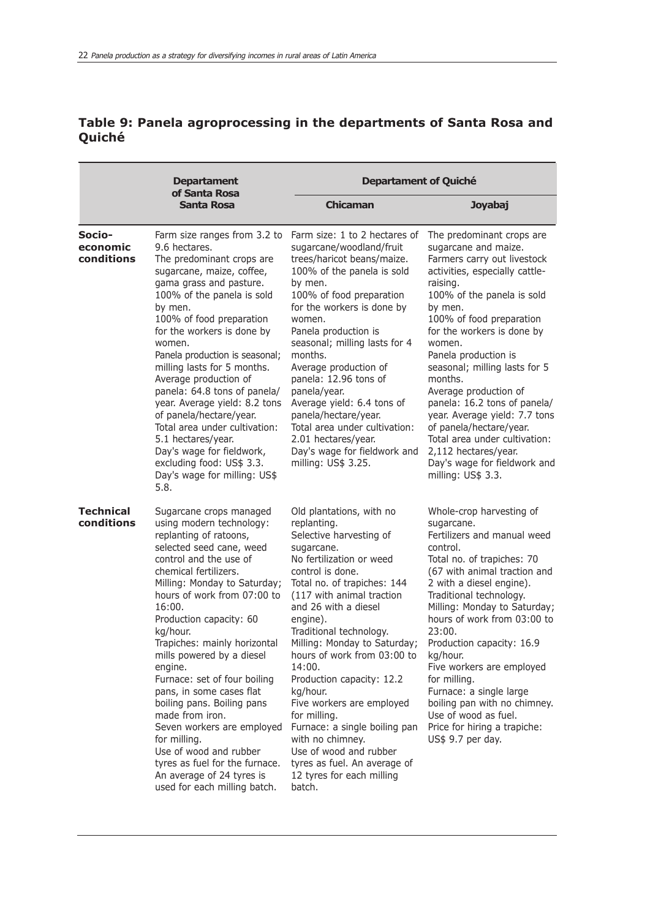### Table 9: Panela agroprocessing in the departments of Santa Rosa and Quiché

| | Departament of Santa Rosa | Departament of Quiché | |
|---|---|---|---|
| | **Santa Rosa** | **Chicaman** | **Joyabaj** |
| **Socio-economic conditions** | Farm size ranges from 3.2 to 9.6 hectares.<br>The predominant crops are sugarcane, maize, coffee, gama grass and pasture.<br>100% of the panela is sold by men.<br>100% of food preparation for the workers is done by women.<br>Panela production is seasonal; milling lasts for 5 months.<br>Average production of panela: 64.8 tons of panela/year. Average yield: 8.2 tons of panela/hectare/year.<br>Total area under cultivation: 5.1 hectares/year.<br>Day's wage for fieldwork, excluding food: US$ 3.3.<br>Day's wage for milling: US$ 5.8. | Farm size: 1 to 2 hectares of sugarcane/woodland/fruit trees/haricot beans/maize.<br>100% of the panela is sold by men.<br>100% of food preparation for the workers is done by women.<br>Panela production is seasonal; milling lasts for 4 months.<br>Average production of panela: 12.96 tons of panela/year.<br>Average yield: 6.4 tons of panela/hectare/year.<br>Total area under cultivation: 2.01 hectares/year.<br>Day's wage for fieldwork and milling: US$ 3.25. | The predominant crops are sugarcane and maize.<br>Farmers carry out livestock activities, especially cattle-raising.<br>100% of the panela is sold by men.<br>100% of food preparation for the workers is done by women.<br>Panela production is seasonal; milling lasts for 5 months.<br>Average production of panela: 16.2 tons of panela/year. Average yield: 7.7 tons of panela/hectare/year.<br>Total area under cultivation: 2,112 hectares/year.<br>Day's wage for fieldwork and milling: US$ 3.3. |
| **Technical conditions** | Sugarcane crops managed using modern technology: replanting of ratoons, selected seed cane, weed control and the use of chemical fertilizers.<br>Milling: Monday to Saturday; hours of work from 07:00 to 16:00.<br>Production capacity: 60 kg/hour.<br>Trapiches: mainly horizontal mills powered by a diesel engine.<br>Furnace: set of four boiling pans, in some cases flat boiling pans. Boiling pans made from iron.<br>Seven workers are employed for milling.<br>Use of wood and rubber tyres as fuel for the furnace. An average of 24 tyres is used for each milling batch. | Old plantations, with no replanting.<br>Selective harvesting of sugarcane.<br>No fertilization or weed control is done.<br>Total no. of trapiches: 144 (117 with animal traction and 26 with a diesel engine).<br>Traditional technology.<br>Milling: Monday to Saturday; hours of work from 03:00 to 14:00.<br>Production capacity: 12.2 kg/hour.<br>Five workers are employed for milling.<br>Furnace: a single boiling pan with no chimney.<br>Use of wood and rubber tyres as fuel. An average of 12 tyres for each milling batch. | Whole-crop harvesting of sugarcane.<br>Fertilizers and manual weed control.<br>Total no. of trapiches: 70 (67 with animal traction and 2 with a diesel engine).<br>Traditional technology.<br>Milling: Monday to Saturday; hours of work from 03:00 to 23:00.<br>Production capacity: 16.9 kg/hour.<br>Five workers are employed for milling.<br>Furnace: a single large boiling pan with no chimney.<br>Use of wood as fuel.<br>Price for hiring a trapiche: US$ 9.7 per day. |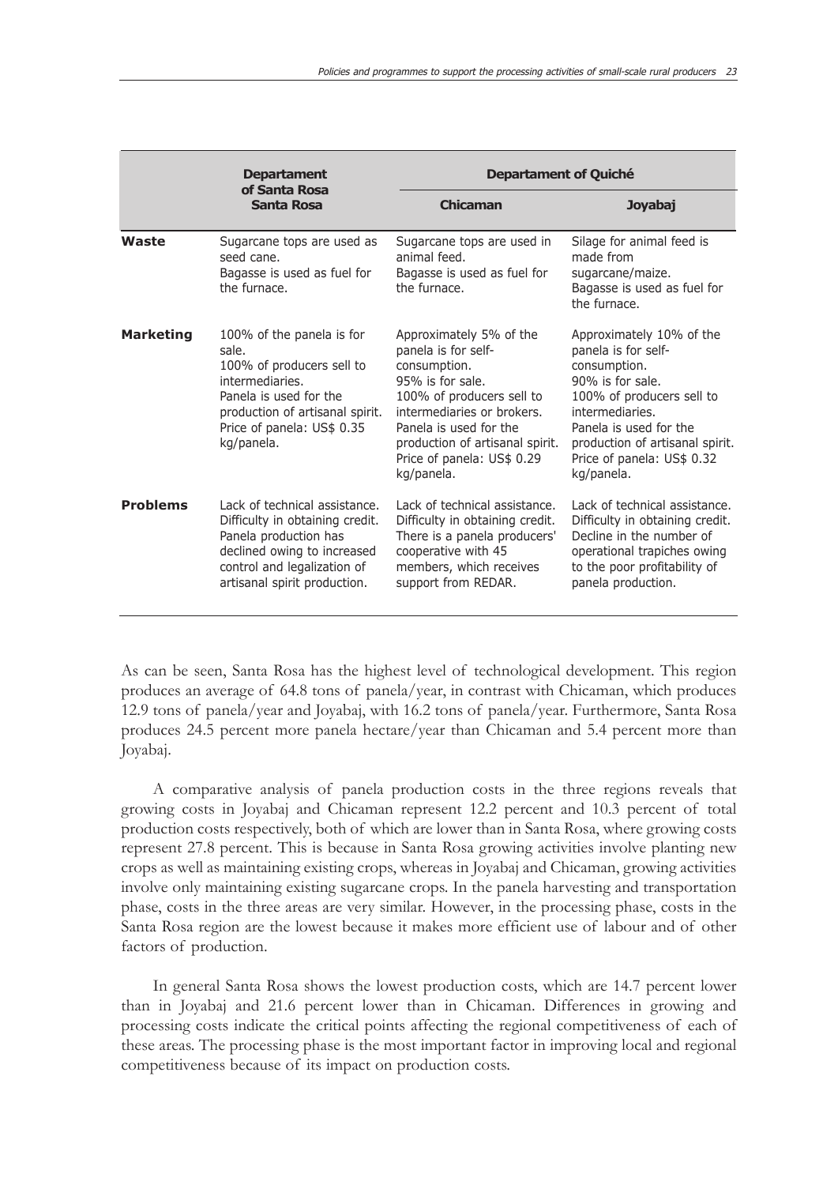| | Departament of Santa Rosa | Departament of Quiché | |
|---|---|---|---|
| | **Santa Rosa** | **Chicaman** | **Joyabaj** |
| **Waste** | Sugarcane tops are used as seed cane.<br>Bagasse is used as fuel for the furnace. | Sugarcane tops are used in animal feed.<br>Bagasse is used as fuel for the furnace. | Silage for animal feed is made from sugarcane/maize.<br>Bagasse is used as fuel for the furnace. |
| **Marketing** | 100% of the panela is for sale.<br>100% of producers sell to intermediaries.<br>Panela is used for the production of artisanal spirit.<br>Price of panela: US$ 0.35 kg/panela. | Approximately 5% of the panela is for self-consumption.<br>95% is for sale.<br>100% of producers sell to intermediaries or brokers.<br>Panela is used for the production of artisanal spirit.<br>Price of panela: US$ 0.29 kg/panela. | Approximately 10% of the panela is for self-consumption.<br>90% is for sale.<br>100% of producers sell to intermediaries.<br>Panela is used for the production of artisanal spirit.<br>Price of panela: US$ 0.32 kg/panela. |
| **Problems** | Lack of technical assistance.<br>Difficulty in obtaining credit.<br>Panela production has declined owing to increased control and legalization of artisanal spirit production. | Lack of technical assistance.<br>Difficulty in obtaining credit.<br>There is a panela producers' cooperative with 45 members, which receives support from REDAR. | Lack of technical assistance.<br>Difficulty in obtaining credit.<br>Decline in the number of operational trapiches owing to the poor profitability of panela production. |

As can be seen, Santa Rosa has the highest level of technological development. This region produces an average of 64.8 tons of panela/year, in contrast with Chicaman, which produces 12.9 tons of panela/year and Joyabaj, with 16.2 tons of panela/year. Furthermore, Santa Rosa produces 24.5 percent more panela hectare/year than Chicaman and 5.4 percent more than Joyabaj.

A comparative analysis of panela production costs in the three regions reveals that growing costs in Joyabaj and Chicaman represent 12.2 percent and 10.3 percent of total production costs respectively, both of which are lower than in Santa Rosa, where growing costs represent 27.8 percent. This is because in Santa Rosa growing activities involve planting new crops as well as maintaining existing crops, whereas in Joyabaj and Chicaman, growing activities involve only maintaining existing sugarcane crops. In the panela harvesting and transportation phase, costs in the three areas are very similar. However, in the processing phase, costs in the Santa Rosa region are the lowest because it makes more efficient use of labour and of other factors of production.

In general Santa Rosa shows the lowest production costs, which are 14.7 percent lower than in Joyabaj and 21.6 percent lower than in Chicaman. Differences in growing and processing costs indicate the critical points affecting the regional competitiveness of each of these areas. The processing phase is the most important factor in improving local and regional competitiveness because of its impact on production costs.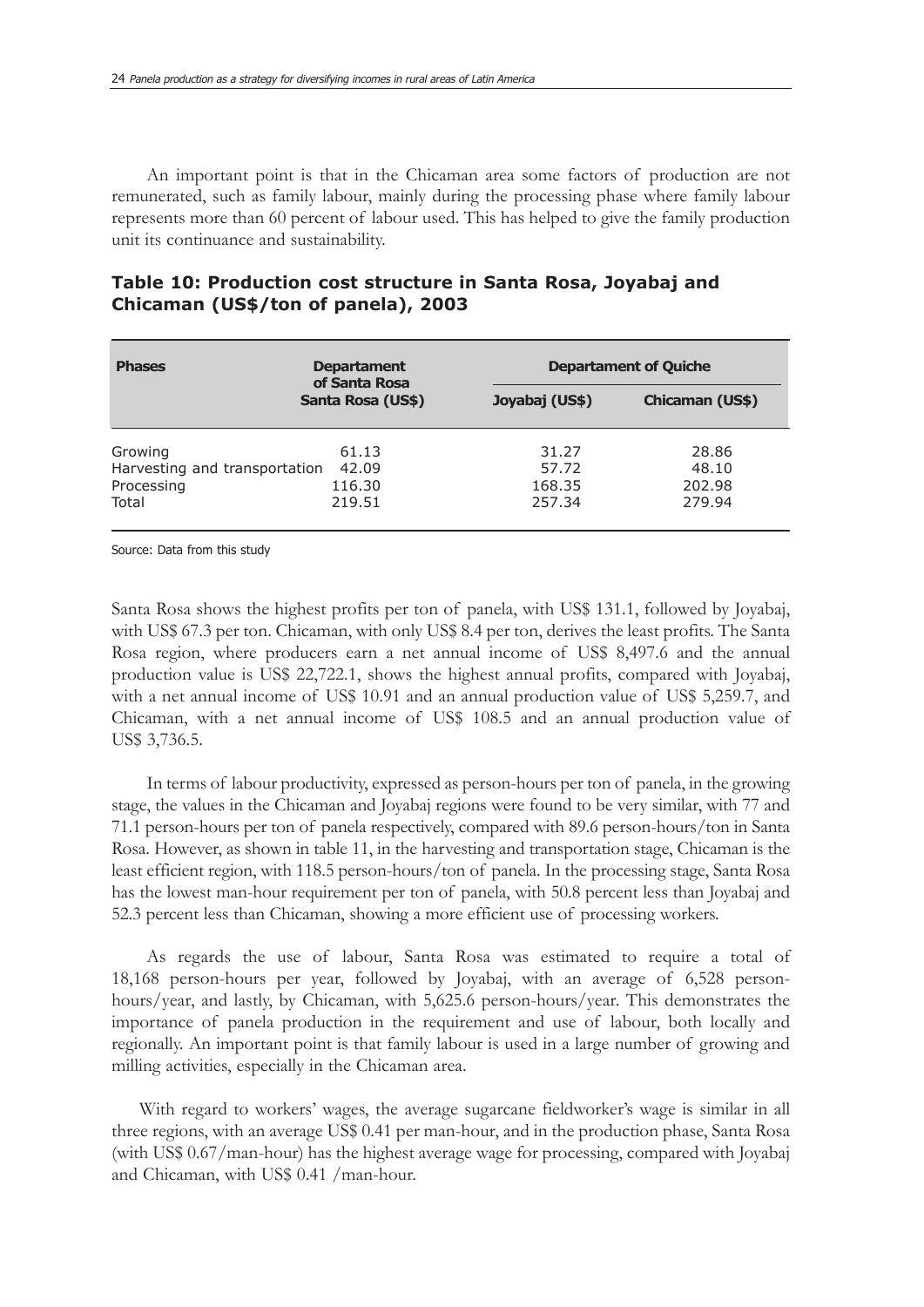An important point is that in the Chicaman area some factors of production are not remunerated, such as family labour, mainly during the processing phase where family labour represents more than 60 percent of labour used. This has helped to give the family production unit its continuance and sustainability.

**Table 10: Production cost structure in Santa Rosa, Joyabaj and Chicaman (US$/ton of panela), 2003**

| Phases | Departament of Santa Rosa | Departament of Quiche | |
|---|---|---|---|
| | Santa Rosa (US$) | Joyabaj (US$) | Chicaman (US$) |
| Growing | 61.13 | 31.27 | 28.86 |
| Harvesting and transportation | 42.09 | 57.72 | 48.10 |
| Processing | 116.30 | 168.35 | 202.98 |
| Total | 219.51 | 257.34 | 279.94 |

Source: Data from this study

Santa Rosa shows the highest profits per ton of panela, with US$ 131.1, followed by Joyabaj, with US$ 67.3 per ton. Chicaman, with only US$ 8.4 per ton, derives the least profits. The Santa Rosa region, where producers earn a net annual income of US$ 8,497.6 and the annual production value is US$ 22,722.1, shows the highest annual profits, compared with Joyabaj, with a net annual income of US$ 10.91 and an annual production value of US$ 5,259.7, and Chicaman, with a net annual income of US$ 108.5 and an annual production value of US$ 3,736.5.

In terms of labour productivity, expressed as person-hours per ton of panela, in the growing stage, the values in the Chicaman and Joyabaj regions were found to be very similar, with 77 and 71.1 person-hours per ton of panela respectively, compared with 89.6 person-hours/ton in Santa Rosa. However, as shown in table 11, in the harvesting and transportation stage, Chicaman is the least efficient region, with 118.5 person-hours/ton of panela. In the processing stage, Santa Rosa has the lowest man-hour requirement per ton of panela, with 50.8 percent less than Joyabaj and 52.3 percent less than Chicaman, showing a more efficient use of processing workers.

As regards the use of labour, Santa Rosa was estimated to require a total of 18,168 person-hours per year, followed by Joyabaj, with an average of 6,528 person-hours/year, and lastly, by Chicaman, with 5,625.6 person-hours/year. This demonstrates the importance of panela production in the requirement and use of labour, both locally and regionally. An important point is that family labour is used in a large number of growing and milling activities, especially in the Chicaman area.

With regard to workers' wages, the average sugarcane fieldworker's wage is similar in all three regions, with an average US$ 0.41 per man-hour, and in the production phase, Santa Rosa (with US$ 0.67/man-hour) has the highest average wage for processing, compared with Joyabaj and Chicaman, with US$ 0.41 /man-hour.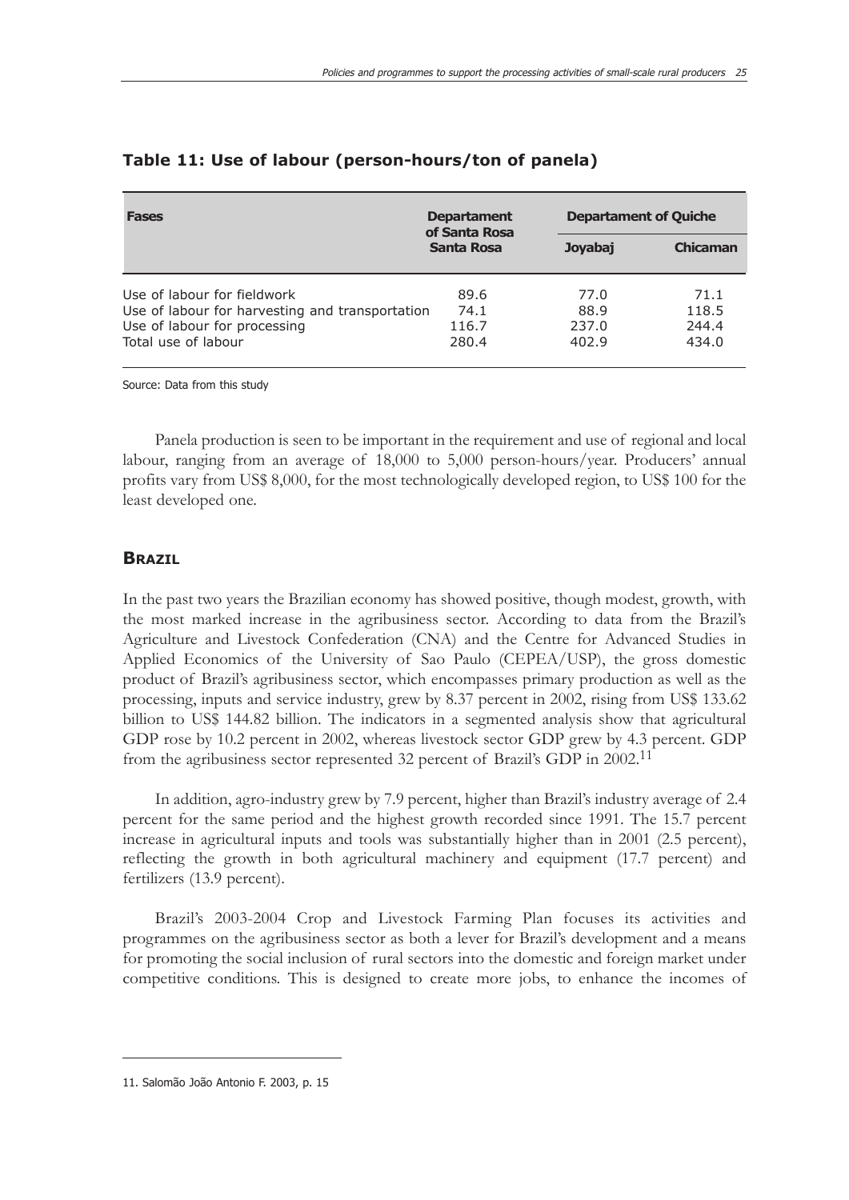### Table 11: Use of labour (person-hours/ton of panela)

| Fases | Departament of Santa Rosa | Departament of Quiche | |
|---|---|---|---|
| | Santa Rosa | Joyabaj | Chicaman |
| Use of labour for fieldwork | 89.6 | 77.0 | 71.1 |
| Use of labour for harvesting and transportation | 74.1 | 88.9 | 118.5 |
| Use of labour for processing | 116.7 | 237.0 | 244.4 |
| Total use of labour | 280.4 | 402.9 | 434.0 |

Source: Data from this study

Panela production is seen to be important in the requirement and use of regional and local labour, ranging from an average of 18,000 to 5,000 person-hours/year. Producers' annual profits vary from US$ 8,000, for the most technologically developed region, to US$ 100 for the least developed one.

## BRAZIL

In the past two years the Brazilian economy has showed positive, though modest, growth, with the most marked increase in the agribusiness sector. According to data from the Brazil's Agriculture and Livestock Confederation (CNA) and the Centre for Advanced Studies in Applied Economics of the University of Sao Paulo (CEPEA/USP), the gross domestic product of Brazil's agribusiness sector, which encompasses primary production as well as the processing, inputs and service industry, grew by 8.37 percent in 2002, rising from US$ 133.62 billion to US$ 144.82 billion. The indicators in a segmented analysis show that agricultural GDP rose by 10.2 percent in 2002, whereas livestock sector GDP grew by 4.3 percent. GDP from the agribusiness sector represented 32 percent of Brazil's GDP in 2002.[11]

In addition, agro-industry grew by 7.9 percent, higher than Brazil's industry average of 2.4 percent for the same period and the highest growth recorded since 1991. The 15.7 percent increase in agricultural inputs and tools was substantially higher than in 2001 (2.5 percent), reflecting the growth in both agricultural machinery and equipment (17.7 percent) and fertilizers (13.9 percent).

Brazil's 2003-2004 Crop and Livestock Farming Plan focuses its activities and programmes on the agribusiness sector as both a lever for Brazil's development and a means for promoting the social inclusion of rural sectors into the domestic and foreign market under competitive conditions. This is designed to create more jobs, to enhance the incomes of

11. Salomão João Antonio F. 2003, p. 15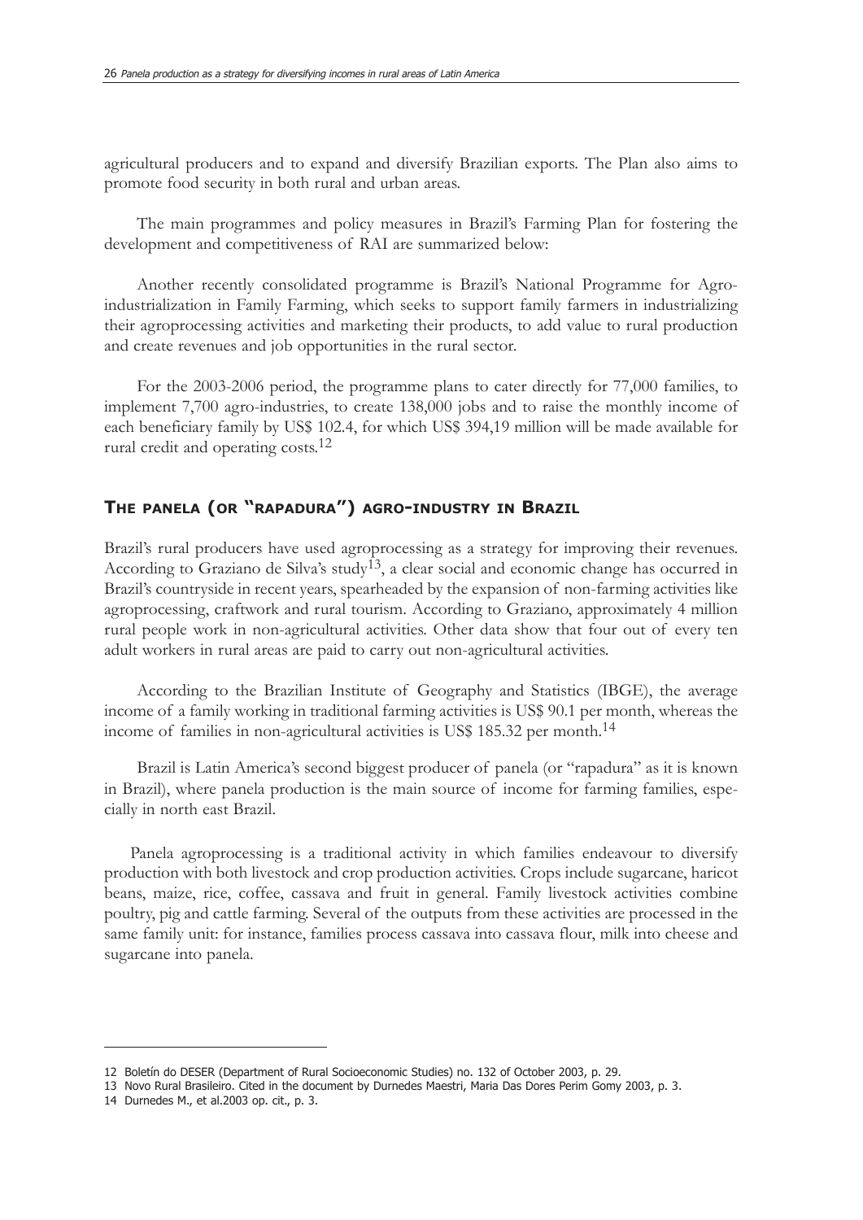agricultural producers and to expand and diversify Brazilian exports. The Plan also aims to promote food security in both rural and urban areas.

The main programmes and policy measures in Brazil's Farming Plan for fostering the development and competitiveness of RAI are summarized below:

Another recently consolidated programme is Brazil's National Programme for Agro-industrialization in Family Farming, which seeks to support family farmers in industrializing their agroprocessing activities and marketing their products, to add value to rural production and create revenues and job opportunities in the rural sector.

For the 2003-2006 period, the programme plans to cater directly for 77,000 families, to implement 7,700 agro-industries, to create 138,000 jobs and to raise the monthly income of each beneficiary family by US$ 102.4, for which US$ 394,19 million will be made available for rural credit and operating costs.[12]

## The panela (or "rapadura") agro-industry in Brazil

Brazil's rural producers have used agroprocessing as a strategy for improving their revenues. According to Graziano de Silva's study[13], a clear social and economic change has occurred in Brazil's countryside in recent years, spearheaded by the expansion of non-farming activities like agroprocessing, craftwork and rural tourism. According to Graziano, approximately 4 million rural people work in non-agricultural activities. Other data show that four out of every ten adult workers in rural areas are paid to carry out non-agricultural activities.

According to the Brazilian Institute of Geography and Statistics (IBGE), the average income of a family working in traditional farming activities is US$ 90.1 per month, whereas the income of families in non-agricultural activities is US$ 185.32 per month.[14]

Brazil is Latin America's second biggest producer of panela (or "rapadura" as it is known in Brazil), where panela production is the main source of income for farming families, especially in north east Brazil.

Panela agroprocessing is a traditional activity in which families endeavour to diversify production with both livestock and crop production activities. Crops include sugarcane, haricot beans, maize, rice, coffee, cassava and fruit in general. Family livestock activities combine poultry, pig and cattle farming. Several of the outputs from these activities are processed in the same family unit: for instance, families process cassava into cassava flour, milk into cheese and sugarcane into panela.

---

12 Boletín do DESER (Department of Rural Socioeconomic Studies) no. 132 of October 2003, p. 29.

13 Novo Rural Brasileiro. Cited in the document by Durnedes Maestri, Maria Das Dores Perim Gomy 2003, p. 3.

14 Durnedes M., et al.2003 op. cit., p. 3.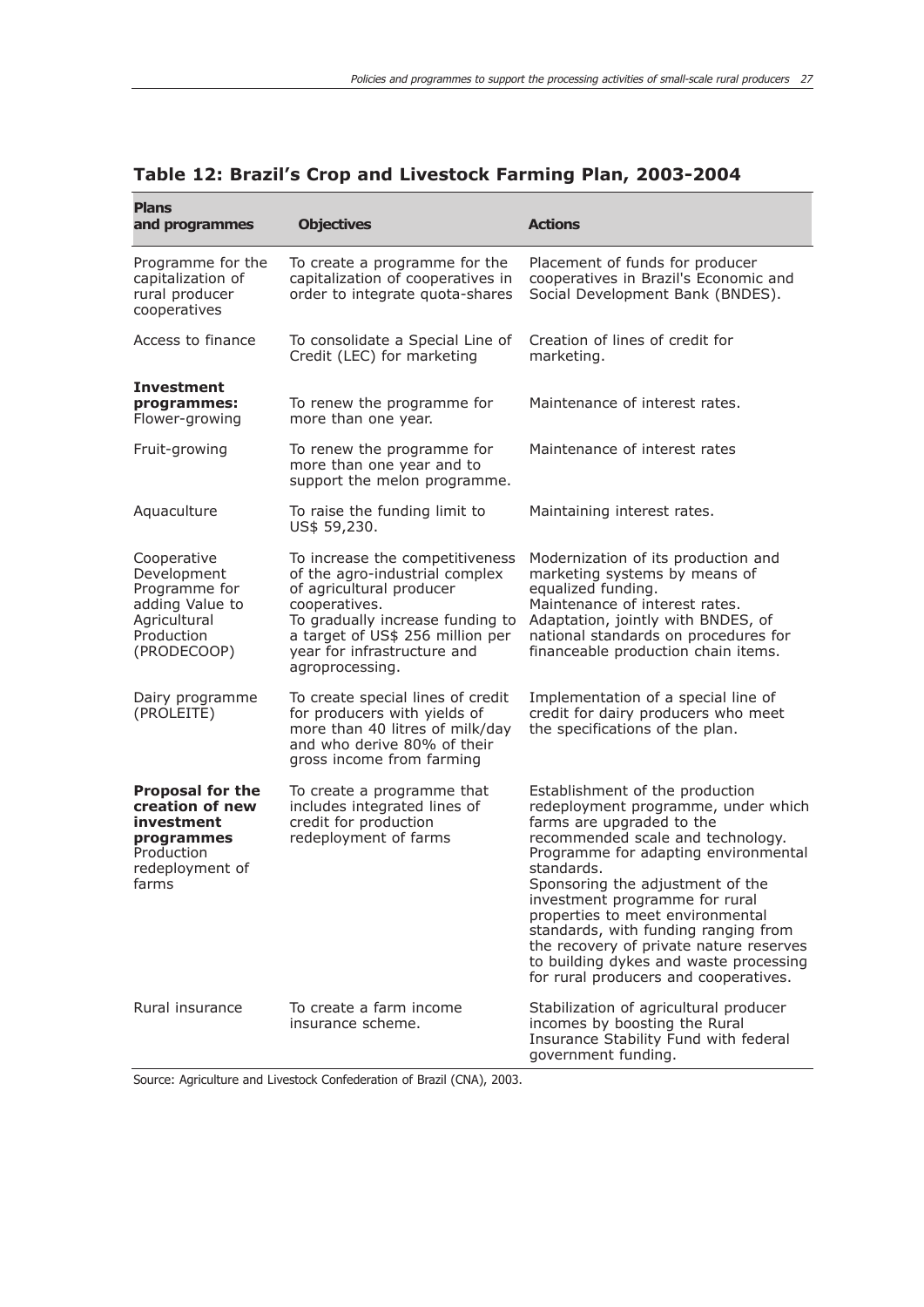## Table 12: Brazil's Crop and Livestock Farming Plan, 2003-2004

| Plans and programmes | Objectives | Actions |
|---|---|---|
| Programme for the capitalization of rural producer cooperatives | To create a programme for the capitalization of cooperatives in order to integrate quota-shares | Placement of funds for producer cooperatives in Brazil's Economic and Social Development Bank (BNDES). |
| Access to finance | To consolidate a Special Line of Credit (LEC) for marketing | Creation of lines of credit for marketing. |
| **Investment programmes:** Flower-growing | To renew the programme for more than one year. | Maintenance of interest rates. |
| Fruit-growing | To renew the programme for more than one year and to support the melon programme. | Maintenance of interest rates |
| Aquaculture | To raise the funding limit to US$ 59,230. | Maintaining interest rates. |
| Cooperative Development Programme for adding Value to Agricultural Production (PRODECOOP) | To increase the competitiveness of the agro-industrial complex of agricultural producer cooperatives. To gradually increase funding to a target of US$ 256 million per year for infrastructure and agroprocessing. | Modernization of its production and marketing systems by means of equalized funding. Maintenance of interest rates. Adaptation, jointly with BNDES, of national standards on procedures for financeable production chain items. |
| Dairy programme (PROLEITE) | To create special lines of credit for producers with yields of more than 40 litres of milk/day and who derive 80% of their gross income from farming | Implementation of a special line of credit for dairy producers who meet the specifications of the plan. |
| **Proposal for the creation of new investment programmes** Production redeployment of farms | To create a programme that includes integrated lines of credit for production redeployment of farms | Establishment of the production redeployment programme, under which farms are upgraded to the recommended scale and technology. Programme for adapting environmental standards. Sponsoring the adjustment of the investment programme for rural properties to meet environmental standards, with funding ranging from the recovery of private nature reserves to building dykes and waste processing for rural producers and cooperatives. |
| Rural insurance | To create a farm income insurance scheme. | Stabilization of agricultural producer incomes by boosting the Rural Insurance Stability Fund with federal government funding. |

Source: Agriculture and Livestock Confederation of Brazil (CNA), 2003.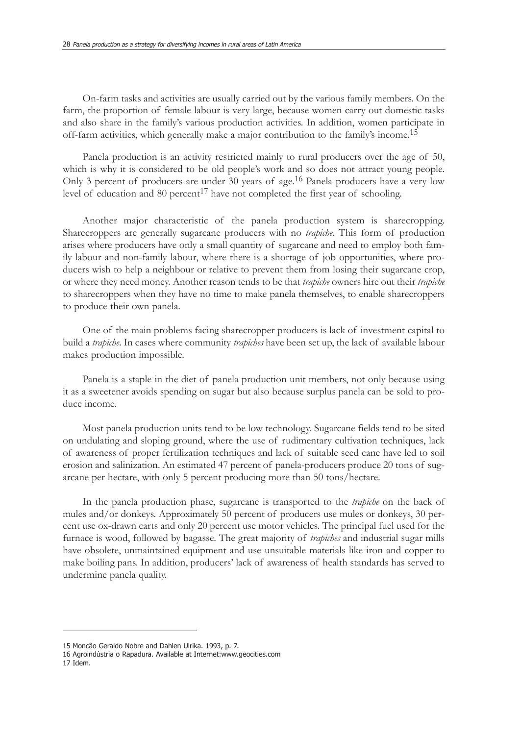On-farm tasks and activities are usually carried out by the various family members. On the farm, the proportion of female labour is very large, because women carry out domestic tasks and also share in the family's various production activities. In addition, women participate in off-farm activities, which generally make a major contribution to the family's income.[15]

Panela production is an activity restricted mainly to rural producers over the age of 50, which is why it is considered to be old people's work and so does not attract young people. Only 3 percent of producers are under 30 years of age.[16] Panela producers have a very low level of education and 80 percent[17] have not completed the first year of schooling.

Another major characteristic of the panela production system is sharecropping. Sharecroppers are generally sugarcane producers with no *trapiche*. This form of production arises where producers have only a small quantity of sugarcane and need to employ both family labour and non-family labour, where there is a shortage of job opportunities, where producers wish to help a neighbour or relative to prevent them from losing their sugarcane crop, or where they need money. Another reason tends to be that *trapiche* owners hire out their *trapiche* to sharecroppers when they have no time to make panela themselves, to enable sharecroppers to produce their own panela.

One of the main problems facing sharecropper producers is lack of investment capital to build a *trapiche*. In cases where community *trapiches* have been set up, the lack of available labour makes production impossible.

Panela is a staple in the diet of panela production unit members, not only because using it as a sweetener avoids spending on sugar but also because surplus panela can be sold to produce income.

Most panela production units tend to be low technology. Sugarcane fields tend to be sited on undulating and sloping ground, where the use of rudimentary cultivation techniques, lack of awareness of proper fertilization techniques and lack of suitable seed cane have led to soil erosion and salinization. An estimated 47 percent of panela-producers produce 20 tons of sugarcane per hectare, with only 5 percent producing more than 50 tons/hectare.

In the panela production phase, sugarcane is transported to the *trapiche* on the back of mules and/or donkeys. Approximately 50 percent of producers use mules or donkeys, 30 percent use ox-drawn carts and only 20 percent use motor vehicles. The principal fuel used for the furnace is wood, followed by bagasse. The great majority of *trapiches* and industrial sugar mills have obsolete, unmaintained equipment and use unsuitable materials like iron and copper to make boiling pans. In addition, producers' lack of awareness of health standards has served to undermine panela quality.

---

15 Moncão Geraldo Nobre and Dahlen Ulrika. 1993, p. 7.

16 Agroindústria o Rapadura. Available at Internet:www.geocities.com

17 Idem.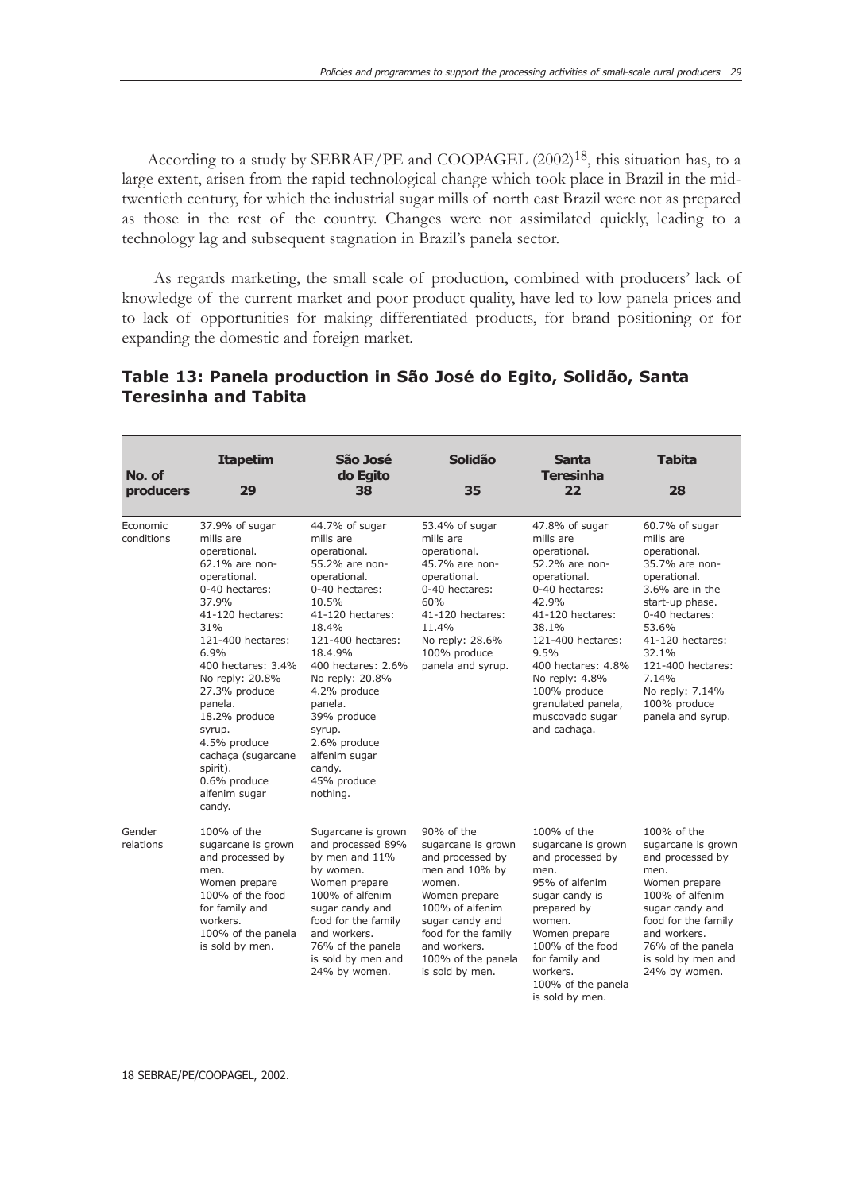According to a study by SEBRAE/PE and COOPAGEL (2002)[18], this situation has, to a large extent, arisen from the rapid technological change which took place in Brazil in the mid-twentieth century, for which the industrial sugar mills of north east Brazil were not as prepared as those in the rest of the country. Changes were not assimilated quickly, leading to a technology lag and subsequent stagnation in Brazil's panela sector.

As regards marketing, the small scale of production, combined with producers' lack of knowledge of the current market and poor product quality, have led to low panela prices and to lack of opportunities for making differentiated products, for brand positioning or for expanding the domestic and foreign market.

## Table 13: Panela production in São José do Egito, Solidão, Santa Teresinha and Tabita

| No. of producers | Itapetim 29 | São José do Egito 38 | Solidão 35 | Santa Teresinha 22 | Tabita 28 |
|---|---|---|---|---|---|
| Economic conditions | 37.9% of sugar mills are operational. 62.1% are non-operational. 0-40 hectares: 37.9% 41-120 hectares: 31% 121-400 hectares: 6.9% 400 hectares: 3.4% No reply: 20.8% 27.3% produce panela. 18.2% produce syrup. 4.5% produce cachaça (sugarcane spirit). 0.6% produce alfenim sugar candy. | 44.7% of sugar mills are operational. 55.2% are non-operational. 0-40 hectares: 10.5% 41-120 hectares: 18.4% 121-400 hectares: 18.4.9% 400 hectares: 2.6% No reply: 20.8% 4.2% produce panela. 39% produce syrup. 2.6% produce alfenim sugar candy. 45% produce nothing. | 53.4% of sugar mills are operational. 45.7% are non-operational. 0-40 hectares: 60% 41-120 hectares: 11.4% No reply: 28.6% 100% produce panela and syrup. | 47.8% of sugar mills are operational. 52.2% are non-operational. 0-40 hectares: 42.9% 41-120 hectares: 38.1% 121-400 hectares: 9.5% 400 hectares: 4.8% No reply: 4.8% 100% produce granulated panela, muscovado sugar and cachaça. | 60.7% of sugar mills are operational. 35.7% are non-operational. 3.6% are in the start-up phase. 0-40 hectares: 53.6% 41-120 hectares: 32.1% 121-400 hectares: 7.14% No reply: 7.14% 100% produce panela and syrup. |
| Gender relations | 100% of the sugarcane is grown and processed by men. Women prepare 100% of the food for family and workers. 100% of the panela is sold by men. | Sugarcane is grown and processed 89% by men and 11% by women. Women prepare 100% of alfenim sugar candy and food for the family and workers. 76% of the panela is sold by men and 24% by women. | 90% of the sugarcane is grown and processed by men and 10% by women. Women prepare 100% of alfenim sugar candy and food for the family and workers. 100% of the panela is sold by men. | 100% of the sugarcane is grown and processed by men. 95% of alfenim sugar candy is prepared by women. Women prepare 100% of the food for family and workers. 100% of the panela is sold by men. | 100% of the sugarcane is grown and processed by men. Women prepare 100% of alfenim sugar candy and food for the family and workers. 76% of the panela is sold by men and 24% by women. |

18 SEBRAE/PE/COOPAGEL, 2002.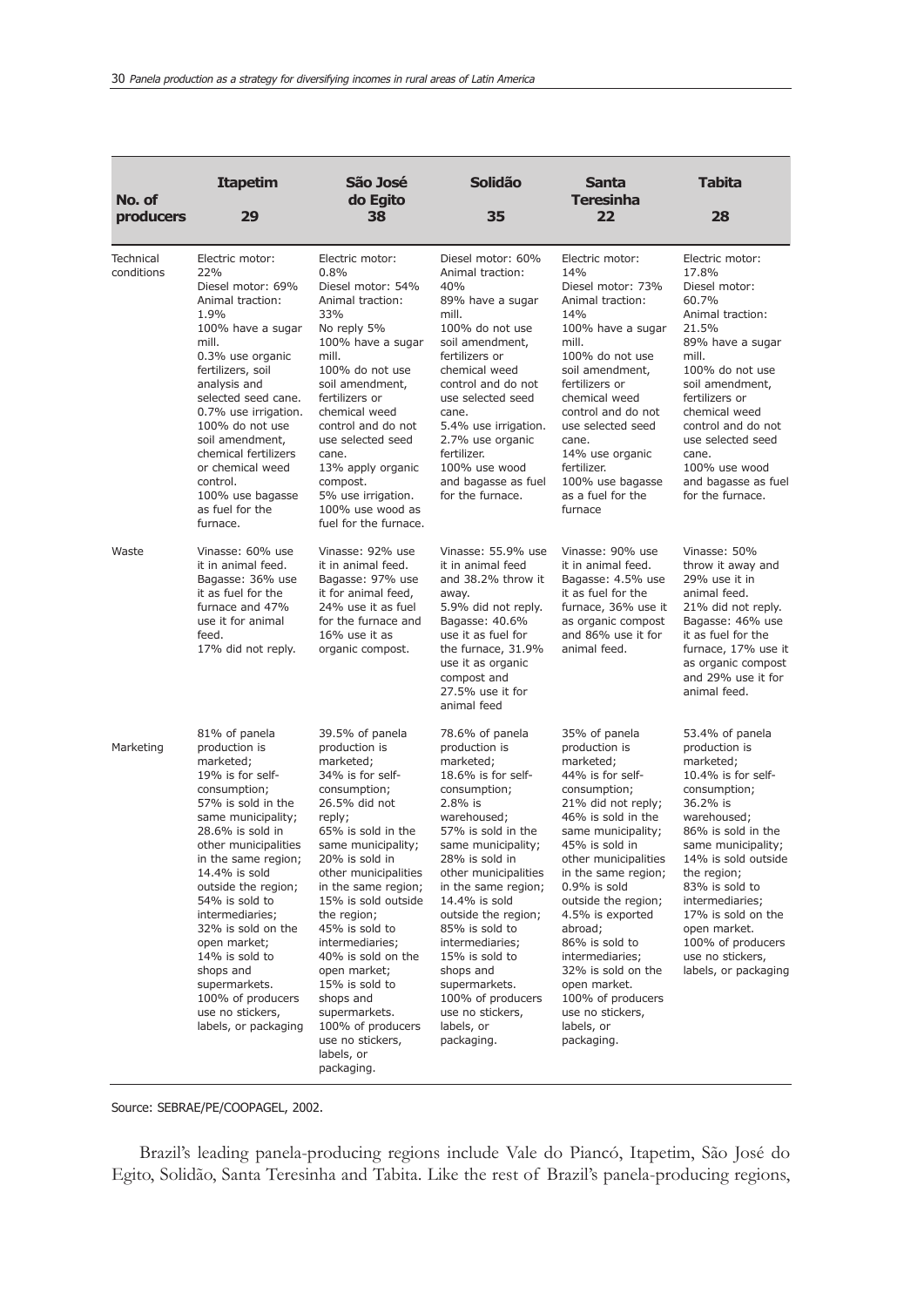| No. of producers | Itapetim 29 | São José do Egito 38 | Solidão 35 | Santa Teresinha 22 | Tabita 28 |
|---|---|---|---|---|---|
| Technical conditions | Electric motor: 22% Diesel motor: 69% Animal traction: 1.9% 100% have a sugar mill. 0.3% use organic fertilizers, soil analysis and selected seed cane. 0.7% use irrigation. 100% do not use soil amendment, chemical fertilizers or chemical weed control. 100% use bagasse as fuel for the furnace. | Electric motor: 0.8% Diesel motor: 54% Animal traction: 33% No reply 5% 100% have a sugar mill. 100% do not use soil amendment, fertilizers or chemical weed control and do not use selected seed cane. 13% apply organic compost. 5% use irrigation. 100% use wood as fuel for the furnace. | Diesel motor: 60% Animal traction: 40% 89% have a sugar mill. 100% do not use soil amendment, fertilizers or chemical weed control and do not use selected seed cane. 5.4% use irrigation. 2.7% use organic fertilizer. 100% use wood and bagasse as fuel for the furnace. | Electric motor: 14% Diesel motor: 73% Animal traction: 14% 100% have a sugar mill. 100% do not use soil amendment, fertilizers or chemical weed control and do not use selected seed cane. 14% use organic fertilizer. 100% use bagasse as a fuel for the furnace | Electric motor: 17.8% Diesel motor: 60.7% Animal traction: 21.5% 89% have a sugar mill. 100% do not use soil amendment, fertilizers or chemical weed control and do not use selected seed cane. 100% use wood and bagasse as fuel for the furnace. |
| Waste | Vinasse: 60% use it in animal feed. Bagasse: 36% use it as fuel for the furnace and 47% use it for animal feed. 17% did not reply. | Vinasse: 92% use it in animal feed. Bagasse: 97% use it for animal feed, 24% use it as fuel for the furnace and 16% use it as organic compost. | Vinasse: 55.9% use it in animal feed and 38.2% throw it away. 5.9% did not reply. Bagasse: 40.6% use it as fuel for the furnace, 31.9% use it as organic compost and 27.5% use it for animal feed | Vinasse: 90% use it in animal feed. Bagasse: 4.5% use it as fuel for the furnace, 36% use it as organic compost and 86% use it for animal feed. | Vinasse: 50% throw it away and 29% use it in animal feed. 21% did not reply. Bagasse: 46% use it as fuel for the furnace, 17% use it as organic compost and 29% use it for animal feed. |
| Marketing | 81% of panela production is marketed; 19% is for self-consumption; 57% is sold in the same municipality; 28.6% is sold in other municipalities in the same region; 14.4% is sold outside the region; 54% is sold to intermediaries; 32% is sold on the open market; 14% is sold to shops and supermarkets. 100% of producers use no stickers, labels, or packaging | 39.5% of panela production is marketed; 34% is for self-consumption; 26.5% did not reply; 65% is sold in the same municipality; 20% is sold in other municipalities in the same region; 15% is sold outside the region; 45% is sold to intermediaries; 40% is sold on the open market; 15% is sold to shops and supermarkets. 100% of producers use no stickers, labels, or packaging. | 78.6% of panela production is marketed; 18.6% is for self-consumption; 2.8% is warehoused; 57% is sold in the same municipality; 28% is sold in other municipalities in the same region; 14.4% is sold outside the region; 85% is sold to intermediaries; 15% is sold to shops and supermarkets. 100% of producers use no stickers, labels, or packaging. | 35% of panela production is marketed; 44% is for self-consumption; 21% did not reply; 46% is sold in the same municipality; 45% is sold in other municipalities in the same region; 0.9% is sold outside the region; 4.5% is exported abroad; 86% is sold to intermediaries; 32% is sold on the open market. 100% of producers use no stickers, labels, or packaging. | 53.4% of panela production is marketed; 10.4% is for self-consumption; 36.2% is warehoused; 86% is sold in the same municipality; 14% is sold outside the region; 83% is sold to intermediaries; 17% is sold on the open market. 100% of producers use no stickers, labels, or packaging |

Source: SEBRAE/PE/COOPAGEL, 2002.

Brazil's leading panela-producing regions include Vale do Piancó, Itapetim, São José do Egito, Solidão, Santa Teresinha and Tabita. Like the rest of Brazil's panela-producing regions,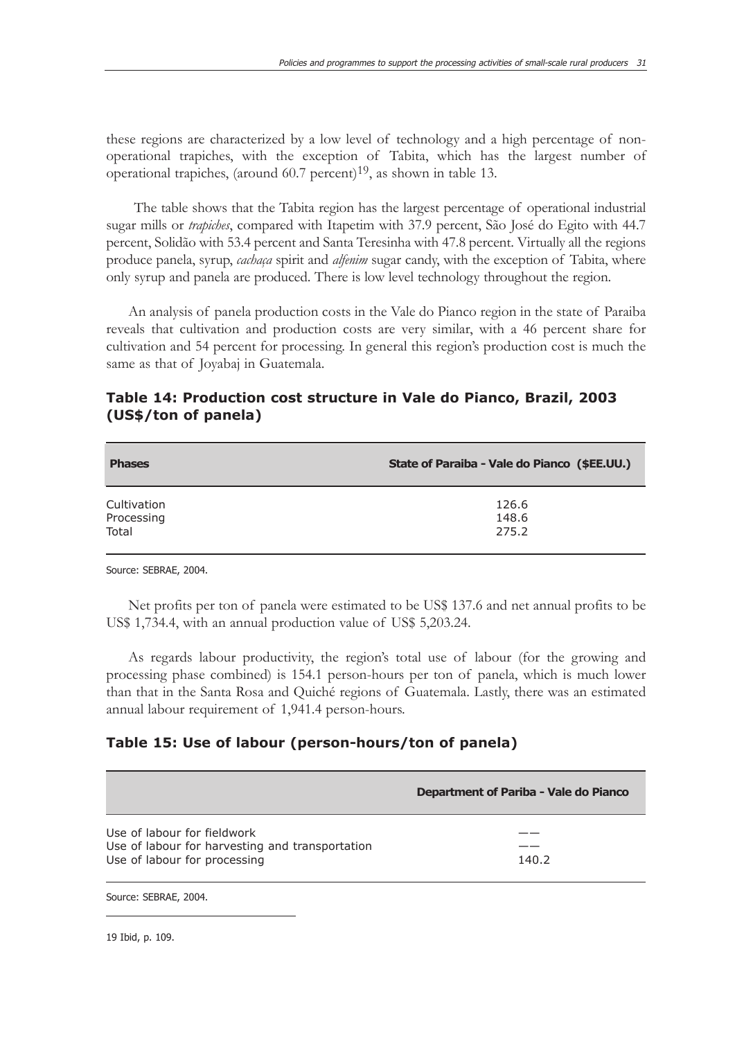these regions are characterized by a low level of technology and a high percentage of non-operational trapiches, with the exception of Tabita, which has the largest number of operational trapiches, (around 60.7 percent)[19], as shown in table 13.

The table shows that the Tabita region has the largest percentage of operational industrial sugar mills or *trapiches*, compared with Itapetim with 37.9 percent, São José do Egito with 44.7 percent, Solidão with 53.4 percent and Santa Teresinha with 47.8 percent. Virtually all the regions produce panela, syrup, *cachaça* spirit and *alfenim* sugar candy, with the exception of Tabita, where only syrup and panela are produced. There is low level technology throughout the region.

An analysis of panela production costs in the Vale do Pianco region in the state of Paraiba reveals that cultivation and production costs are very similar, with a 46 percent share for cultivation and 54 percent for processing. In general this region's production cost is much the same as that of Joyabaj in Guatemala.

## Table 14: Production cost structure in Vale do Pianco, Brazil, 2003 (US$/ton of panela)

| Phases | State of Paraiba - Vale do Pianco ($EE.UU.) |
|---|---|
| Cultivation | 126.6 |
| Processing | 148.6 |
| Total | 275.2 |

Source: SEBRAE, 2004.

Net profits per ton of panela were estimated to be US$ 137.6 and net annual profits to be US$ 1,734.4, with an annual production value of US$ 5,203.24.

As regards labour productivity, the region's total use of labour (for the growing and processing phase combined) is 154.1 person-hours per ton of panela, which is much lower than that in the Santa Rosa and Quiché regions of Guatemala. Lastly, there was an estimated annual labour requirement of 1,941.4 person-hours.

## Table 15: Use of labour (person-hours/ton of panela)

| | Department of Pariba - Vale do Pianco |
|---|---|
| Use of labour for fieldwork | —— |
| Use of labour for harvesting and transportation | —— |
| Use of labour for processing | 140.2 |

Source: SEBRAE, 2004.

19 Ibid, p. 109.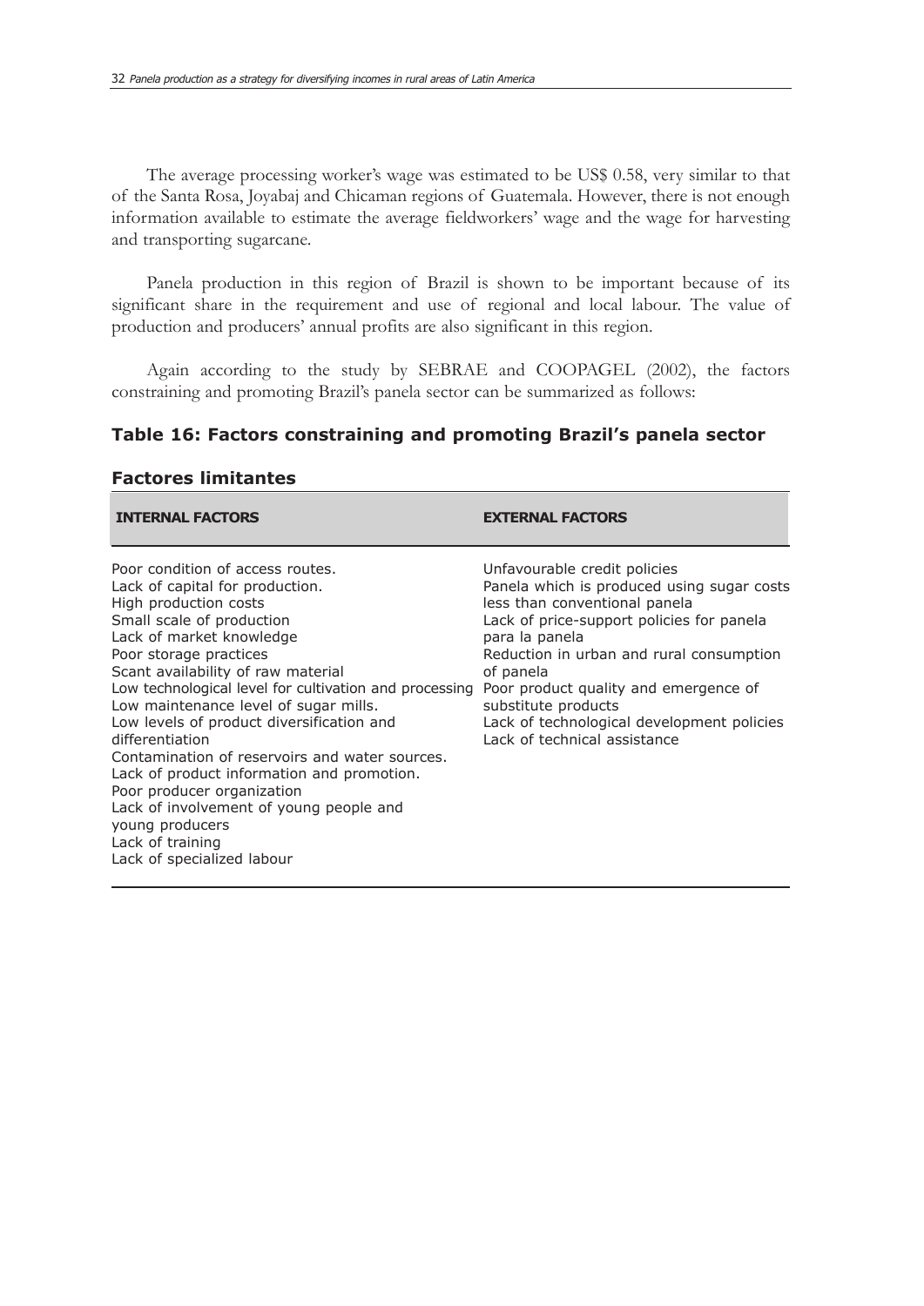The average processing worker's wage was estimated to be US$ 0.58, very similar to that of the Santa Rosa, Joyabaj and Chicaman regions of Guatemala. However, there is not enough information available to estimate the average fieldworkers' wage and the wage for harvesting and transporting sugarcane.

Panela production in this region of Brazil is shown to be important because of its significant share in the requirement and use of regional and local labour. The value of production and producers' annual profits are also significant in this region.

Again according to the study by SEBRAE and COOPAGEL (2002), the factors constraining and promoting Brazil's panela sector can be summarized as follows:

### Table 16: Factors constraining and promoting Brazil's panela sector

**Factores limitantes**

| INTERNAL FACTORS | EXTERNAL FACTORS |
|---|---|
| Poor condition of access routes.<br>Lack of capital for production.<br>High production costs<br>Small scale of production<br>Lack of market knowledge<br>Poor storage practices<br>Scant availability of raw material<br>Low technological level for cultivation and processing<br>Low maintenance level of sugar mills.<br>Low levels of product diversification and differentiation<br>Contamination of reservoirs and water sources.<br>Lack of product information and promotion.<br>Poor producer organization<br>Lack of involvement of young people and young producers<br>Lack of training<br>Lack of specialized labour | Unfavourable credit policies<br>Panela which is produced using sugar costs less than conventional panela<br>Lack of price-support policies for panela para la panela<br>Reduction in urban and rural consumption of panela<br>Poor product quality and emergence of substitute products<br>Lack of technological development policies<br>Lack of technical assistance |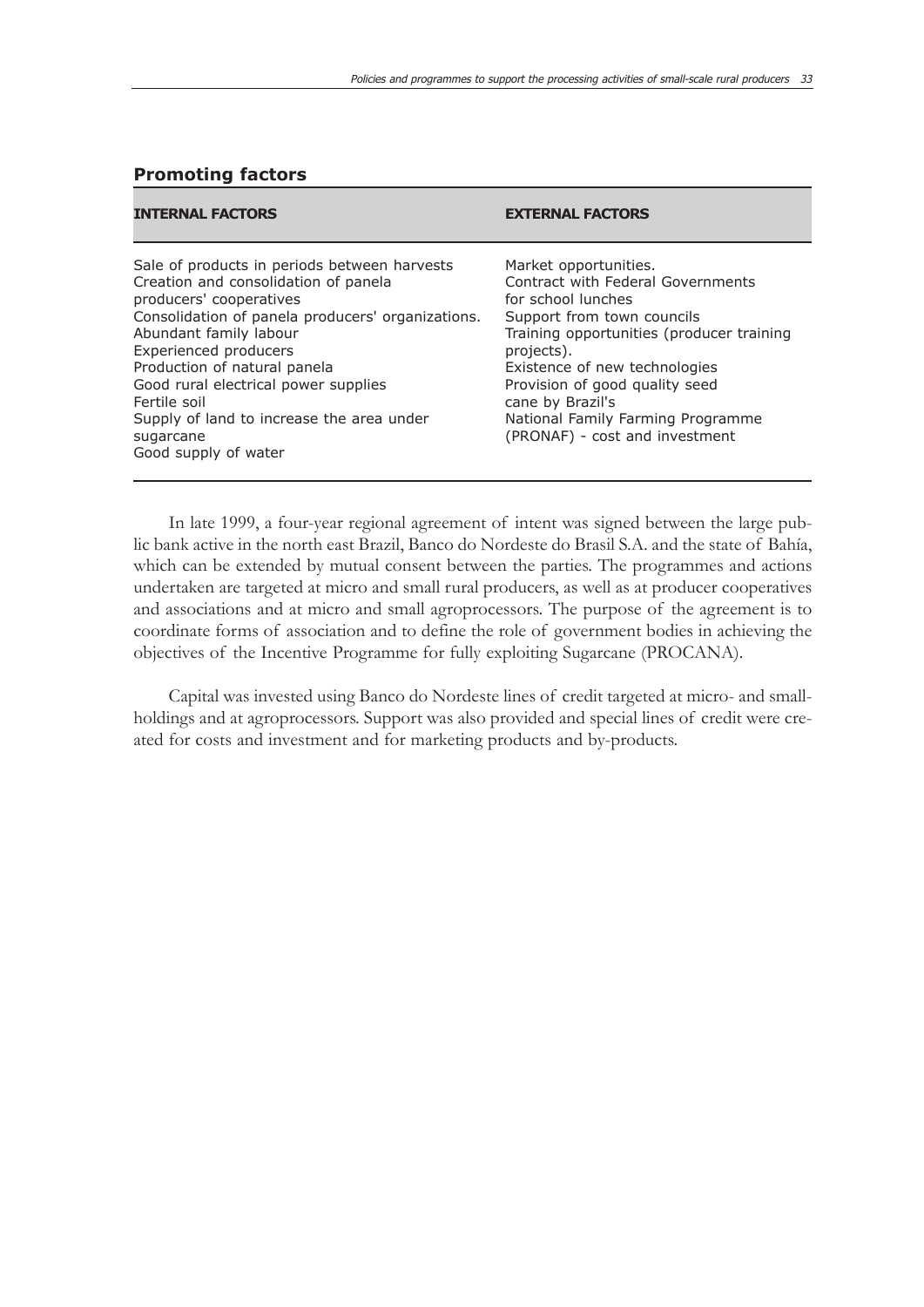### Promoting factors

| INTERNAL FACTORS | EXTERNAL FACTORS |
|---|---|
| Sale of products in periods between harvests<br>Creation and consolidation of panela producers' cooperatives<br>Consolidation of panela producers' organizations.<br>Abundant family labour<br>Experienced producers<br>Production of natural panela<br>Good rural electrical power supplies<br>Fertile soil<br>Supply of land to increase the area under sugarcane<br>Good supply of water | Market opportunities.<br>Contract with Federal Governments for school lunches<br>Support from town councils<br>Training opportunities (producer training projects).<br>Existence of new technologies<br>Provision of good quality seed cane by Brazil's<br>National Family Farming Programme (PRONAF) - cost and investment |

In late 1999, a four-year regional agreement of intent was signed between the large public bank active in the north east Brazil, Banco do Nordeste do Brasil S.A. and the state of Bahía, which can be extended by mutual consent between the parties. The programmes and actions undertaken are targeted at micro and small rural producers, as well as at producer cooperatives and associations and at micro and small agroprocessors. The purpose of the agreement is to coordinate forms of association and to define the role of government bodies in achieving the objectives of the Incentive Programme for fully exploiting Sugarcane (PROCANA).

Capital was invested using Banco do Nordeste lines of credit targeted at micro- and smallholdings and at agroprocessors. Support was also provided and special lines of credit were created for costs and investment and for marketing products and by-products.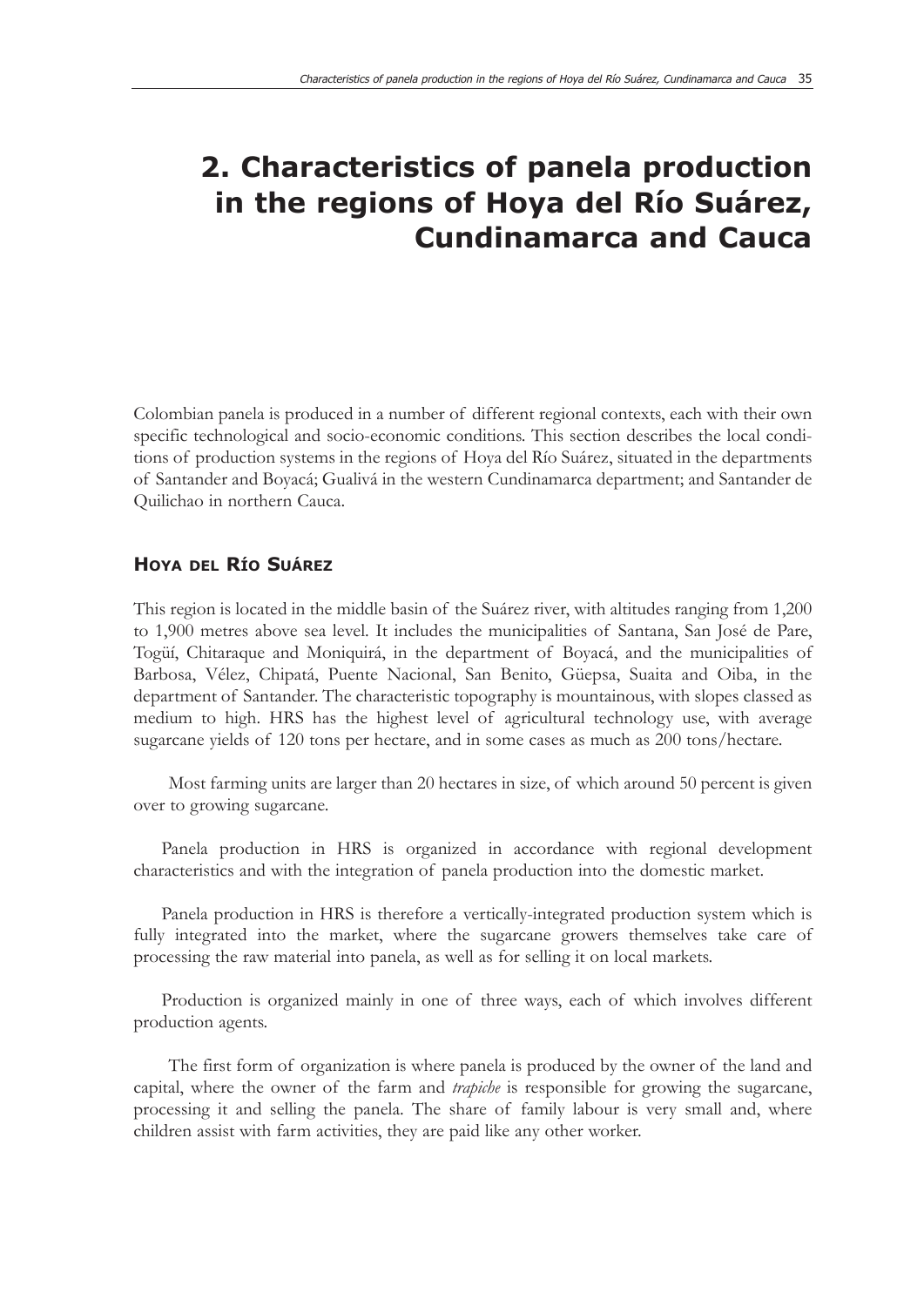# 2. Characteristics of panela production in the regions of Hoya del Río Suárez, Cundinamarca and Cauca

Colombian panela is produced in a number of different regional contexts, each with their own specific technological and socio-economic conditions. This section describes the local conditions of production systems in the regions of Hoya del Río Suárez, situated in the departments of Santander and Boyacá; Gualivá in the western Cundinamarca department; and Santander de Quilichao in northern Cauca.

## Hoya del Río Suárez

This region is located in the middle basin of the Suárez river, with altitudes ranging from 1,200 to 1,900 metres above sea level. It includes the municipalities of Santana, San José de Pare, Togüí, Chitaraque and Moniquirá, in the department of Boyacá, and the municipalities of Barbosa, Vélez, Chipatá, Puente Nacional, San Benito, Güepsa, Suaita and Oiba, in the department of Santander. The characteristic topography is mountainous, with slopes classed as medium to high. HRS has the highest level of agricultural technology use, with average sugarcane yields of 120 tons per hectare, and in some cases as much as 200 tons/hectare.

Most farming units are larger than 20 hectares in size, of which around 50 percent is given over to growing sugarcane.

Panela production in HRS is organized in accordance with regional development characteristics and with the integration of panela production into the domestic market.

Panela production in HRS is therefore a vertically-integrated production system which is fully integrated into the market, where the sugarcane growers themselves take care of processing the raw material into panela, as well as for selling it on local markets.

Production is organized mainly in one of three ways, each of which involves different production agents.

The first form of organization is where panela is produced by the owner of the land and capital, where the owner of the farm and *trapiche* is responsible for growing the sugarcane, processing it and selling the panela. The share of family labour is very small and, where children assist with farm activities, they are paid like any other worker.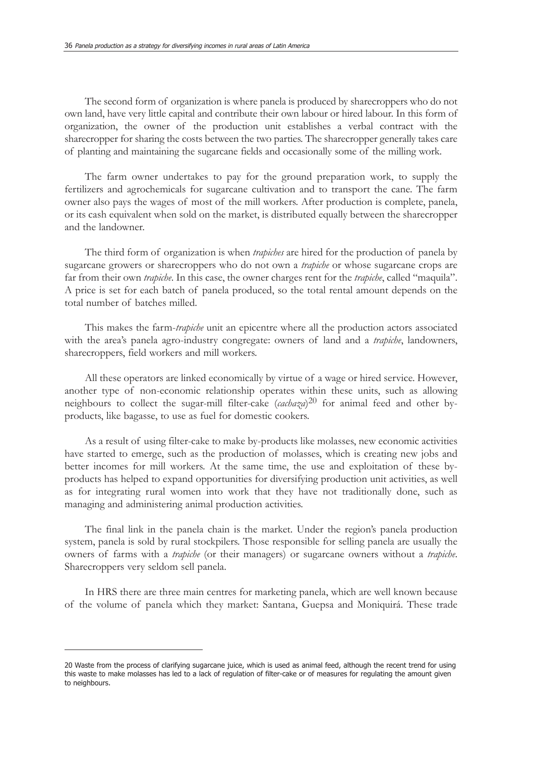The second form of organization is where panela is produced by sharecroppers who do not own land, have very little capital and contribute their own labour or hired labour. In this form of organization, the owner of the production unit establishes a verbal contract with the sharecropper for sharing the costs between the two parties. The sharecropper generally takes care of planting and maintaining the sugarcane fields and occasionally some of the milling work.

The farm owner undertakes to pay for the ground preparation work, to supply the fertilizers and agrochemicals for sugarcane cultivation and to transport the cane. The farm owner also pays the wages of most of the mill workers. After production is complete, panela, or its cash equivalent when sold on the market, is distributed equally between the sharecropper and the landowner.

The third form of organization is when *trapiches* are hired for the production of panela by sugarcane growers or sharecroppers who do not own a *trapiche* or whose sugarcane crops are far from their own *trapiche*. In this case, the owner charges rent for the *trapiche*, called "maquila". A price is set for each batch of panela produced, so the total rental amount depends on the total number of batches milled.

This makes the farm-*trapiche* unit an epicentre where all the production actors associated with the area's panela agro-industry congregate: owners of land and a *trapiche*, landowners, sharecroppers, field workers and mill workers.

All these operators are linked economically by virtue of a wage or hired service. However, another type of non-economic relationship operates within these units, such as allowing neighbours to collect the sugar-mill filter-cake (*cachaza*)[20] for animal feed and other by-products, like bagasse, to use as fuel for domestic cookers.

As a result of using filter-cake to make by-products like molasses, new economic activities have started to emerge, such as the production of molasses, which is creating new jobs and better incomes for mill workers. At the same time, the use and exploitation of these by-products has helped to expand opportunities for diversifying production unit activities, as well as for integrating rural women into work that they have not traditionally done, such as managing and administering animal production activities.

The final link in the panela chain is the market. Under the region's panela production system, panela is sold by rural stockpilers. Those responsible for selling panela are usually the owners of farms with a *trapiche* (or their managers) or sugarcane owners without a *trapiche*. Sharecroppers very seldom sell panela.

In HRS there are three main centres for marketing panela, which are well known because of the volume of panela which they market: Santana, Guepsa and Moniquirá. These trade

---

[20] Waste from the process of clarifying sugarcane juice, which is used as animal feed, although the recent trend for using this waste to make molasses has led to a lack of regulation of filter-cake or of measures for regulating the amount given to neighbours.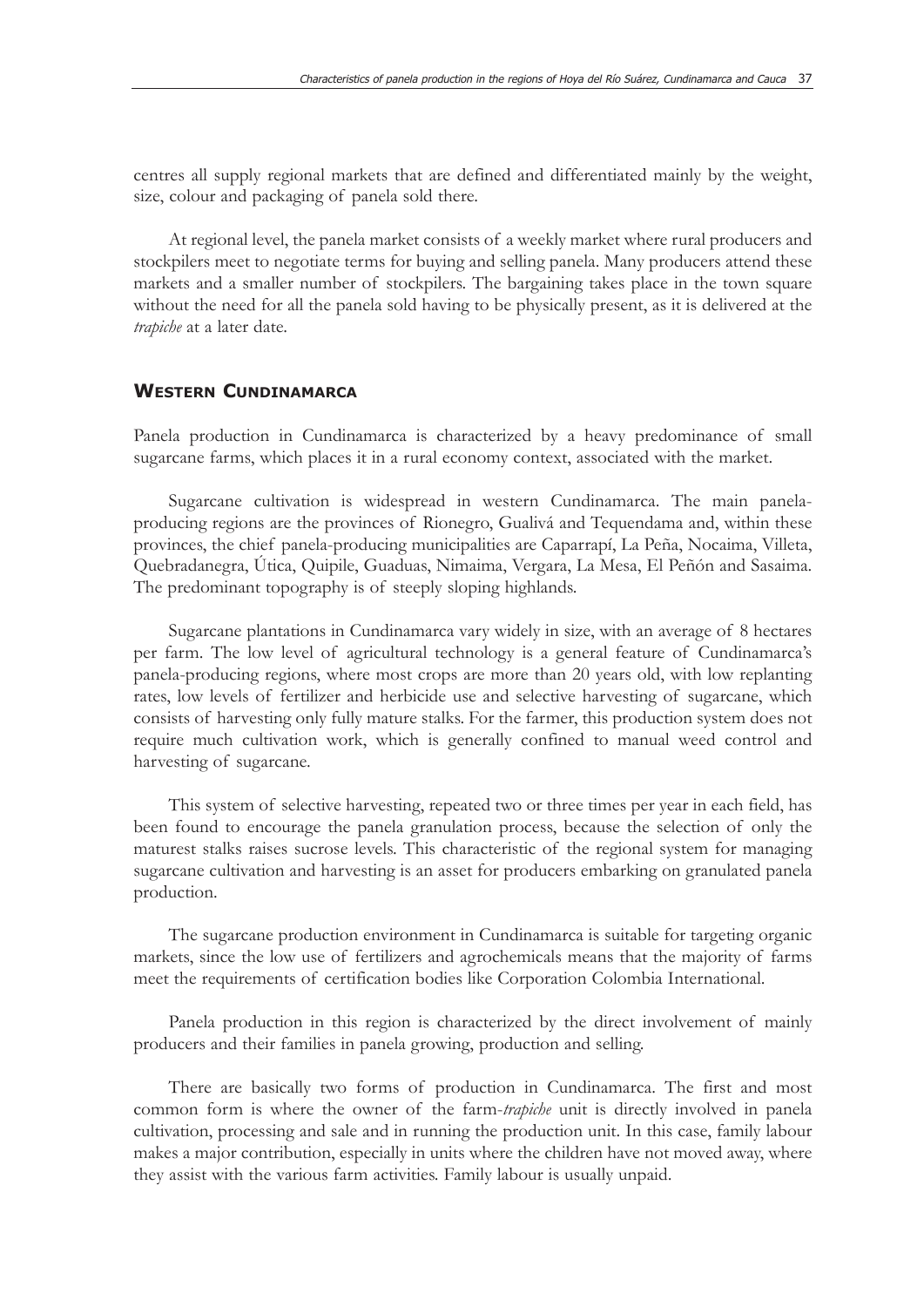centres all supply regional markets that are defined and differentiated mainly by the weight, size, colour and packaging of panela sold there.

At regional level, the panela market consists of a weekly market where rural producers and stockpilers meet to negotiate terms for buying and selling panela. Many producers attend these markets and a smaller number of stockpilers. The bargaining takes place in the town square without the need for all the panela sold having to be physically present, as it is delivered at the *trapiche* at a later date.

## Western Cundinamarca

Panela production in Cundinamarca is characterized by a heavy predominance of small sugarcane farms, which places it in a rural economy context, associated with the market.

Sugarcane cultivation is widespread in western Cundinamarca. The main panela-producing regions are the provinces of Rionegro, Gualivá and Tequendama and, within these provinces, the chief panela-producing municipalities are Caparrapí, La Peña, Nocaima, Villeta, Quebradanegra, Útica, Quipile, Guaduas, Nimaima, Vergara, La Mesa, El Peñón and Sasaima. The predominant topography is of steeply sloping highlands.

Sugarcane plantations in Cundinamarca vary widely in size, with an average of 8 hectares per farm. The low level of agricultural technology is a general feature of Cundinamarca's panela-producing regions, where most crops are more than 20 years old, with low replanting rates, low levels of fertilizer and herbicide use and selective harvesting of sugarcane, which consists of harvesting only fully mature stalks. For the farmer, this production system does not require much cultivation work, which is generally confined to manual weed control and harvesting of sugarcane.

This system of selective harvesting, repeated two or three times per year in each field, has been found to encourage the panela granulation process, because the selection of only the maturest stalks raises sucrose levels. This characteristic of the regional system for managing sugarcane cultivation and harvesting is an asset for producers embarking on granulated panela production.

The sugarcane production environment in Cundinamarca is suitable for targeting organic markets, since the low use of fertilizers and agrochemicals means that the majority of farms meet the requirements of certification bodies like Corporation Colombia International.

Panela production in this region is characterized by the direct involvement of mainly producers and their families in panela growing, production and selling.

There are basically two forms of production in Cundinamarca. The first and most common form is where the owner of the farm-*trapiche* unit is directly involved in panela cultivation, processing and sale and in running the production unit. In this case, family labour makes a major contribution, especially in units where the children have not moved away, where they assist with the various farm activities. Family labour is usually unpaid.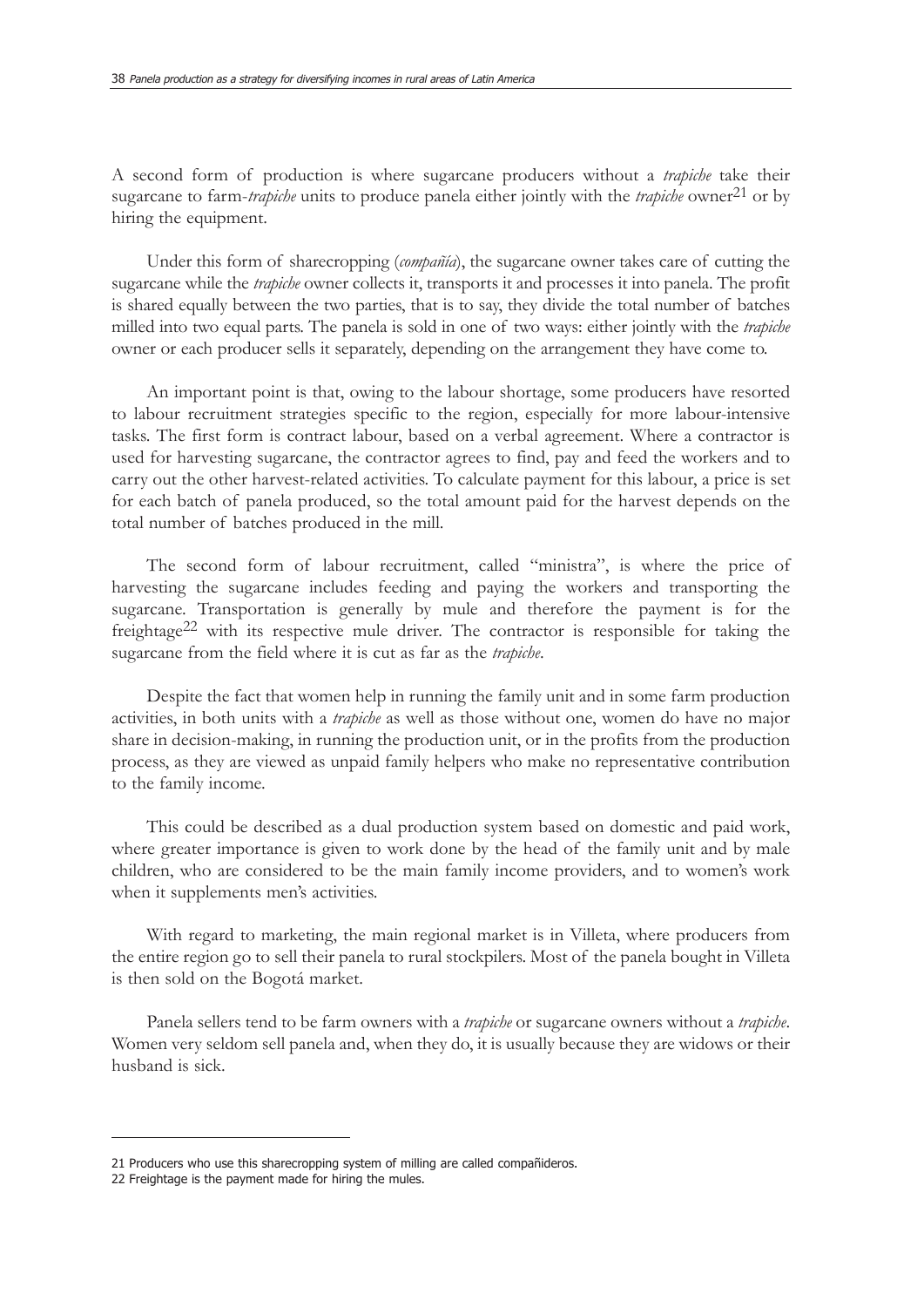A second form of production is where sugarcane producers without a *trapiche* take their sugarcane to farm-*trapiche* units to produce panela either jointly with the *trapiche* owner[21] or by hiring the equipment.

Under this form of sharecropping (*compañía*), the sugarcane owner takes care of cutting the sugarcane while the *trapiche* owner collects it, transports it and processes it into panela. The profit is shared equally between the two parties, that is to say, they divide the total number of batches milled into two equal parts. The panela is sold in one of two ways: either jointly with the *trapiche* owner or each producer sells it separately, depending on the arrangement they have come to.

An important point is that, owing to the labour shortage, some producers have resorted to labour recruitment strategies specific to the region, especially for more labour-intensive tasks. The first form is contract labour, based on a verbal agreement. Where a contractor is used for harvesting sugarcane, the contractor agrees to find, pay and feed the workers and to carry out the other harvest-related activities. To calculate payment for this labour, a price is set for each batch of panela produced, so the total amount paid for the harvest depends on the total number of batches produced in the mill.

The second form of labour recruitment, called "ministra", is where the price of harvesting the sugarcane includes feeding and paying the workers and transporting the sugarcane. Transportation is generally by mule and therefore the payment is for the freightage[22] with its respective mule driver. The contractor is responsible for taking the sugarcane from the field where it is cut as far as the *trapiche*.

Despite the fact that women help in running the family unit and in some farm production activities, in both units with a *trapiche* as well as those without one, women do have no major share in decision-making, in running the production unit, or in the profits from the production process, as they are viewed as unpaid family helpers who make no representative contribution to the family income.

This could be described as a dual production system based on domestic and paid work, where greater importance is given to work done by the head of the family unit and by male children, who are considered to be the main family income providers, and to women's work when it supplements men's activities.

With regard to marketing, the main regional market is in Villeta, where producers from the entire region go to sell their panela to rural stockpilers. Most of the panela bought in Villeta is then sold on the Bogotá market.

Panela sellers tend to be farm owners with a *trapiche* or sugarcane owners without a *trapiche*. Women very seldom sell panela and, when they do, it is usually because they are widows or their husband is sick.

---

21 Producers who use this sharecropping system of milling are called compañideros.

22 Freightage is the payment made for hiring the mules.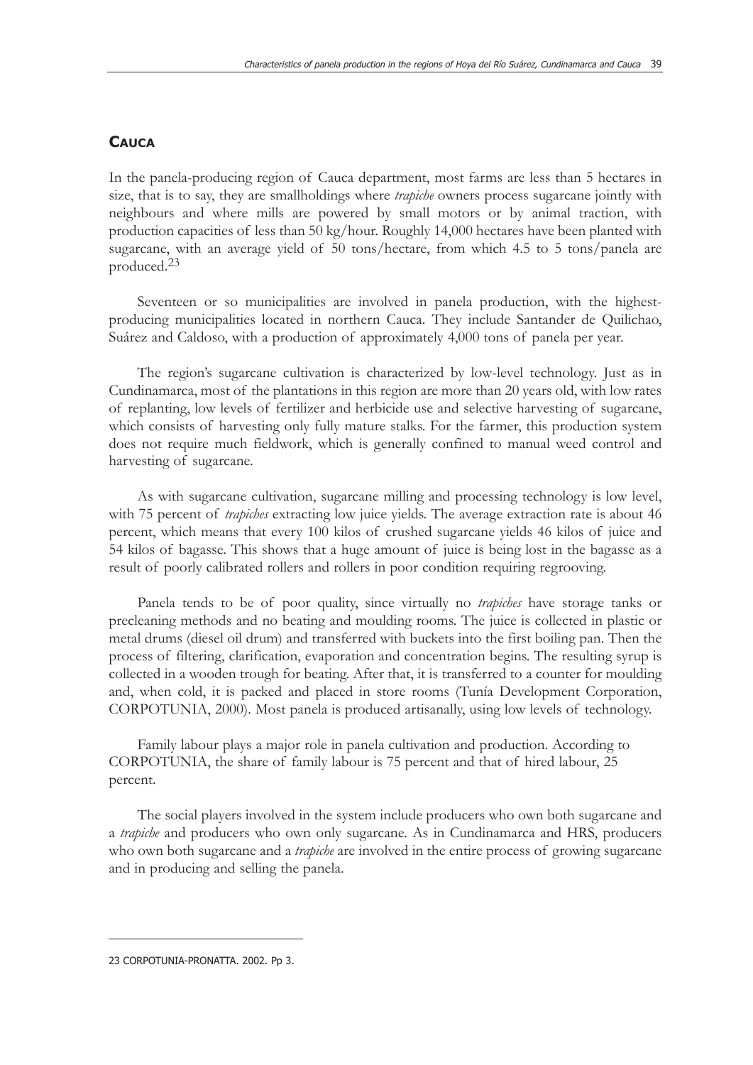## Cauca

In the panela-producing region of Cauca department, most farms are less than 5 hectares in size, that is to say, they are smallholdings where *trapiche* owners process sugarcane jointly with neighbours and where mills are powered by small motors or by animal traction, with production capacities of less than 50 kg/hour. Roughly 14,000 hectares have been planted with sugarcane, with an average yield of 50 tons/hectare, from which 4.5 to 5 tons/panela are produced.[23]

Seventeen or so municipalities are involved in panela production, with the highest-producing municipalities located in northern Cauca. They include Santander de Quilichao, Suárez and Caldoso, with a production of approximately 4,000 tons of panela per year.

The region's sugarcane cultivation is characterized by low-level technology. Just as in Cundinamarca, most of the plantations in this region are more than 20 years old, with low rates of replanting, low levels of fertilizer and herbicide use and selective harvesting of sugarcane, which consists of harvesting only fully mature stalks. For the farmer, this production system does not require much fieldwork, which is generally confined to manual weed control and harvesting of sugarcane.

As with sugarcane cultivation, sugarcane milling and processing technology is low level, with 75 percent of *trapiches* extracting low juice yields. The average extraction rate is about 46 percent, which means that every 100 kilos of crushed sugarcane yields 46 kilos of juice and 54 kilos of bagasse. This shows that a huge amount of juice is being lost in the bagasse as a result of poorly calibrated rollers and rollers in poor condition requiring regrooving.

Panela tends to be of poor quality, since virtually no *trapiches* have storage tanks or precleaning methods and no beating and moulding rooms. The juice is collected in plastic or metal drums (diesel oil drum) and transferred with buckets into the first boiling pan. Then the process of filtering, clarification, evaporation and concentration begins. The resulting syrup is collected in a wooden trough for beating. After that, it is transferred to a counter for moulding and, when cold, it is packed and placed in store rooms (Tunía Development Corporation, CORPOTUNIA, 2000). Most panela is produced artisanally, using low levels of technology.

Family labour plays a major role in panela cultivation and production. According to CORPOTUNIA, the share of family labour is 75 percent and that of hired labour, 25 percent.

The social players involved in the system include producers who own both sugarcane and a *trapiche* and producers who own only sugarcane. As in Cundinamarca and HRS, producers who own both sugarcane and a *trapiche* are involved in the entire process of growing sugarcane and in producing and selling the panela.

---

23 CORPOTUNIA-PRONATTA. 2002. Pp 3.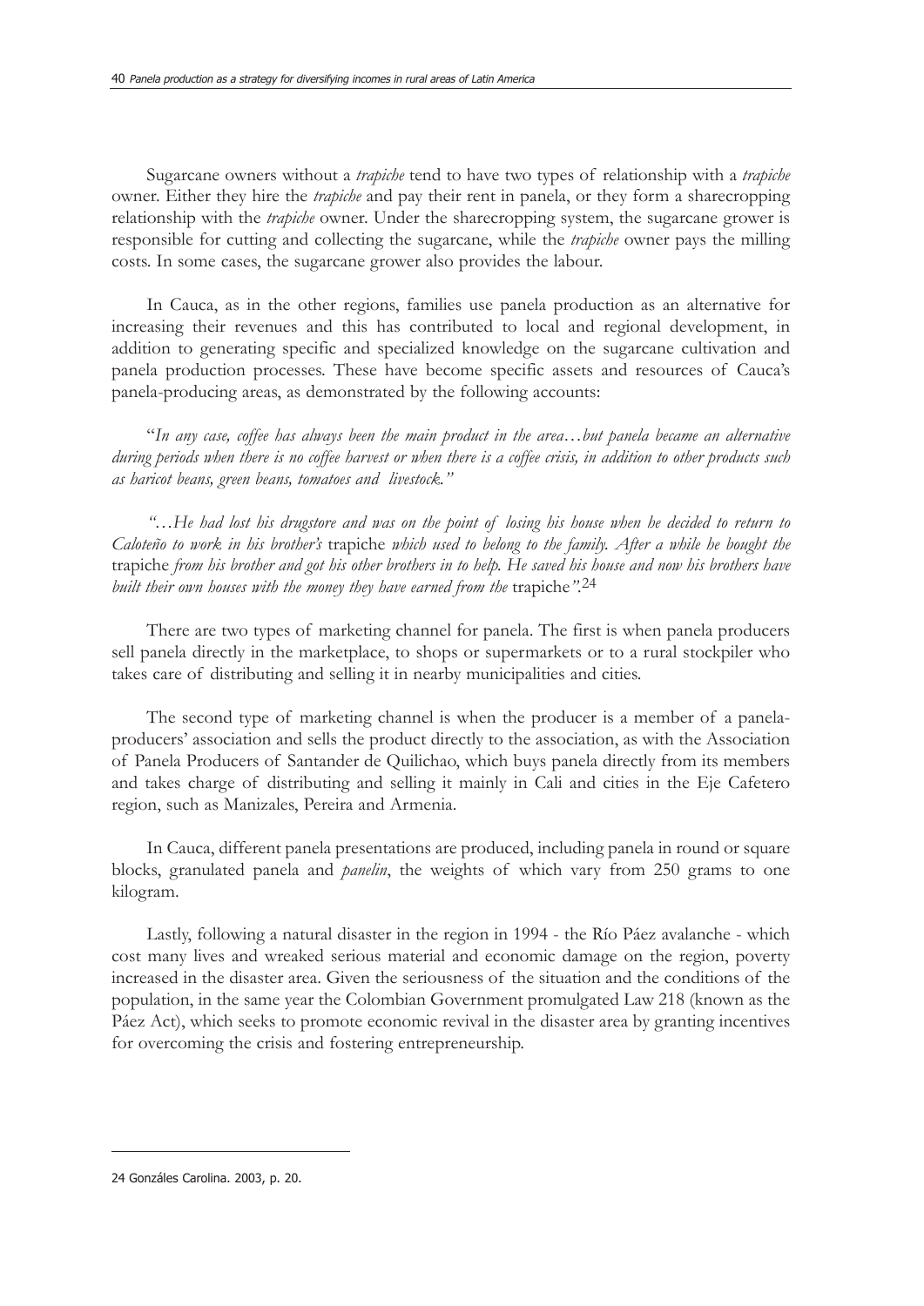Sugarcane owners without a *trapiche* tend to have two types of relationship with a *trapiche* owner. Either they hire the *trapiche* and pay their rent in panela, or they form a sharecropping relationship with the *trapiche* owner. Under the sharecropping system, the sugarcane grower is responsible for cutting and collecting the sugarcane, while the *trapiche* owner pays the milling costs. In some cases, the sugarcane grower also provides the labour.

In Cauca, as in the other regions, families use panela production as an alternative for increasing their revenues and this has contributed to local and regional development, in addition to generating specific and specialized knowledge on the sugarcane cultivation and panela production processes. These have become specific assets and resources of Cauca's panela-producing areas, as demonstrated by the following accounts:

"*In any case, coffee has always been the main product in the area…but panela became an alternative during periods when there is no coffee harvest or when there is a coffee crisis, in addition to other products such as haricot beans, green beans, tomatoes and livestock.*"

*"…He had lost his drugstore and was on the point of losing his house when he decided to return to Caloteño to work in his brother's* trapiche *which used to belong to the family. After a while he bought the* trapiche *from his brother and got his other brothers in to help. He saved his house and now his brothers have built their own houses with the money they have earned from the* trapiche*".*[24]

There are two types of marketing channel for panela. The first is when panela producers sell panela directly in the marketplace, to shops or supermarkets or to a rural stockpiler who takes care of distributing and selling it in nearby municipalities and cities.

The second type of marketing channel is when the producer is a member of a panela-producers' association and sells the product directly to the association, as with the Association of Panela Producers of Santander de Quilichao, which buys panela directly from its members and takes charge of distributing and selling it mainly in Cali and cities in the Eje Cafetero region, such as Manizales, Pereira and Armenia.

In Cauca, different panela presentations are produced, including panela in round or square blocks, granulated panela and *panelin*, the weights of which vary from 250 grams to one kilogram.

Lastly, following a natural disaster in the region in 1994 - the Río Páez avalanche - which cost many lives and wreaked serious material and economic damage on the region, poverty increased in the disaster area. Given the seriousness of the situation and the conditions of the population, in the same year the Colombian Government promulgated Law 218 (known as the Páez Act), which seeks to promote economic revival in the disaster area by granting incentives for overcoming the crisis and fostering entrepreneurship.

---

24 Gonzáles Carolina. 2003, p. 20.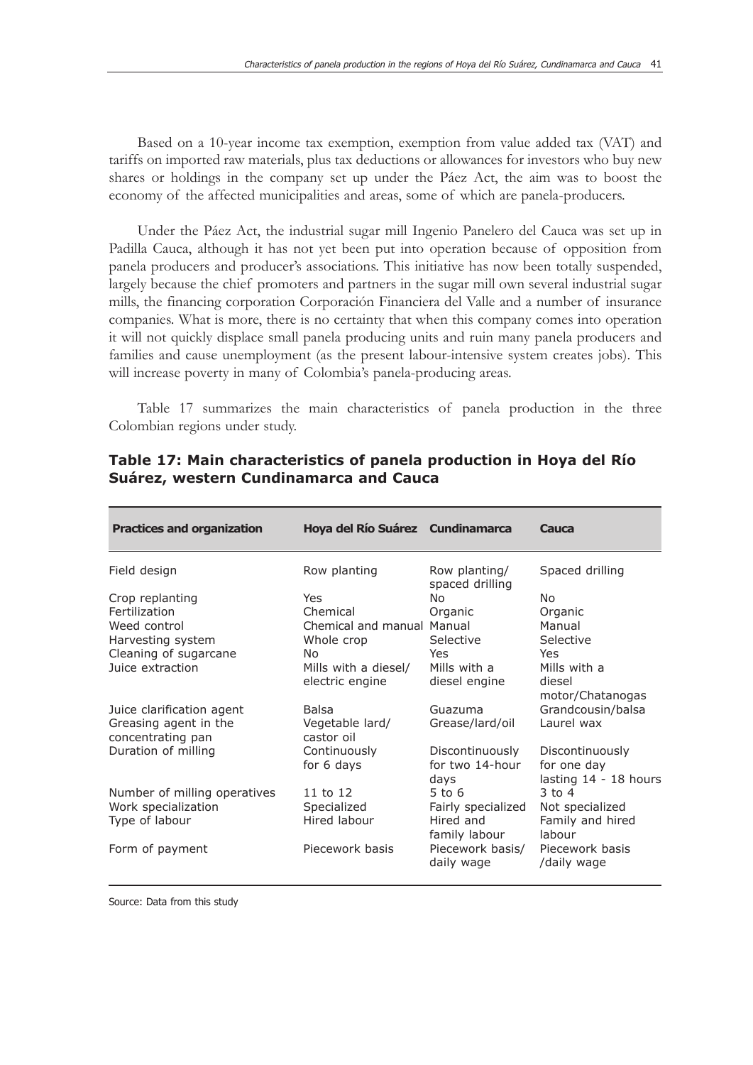Based on a 10-year income tax exemption, exemption from value added tax (VAT) and tariffs on imported raw materials, plus tax deductions or allowances for investors who buy new shares or holdings in the company set up under the Páez Act, the aim was to boost the economy of the affected municipalities and areas, some of which are panela-producers.

Under the Páez Act, the industrial sugar mill Ingenio Panelero del Cauca was set up in Padilla Cauca, although it has not yet been put into operation because of opposition from panela producers and producer's associations. This initiative has now been totally suspended, largely because the chief promoters and partners in the sugar mill own several industrial sugar mills, the financing corporation Corporación Financiera del Valle and a number of insurance companies. What is more, there is no certainty that when this company comes into operation it will not quickly displace small panela producing units and ruin many panela producers and families and cause unemployment (as the present labour-intensive system creates jobs). This will increase poverty in many of Colombia's panela-producing areas.

Table 17 summarizes the main characteristics of panela production in the three Colombian regions under study.

## Table 17: Main characteristics of panela production in Hoya del Río Suárez, western Cundinamarca and Cauca

| Practices and organization | Hoya del Río Suárez | Cundinamarca | Cauca |
|---|---|---|---|
| Field design | Row planting | Row planting/ spaced drilling | Spaced drilling |
| Crop replanting | Yes | No | No |
| Fertilization | Chemical | Organic | Organic |
| Weed control | Chemical and manual | Manual | Manual |
| Harvesting system | Whole crop | Selective | Selective |
| Cleaning of sugarcane | No | Yes | Yes |
| Juice extraction | Mills with a diesel/ electric engine | Mills with a diesel engine | Mills with a diesel motor/Chatanogas |
| Juice clarification agent | Balsa | Guazuma | Grandcousin/balsa |
| Greasing agent in the concentrating pan | Vegetable lard/ castor oil | Grease/lard/oil | Laurel wax |
| Duration of milling | Continuously for 6 days | Discontinuously for two 14-hour days | Discontinuously for one day lasting 14 - 18 hours |
| Number of milling operatives | 11 to 12 | 5 to 6 | 3 to 4 |
| Work specialization | Specialized | Fairly specialized | Not specialized |
| Type of labour | Hired labour | Hired and family labour | Family and hired labour |
| Form of payment | Piecework basis | Piecework basis/ daily wage | Piecework basis /daily wage |

Source: Data from this study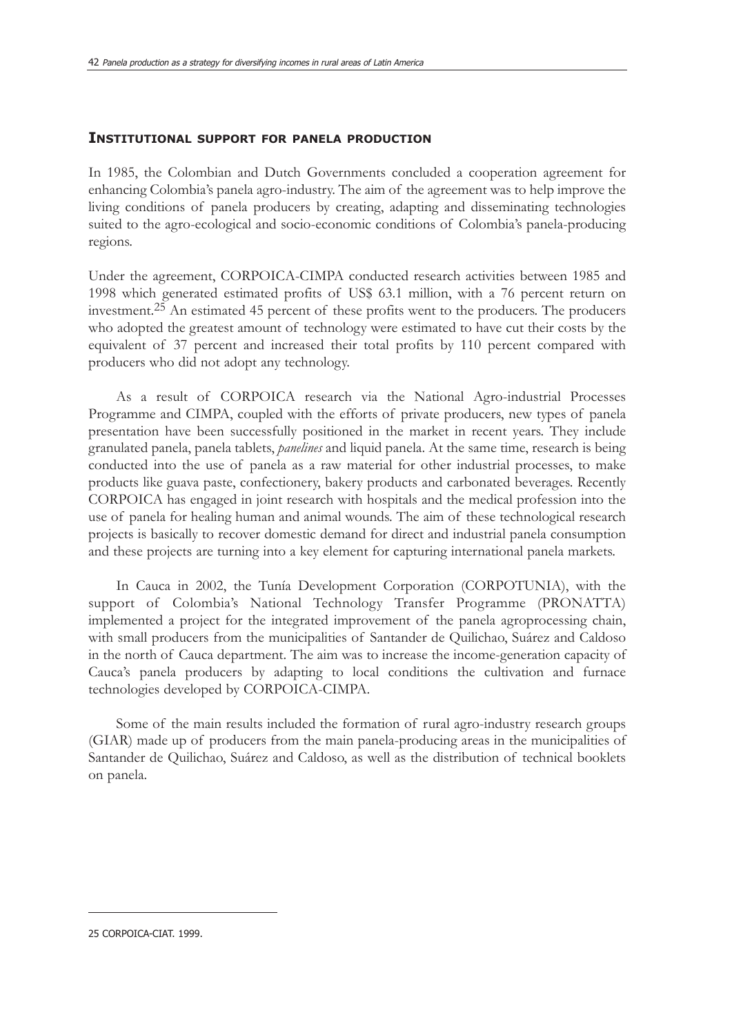## Institutional support for panela production

In 1985, the Colombian and Dutch Governments concluded a cooperation agreement for enhancing Colombia's panela agro-industry. The aim of the agreement was to help improve the living conditions of panela producers by creating, adapting and disseminating technologies suited to the agro-ecological and socio-economic conditions of Colombia's panela-producing regions.

Under the agreement, CORPOICA-CIMPA conducted research activities between 1985 and 1998 which generated estimated profits of US$ 63.1 million, with a 76 percent return on investment.[25] An estimated 45 percent of these profits went to the producers. The producers who adopted the greatest amount of technology were estimated to have cut their costs by the equivalent of 37 percent and increased their total profits by 110 percent compared with producers who did not adopt any technology.

As a result of CORPOICA research via the National Agro-industrial Processes Programme and CIMPA, coupled with the efforts of private producers, new types of panela presentation have been successfully positioned in the market in recent years. They include granulated panela, panela tablets, *panelines* and liquid panela. At the same time, research is being conducted into the use of panela as a raw material for other industrial processes, to make products like guava paste, confectionery, bakery products and carbonated beverages. Recently CORPOICA has engaged in joint research with hospitals and the medical profession into the use of panela for healing human and animal wounds. The aim of these technological research projects is basically to recover domestic demand for direct and industrial panela consumption and these projects are turning into a key element for capturing international panela markets.

In Cauca in 2002, the Tunía Development Corporation (CORPOTUNIA), with the support of Colombia's National Technology Transfer Programme (PRONATTA) implemented a project for the integrated improvement of the panela agroprocessing chain, with small producers from the municipalities of Santander de Quilichao, Suárez and Caldoso in the north of Cauca department. The aim was to increase the income-generation capacity of Cauca's panela producers by adapting to local conditions the cultivation and furnace technologies developed by CORPOICA-CIMPA.

Some of the main results included the formation of rural agro-industry research groups (GIAR) made up of producers from the main panela-producing areas in the municipalities of Santander de Quilichao, Suárez and Caldoso, as well as the distribution of technical booklets on panela.

---

25 CORPOICA-CIAT. 1999.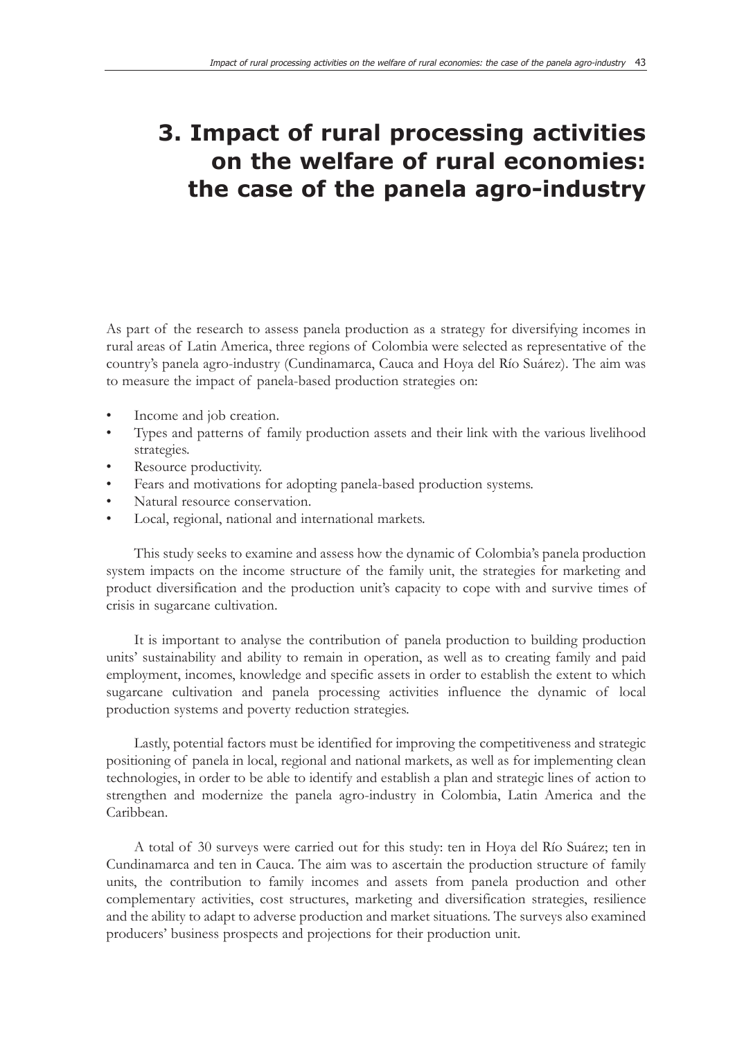# 3. Impact of rural processing activities on the welfare of rural economies: the case of the panela agro-industry

As part of the research to assess panela production as a strategy for diversifying incomes in rural areas of Latin America, three regions of Colombia were selected as representative of the country's panela agro-industry (Cundinamarca, Cauca and Hoya del Río Suárez). The aim was to measure the impact of panela-based production strategies on:

- Income and job creation.
- Types and patterns of family production assets and their link with the various livelihood strategies.
- Resource productivity.
- Fears and motivations for adopting panela-based production systems.
- Natural resource conservation.
- Local, regional, national and international markets.

This study seeks to examine and assess how the dynamic of Colombia's panela production system impacts on the income structure of the family unit, the strategies for marketing and product diversification and the production unit's capacity to cope with and survive times of crisis in sugarcane cultivation.

It is important to analyse the contribution of panela production to building production units' sustainability and ability to remain in operation, as well as to creating family and paid employment, incomes, knowledge and specific assets in order to establish the extent to which sugarcane cultivation and panela processing activities influence the dynamic of local production systems and poverty reduction strategies.

Lastly, potential factors must be identified for improving the competitiveness and strategic positioning of panela in local, regional and national markets, as well as for implementing clean technologies, in order to be able to identify and establish a plan and strategic lines of action to strengthen and modernize the panela agro-industry in Colombia, Latin America and the Caribbean.

A total of 30 surveys were carried out for this study: ten in Hoya del Río Suárez; ten in Cundinamarca and ten in Cauca. The aim was to ascertain the production structure of family units, the contribution to family incomes and assets from panela production and other complementary activities, cost structures, marketing and diversification strategies, resilience and the ability to adapt to adverse production and market situations. The surveys also examined producers' business prospects and projections for their production unit.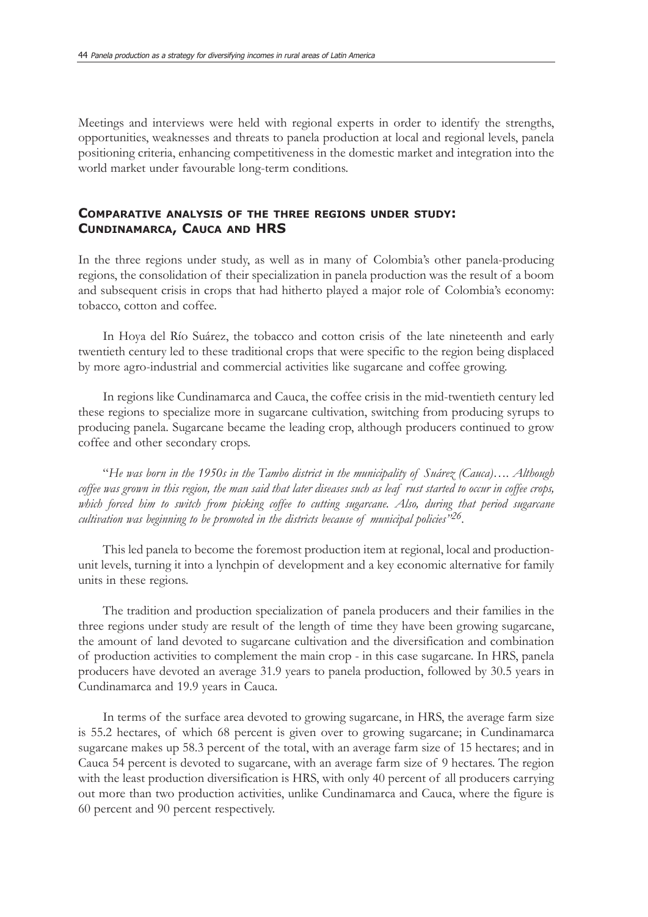Meetings and interviews were held with regional experts in order to identify the strengths, opportunities, weaknesses and threats to panela production at local and regional levels, panela positioning criteria, enhancing competitiveness in the domestic market and integration into the world market under favourable long-term conditions.

## Comparative analysis of the three regions under study: Cundinamarca, Cauca and HRS

In the three regions under study, as well as in many of Colombia's other panela-producing regions, the consolidation of their specialization in panela production was the result of a boom and subsequent crisis in crops that had hitherto played a major role of Colombia's economy: tobacco, cotton and coffee.

In Hoya del Río Suárez, the tobacco and cotton crisis of the late nineteenth and early twentieth century led to these traditional crops that were specific to the region being displaced by more agro-industrial and commercial activities like sugarcane and coffee growing.

In regions like Cundinamarca and Cauca, the coffee crisis in the mid-twentieth century led these regions to specialize more in sugarcane cultivation, switching from producing syrups to producing panela. Sugarcane became the leading crop, although producers continued to grow coffee and other secondary crops.

"*He was born in the 1950s in the Tambo district in the municipality of Suárez (Cauca)…. Although coffee was grown in this region, the man said that later diseases such as leaf rust started to occur in coffee crops, which forced him to switch from picking coffee to cutting sugarcane. Also, during that period sugarcane cultivation was beginning to be promoted in the districts because of municipal policies*"[26].

This led panela to become the foremost production item at regional, local and production-unit levels, turning it into a lynchpin of development and a key economic alternative for family units in these regions.

The tradition and production specialization of panela producers and their families in the three regions under study are result of the length of time they have been growing sugarcane, the amount of land devoted to sugarcane cultivation and the diversification and combination of production activities to complement the main crop - in this case sugarcane. In HRS, panela producers have devoted an average 31.9 years to panela production, followed by 30.5 years in Cundinamarca and 19.9 years in Cauca.

In terms of the surface area devoted to growing sugarcane, in HRS, the average farm size is 55.2 hectares, of which 68 percent is given over to growing sugarcane; in Cundinamarca sugarcane makes up 58.3 percent of the total, with an average farm size of 15 hectares; and in Cauca 54 percent is devoted to sugarcane, with an average farm size of 9 hectares. The region with the least production diversification is HRS, with only 40 percent of all producers carrying out more than two production activities, unlike Cundinamarca and Cauca, where the figure is 60 percent and 90 percent respectively.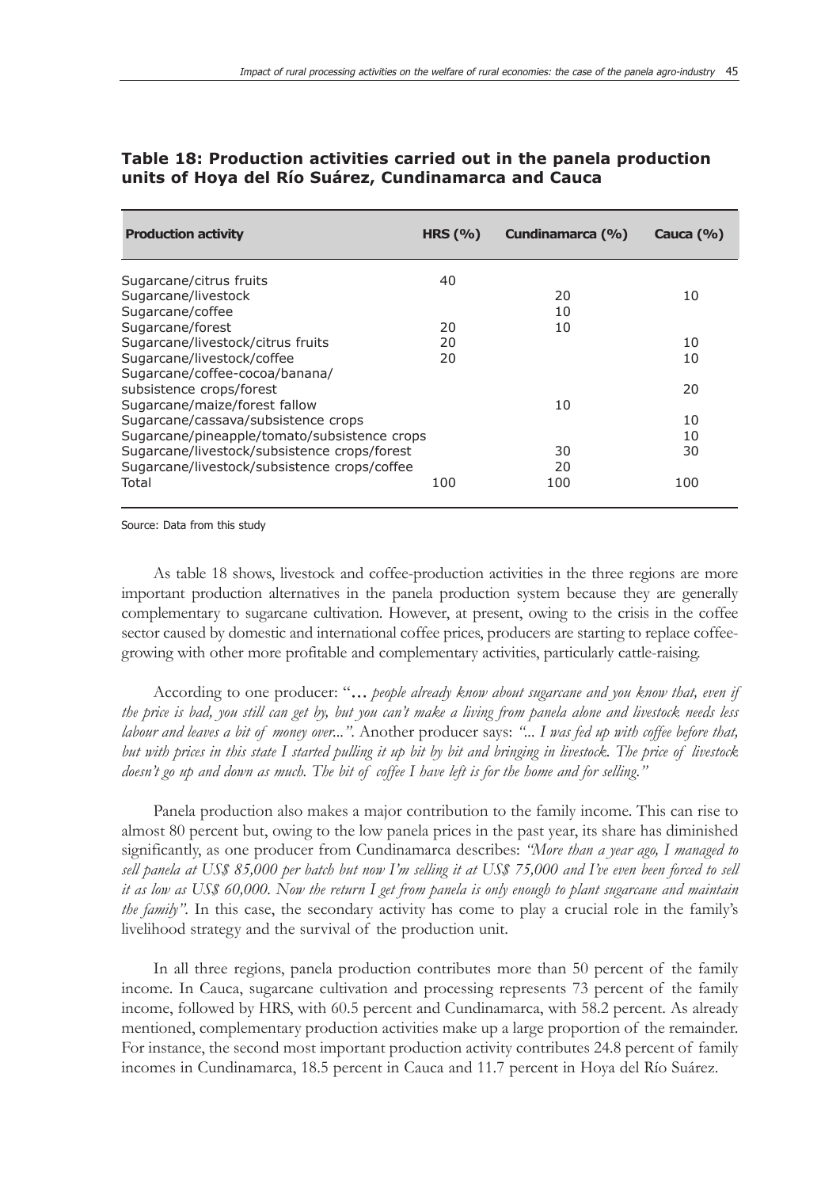**Table 18: Production activities carried out in the panela production units of Hoya del Río Suárez, Cundinamarca and Cauca**

| Production activity | HRS (%) | Cundinamarca (%) | Cauca (%) |
|---|---|---|---|
| Sugarcane/citrus fruits | 40 | | |
| Sugarcane/livestock | | 20 | 10 |
| Sugarcane/coffee | | 10 | |
| Sugarcane/forest | 20 | 10 | |
| Sugarcane/livestock/citrus fruits | 20 | | 10 |
| Sugarcane/livestock/coffee | 20 | | 10 |
| Sugarcane/coffee-cocoa/banana/ subsistence crops/forest | | | 20 |
| Sugarcane/maize/forest fallow | | 10 | |
| Sugarcane/cassava/subsistence crops | | | 10 |
| Sugarcane/pineapple/tomato/subsistence crops | | | 10 |
| Sugarcane/livestock/subsistence crops/forest | | 30 | 30 |
| Sugarcane/livestock/subsistence crops/coffee | | 20 | |
| Total | 100 | 100 | 100 |

Source: Data from this study

As table 18 shows, livestock and coffee-production activities in the three regions are more important production alternatives in the panela production system because they are generally complementary to sugarcane cultivation. However, at present, owing to the crisis in the coffee sector caused by domestic and international coffee prices, producers are starting to replace coffee-growing with other more profitable and complementary activities, particularly cattle-raising.

According to one producer: "*... people already know about sugarcane and you know that, even if the price is bad, you still can get by, but you can't make a living from panela alone and livestock needs less labour and leaves a bit of money over...".* Another producer says: *"... I was fed up with coffee before that, but with prices in this state I started pulling it up bit by bit and bringing in livestock. The price of livestock doesn't go up and down as much. The bit of coffee I have left is for the home and for selling."*

Panela production also makes a major contribution to the family income. This can rise to almost 80 percent but, owing to the low panela prices in the past year, its share has diminished significantly, as one producer from Cundinamarca describes: *"More than a year ago, I managed to sell panela at US$ 85,000 per batch but now I'm selling it at US$ 75,000 and I've even been forced to sell it as low as US$ 60,000. Now the return I get from panela is only enough to plant sugarcane and maintain the family".* In this case, the secondary activity has come to play a crucial role in the family's livelihood strategy and the survival of the production unit.

In all three regions, panela production contributes more than 50 percent of the family income. In Cauca, sugarcane cultivation and processing represents 73 percent of the family income, followed by HRS, with 60.5 percent and Cundinamarca, with 58.2 percent. As already mentioned, complementary production activities make up a large proportion of the remainder. For instance, the second most important production activity contributes 24.8 percent of family incomes in Cundinamarca, 18.5 percent in Cauca and 11.7 percent in Hoya del Río Suárez.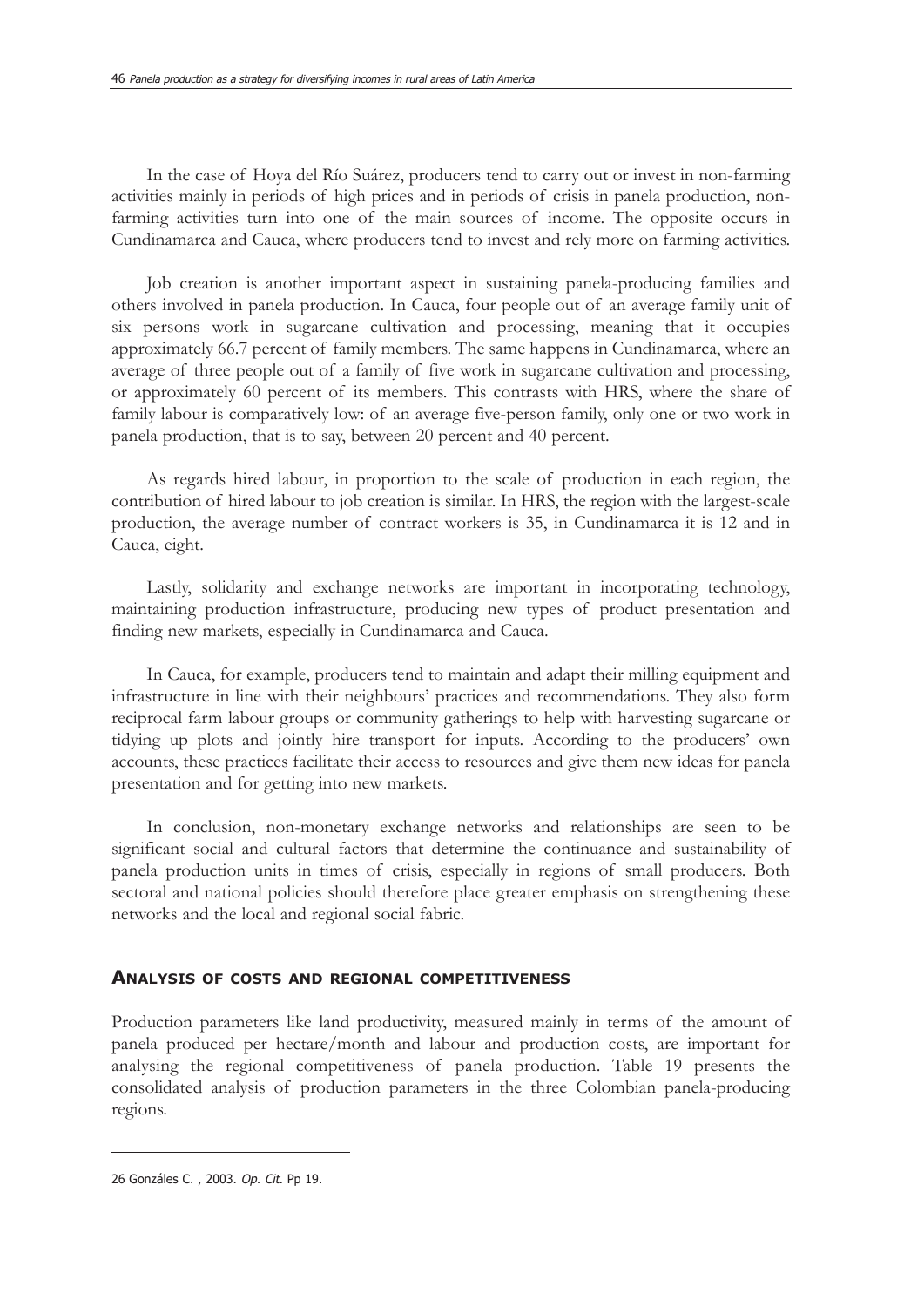In the case of Hoya del Río Suárez, producers tend to carry out or invest in non-farming activities mainly in periods of high prices and in periods of crisis in panela production, non-farming activities turn into one of the main sources of income. The opposite occurs in Cundinamarca and Cauca, where producers tend to invest and rely more on farming activities.

Job creation is another important aspect in sustaining panela-producing families and others involved in panela production. In Cauca, four people out of an average family unit of six persons work in sugarcane cultivation and processing, meaning that it occupies approximately 66.7 percent of family members. The same happens in Cundinamarca, where an average of three people out of a family of five work in sugarcane cultivation and processing, or approximately 60 percent of its members. This contrasts with HRS, where the share of family labour is comparatively low: of an average five-person family, only one or two work in panela production, that is to say, between 20 percent and 40 percent.

As regards hired labour, in proportion to the scale of production in each region, the contribution of hired labour to job creation is similar. In HRS, the region with the largest-scale production, the average number of contract workers is 35, in Cundinamarca it is 12 and in Cauca, eight.

Lastly, solidarity and exchange networks are important in incorporating technology, maintaining production infrastructure, producing new types of product presentation and finding new markets, especially in Cundinamarca and Cauca.

In Cauca, for example, producers tend to maintain and adapt their milling equipment and infrastructure in line with their neighbours' practices and recommendations. They also form reciprocal farm labour groups or community gatherings to help with harvesting sugarcane or tidying up plots and jointly hire transport for inputs. According to the producers' own accounts, these practices facilitate their access to resources and give them new ideas for panela presentation and for getting into new markets.

In conclusion, non-monetary exchange networks and relationships are seen to be significant social and cultural factors that determine the continuance and sustainability of panela production units in times of crisis, especially in regions of small producers. Both sectoral and national policies should therefore place greater emphasis on strengthening these networks and the local and regional social fabric.

## ANALYSIS OF COSTS AND REGIONAL COMPETITIVENESS

Production parameters like land productivity, measured mainly in terms of the amount of panela produced per hectare/month and labour and production costs, are important for analysing the regional competitiveness of panela production. Table 19 presents the consolidated analysis of production parameters in the three Colombian panela-producing regions.

---

26 Gonzáles C. , 2003. *Op. Cit.* Pp 19.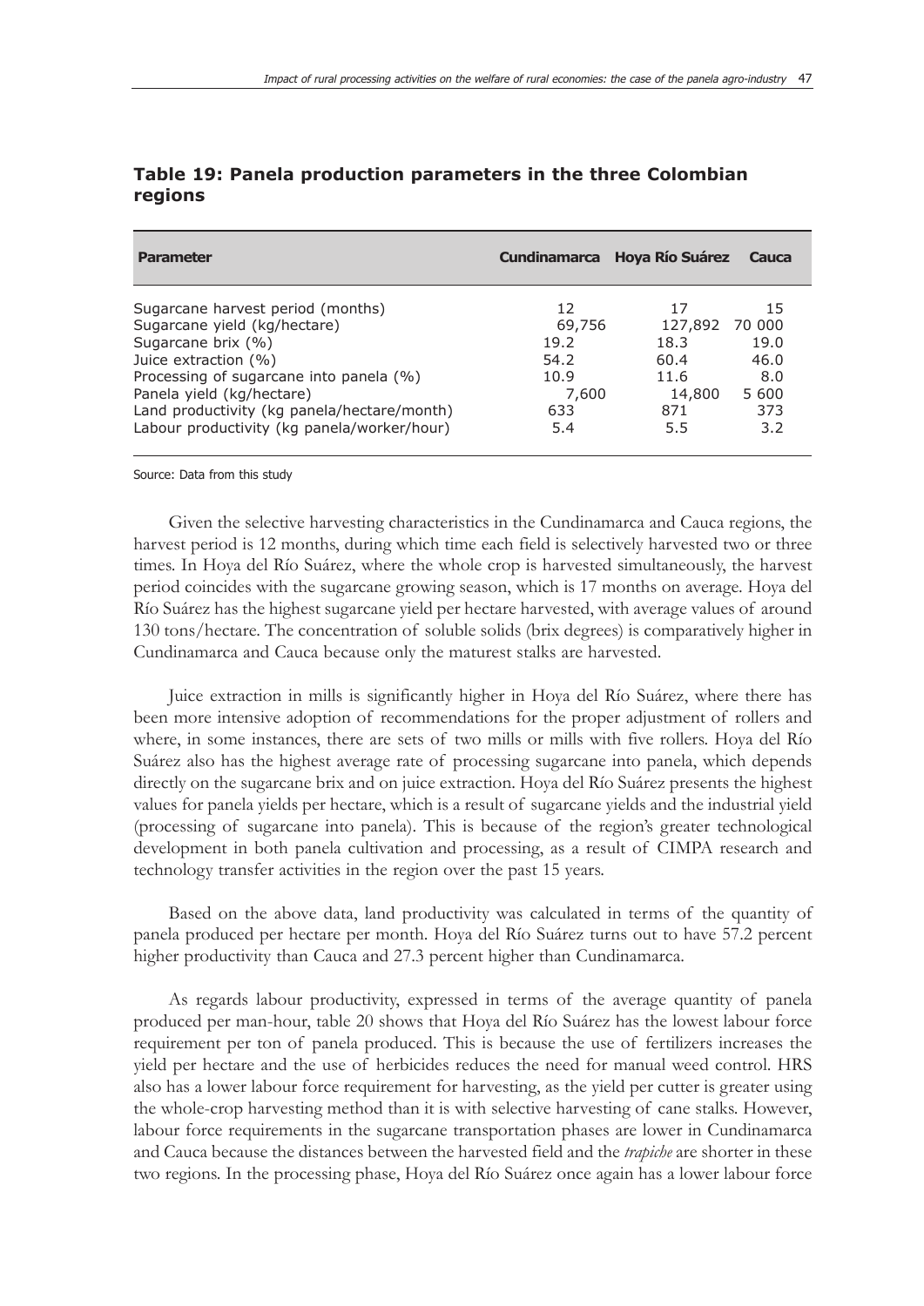**Table 19: Panela production parameters in the three Colombian regions**

| Parameter | Cundinamarca | Hoya Río Suárez | Cauca |
|---|---|---|---|
| Sugarcane harvest period (months) | 12 | 17 | 15 |
| Sugarcane yield (kg/hectare) | 69,756 | 127,892 | 70 000 |
| Sugarcane brix (%) | 19.2 | 18.3 | 19.0 |
| Juice extraction (%) | 54.2 | 60.4 | 46.0 |
| Processing of sugarcane into panela (%) | 10.9 | 11.6 | 8.0 |
| Panela yield (kg/hectare) | 7,600 | 14,800 | 5 600 |
| Land productivity (kg panela/hectare/month) | 633 | 871 | 373 |
| Labour productivity (kg panela/worker/hour) | 5.4 | 5.5 | 3.2 |

Source: Data from this study

Given the selective harvesting characteristics in the Cundinamarca and Cauca regions, the harvest period is 12 months, during which time each field is selectively harvested two or three times. In Hoya del Río Suárez, where the whole crop is harvested simultaneously, the harvest period coincides with the sugarcane growing season, which is 17 months on average. Hoya del Río Suárez has the highest sugarcane yield per hectare harvested, with average values of around 130 tons/hectare. The concentration of soluble solids (brix degrees) is comparatively higher in Cundinamarca and Cauca because only the maturest stalks are harvested.

Juice extraction in mills is significantly higher in Hoya del Río Suárez, where there has been more intensive adoption of recommendations for the proper adjustment of rollers and where, in some instances, there are sets of two mills or mills with five rollers. Hoya del Río Suárez also has the highest average rate of processing sugarcane into panela, which depends directly on the sugarcane brix and on juice extraction. Hoya del Río Suárez presents the highest values for panela yields per hectare, which is a result of sugarcane yields and the industrial yield (processing of sugarcane into panela). This is because of the region's greater technological development in both panela cultivation and processing, as a result of CIMPA research and technology transfer activities in the region over the past 15 years.

Based on the above data, land productivity was calculated in terms of the quantity of panela produced per hectare per month. Hoya del Río Suárez turns out to have 57.2 percent higher productivity than Cauca and 27.3 percent higher than Cundinamarca.

As regards labour productivity, expressed in terms of the average quantity of panela produced per man-hour, table 20 shows that Hoya del Río Suárez has the lowest labour force requirement per ton of panela produced. This is because the use of fertilizers increases the yield per hectare and the use of herbicides reduces the need for manual weed control. HRS also has a lower labour force requirement for harvesting, as the yield per cutter is greater using the whole-crop harvesting method than it is with selective harvesting of cane stalks. However, labour force requirements in the sugarcane transportation phases are lower in Cundinamarca and Cauca because the distances between the harvested field and the *trapiche* are shorter in these two regions. In the processing phase, Hoya del Río Suárez once again has a lower labour force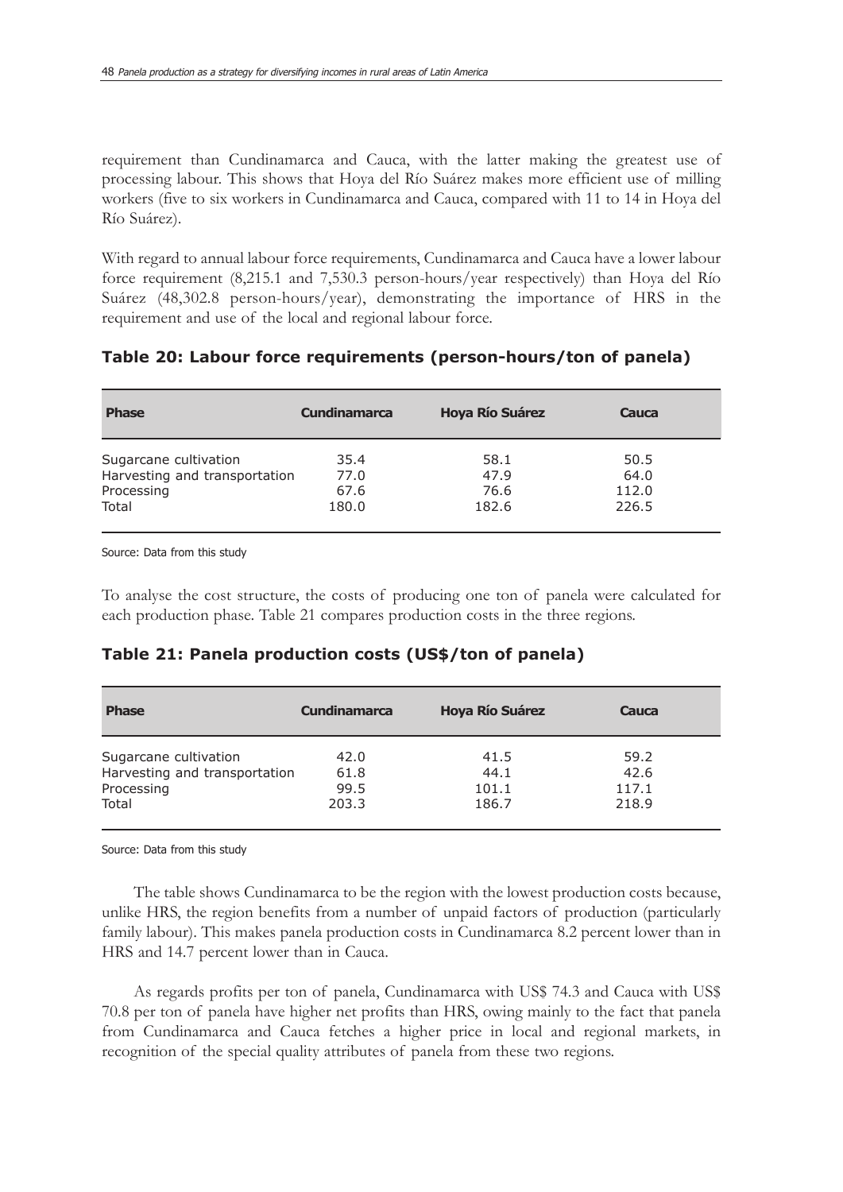requirement than Cundinamarca and Cauca, with the latter making the greatest use of processing labour. This shows that Hoya del Río Suárez makes more efficient use of milling workers (five to six workers in Cundinamarca and Cauca, compared with 11 to 14 in Hoya del Río Suárez).

With regard to annual labour force requirements, Cundinamarca and Cauca have a lower labour force requirement (8,215.1 and 7,530.3 person-hours/year respectively) than Hoya del Río Suárez (48,302.8 person-hours/year), demonstrating the importance of HRS in the requirement and use of the local and regional labour force.

### Table 20: Labour force requirements (person-hours/ton of panela)

| Phase | Cundinamarca | Hoya Río Suárez | Cauca |
|---|---|---|---|
| Sugarcane cultivation | 35.4 | 58.1 | 50.5 |
| Harvesting and transportation | 77.0 | 47.9 | 64.0 |
| Processing | 67.6 | 76.6 | 112.0 |
| Total | 180.0 | 182.6 | 226.5 |

Source: Data from this study

To analyse the cost structure, the costs of producing one ton of panela were calculated for each production phase. Table 21 compares production costs in the three regions.

### Table 21: Panela production costs (US$/ton of panela)

| Phase | Cundinamarca | Hoya Río Suárez | Cauca |
|---|---|---|---|
| Sugarcane cultivation | 42.0 | 41.5 | 59.2 |
| Harvesting and transportation | 61.8 | 44.1 | 42.6 |
| Processing | 99.5 | 101.1 | 117.1 |
| Total | 203.3 | 186.7 | 218.9 |

Source: Data from this study

The table shows Cundinamarca to be the region with the lowest production costs because, unlike HRS, the region benefits from a number of unpaid factors of production (particularly family labour). This makes panela production costs in Cundinamarca 8.2 percent lower than in HRS and 14.7 percent lower than in Cauca.

As regards profits per ton of panela, Cundinamarca with US$ 74.3 and Cauca with US$ 70.8 per ton of panela have higher net profits than HRS, owing mainly to the fact that panela from Cundinamarca and Cauca fetches a higher price in local and regional markets, in recognition of the special quality attributes of panela from these two regions.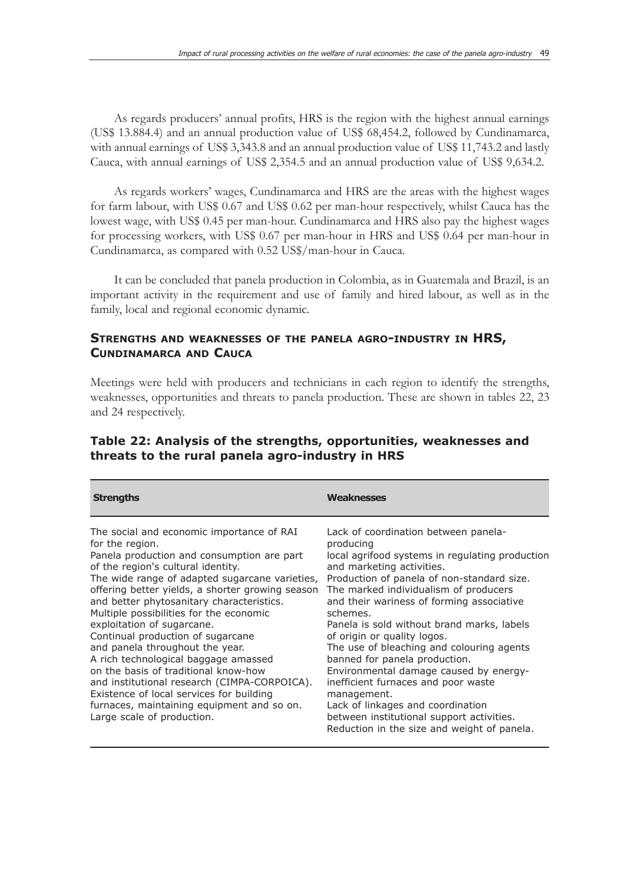As regards producers' annual profits, HRS is the region with the highest annual earnings (US$ 13.884.4) and an annual production value of US$ 68,454.2, followed by Cundinamarca, with annual earnings of US$ 3,343.8 and an annual production value of US$ 11,743.2 and lastly Cauca, with annual earnings of US$ 2,354.5 and an annual production value of US$ 9,634.2.

As regards workers' wages, Cundinamarca and HRS are the areas with the highest wages for farm labour, with US$ 0.67 and US$ 0.62 per man-hour respectively, whilst Cauca has the lowest wage, with US$ 0.45 per man-hour. Cundinamarca and HRS also pay the highest wages for processing workers, with US$ 0.67 per man-hour in HRS and US$ 0.64 per man-hour in Cundinamarca, as compared with 0.52 US$/man-hour in Cauca.

It can be concluded that panela production in Colombia, as in Guatemala and Brazil, is an important activity in the requirement and use of family and hired labour, as well as in the family, local and regional economic dynamic.

## Strengths and weaknesses of the panela agro-industry in HRS, Cundinamarca and Cauca

Meetings were held with producers and technicians in each region to identify the strengths, weaknesses, opportunities and threats to panela production. These are shown in tables 22, 23 and 24 respectively.

### Table 22: Analysis of the strengths, opportunities, weaknesses and threats to the rural panela agro-industry in HRS

| Strengths | Weaknesses |
|---|---|
| The social and economic importance of RAI for the region.<br>Panela production and consumption are part of the region's cultural identity.<br>The wide range of adapted sugarcane varieties, offering better yields, a shorter growing season and better phytosanitary characteristics.<br>Multiple possibilities for the economic exploitation of sugarcane.<br>Continual production of sugarcane and panela throughout the year.<br>A rich technological baggage amassed on the basis of traditional know-how and institutional research (CIMPA-CORPOICA).<br>Existence of local services for building furnaces, maintaining equipment and so on.<br>Large scale of production. | Lack of coordination between panela-producing local agrifood systems in regulating production and marketing activities.<br>Production of panela of non-standard size.<br>The marked individualism of producers and their wariness of forming associative schemes.<br>Panela is sold without brand marks, labels of origin or quality logos.<br>The use of bleaching and colouring agents banned for panela production.<br>Environmental damage caused by energy-inefficient furnaces and poor waste management.<br>Lack of linkages and coordination between institutional support activities.<br>Reduction in the size and weight of panela. |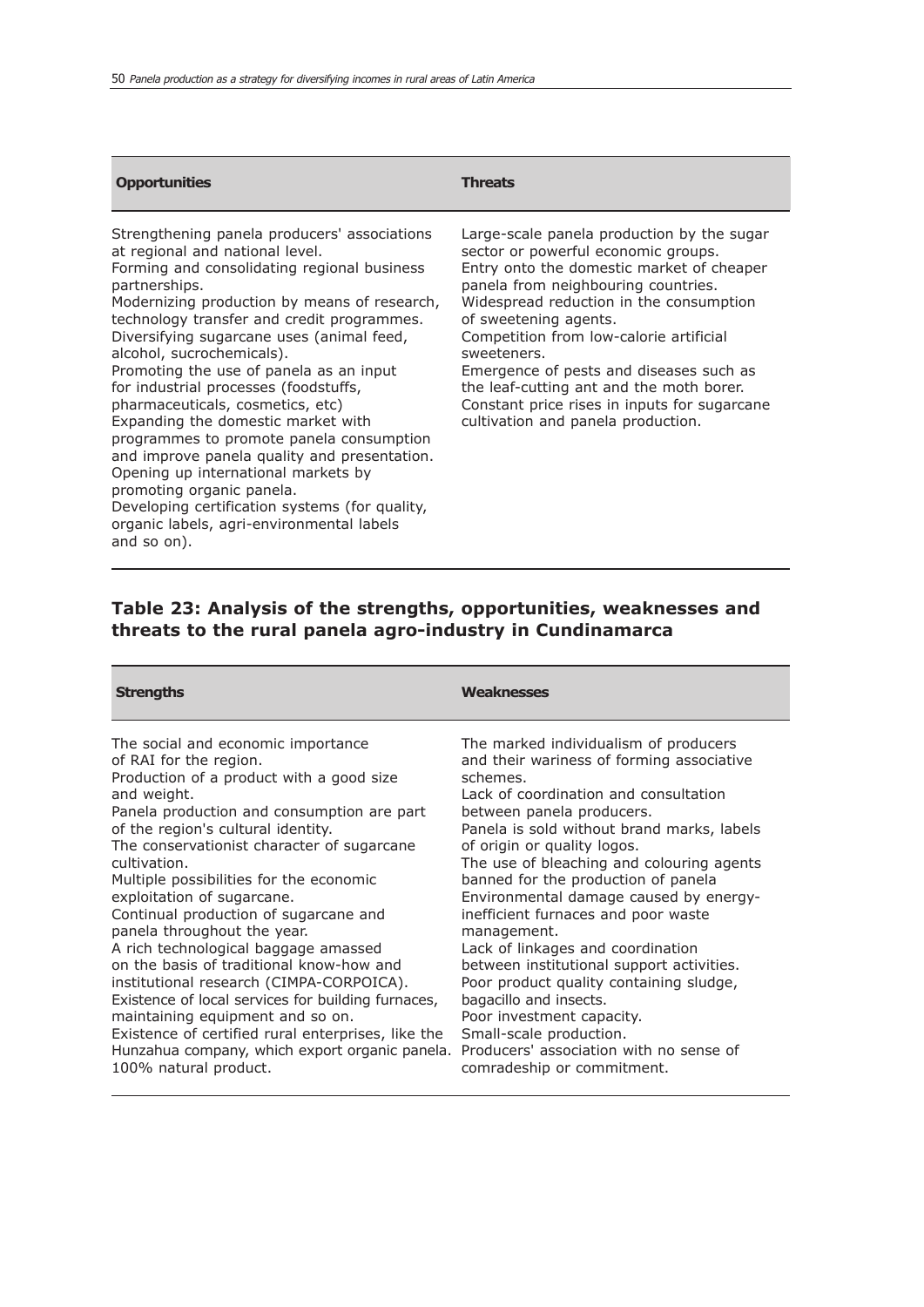| Opportunities | Threats |
| --- | --- |
| Strengthening panela producers' associations at regional and national level.<br>Forming and consolidating regional business partnerships.<br>Modernizing production by means of research, technology transfer and credit programmes.<br>Diversifying sugarcane uses (animal feed, alcohol, sucrochemicals).<br>Promoting the use of panela as an input for industrial processes (foodstuffs, pharmaceuticals, cosmetics, etc)<br>Expanding the domestic market with programmes to promote panela consumption and improve panela quality and presentation.<br>Opening up international markets by promoting organic panela.<br>Developing certification systems (for quality, organic labels, agri-environmental labels and so on). | Large-scale panela production by the sugar sector or powerful economic groups.<br>Entry onto the domestic market of cheaper panela from neighbouring countries.<br>Widespread reduction in the consumption of sweetening agents.<br>Competition from low-calorie artificial sweeteners.<br>Emergence of pests and diseases such as the leaf-cutting ant and the moth borer.<br>Constant price rises in inputs for sugarcane cultivation and panela production. |

## Table 23: Analysis of the strengths, opportunities, weaknesses and threats to the rural panela agro-industry in Cundinamarca

| Strengths | Weaknesses |
| --- | --- |
| The social and economic importance of RAI for the region.<br>Production of a product with a good size and weight.<br>Panela production and consumption are part of the region's cultural identity.<br>The conservationist character of sugarcane cultivation.<br>Multiple possibilities for the economic exploitation of sugarcane.<br>Continual production of sugarcane and panela throughout the year.<br>A rich technological baggage amassed on the basis of traditional know-how and institutional research (CIMPA-CORPOICA).<br>Existence of local services for building furnaces, maintaining equipment and so on.<br>Existence of certified rural enterprises, like the Hunzahua company, which export organic panela.<br>100% natural product. | The marked individualism of producers and their wariness of forming associative schemes.<br>Lack of coordination and consultation between panela producers.<br>Panela is sold without brand marks, labels of origin or quality logos.<br>The use of bleaching and colouring agents banned for the production of panela<br>Environmental damage caused by energy-inefficient furnaces and poor waste management.<br>Lack of linkages and coordination between institutional support activities.<br>Poor product quality containing sludge, bagacillo and insects.<br>Poor investment capacity.<br>Small-scale production.<br>Producers' association with no sense of comradeship or commitment. |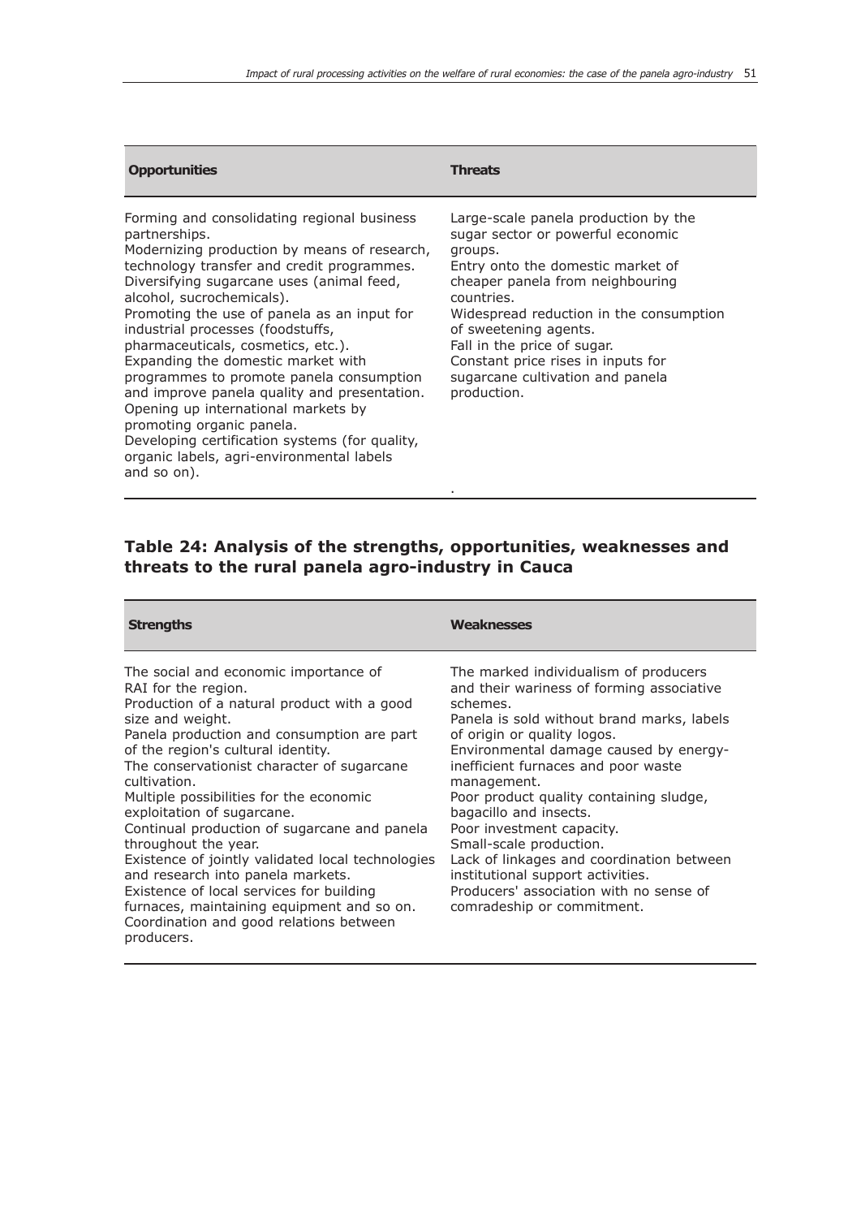| Opportunities | Threats |
|---|---|
| Forming and consolidating regional business partnerships.<br>Modernizing production by means of research, technology transfer and credit programmes.<br>Diversifying sugarcane uses (animal feed, alcohol, sucrochemicals).<br>Promoting the use of panela as an input for industrial processes (foodstuffs, pharmaceuticals, cosmetics, etc.).<br>Expanding the domestic market with programmes to promote panela consumption and improve panela quality and presentation.<br>Opening up international markets by promoting organic panela.<br>Developing certification systems (for quality, organic labels, agri-environmental labels and so on). | Large-scale panela production by the sugar sector or powerful economic groups.<br>Entry onto the domestic market of cheaper panela from neighbouring countries.<br>Widespread reduction in the consumption of sweetening agents.<br>Fall in the price of sugar.<br>Constant price rises in inputs for sugarcane cultivation and panela production.<br>. |

## Table 24: Analysis of the strengths, opportunities, weaknesses and threats to the rural panela agro-industry in Cauca

| Strengths | Weaknesses |
|---|---|
| The social and economic importance of RAI for the region.<br>Production of a natural product with a good size and weight.<br>Panela production and consumption are part of the region's cultural identity.<br>The conservationist character of sugarcane cultivation.<br>Multiple possibilities for the economic exploitation of sugarcane.<br>Continual production of sugarcane and panela throughout the year.<br>Existence of jointly validated local technologies and research into panela markets.<br>Existence of local services for building furnaces, maintaining equipment and so on.<br>Coordination and good relations between producers. | The marked individualism of producers and their wariness of forming associative schemes.<br>Panela is sold without brand marks, labels of origin or quality logos.<br>Environmental damage caused by energy-inefficient furnaces and poor waste management.<br>Poor product quality containing sludge, bagacillo and insects.<br>Poor investment capacity.<br>Small-scale production.<br>Lack of linkages and coordination between institutional support activities.<br>Producers' association with no sense of comradeship or commitment. |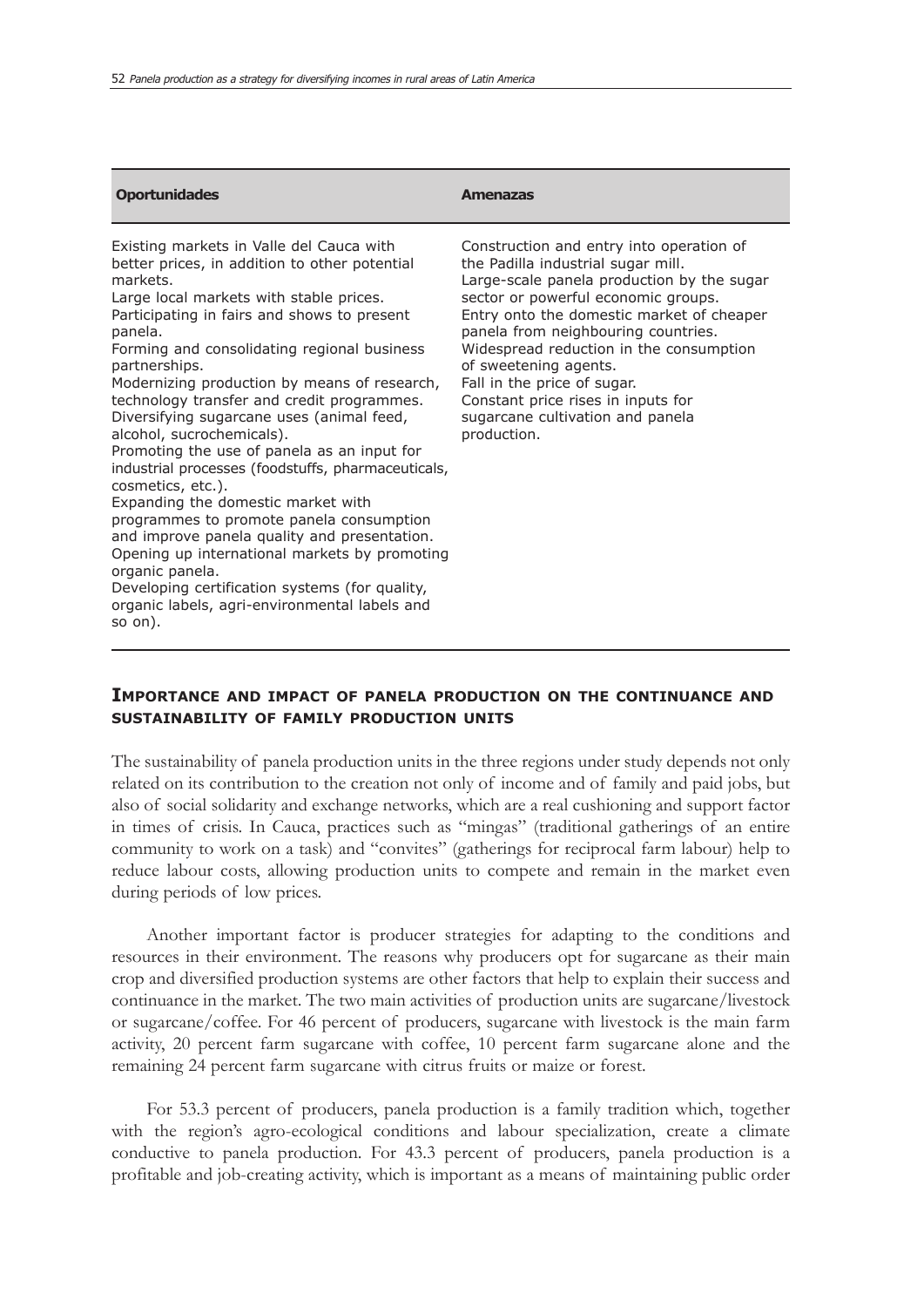| Oportunidades | Amenazas |
|---|---|
| Existing markets in Valle del Cauca with better prices, in addition to other potential markets.<br>Large local markets with stable prices.<br>Participating in fairs and shows to present panela.<br>Forming and consolidating regional business partnerships.<br>Modernizing production by means of research, technology transfer and credit programmes.<br>Diversifying sugarcane uses (animal feed, alcohol, sucrochemicals).<br>Promoting the use of panela as an input for industrial processes (foodstuffs, pharmaceuticals, cosmetics, etc.).<br>Expanding the domestic market with programmes to promote panela consumption and improve panela quality and presentation.<br>Opening up international markets by promoting organic panela.<br>Developing certification systems (for quality, organic labels, agri-environmental labels and so on). | Construction and entry into operation of the Padilla industrial sugar mill.<br>Large-scale panela production by the sugar sector or powerful economic groups.<br>Entry onto the domestic market of cheaper panela from neighbouring countries.<br>Widespread reduction in the consumption of sweetening agents.<br>Fall in the price of sugar.<br>Constant price rises in inputs for sugarcane cultivation and panela production. |

## Importance and impact of panela production on the continuance and sustainability of family production units

The sustainability of panela production units in the three regions under study depends not only related on its contribution to the creation not only of income and of family and paid jobs, but also of social solidarity and exchange networks, which are a real cushioning and support factor in times of crisis. In Cauca, practices such as "mingas" (traditional gatherings of an entire community to work on a task) and "convites" (gatherings for reciprocal farm labour) help to reduce labour costs, allowing production units to compete and remain in the market even during periods of low prices.

Another important factor is producer strategies for adapting to the conditions and resources in their environment. The reasons why producers opt for sugarcane as their main crop and diversified production systems are other factors that help to explain their success and continuance in the market. The two main activities of production units are sugarcane/livestock or sugarcane/coffee. For 46 percent of producers, sugarcane with livestock is the main farm activity, 20 percent farm sugarcane with coffee, 10 percent farm sugarcane alone and the remaining 24 percent farm sugarcane with citrus fruits or maize or forest.

For 53.3 percent of producers, panela production is a family tradition which, together with the region's agro-ecological conditions and labour specialization, create a climate conductive to panela production. For 43.3 percent of producers, panela production is a profitable and job-creating activity, which is important as a means of maintaining public order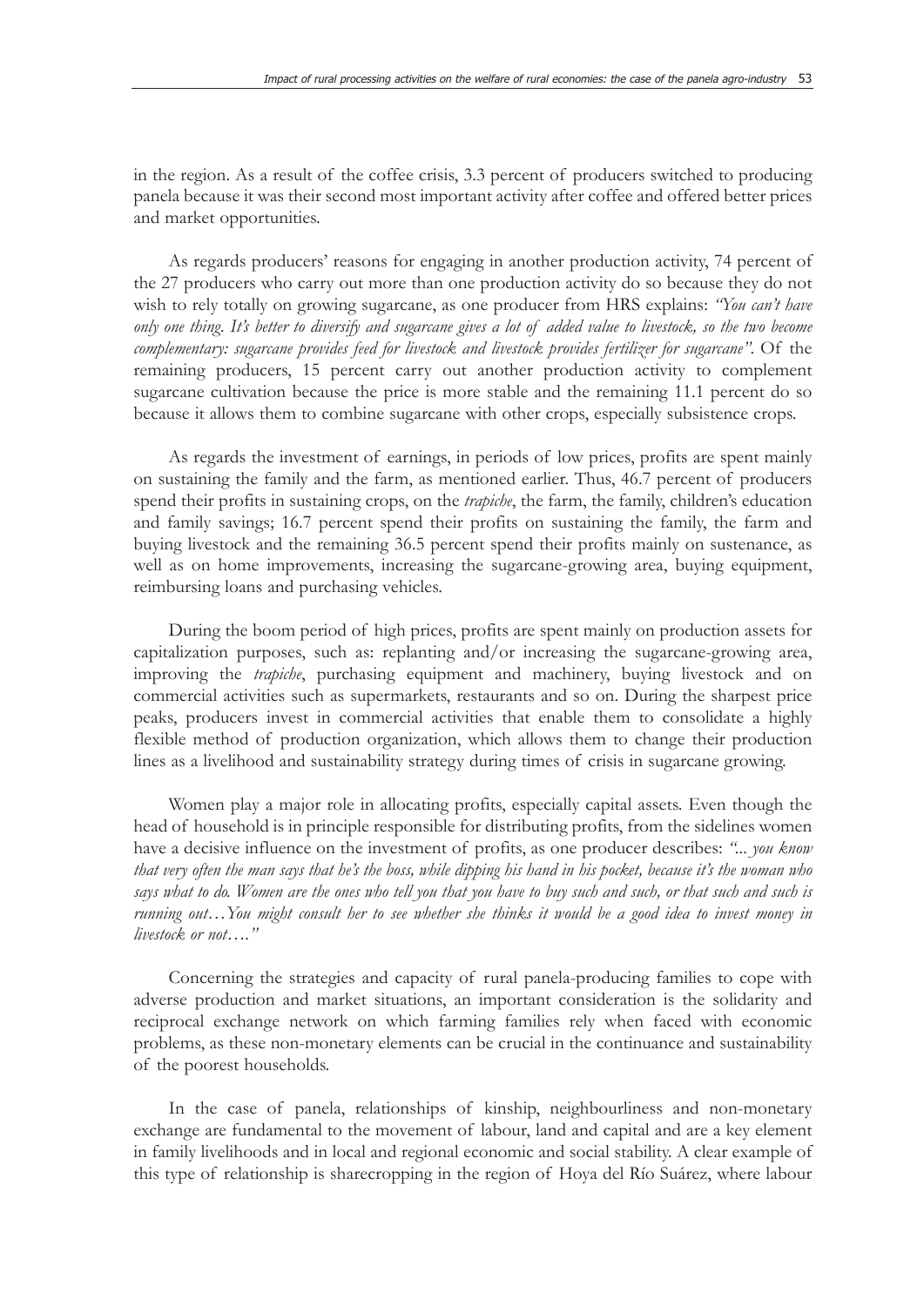in the region. As a result of the coffee crisis, 3.3 percent of producers switched to producing panela because it was their second most important activity after coffee and offered better prices and market opportunities.

As regards producers' reasons for engaging in another production activity, 74 percent of the 27 producers who carry out more than one production activity do so because they do not wish to rely totally on growing sugarcane, as one producer from HRS explains: *"You can't have only one thing. It's better to diversify and sugarcane gives a lot of added value to livestock, so the two become complementary: sugarcane provides feed for livestock and livestock provides fertilizer for sugarcane"*. Of the remaining producers, 15 percent carry out another production activity to complement sugarcane cultivation because the price is more stable and the remaining 11.1 percent do so because it allows them to combine sugarcane with other crops, especially subsistence crops.

As regards the investment of earnings, in periods of low prices, profits are spent mainly on sustaining the family and the farm, as mentioned earlier. Thus, 46.7 percent of producers spend their profits in sustaining crops, on the *trapiche*, the farm, the family, children's education and family savings; 16.7 percent spend their profits on sustaining the family, the farm and buying livestock and the remaining 36.5 percent spend their profits mainly on sustenance, as well as on home improvements, increasing the sugarcane-growing area, buying equipment, reimbursing loans and purchasing vehicles.

During the boom period of high prices, profits are spent mainly on production assets for capitalization purposes, such as: replanting and/or increasing the sugarcane-growing area, improving the *trapiche*, purchasing equipment and machinery, buying livestock and on commercial activities such as supermarkets, restaurants and so on. During the sharpest price peaks, producers invest in commercial activities that enable them to consolidate a highly flexible method of production organization, which allows them to change their production lines as a livelihood and sustainability strategy during times of crisis in sugarcane growing.

Women play a major role in allocating profits, especially capital assets. Even though the head of household is in principle responsible for distributing profits, from the sidelines women have a decisive influence on the investment of profits, as one producer describes: *"... you know that very often the man says that he's the boss, while dipping his hand in his pocket, because it's the woman who says what to do. Women are the ones who tell you that you have to buy such and such, or that such and such is running out…You might consult her to see whether she thinks it would be a good idea to invest money in livestock or not…."*

Concerning the strategies and capacity of rural panela-producing families to cope with adverse production and market situations, an important consideration is the solidarity and reciprocal exchange network on which farming families rely when faced with economic problems, as these non-monetary elements can be crucial in the continuance and sustainability of the poorest households.

In the case of panela, relationships of kinship, neighbourliness and non-monetary exchange are fundamental to the movement of labour, land and capital and are a key element in family livelihoods and in local and regional economic and social stability. A clear example of this type of relationship is sharecropping in the region of Hoya del Río Suárez, where labour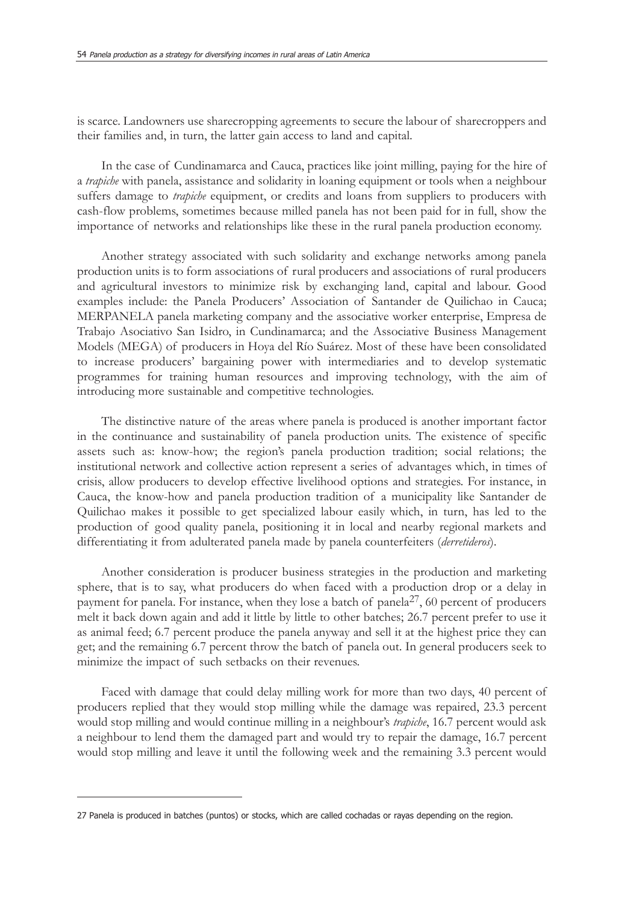is scarce. Landowners use sharecropping agreements to secure the labour of sharecroppers and their families and, in turn, the latter gain access to land and capital.

In the case of Cundinamarca and Cauca, practices like joint milling, paying for the hire of a *trapiche* with panela, assistance and solidarity in loaning equipment or tools when a neighbour suffers damage to *trapiche* equipment, or credits and loans from suppliers to producers with cash-flow problems, sometimes because milled panela has not been paid for in full, show the importance of networks and relationships like these in the rural panela production economy.

Another strategy associated with such solidarity and exchange networks among panela production units is to form associations of rural producers and associations of rural producers and agricultural investors to minimize risk by exchanging land, capital and labour. Good examples include: the Panela Producers' Association of Santander de Quilichao in Cauca; MERPANELA panela marketing company and the associative worker enterprise, Empresa de Trabajo Asociativo San Isidro, in Cundinamarca; and the Associative Business Management Models (MEGA) of producers in Hoya del Río Suárez. Most of these have been consolidated to increase producers' bargaining power with intermediaries and to develop systematic programmes for training human resources and improving technology, with the aim of introducing more sustainable and competitive technologies.

The distinctive nature of the areas where panela is produced is another important factor in the continuance and sustainability of panela production units. The existence of specific assets such as: know-how; the region's panela production tradition; social relations; the institutional network and collective action represent a series of advantages which, in times of crisis, allow producers to develop effective livelihood options and strategies. For instance, in Cauca, the know-how and panela production tradition of a municipality like Santander de Quilichao makes it possible to get specialized labour easily which, in turn, has led to the production of good quality panela, positioning it in local and nearby regional markets and differentiating it from adulterated panela made by panela counterfeiters (*derretideros*).

Another consideration is producer business strategies in the production and marketing sphere, that is to say, what producers do when faced with a production drop or a delay in payment for panela. For instance, when they lose a batch of panela[27], 60 percent of producers melt it back down again and add it little by little to other batches; 26.7 percent prefer to use it as animal feed; 6.7 percent produce the panela anyway and sell it at the highest price they can get; and the remaining 6.7 percent throw the batch of panela out. In general producers seek to minimize the impact of such setbacks on their revenues.

Faced with damage that could delay milling work for more than two days, 40 percent of producers replied that they would stop milling while the damage was repaired, 23.3 percent would stop milling and would continue milling in a neighbour's *trapiche*, 16.7 percent would ask a neighbour to lend them the damaged part and would try to repair the damage, 16.7 percent would stop milling and leave it until the following week and the remaining 3.3 percent would

---

27 Panela is produced in batches (puntos) or stocks, which are called cochadas or rayas depending on the region.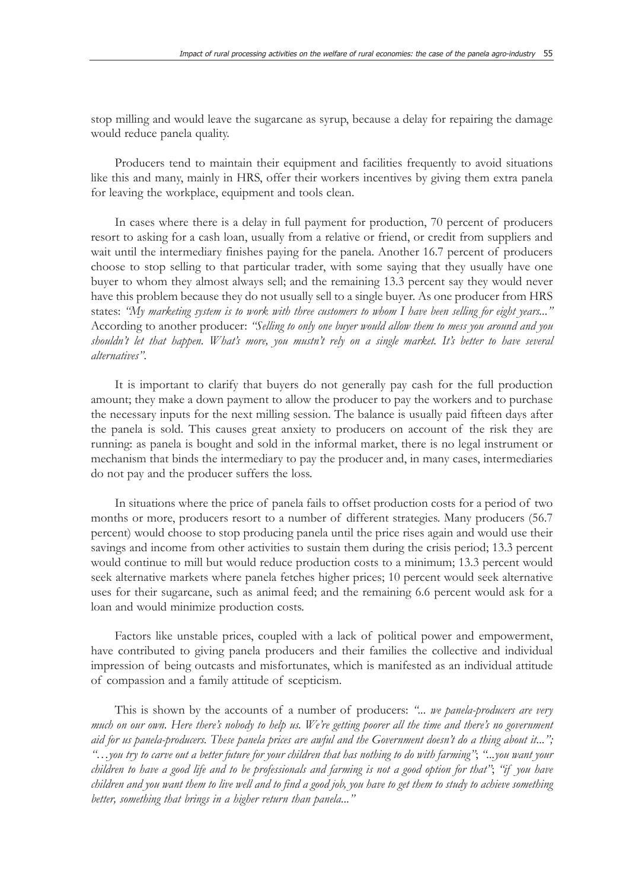stop milling and would leave the sugarcane as syrup, because a delay for repairing the damage would reduce panela quality.

Producers tend to maintain their equipment and facilities frequently to avoid situations like this and many, mainly in HRS, offer their workers incentives by giving them extra panela for leaving the workplace, equipment and tools clean.

In cases where there is a delay in full payment for production, 70 percent of producers resort to asking for a cash loan, usually from a relative or friend, or credit from suppliers and wait until the intermediary finishes paying for the panela. Another 16.7 percent of producers choose to stop selling to that particular trader, with some saying that they usually have one buyer to whom they almost always sell; and the remaining 13.3 percent say they would never have this problem because they do not usually sell to a single buyer. As one producer from HRS states: *"My marketing system is to work with three customers to whom I have been selling for eight years..."* According to another producer: *"Selling to only one buyer would allow them to mess you around and you shouldn't let that happen. What's more, you mustn't rely on a single market. It's better to have several alternatives"*.

It is important to clarify that buyers do not generally pay cash for the full production amount; they make a down payment to allow the producer to pay the workers and to purchase the necessary inputs for the next milling session. The balance is usually paid fifteen days after the panela is sold. This causes great anxiety to producers on account of the risk they are running: as panela is bought and sold in the informal market, there is no legal instrument or mechanism that binds the intermediary to pay the producer and, in many cases, intermediaries do not pay and the producer suffers the loss.

In situations where the price of panela fails to offset production costs for a period of two months or more, producers resort to a number of different strategies. Many producers (56.7 percent) would choose to stop producing panela until the price rises again and would use their savings and income from other activities to sustain them during the crisis period; 13.3 percent would continue to mill but would reduce production costs to a minimum; 13.3 percent would seek alternative markets where panela fetches higher prices; 10 percent would seek alternative uses for their sugarcane, such as animal feed; and the remaining 6.6 percent would ask for a loan and would minimize production costs.

Factors like unstable prices, coupled with a lack of political power and empowerment, have contributed to giving panela producers and their families the collective and individual impression of being outcasts and misfortunates, which is manifested as an individual attitude of compassion and a family attitude of scepticism.

This is shown by the accounts of a number of producers: *"... we panela-producers are very much on our own. Here there's nobody to help us. We're getting poorer all the time and there's no government aid for us panela-producers. These panela prices are awful and the Government doesn't do a thing about it..."; "…you try to carve out a better future for your children that has nothing to do with farming"*; *"...you want your children to have a good life and to be professionals and farming is not a good option for that"*; *"if you have children and you want them to live well and to find a good job, you have to get them to study to achieve something better, something that brings in a higher return than panela..."*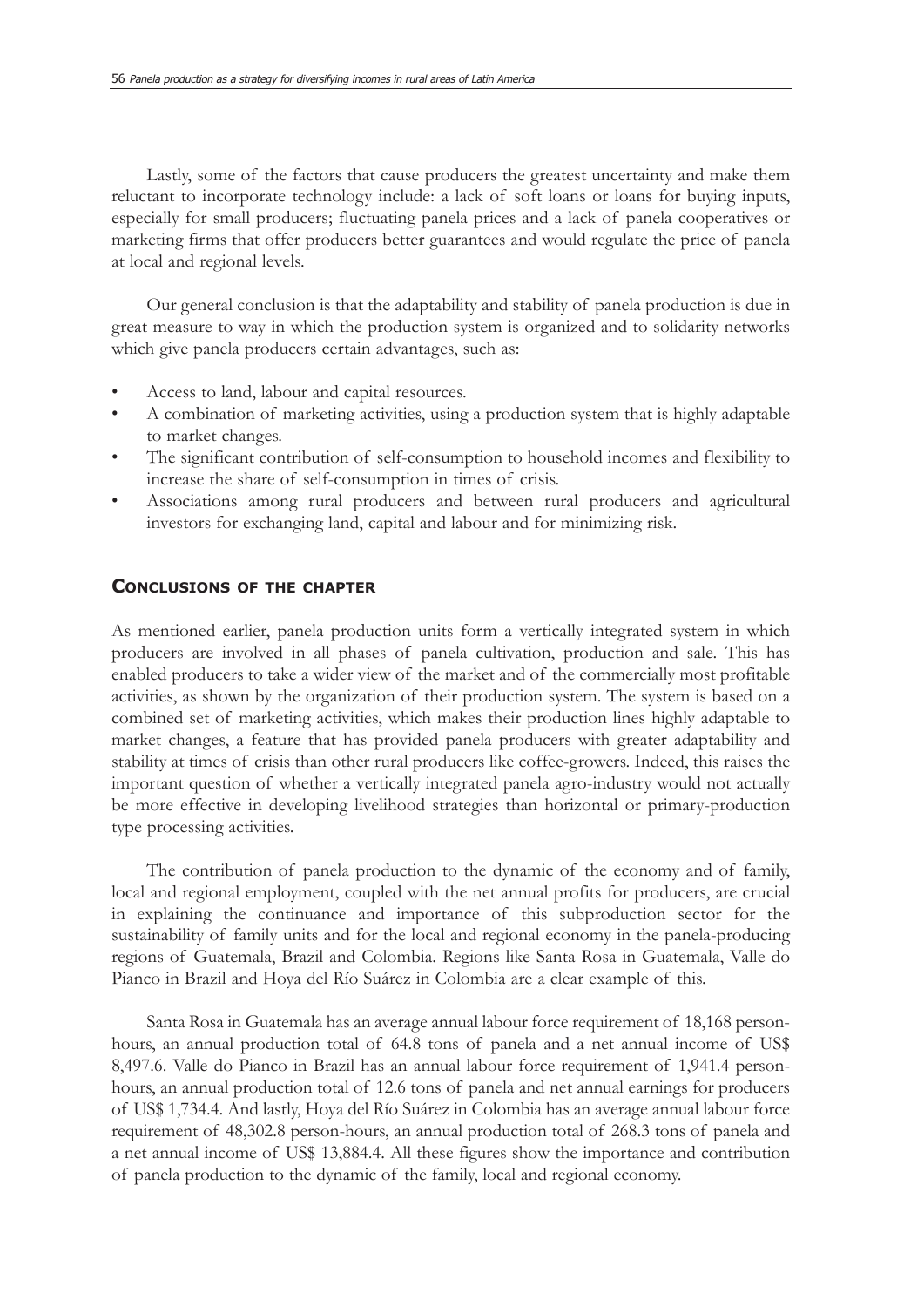Lastly, some of the factors that cause producers the greatest uncertainty and make them reluctant to incorporate technology include: a lack of soft loans or loans for buying inputs, especially for small producers; fluctuating panela prices and a lack of panela cooperatives or marketing firms that offer producers better guarantees and would regulate the price of panela at local and regional levels.

Our general conclusion is that the adaptability and stability of panela production is due in great measure to way in which the production system is organized and to solidarity networks which give panela producers certain advantages, such as:

- Access to land, labour and capital resources.
- A combination of marketing activities, using a production system that is highly adaptable to market changes.
- The significant contribution of self-consumption to household incomes and flexibility to increase the share of self-consumption in times of crisis.
- Associations among rural producers and between rural producers and agricultural investors for exchanging land, capital and labour and for minimizing risk.

## Conclusions of the chapter

As mentioned earlier, panela production units form a vertically integrated system in which producers are involved in all phases of panela cultivation, production and sale. This has enabled producers to take a wider view of the market and of the commercially most profitable activities, as shown by the organization of their production system. The system is based on a combined set of marketing activities, which makes their production lines highly adaptable to market changes, a feature that has provided panela producers with greater adaptability and stability at times of crisis than other rural producers like coffee-growers. Indeed, this raises the important question of whether a vertically integrated panela agro-industry would not actually be more effective in developing livelihood strategies than horizontal or primary-production type processing activities.

The contribution of panela production to the dynamic of the economy and of family, local and regional employment, coupled with the net annual profits for producers, are crucial in explaining the continuance and importance of this subproduction sector for the sustainability of family units and for the local and regional economy in the panela-producing regions of Guatemala, Brazil and Colombia. Regions like Santa Rosa in Guatemala, Valle do Pianco in Brazil and Hoya del Río Suárez in Colombia are a clear example of this.

Santa Rosa in Guatemala has an average annual labour force requirement of 18,168 person-hours, an annual production total of 64.8 tons of panela and a net annual income of US$ 8,497.6. Valle do Pianco in Brazil has an annual labour force requirement of 1,941.4 person-hours, an annual production total of 12.6 tons of panela and net annual earnings for producers of US$ 1,734.4. And lastly, Hoya del Río Suárez in Colombia has an average annual labour force requirement of 48,302.8 person-hours, an annual production total of 268.3 tons of panela and a net annual income of US$ 13,884.4. All these figures show the importance and contribution of panela production to the dynamic of the family, local and regional economy.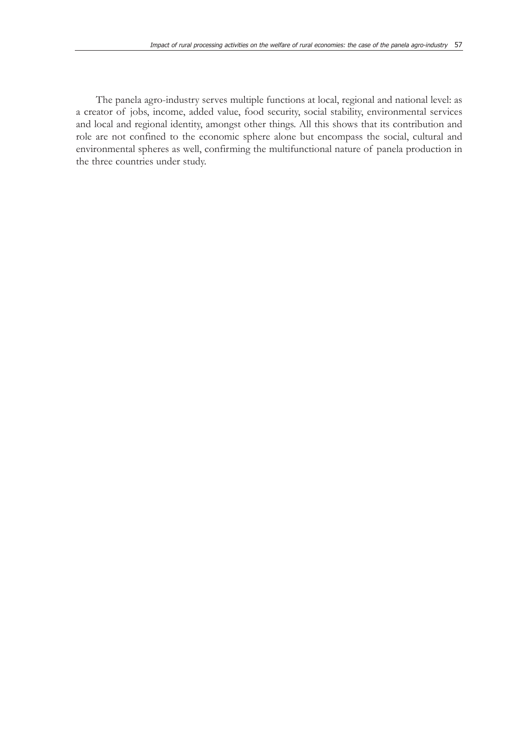The panela agro-industry serves multiple functions at local, regional and national level: as a creator of jobs, income, added value, food security, social stability, environmental services and local and regional identity, amongst other things. All this shows that its contribution and role are not confined to the economic sphere alone but encompass the social, cultural and environmental spheres as well, confirming the multifunctional nature of panela production in the three countries under study.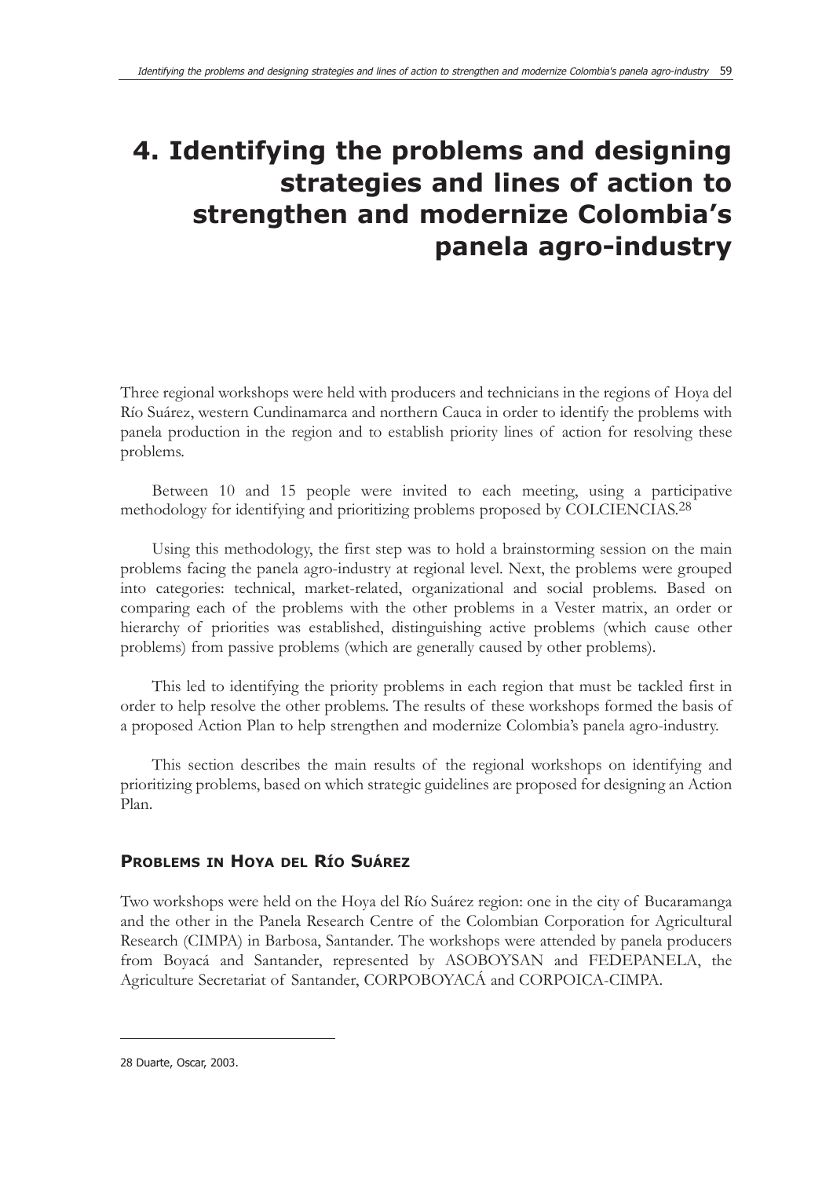# 4. Identifying the problems and designing strategies and lines of action to strengthen and modernize Colombia's panela agro-industry

Three regional workshops were held with producers and technicians in the regions of Hoya del Río Suárez, western Cundinamarca and northern Cauca in order to identify the problems with panela production in the region and to establish priority lines of action for resolving these problems.

Between 10 and 15 people were invited to each meeting, using a participative methodology for identifying and prioritizing problems proposed by COLCIENCIAS.[28]

Using this methodology, the first step was to hold a brainstorming session on the main problems facing the panela agro-industry at regional level. Next, the problems were grouped into categories: technical, market-related, organizational and social problems. Based on comparing each of the problems with the other problems in a Vester matrix, an order or hierarchy of priorities was established, distinguishing active problems (which cause other problems) from passive problems (which are generally caused by other problems).

This led to identifying the priority problems in each region that must be tackled first in order to help resolve the other problems. The results of these workshops formed the basis of a proposed Action Plan to help strengthen and modernize Colombia's panela agro-industry.

This section describes the main results of the regional workshops on identifying and prioritizing problems, based on which strategic guidelines are proposed for designing an Action Plan.

## Problems in Hoya del Río Suárez

Two workshops were held on the Hoya del Río Suárez region: one in the city of Bucaramanga and the other in the Panela Research Centre of the Colombian Corporation for Agricultural Research (CIMPA) in Barbosa, Santander. The workshops were attended by panela producers from Boyacá and Santander, represented by ASOBOYSAN and FEDEPANELA, the Agriculture Secretariat of Santander, CORPOBOYACÁ and CORPOICA-CIMPA.

---

28 Duarte, Oscar, 2003.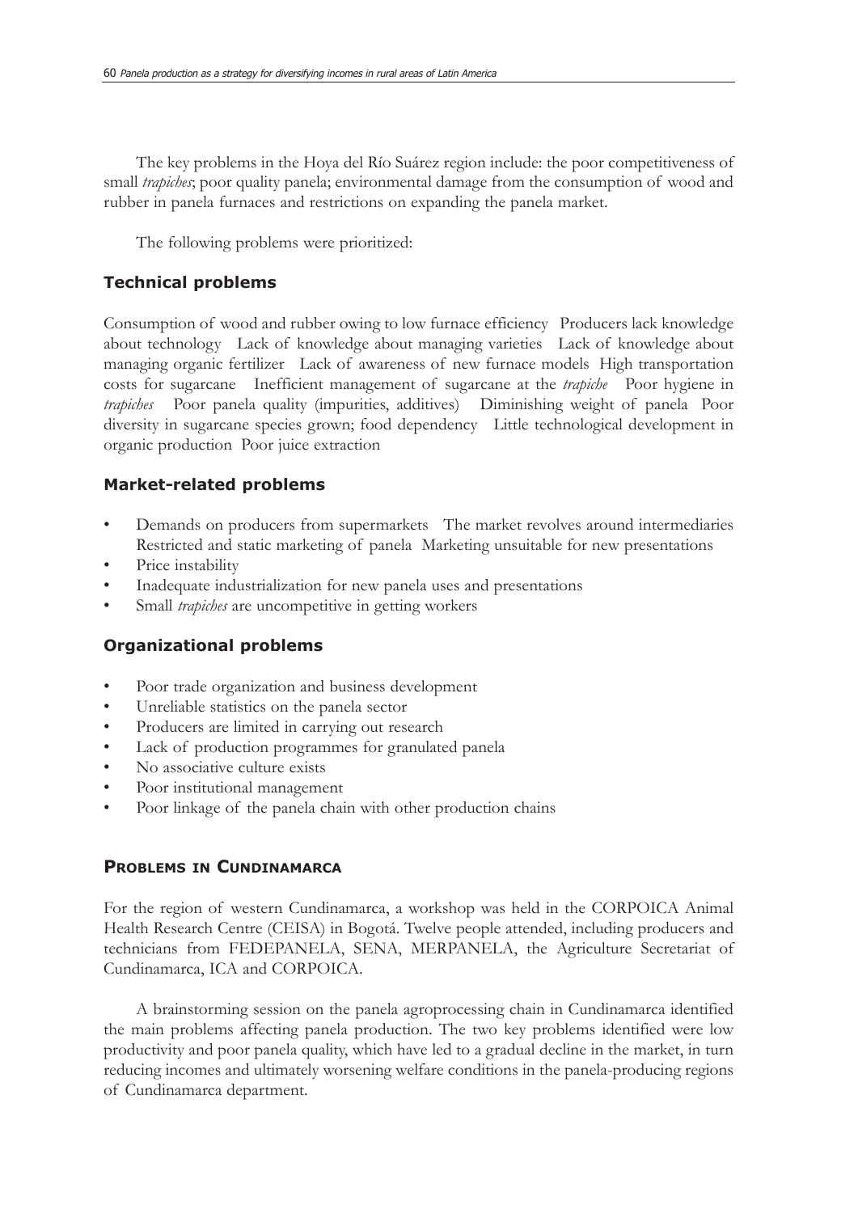The key problems in the Hoya del Río Suárez region include: the poor competitiveness of small *trapiches*; poor quality panela; environmental damage from the consumption of wood and rubber in panela furnaces and restrictions on expanding the panela market.

The following problems were prioritized:

### Technical problems

Consumption of wood and rubber owing to low furnace efficiency Producers lack knowledge about technology Lack of knowledge about managing varieties Lack of knowledge about managing organic fertilizer Lack of awareness of new furnace models High transportation costs for sugarcane Inefficient management of sugarcane at the *trapiche* Poor hygiene in *trapiches* Poor panela quality (impurities, additives) Diminishing weight of panela Poor diversity in sugarcane species grown; food dependency Little technological development in organic production Poor juice extraction

### Market-related problems

- Demands on producers from supermarkets The market revolves around intermediaries Restricted and static marketing of panela Marketing unsuitable for new presentations
- Price instability
- Inadequate industrialization for new panela uses and presentations
- Small *trapiches* are uncompetitive in getting workers

### Organizational problems

- Poor trade organization and business development
- Unreliable statistics on the panela sector
- Producers are limited in carrying out research
- Lack of production programmes for granulated panela
- No associative culture exists
- Poor institutional management
- Poor linkage of the panela chain with other production chains

## Problems in Cundinamarca

For the region of western Cundinamarca, a workshop was held in the CORPOICA Animal Health Research Centre (CEISA) in Bogotá. Twelve people attended, including producers and technicians from FEDEPANELA, SENA, MERPANELA, the Agriculture Secretariat of Cundinamarca, ICA and CORPOICA.

A brainstorming session on the panela agroprocessing chain in Cundinamarca identified the main problems affecting panela production. The two key problems identified were low productivity and poor panela quality, which have led to a gradual decline in the market, in turn reducing incomes and ultimately worsening welfare conditions in the panela-producing regions of Cundinamarca department.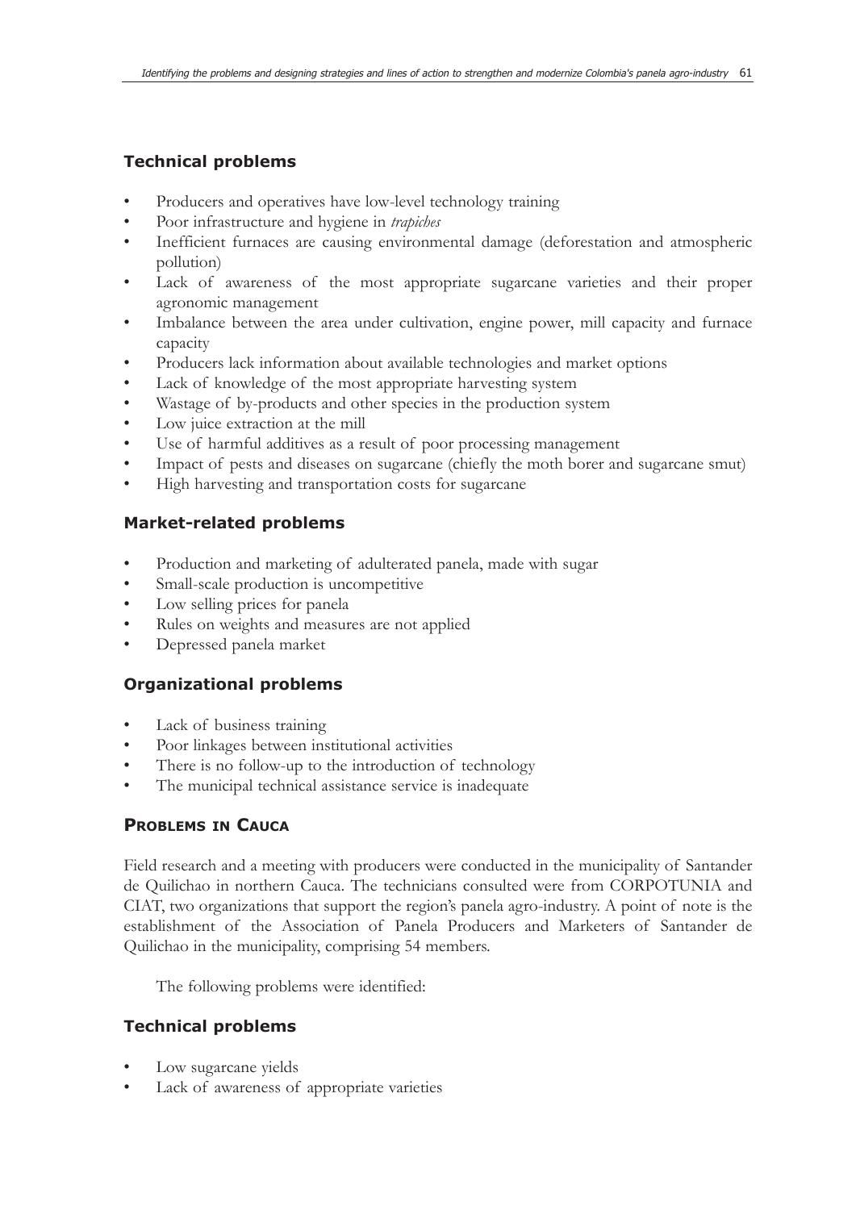### Technical problems

- Producers and operatives have low-level technology training
- Poor infrastructure and hygiene in *trapiches*
- Inefficient furnaces are causing environmental damage (deforestation and atmospheric pollution)
- Lack of awareness of the most appropriate sugarcane varieties and their proper agronomic management
- Imbalance between the area under cultivation, engine power, mill capacity and furnace capacity
- Producers lack information about available technologies and market options
- Lack of knowledge of the most appropriate harvesting system
- Wastage of by-products and other species in the production system
- Low juice extraction at the mill
- Use of harmful additives as a result of poor processing management
- Impact of pests and diseases on sugarcane (chiefly the moth borer and sugarcane smut)
- High harvesting and transportation costs for sugarcane

### Market-related problems

- Production and marketing of adulterated panela, made with sugar
- Small-scale production is uncompetitive
- Low selling prices for panela
- Rules on weights and measures are not applied
- Depressed panela market

### Organizational problems

- Lack of business training
- Poor linkages between institutional activities
- There is no follow-up to the introduction of technology
- The municipal technical assistance service is inadequate

## Problems in Cauca

Field research and a meeting with producers were conducted in the municipality of Santander de Quilichao in northern Cauca. The technicians consulted were from CORPOTUNIA and CIAT, two organizations that support the region's panela agro-industry. A point of note is the establishment of the Association of Panela Producers and Marketers of Santander de Quilichao in the municipality, comprising 54 members.

The following problems were identified:

### Technical problems

- Low sugarcane yields
- Lack of awareness of appropriate varieties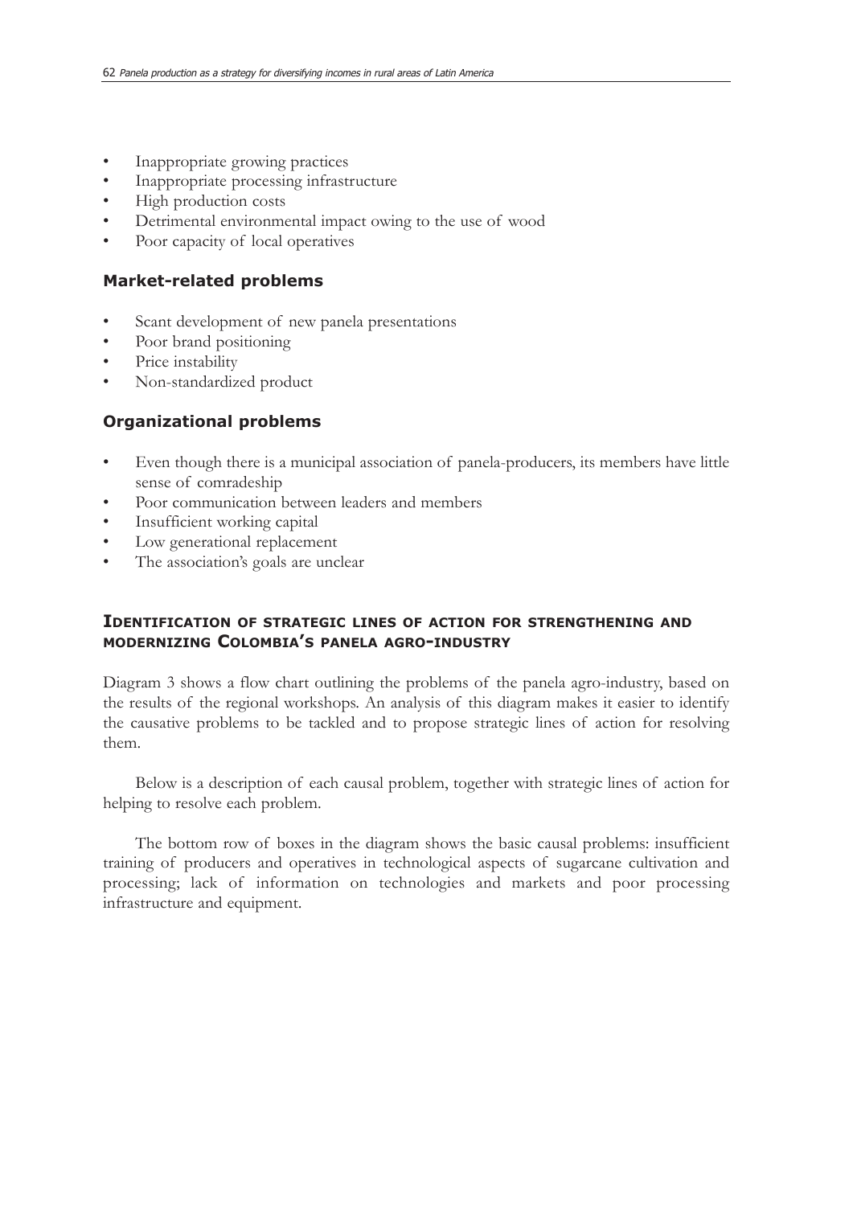- Inappropriate growing practices
- Inappropriate processing infrastructure
- High production costs
- Detrimental environmental impact owing to the use of wood
- Poor capacity of local operatives

### Market-related problems

- Scant development of new panela presentations
- Poor brand positioning
- Price instability
- Non-standardized product

### Organizational problems

- Even though there is a municipal association of panela-producers, its members have little sense of comradeship
- Poor communication between leaders and members
- Insufficient working capital
- Low generational replacement
- The association's goals are unclear

## Identification of strategic lines of action for strengthening and modernizing Colombia's panela agro-industry

Diagram 3 shows a flow chart outlining the problems of the panela agro-industry, based on the results of the regional workshops. An analysis of this diagram makes it easier to identify the causative problems to be tackled and to propose strategic lines of action for resolving them.

Below is a description of each causal problem, together with strategic lines of action for helping to resolve each problem.

The bottom row of boxes in the diagram shows the basic causal problems: insufficient training of producers and operatives in technological aspects of sugarcane cultivation and processing; lack of information on technologies and markets and poor processing infrastructure and equipment.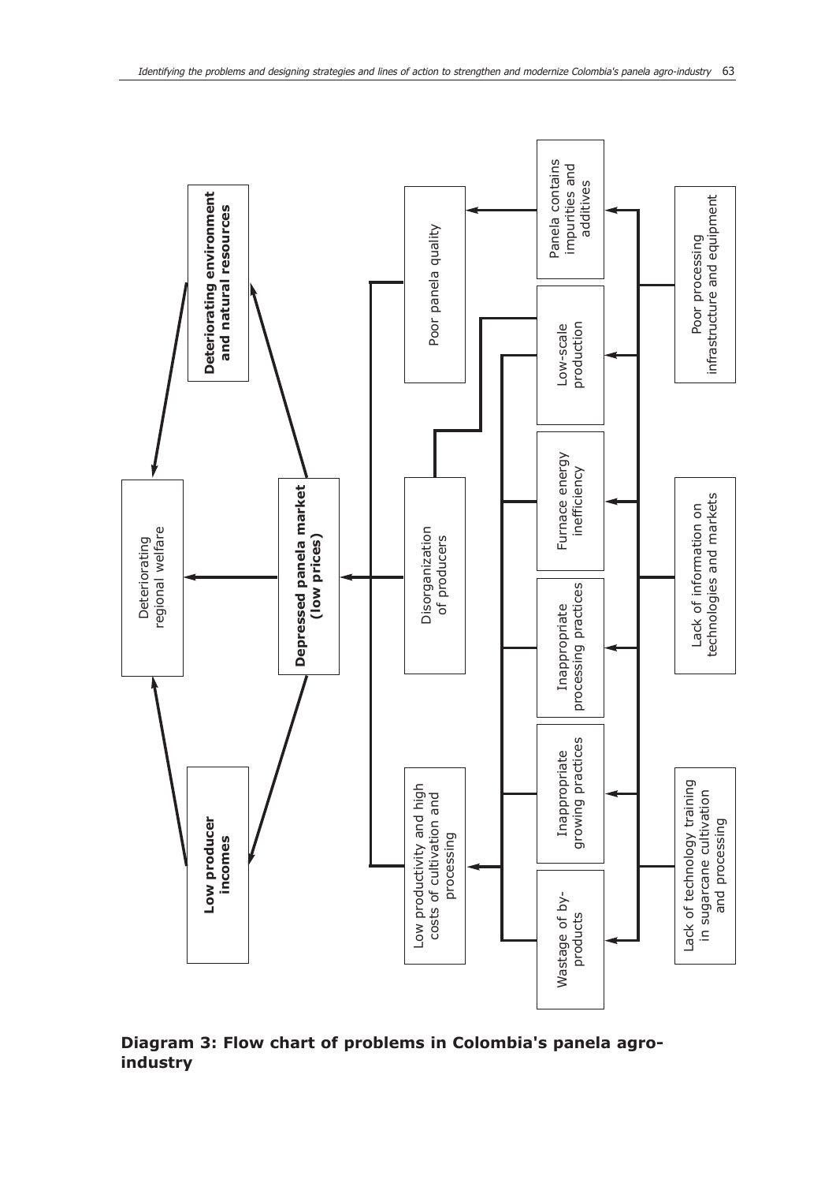Deteriorating regional welfare

**Low producer incomes**

**Depressed panela market (low prices)**

**Deteriorating environment and natural resources**

Low productivity and high costs of cultivation and processing

Disorganization of producers

Poor panela quality

Wastage of by-products

Inappropriate growing practices

Inappropriate processing practices

Furnace energy inefficiency

Low-scale production

Panela contains impurities and additives

Lack of technology training in sugarcane cultivation and processing

Lack of information on technologies and markets

Poor processing infrastructure and equipment

**Diagram 3: Flow chart of problems in Colombia's panela agro-industry**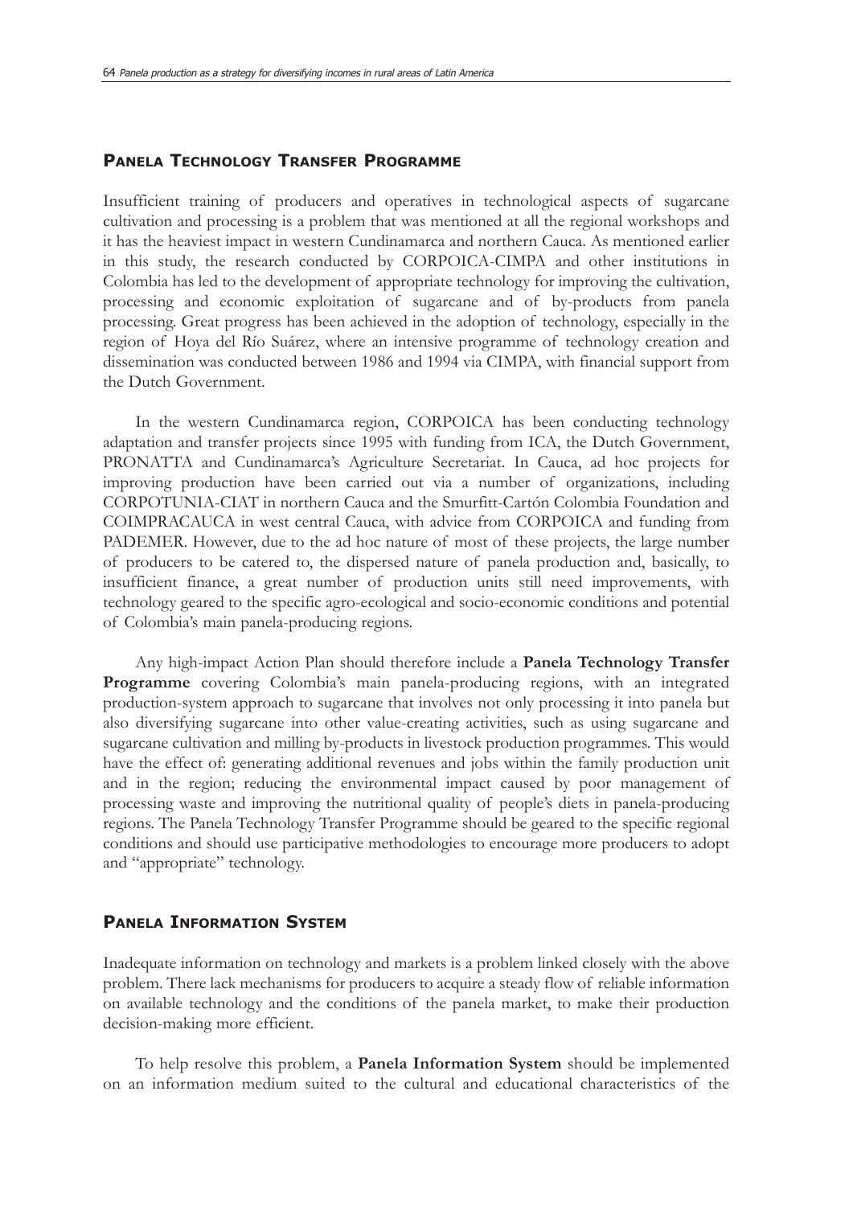## Panela Technology Transfer Programme

Insufficient training of producers and operatives in technological aspects of sugarcane cultivation and processing is a problem that was mentioned at all the regional workshops and it has the heaviest impact in western Cundinamarca and northern Cauca. As mentioned earlier in this study, the research conducted by CORPOICA-CIMPA and other institutions in Colombia has led to the development of appropriate technology for improving the cultivation, processing and economic exploitation of sugarcane and of by-products from panela processing. Great progress has been achieved in the adoption of technology, especially in the region of Hoya del Río Suárez, where an intensive programme of technology creation and dissemination was conducted between 1986 and 1994 via CIMPA, with financial support from the Dutch Government.

In the western Cundinamarca region, CORPOICA has been conducting technology adaptation and transfer projects since 1995 with funding from ICA, the Dutch Government, PRONATTA and Cundinamarca's Agriculture Secretariat. In Cauca, ad hoc projects for improving production have been carried out via a number of organizations, including CORPOTUNIA-CIAT in northern Cauca and the Smurfitt-Cartón Colombia Foundation and COIMPRACAUCA in west central Cauca, with advice from CORPOICA and funding from PADEMER. However, due to the ad hoc nature of most of these projects, the large number of producers to be catered to, the dispersed nature of panela production and, basically, to insufficient finance, a great number of production units still need improvements, with technology geared to the specific agro-ecological and socio-economic conditions and potential of Colombia's main panela-producing regions.

Any high-impact Action Plan should therefore include a **Panela Technology Transfer Programme** covering Colombia's main panela-producing regions, with an integrated production-system approach to sugarcane that involves not only processing it into panela but also diversifying sugarcane into other value-creating activities, such as using sugarcane and sugarcane cultivation and milling by-products in livestock production programmes. This would have the effect of: generating additional revenues and jobs within the family production unit and in the region; reducing the environmental impact caused by poor management of processing waste and improving the nutritional quality of people's diets in panela-producing regions. The Panela Technology Transfer Programme should be geared to the specific regional conditions and should use participative methodologies to encourage more producers to adopt and "appropriate" technology.

## Panela Information System

Inadequate information on technology and markets is a problem linked closely with the above problem. There lack mechanisms for producers to acquire a steady flow of reliable information on available technology and the conditions of the panela market, to make their production decision-making more efficient.

To help resolve this problem, a **Panela Information System** should be implemented on an information medium suited to the cultural and educational characteristics of the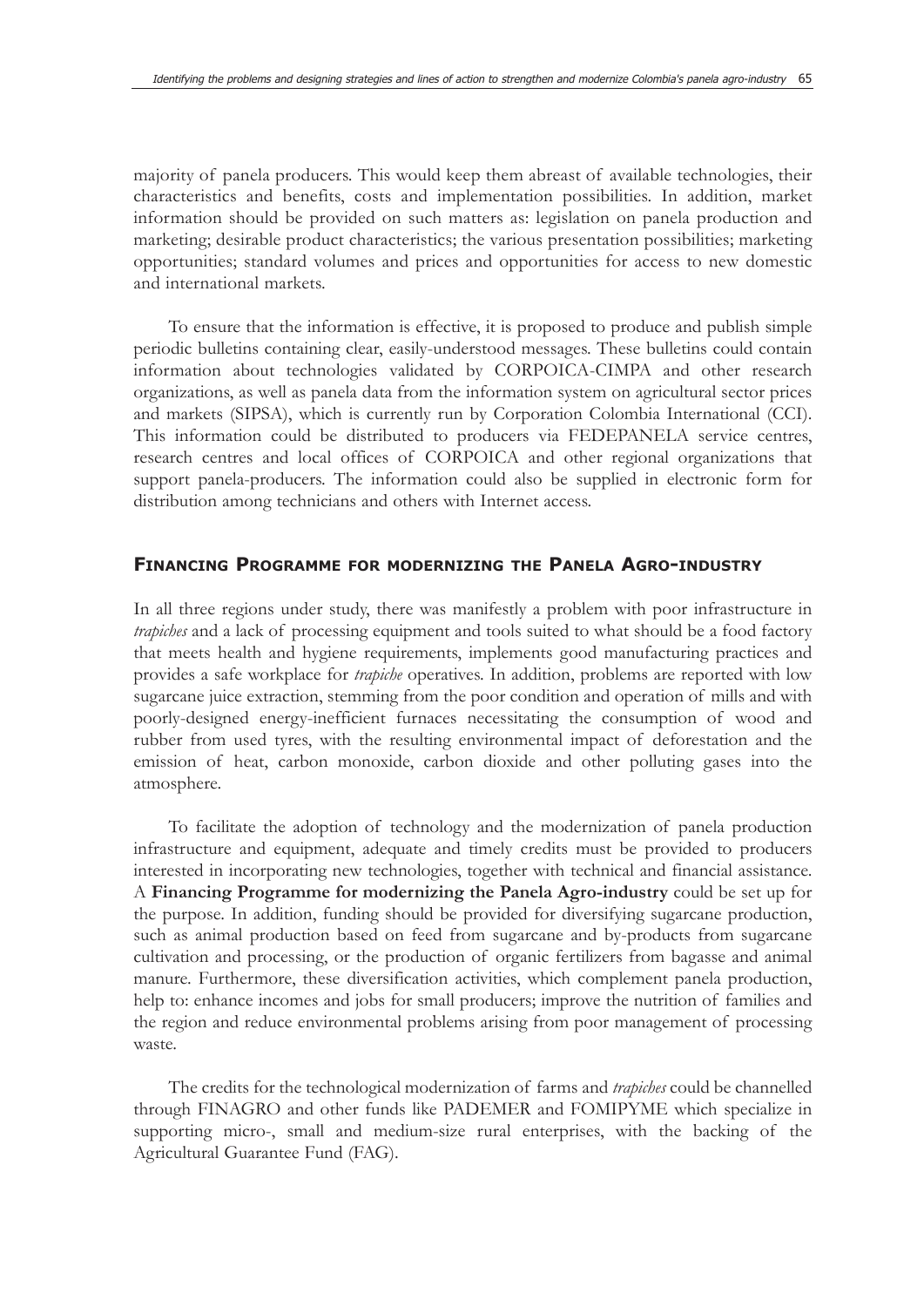majority of panela producers. This would keep them abreast of available technologies, their characteristics and benefits, costs and implementation possibilities. In addition, market information should be provided on such matters as: legislation on panela production and marketing; desirable product characteristics; the various presentation possibilities; marketing opportunities; standard volumes and prices and opportunities for access to new domestic and international markets.

To ensure that the information is effective, it is proposed to produce and publish simple periodic bulletins containing clear, easily-understood messages. These bulletins could contain information about technologies validated by CORPOICA-CIMPA and other research organizations, as well as panela data from the information system on agricultural sector prices and markets (SIPSA), which is currently run by Corporation Colombia International (CCI). This information could be distributed to producers via FEDEPANELA service centres, research centres and local offices of CORPOICA and other regional organizations that support panela-producers. The information could also be supplied in electronic form for distribution among technicians and others with Internet access.

## FINANCING PROGRAMME FOR MODERNIZING THE PANELA AGRO-INDUSTRY

In all three regions under study, there was manifestly a problem with poor infrastructure in *trapiches* and a lack of processing equipment and tools suited to what should be a food factory that meets health and hygiene requirements, implements good manufacturing practices and provides a safe workplace for *trapiche* operatives. In addition, problems are reported with low sugarcane juice extraction, stemming from the poor condition and operation of mills and with poorly-designed energy-inefficient furnaces necessitating the consumption of wood and rubber from used tyres, with the resulting environmental impact of deforestation and the emission of heat, carbon monoxide, carbon dioxide and other polluting gases into the atmosphere.

To facilitate the adoption of technology and the modernization of panela production infrastructure and equipment, adequate and timely credits must be provided to producers interested in incorporating new technologies, together with technical and financial assistance. A **Financing Programme for modernizing the Panela Agro-industry** could be set up for the purpose. In addition, funding should be provided for diversifying sugarcane production, such as animal production based on feed from sugarcane and by-products from sugarcane cultivation and processing, or the production of organic fertilizers from bagasse and animal manure. Furthermore, these diversification activities, which complement panela production, help to: enhance incomes and jobs for small producers; improve the nutrition of families and the region and reduce environmental problems arising from poor management of processing waste.

The credits for the technological modernization of farms and *trapiches* could be channelled through FINAGRO and other funds like PADEMER and FOMIPYME which specialize in supporting micro-, small and medium-size rural enterprises, with the backing of the Agricultural Guarantee Fund (FAG).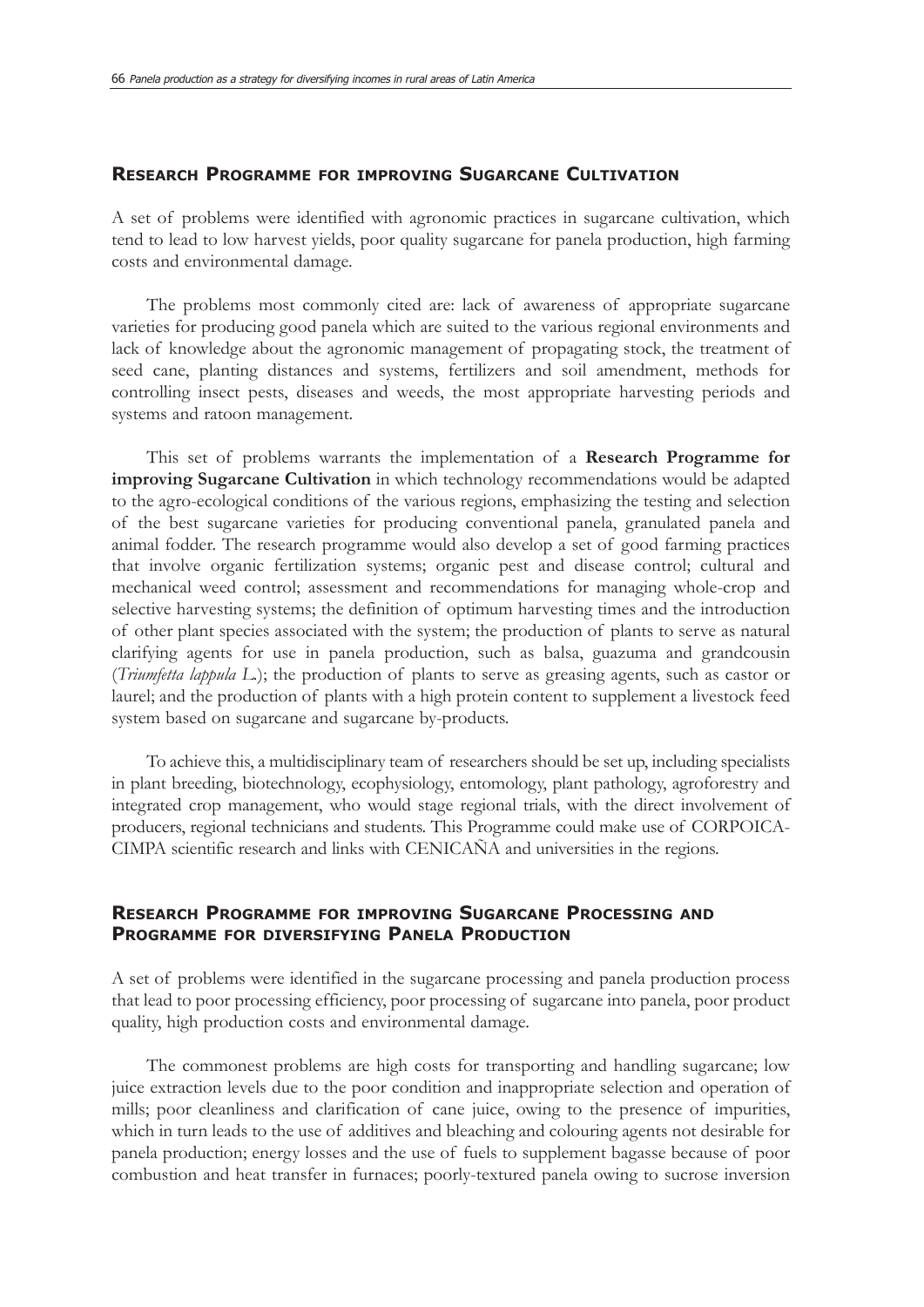## RESEARCH PROGRAMME FOR IMPROVING SUGARCANE CULTIVATION

A set of problems were identified with agronomic practices in sugarcane cultivation, which tend to lead to low harvest yields, poor quality sugarcane for panela production, high farming costs and environmental damage.

The problems most commonly cited are: lack of awareness of appropriate sugarcane varieties for producing good panela which are suited to the various regional environments and lack of knowledge about the agronomic management of propagating stock, the treatment of seed cane, planting distances and systems, fertilizers and soil amendment, methods for controlling insect pests, diseases and weeds, the most appropriate harvesting periods and systems and ratoon management.

This set of problems warrants the implementation of a **Research Programme for improving Sugarcane Cultivation** in which technology recommendations would be adapted to the agro-ecological conditions of the various regions, emphasizing the testing and selection of the best sugarcane varieties for producing conventional panela, granulated panela and animal fodder. The research programme would also develop a set of good farming practices that involve organic fertilization systems; organic pest and disease control; cultural and mechanical weed control; assessment and recommendations for managing whole-crop and selective harvesting systems; the definition of optimum harvesting times and the introduction of other plant species associated with the system; the production of plants to serve as natural clarifying agents for use in panela production, such as balsa, guazuma and grandcousin (*Triumfetta lappula L.*); the production of plants to serve as greasing agents, such as castor or laurel; and the production of plants with a high protein content to supplement a livestock feed system based on sugarcane and sugarcane by-products.

To achieve this, a multidisciplinary team of researchers should be set up, including specialists in plant breeding, biotechnology, ecophysiology, entomology, plant pathology, agroforestry and integrated crop management, who would stage regional trials, with the direct involvement of producers, regional technicians and students. This Programme could make use of CORPOICA-CIMPA scientific research and links with CENICAÑA and universities in the regions.

## RESEARCH PROGRAMME FOR IMPROVING SUGARCANE PROCESSING AND PROGRAMME FOR DIVERSIFYING PANELA PRODUCTION

A set of problems were identified in the sugarcane processing and panela production process that lead to poor processing efficiency, poor processing of sugarcane into panela, poor product quality, high production costs and environmental damage.

The commonest problems are high costs for transporting and handling sugarcane; low juice extraction levels due to the poor condition and inappropriate selection and operation of mills; poor cleanliness and clarification of cane juice, owing to the presence of impurities, which in turn leads to the use of additives and bleaching and colouring agents not desirable for panela production; energy losses and the use of fuels to supplement bagasse because of poor combustion and heat transfer in furnaces; poorly-textured panela owing to sucrose inversion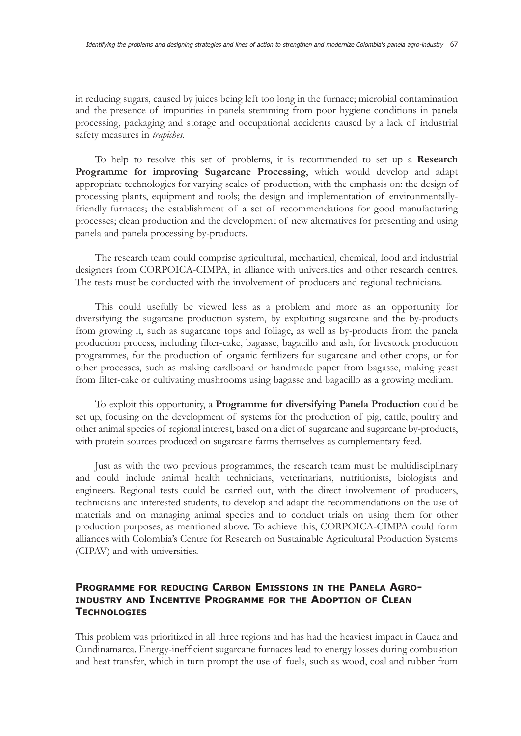in reducing sugars, caused by juices being left too long in the furnace; microbial contamination and the presence of impurities in panela stemming from poor hygiene conditions in panela processing, packaging and storage and occupational accidents caused by a lack of industrial safety measures in *trapiches*.

To help to resolve this set of problems, it is recommended to set up a **Research Programme for improving Sugarcane Processing**, which would develop and adapt appropriate technologies for varying scales of production, with the emphasis on: the design of processing plants, equipment and tools; the design and implementation of environmentally-friendly furnaces; the establishment of a set of recommendations for good manufacturing processes; clean production and the development of new alternatives for presenting and using panela and panela processing by-products.

The research team could comprise agricultural, mechanical, chemical, food and industrial designers from CORPOICA-CIMPA, in alliance with universities and other research centres. The tests must be conducted with the involvement of producers and regional technicians.

This could usefully be viewed less as a problem and more as an opportunity for diversifying the sugarcane production system, by exploiting sugarcane and the by-products from growing it, such as sugarcane tops and foliage, as well as by-products from the panela production process, including filter-cake, bagasse, bagacillo and ash, for livestock production programmes, for the production of organic fertilizers for sugarcane and other crops, or for other processes, such as making cardboard or handmade paper from bagasse, making yeast from filter-cake or cultivating mushrooms using bagasse and bagacillo as a growing medium.

To exploit this opportunity, a **Programme for diversifying Panela Production** could be set up, focusing on the development of systems for the production of pig, cattle, poultry and other animal species of regional interest, based on a diet of sugarcane and sugarcane by-products, with protein sources produced on sugarcane farms themselves as complementary feed.

Just as with the two previous programmes, the research team must be multidisciplinary and could include animal health technicians, veterinarians, nutritionists, biologists and engineers. Regional tests could be carried out, with the direct involvement of producers, technicians and interested students, to develop and adapt the recommendations on the use of materials and on managing animal species and to conduct trials on using them for other production purposes, as mentioned above. To achieve this, CORPOICA-CIMPA could form alliances with Colombia's Centre for Research on Sustainable Agricultural Production Systems (CIPAV) and with universities.

### Programme for reducing Carbon Emissions in the Panela Agro-industry and Incentive Programme for the Adoption of Clean Technologies

This problem was prioritized in all three regions and has had the heaviest impact in Cauca and Cundinamarca. Energy-inefficient sugarcane furnaces lead to energy losses during combustion and heat transfer, which in turn prompt the use of fuels, such as wood, coal and rubber from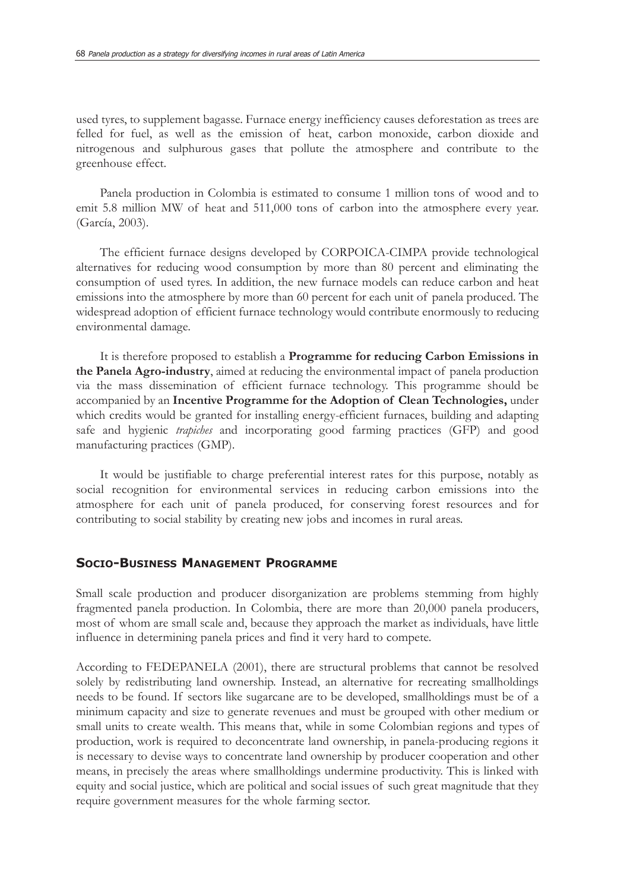used tyres, to supplement bagasse. Furnace energy inefficiency causes deforestation as trees are felled for fuel, as well as the emission of heat, carbon monoxide, carbon dioxide and nitrogenous and sulphurous gases that pollute the atmosphere and contribute to the greenhouse effect.

Panela production in Colombia is estimated to consume 1 million tons of wood and to emit 5.8 million MW of heat and 511,000 tons of carbon into the atmosphere every year. (García, 2003).

The efficient furnace designs developed by CORPOICA-CIMPA provide technological alternatives for reducing wood consumption by more than 80 percent and eliminating the consumption of used tyres. In addition, the new furnace models can reduce carbon and heat emissions into the atmosphere by more than 60 percent for each unit of panela produced. The widespread adoption of efficient furnace technology would contribute enormously to reducing environmental damage.

It is therefore proposed to establish a **Programme for reducing Carbon Emissions in the Panela Agro-industry**, aimed at reducing the environmental impact of panela production via the mass dissemination of efficient furnace technology. This programme should be accompanied by an **Incentive Programme for the Adoption of Clean Technologies,** under which credits would be granted for installing energy-efficient furnaces, building and adapting safe and hygienic *trapiches* and incorporating good farming practices (GFP) and good manufacturing practices (GMP).

It would be justifiable to charge preferential interest rates for this purpose, notably as social recognition for environmental services in reducing carbon emissions into the atmosphere for each unit of panela produced, for conserving forest resources and for contributing to social stability by creating new jobs and incomes in rural areas.

## Socio-Business Management Programme

Small scale production and producer disorganization are problems stemming from highly fragmented panela production. In Colombia, there are more than 20,000 panela producers, most of whom are small scale and, because they approach the market as individuals, have little influence in determining panela prices and find it very hard to compete.

According to FEDEPANELA (2001), there are structural problems that cannot be resolved solely by redistributing land ownership. Instead, an alternative for recreating smallholdings needs to be found. If sectors like sugarcane are to be developed, smallholdings must be of a minimum capacity and size to generate revenues and must be grouped with other medium or small units to create wealth. This means that, while in some Colombian regions and types of production, work is required to deconcentrate land ownership, in panela-producing regions it is necessary to devise ways to concentrate land ownership by producer cooperation and other means, in precisely the areas where smallholdings undermine productivity. This is linked with equity and social justice, which are political and social issues of such great magnitude that they require government measures for the whole farming sector.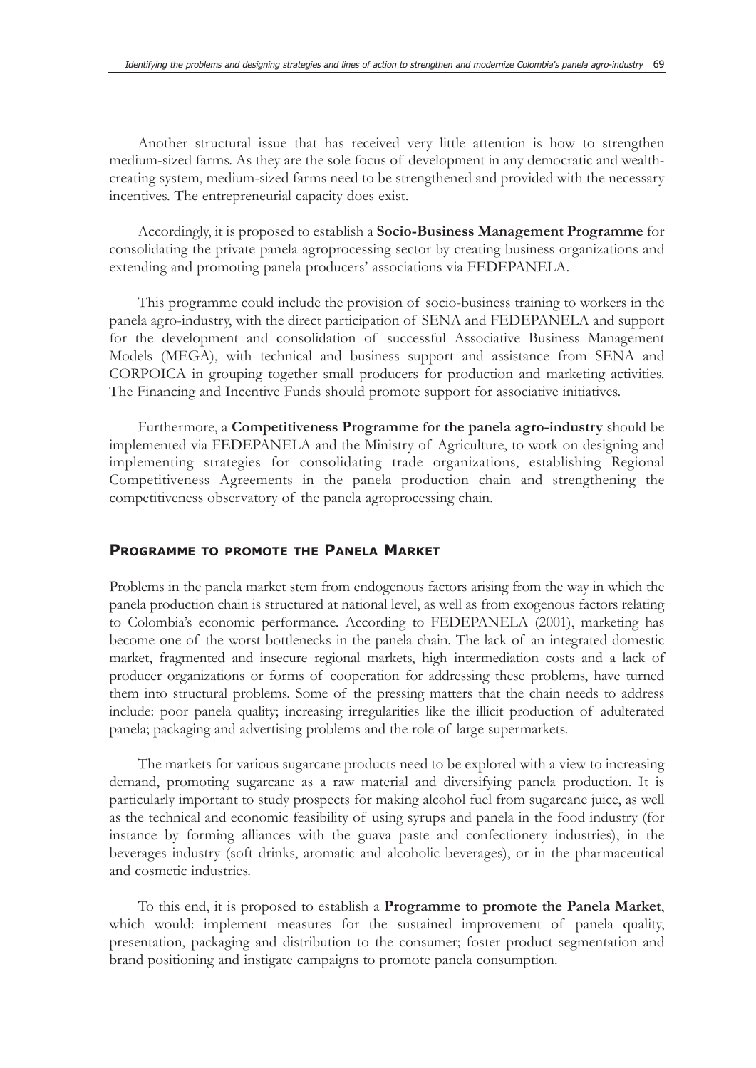Another structural issue that has received very little attention is how to strengthen medium-sized farms. As they are the sole focus of development in any democratic and wealth-creating system, medium-sized farms need to be strengthened and provided with the necessary incentives. The entrepreneurial capacity does exist.

Accordingly, it is proposed to establish a **Socio-Business Management Programme** for consolidating the private panela agroprocessing sector by creating business organizations and extending and promoting panela producers' associations via FEDEPANELA.

This programme could include the provision of socio-business training to workers in the panela agro-industry, with the direct participation of SENA and FEDEPANELA and support for the development and consolidation of successful Associative Business Management Models (MEGA), with technical and business support and assistance from SENA and CORPOICA in grouping together small producers for production and marketing activities. The Financing and Incentive Funds should promote support for associative initiatives.

Furthermore, a **Competitiveness Programme for the panela agro-industry** should be implemented via FEDEPANELA and the Ministry of Agriculture, to work on designing and implementing strategies for consolidating trade organizations, establishing Regional Competitiveness Agreements in the panela production chain and strengthening the competitiveness observatory of the panela agroprocessing chain.

## Programme to promote the Panela Market

Problems in the panela market stem from endogenous factors arising from the way in which the panela production chain is structured at national level, as well as from exogenous factors relating to Colombia's economic performance. According to FEDEPANELA (2001), marketing has become one of the worst bottlenecks in the panela chain. The lack of an integrated domestic market, fragmented and insecure regional markets, high intermediation costs and a lack of producer organizations or forms of cooperation for addressing these problems, have turned them into structural problems. Some of the pressing matters that the chain needs to address include: poor panela quality; increasing irregularities like the illicit production of adulterated panela; packaging and advertising problems and the role of large supermarkets.

The markets for various sugarcane products need to be explored with a view to increasing demand, promoting sugarcane as a raw material and diversifying panela production. It is particularly important to study prospects for making alcohol fuel from sugarcane juice, as well as the technical and economic feasibility of using syrups and panela in the food industry (for instance by forming alliances with the guava paste and confectionery industries), in the beverages industry (soft drinks, aromatic and alcoholic beverages), or in the pharmaceutical and cosmetic industries.

To this end, it is proposed to establish a **Programme to promote the Panela Market**, which would: implement measures for the sustained improvement of panela quality, presentation, packaging and distribution to the consumer; foster product segmentation and brand positioning and instigate campaigns to promote panela consumption.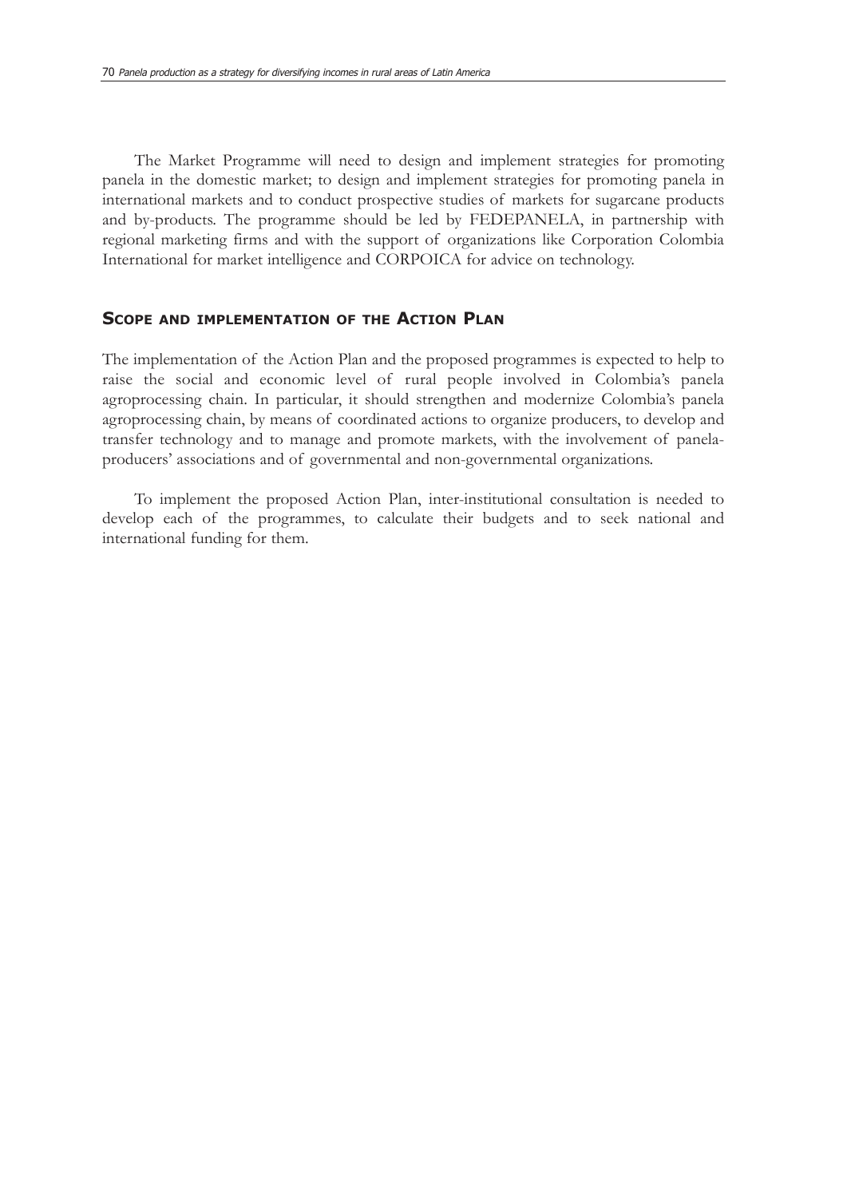The Market Programme will need to design and implement strategies for promoting panela in the domestic market; to design and implement strategies for promoting panela in international markets and to conduct prospective studies of markets for sugarcane products and by-products. The programme should be led by FEDEPANELA, in partnership with regional marketing firms and with the support of organizations like Corporation Colombia International for market intelligence and CORPOICA for advice on technology.

## Scope and implementation of the Action Plan

The implementation of the Action Plan and the proposed programmes is expected to help to raise the social and economic level of rural people involved in Colombia's panela agroprocessing chain. In particular, it should strengthen and modernize Colombia's panela agroprocessing chain, by means of coordinated actions to organize producers, to develop and transfer technology and to manage and promote markets, with the involvement of panela-producers' associations and of governmental and non-governmental organizations.

To implement the proposed Action Plan, inter-institutional consultation is needed to develop each of the programmes, to calculate their budgets and to seek national and international funding for them.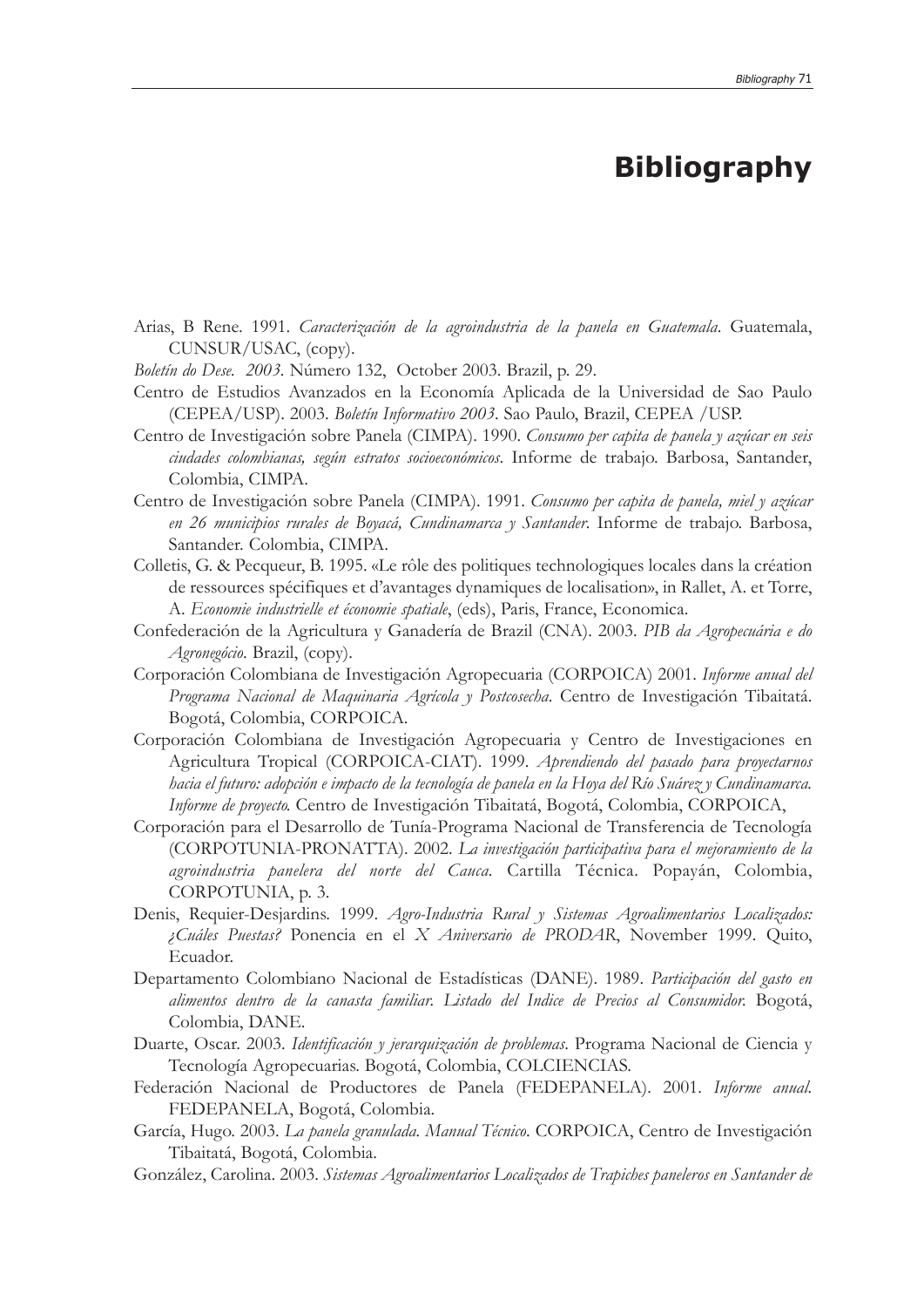# Bibliography

Arias, B Rene. 1991. *Caracterización de la agroindustria de la panela en Guatemala*. Guatemala, CUNSUR/USAC, (copy).

*Boletín do Dese. 2003*. Número 132, October 2003. Brazil, p. 29.

Centro de Estudios Avanzados en la Economía Aplicada de la Universidad de Sao Paulo (CEPEA/USP). 2003. *Boletín Informativo 2003*. Sao Paulo, Brazil, CEPEA /USP.

Centro de Investigación sobre Panela (CIMPA). 1990. *Consumo per capita de panela y azúcar en seis ciudades colombianas, según estratos socioeconómicos*. Informe de trabajo. Barbosa, Santander, Colombia, CIMPA.

Centro de Investigación sobre Panela (CIMPA). 1991. *Consumo per capita de panela, miel y azúcar en 26 municipios rurales de Boyacá, Cundinamarca y Santander*. Informe de trabajo. Barbosa, Santander. Colombia, CIMPA.

Colletis, G. & Pecqueur, B. 1995. «Le rôle des politiques technologiques locales dans la création de ressources spécifiques et d'avantages dynamiques de localisation», in Rallet, A. et Torre, A. *Economie industrielle et économie spatiale*, (eds), Paris, France, Economica.

Confederación de la Agricultura y Ganadería de Brazil (CNA). 2003. *PIB da Agropecuária e do Agronegócio*. Brazil, (copy).

Corporación Colombiana de Investigación Agropecuaria (CORPOICA) 2001. *Informe anual del Programa Nacional de Maquinaria Agrícola y Postcosecha*. Centro de Investigación Tibaitatá. Bogotá, Colombia, CORPOICA.

Corporación Colombiana de Investigación Agropecuaria y Centro de Investigaciones en Agricultura Tropical (CORPOICA-CIAT). 1999. *Aprendiendo del pasado para proyectarnos hacia el futuro: adopción e impacto de la tecnología de panela en la Hoya del Río Suárez y Cundinamarca. Informe de proyecto.* Centro de Investigación Tibaitatá, Bogotá, Colombia, CORPOICA,

Corporación para el Desarrollo de Tunía-Programa Nacional de Transferencia de Tecnología (CORPOTUNIA-PRONATTA). 2002. *La investigación participativa para el mejoramiento de la agroindustria panelera del norte del Cauca.* Cartilla Técnica. Popayán, Colombia, CORPOTUNIA, p. 3.

Denis, Requier-Desjardins. 1999. *Agro-Industria Rural y Sistemas Agroalimentarios Localizados: ¿Cuáles Puestas?* Ponencia en el *X Aniversario de PRODAR*, November 1999. Quito, Ecuador.

Departamento Colombiano Nacional de Estadísticas (DANE). 1989. *Participación del gasto en alimentos dentro de la canasta familiar. Listado del Indice de Precios al Consumidor.* Bogotá, Colombia, DANE.

Duarte, Oscar. 2003. *Identificación y jerarquización de problemas*. Programa Nacional de Ciencia y Tecnología Agropecuarias. Bogotá, Colombia, COLCIENCIAS.

Federación Nacional de Productores de Panela (FEDEPANELA). 2001. *Informe anual.* FEDEPANELA, Bogotá, Colombia.

García, Hugo. 2003. *La panela granulada. Manual Técnico*. CORPOICA, Centro de Investigación Tibaitatá, Bogotá, Colombia.

González, Carolina. 2003. *Sistemas Agroalimentarios Localizados de Trapiches paneleros en Santander de*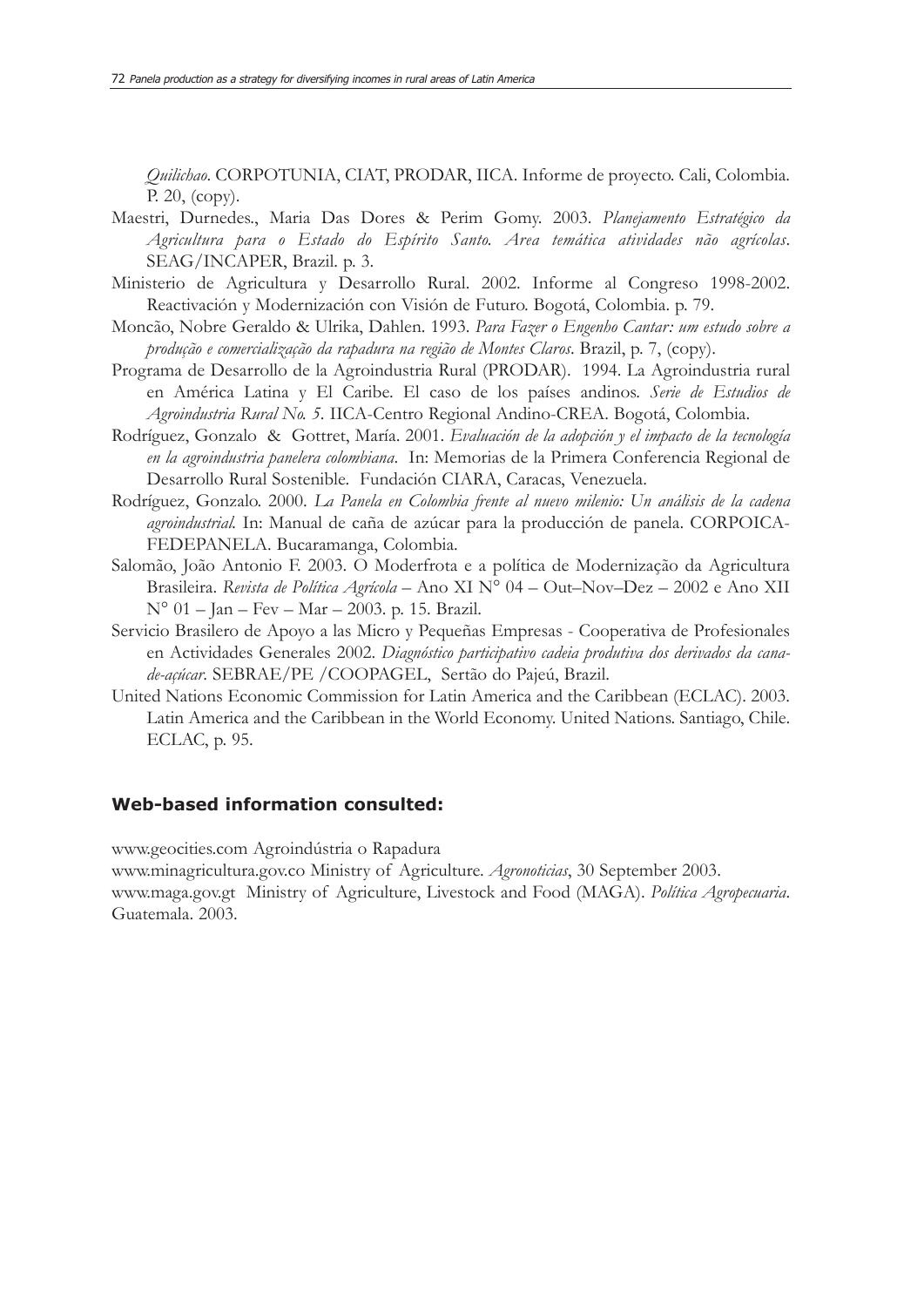*Quilichao*. CORPOTUNIA, CIAT, PRODAR, IICA. Informe de proyecto. Cali, Colombia. P. 20, (copy).

Maestri, Durnedes., Maria Das Dores & Perim Gomy. 2003. *Planejamento Estratégico da Agricultura para o Estado do Espírito Santo. Area temática atividades não agrícolas*. SEAG/INCAPER, Brazil. p. 3.

Ministerio de Agricultura y Desarrollo Rural. 2002. Informe al Congreso 1998-2002. Reactivación y Modernización con Visión de Futuro. Bogotá, Colombia. p. 79.

Moncão, Nobre Geraldo & Ulrika, Dahlen. 1993. *Para Fazer o Engenho Cantar: um estudo sobre a produção e comercialização da rapadura na região de Montes Claros*. Brazil, p. 7, (copy).

Programa de Desarrollo de la Agroindustria Rural (PRODAR). 1994. La Agroindustria rural en América Latina y El Caribe. El caso de los países andinos. *Serie de Estudios de Agroindustria Rural No. 5*. IICA-Centro Regional Andino-CREA. Bogotá, Colombia.

Rodríguez, Gonzalo & Gottret, María. 2001. *Evaluación de la adopción y el impacto de la tecnología en la agroindustria panelera colombiana*. In: Memorias de la Primera Conferencia Regional de Desarrollo Rural Sostenible. Fundación CIARA, Caracas, Venezuela.

Rodríguez, Gonzalo. 2000. *La Panela en Colombia frente al nuevo milenio: Un análisis de la cadena agroindustrial*. In: Manual de caña de azúcar para la producción de panela. CORPOICA-FEDEPANELA. Bucaramanga, Colombia.

Salomão, João Antonio F. 2003. O Moderfrota e a política de Modernização da Agricultura Brasileira. *Revista de Política Agrícola* – Ano XI N° 04 – Out–Nov–Dez – 2002 e Ano XII N° 01 – Jan – Fev – Mar – 2003. p. 15. Brazil.

Servicio Brasilero de Apoyo a las Micro y Pequeñas Empresas - Cooperativa de Profesionales en Actividades Generales 2002. *Diagnóstico participativo cadeia produtiva dos derivados da cana-de-açúcar*. SEBRAE/PE /COOPAGEL, Sertão do Pajeú, Brazil.

United Nations Economic Commission for Latin America and the Caribbean (ECLAC). 2003. Latin America and the Caribbean in the World Economy. United Nations. Santiago, Chile. ECLAC, p. 95.

### Web-based information consulted:

www.geocities.com Agroindústria o Rapadura

www.minagricultura.gov.co Ministry of Agriculture. *Agronoticias*, 30 September 2003.

www.maga.gov.gt Ministry of Agriculture, Livestock and Food (MAGA). *Política Agropecuaria*. Guatemala. 2003.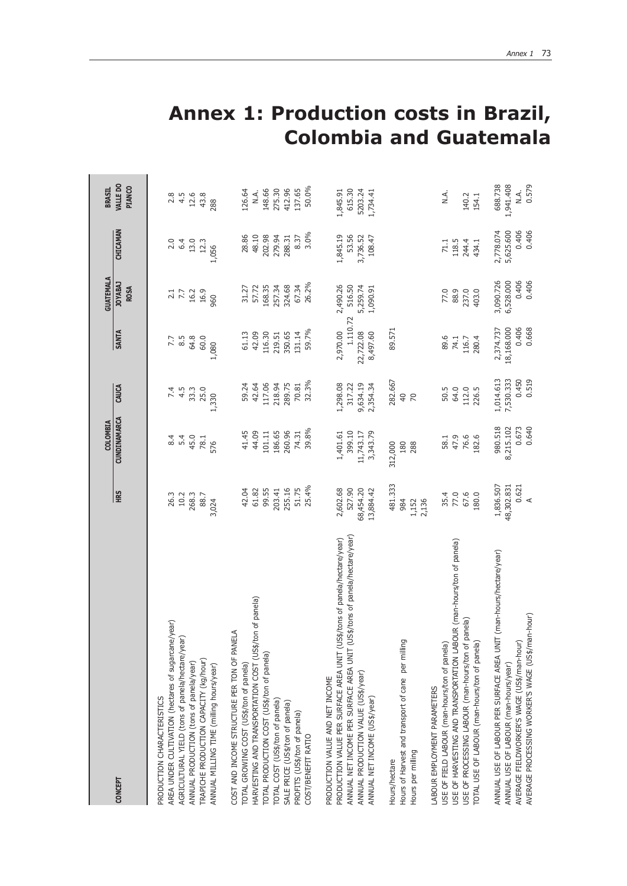# Annex 1: Production costs in Brazil, Colombia and Guatemala

| CONCEPT | COLOMBIA | | | GUATEMALA | | | BRASIL |
|---|---|---|---|---|---|---|---|
| | HRS | CUNDINAMARCA | CAUCA | SANTA ROSA | JOYABAJ | CHICAMAN | VALLE DO PIANCO |
| **PRODUCTION CHARACTERISTICS** | | | | | | | |
| AREA UNDER CULTIVATION (hectares of sugarcane/year) | 26.3 | 8.4 | 7.4 | 7.7 | 2.1 | 2.0 | 2.8 |
| AGRICULTURAL YIELD (tons of panela/hectare/year) | 10.2 | 5.4 | 4.5 | 8.5 | 7.7 | 6.4 | 4.5 |
| ANNUAL PRODUCTION (tons of panela/year) | 268.3 | 45.0 | 33.3 | 64.8 | 16.2 | 13.0 | 12.6 |
| TRAPICHE PRODUCTION CAPACITY (kg/hour) | 88.7 | 78.1 | 25.0 | 60.0 | 16.9 | 12.3 | 43.8 |
| ANNUAL MILLING TIME (milling hours/year) | 3,024 | 576 | 1,330 | 1,080 | 960 | 1,056 | 288 |
| **COST AND INCOME STRUCTURE PER TON OF PANELA** | | | | | | | |
| TOTAL GROWING COST (US$/ton of panela) | 42.04 | 41.45 | 59.24 | 61.13 | 31.27 | 28.86 | 126.64 |
| HARVESTING AND TRANSPORTATION COST (US$/ton of panela) | 61.82 | 44.09 | 42.64 | 42.09 | 57.72 | 48.10 | N.A. |
| TOTAL PRODUCTION COST (US$/ton of panela) | 99.55 | 101.11 | 117.06 | 116.30 | 168.35 | 202.98 | 148.66 |
| TOTAL COST (US$/ton of panela) | 203.41 | 186.65 | 218.94 | 219.51 | 257.34 | 279.94 | 275.30 |
| SALE PRICE (US$/ton of panela) | 255.16 | 260.96 | 289.75 | 350.65 | 324.68 | 288.31 | 412.96 |
| PROFITS (US$/ton of panela) | 51.75 | 74.31 | 70.81 | 131.14 | 67.34 | 8.37 | 137.65 |
| COST/BENEFIT RATIO | 25.4% | 39.8% | 32.3% | 59.7% | 26.2% | 3.0% | 50.0% |
| **PRODUCTION VALUE AND NET INCOME** | | | | | | | |
| PRODUCTION VALUE PER SURFACE AREA UNIT (US$/tons of panela/hectare/year) | 2,602.68 | 1,401.61 | 1,298.08 | 2,970.00 | 2,490.26 | 1,845.19 | 1,845.91 |
| ANNUAL NET INCOME PER SURFACE AREA UNIT (US$/tons of panela/hectare/year) | 527.90 | 399.10 | 317.22 | 1.110.72 | 516.50 | 53.56 | 615.30 |
| ANNUAL PRODUCTION VALUE (US$/year) | 68,454.20 | 11,743.17 | 9,634.19 | 22,722.08 | 5,259.74 | 3,736.52 | 5203.24 |
| ANNUAL NET INCOME (US$/year) | 13,884.42 | 3,343.79 | 2,354.34 | 8,497.60 | 1,090.91 | 108.47 | 1,734.41 |
| Hours/hectare | 481.333 | 312,000 | 282.667 | 89.571 | | | |
| Hours of Harvest and transport of cane per milling | 984 | 180 | 40 | | | | |
| Hours per milling | 1,152 | 288 | 70 | | | | |
| | 2,136 | | | | | | |
| **LABOUR EMPLOYMENT PARAMETERS** | | | | | | | |
| USE OF FIELD LABOUR (man-hours/ton of panela) | 35.4 | 58.1 | 50.5 | 89.6 | 77.0 | 71.1 | N.A. |
| USE OF HARVESTING AND TRANSPORTATION LABOUR (man-hours/ton of panela) | 77.0 | 47.9 | 64.0 | 74.1 | 88.9 | 118.5 | |
| USE OF PROCESSING LABOUR (man-hours/ton of panela) | 67.6 | 76.6 | 112.0 | 116.7 | 237.0 | 244.4 | 140.2 |
| TOTAL USE OF LABOUR (man-hours/ton of panela) | 180.0 | 182.6 | 226.5 | 280.4 | 403.0 | 434.1 | 154.1 |
| ANNUAL USE OF LABOUR PER SURFACE AREA UNIT (man-hours/hectare/year) | 1,836.507 | 980.518 | 1,014.613 | 2,374.737 | 3,090.726 | 2,778.074 | 688.738 |
| ANNUAL USE OF LABOUR (man-hours/year) | 48,302.831 | 8,215.102 | 7,530.333 | 18,168.000 | 6,528.000 | 5,625.600 | 1,941.408 |
| AVERAGE FIELDWORKER'S WAGE (US$/man-hour) | 0.621 | 0.673 | 0.450 | 0.406 | 0.406 | 0.406 | N.A. |
| AVERAGE PROCESSING WORKER'S WAGE (US$/man-hour) | A | 0.640 | 0.519 | 0.668 | 0.406 | 0.406 | 0.579 |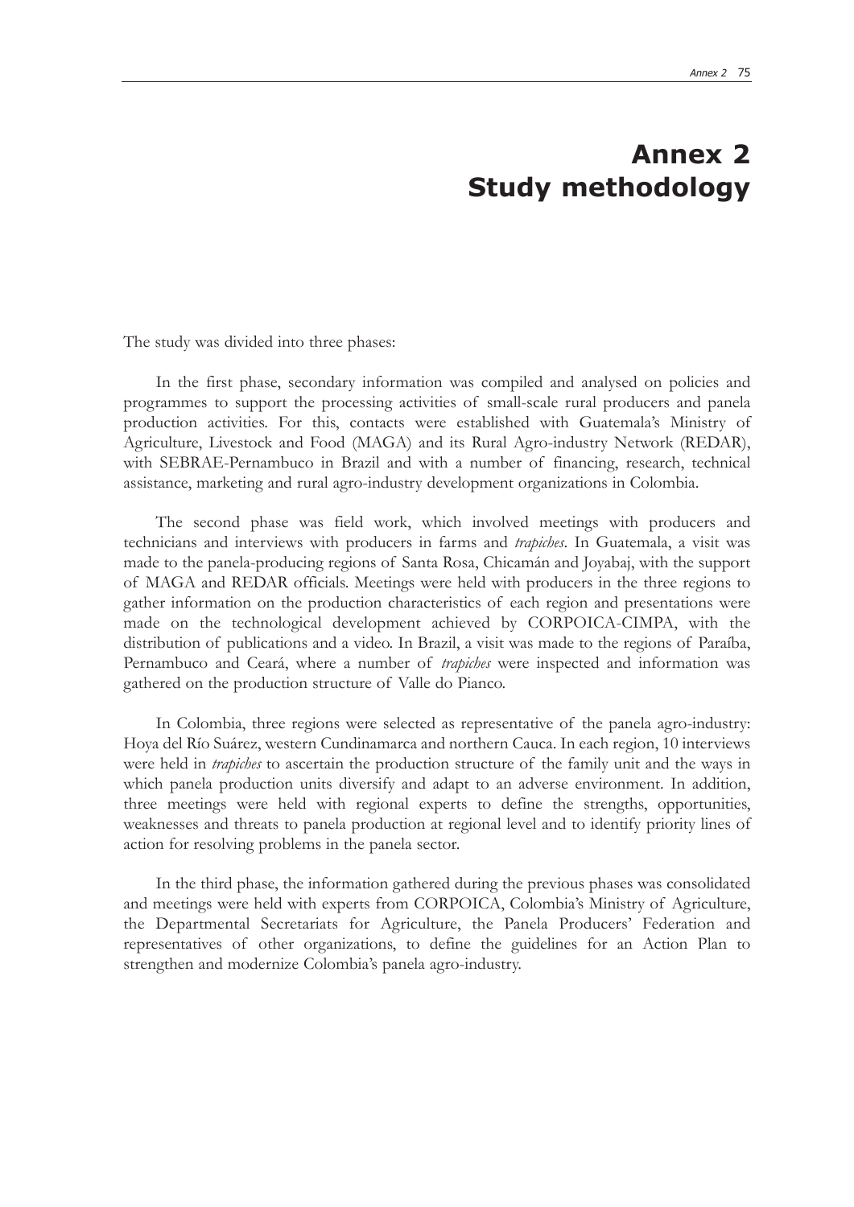# Annex 2
# Study methodology

The study was divided into three phases:

In the first phase, secondary information was compiled and analysed on policies and programmes to support the processing activities of small-scale rural producers and panela production activities. For this, contacts were established with Guatemala's Ministry of Agriculture, Livestock and Food (MAGA) and its Rural Agro-industry Network (REDAR), with SEBRAE-Pernambuco in Brazil and with a number of financing, research, technical assistance, marketing and rural agro-industry development organizations in Colombia.

The second phase was field work, which involved meetings with producers and technicians and interviews with producers in farms and *trapiches*. In Guatemala, a visit was made to the panela-producing regions of Santa Rosa, Chicamán and Joyabaj, with the support of MAGA and REDAR officials. Meetings were held with producers in the three regions to gather information on the production characteristics of each region and presentations were made on the technological development achieved by CORPOICA-CIMPA, with the distribution of publications and a video. In Brazil, a visit was made to the regions of Paraíba, Pernambuco and Ceará, where a number of *trapiches* were inspected and information was gathered on the production structure of Valle do Pianco.

In Colombia, three regions were selected as representative of the panela agro-industry: Hoya del Río Suárez, western Cundinamarca and northern Cauca. In each region, 10 interviews were held in *trapiches* to ascertain the production structure of the family unit and the ways in which panela production units diversify and adapt to an adverse environment. In addition, three meetings were held with regional experts to define the strengths, opportunities, weaknesses and threats to panela production at regional level and to identify priority lines of action for resolving problems in the panela sector.

In the third phase, the information gathered during the previous phases was consolidated and meetings were held with experts from CORPOICA, Colombia's Ministry of Agriculture, the Departmental Secretariats for Agriculture, the Panela Producers' Federation and representatives of other organizations, to define the guidelines for an Action Plan to strengthen and modernize Colombia's panela agro-industry.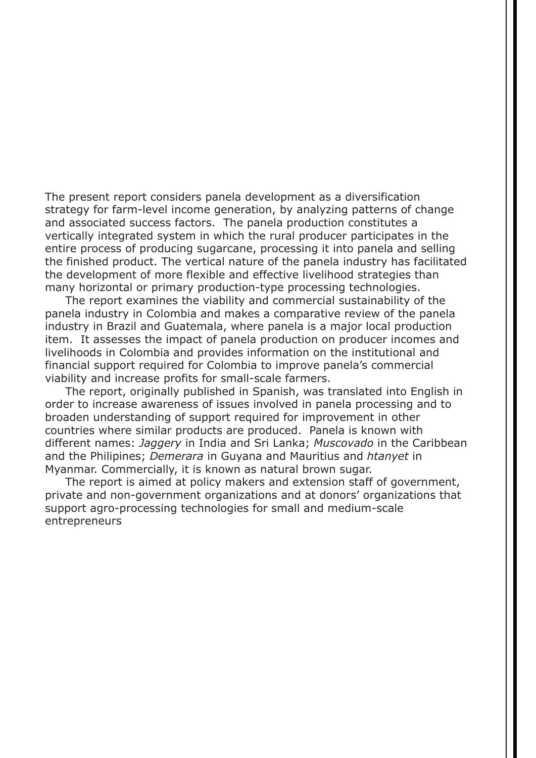The present report considers panela development as a diversification strategy for farm-level income generation, by analyzing patterns of change and associated success factors. The panela production constitutes a vertically integrated system in which the rural producer participates in the entire process of producing sugarcane, processing it into panela and selling the finished product. The vertical nature of the panela industry has facilitated the development of more flexible and effective livelihood strategies than many horizontal or primary production-type processing technologies.

The report examines the viability and commercial sustainability of the panela industry in Colombia and makes a comparative review of the panela industry in Brazil and Guatemala, where panela is a major local production item. It assesses the impact of panela production on producer incomes and livelihoods in Colombia and provides information on the institutional and financial support required for Colombia to improve panela's commercial viability and increase profits for small-scale farmers.

The report, originally published in Spanish, was translated into English in order to increase awareness of issues involved in panela processing and to broaden understanding of support required for improvement in other countries where similar products are produced. Panela is known with different names: *Jaggery* in India and Sri Lanka; *Muscovado* in the Caribbean and the Philipines; *Demerara* in Guyana and Mauritius and *htanyet* in Myanmar. Commercially, it is known as natural brown sugar.

The report is aimed at policy makers and extension staff of government, private and non-government organizations and at donors' organizations that support agro-processing technologies for small and medium-scale entrepreneurs